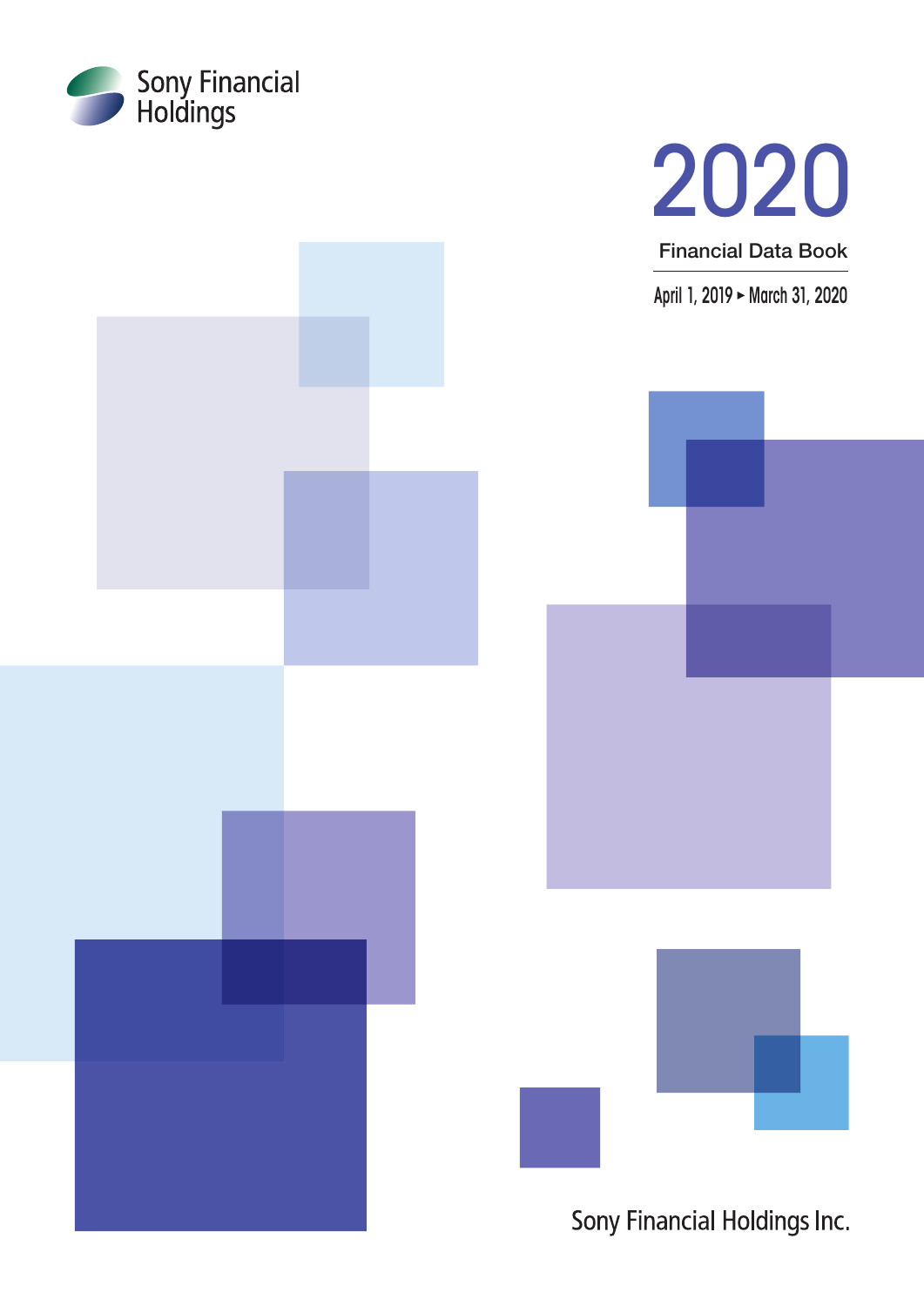Sony Financial Holdings

# 2020

## Financial Data Book

April 1, 2019 ▸ March 31, 2020

Sony Financial Holdings Inc.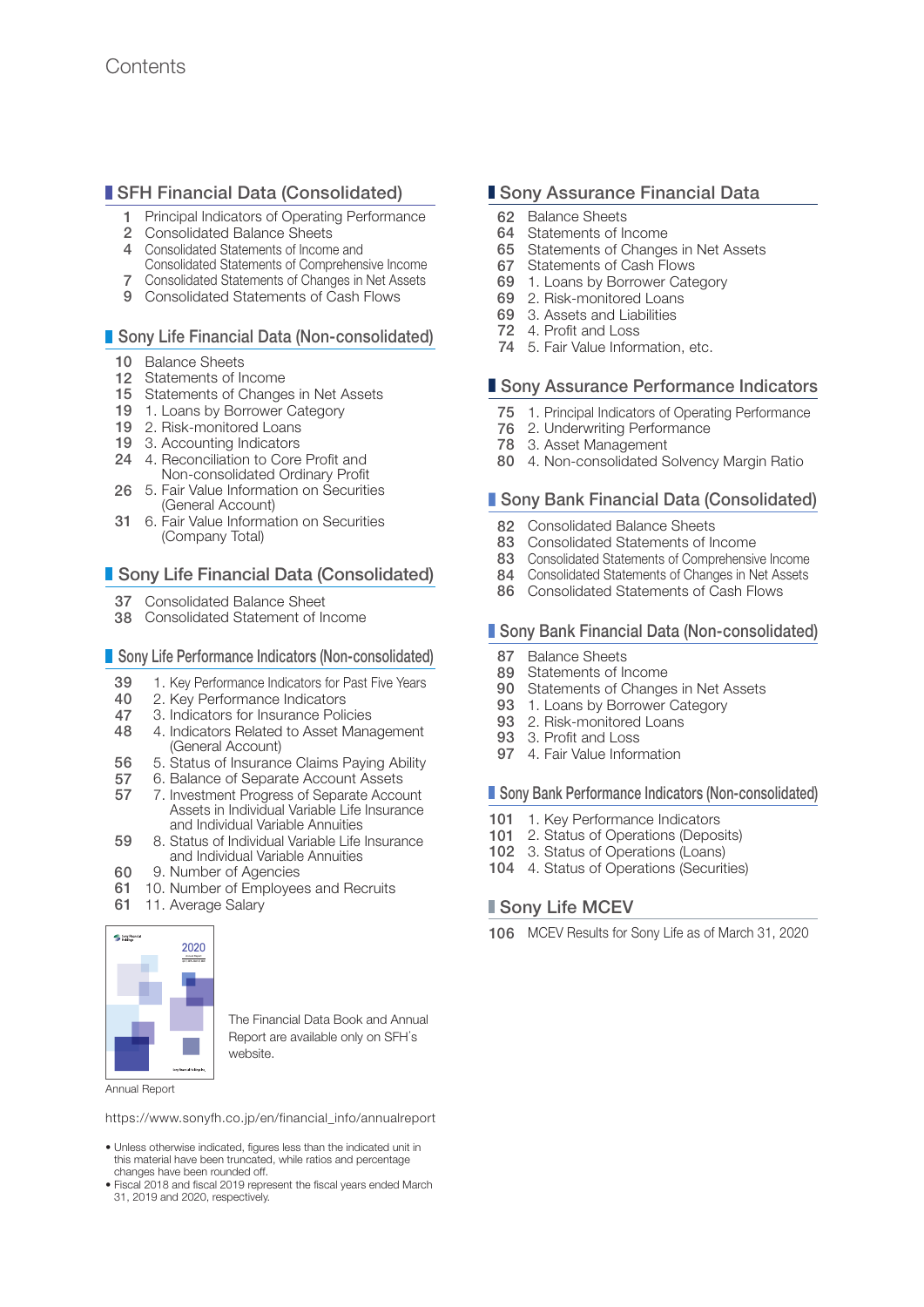# Contents

## SFH Financial Data (Consolidated)

- 1 Principal Indicators of Operating Performance
- 2 Consolidated Balance Sheets
- 4 Consolidated Statements of Income and Consolidated Statements of Comprehensive Income
- 7 Consolidated Statements of Changes in Net Assets
- 9 Consolidated Statements of Cash Flows

## Sony Life Financial Data (Non-consolidated)

- 10 Balance Sheets
- 12 Statements of Income
- 15 Statements of Changes in Net Assets
- 19 1. Loans by Borrower Category
- 19 2. Risk-monitored Loans
- 19 3. Accounting Indicators
- 24 4. Reconciliation to Core Profit and Non-consolidated Ordinary Profit
- 26 5. Fair Value Information on Securities (General Account)
- 31 6. Fair Value Information on Securities (Company Total)

## Sony Life Financial Data (Consolidated)

- 37 Consolidated Balance Sheet
- 38 Consolidated Statement of Income

## Sony Life Performance Indicators (Non-consolidated)

- 39 1. Key Performance Indicators for Past Five Years
- 40 2. Key Performance Indicators
- 47 3. Indicators for Insurance Policies
- 48 4. Indicators Related to Asset Management (General Account)
- 56 5. Status of Insurance Claims Paying Ability
- 57 6. Balance of Separate Account Assets
- 57 7. Investment Progress of Separate Account Assets in Individual Variable Life Insurance and Individual Variable Annuities
- 59 8. Status of Individual Variable Life Insurance and Individual Variable Annuities
- 60 9. Number of Agencies
- 61 10. Number of Employees and Recruits
- 61 11. Average Salary

## Sony Assurance Financial Data

- 62 Balance Sheets
- 64 Statements of Income
- 65 Statements of Changes in Net Assets
- 67 Statements of Cash Flows
- 69 1. Loans by Borrower Category
- 69 2. Risk-monitored Loans
- 69 3. Assets and Liabilities
- 72 4. Profit and Loss
- 74 5. Fair Value Information, etc.

## Sony Assurance Performance Indicators

- 75 1. Principal Indicators of Operating Performance
- 76 2. Underwriting Performance
- 78 3. Asset Management
- 80 4. Non-consolidated Solvency Margin Ratio

## Sony Bank Financial Data (Consolidated)

- 82 Consolidated Balance Sheets
- 83 Consolidated Statements of Income
- 83 Consolidated Statements of Comprehensive Income
- 84 Consolidated Statements of Changes in Net Assets
- 86 Consolidated Statements of Cash Flows

## Sony Bank Financial Data (Non-consolidated)

- 87 Balance Sheets
- 89 Statements of Income
- 90 Statements of Changes in Net Assets
- 93 1. Loans by Borrower Category
- 93 2. Risk-monitored Loans
- 93 3. Profit and Loss
- 97 4. Fair Value Information

## Sony Bank Performance Indicators (Non-consolidated)

- 101 1. Key Performance Indicators
- 101 2. Status of Operations (Deposits)
- 102 3. Status of Operations (Loans)
- 104 4. Status of Operations (Securities)

## Sony Life MCEV

- 106 MCEV Results for Sony Life as of March 31, 2020

---

Annual Report

The Financial Data Book and Annual Report are available only on SFH's website.

https://www.sonyfh.co.jp/en/financial_info/annualreport

- Unless otherwise indicated, figures less than the indicated unit in this material have been truncated, while ratios and percentage changes have been rounded off.
- Fiscal 2018 and fiscal 2019 represent the fiscal years ended March 31, 2019 and 2020, respectively.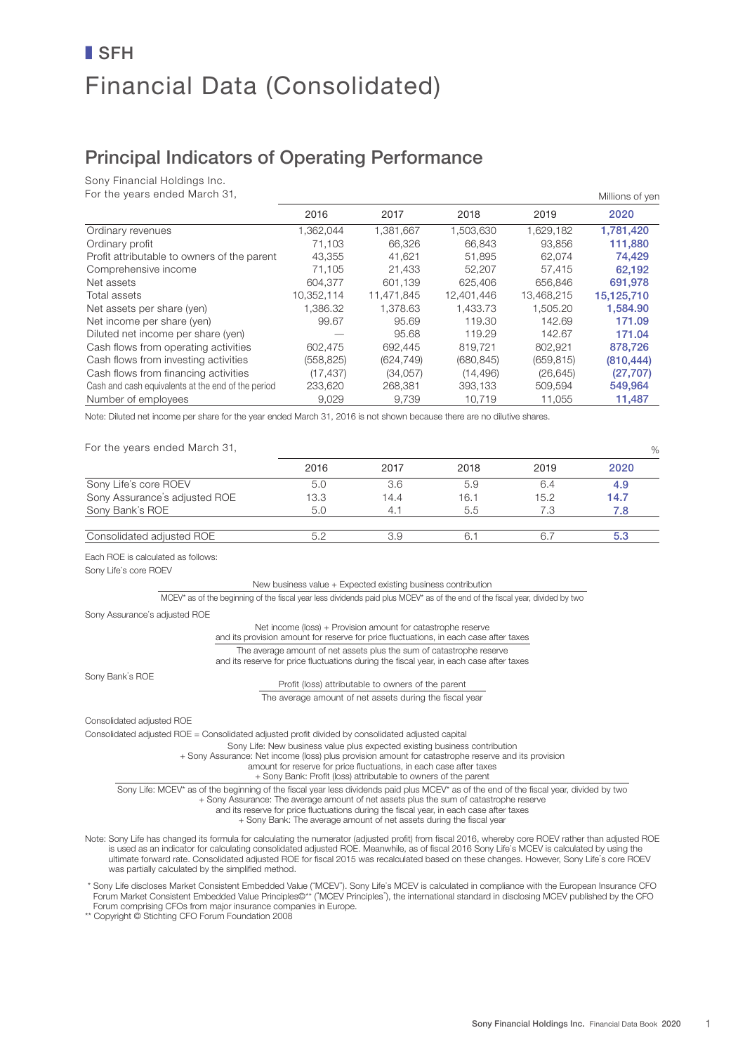# SFH

# Financial Data (Consolidated)

## Principal Indicators of Operating Performance

Sony Financial Holdings Inc.
For the years ended March 31,

Millions of yen

| | 2016 | 2017 | 2018 | 2019 | 2020 |
|---|---|---|---|---|---|
| Ordinary revenues | 1,362,044 | 1,381,667 | 1,503,630 | 1,629,182 | **1,781,420** |
| Ordinary profit | 71,103 | 66,326 | 66,843 | 93,856 | **111,880** |
| Profit attributable to owners of the parent | 43,355 | 41,621 | 51,895 | 62,074 | **74,429** |
| Comprehensive income | 71,105 | 21,433 | 52,207 | 57,415 | **62,192** |
| Net assets | 604,377 | 601,139 | 625,406 | 656,846 | **691,978** |
| Total assets | 10,352,114 | 11,471,845 | 12,401,446 | 13,468,215 | **15,125,710** |
| Net assets per share (yen) | 1,386.32 | 1,378.63 | 1,433.73 | 1,505.20 | **1,584.90** |
| Net income per share (yen) | 99.67 | 95.69 | 119.30 | 142.69 | **171.09** |
| Diluted net income per share (yen) | — | 95.68 | 119.29 | 142.67 | **171.04** |
| Cash flows from operating activities | 602,475 | 692,445 | 819,721 | 802,921 | **878,726** |
| Cash flows from investing activities | (558,825) | (624,749) | (680,845) | (659,815) | **(810,444)** |
| Cash flows from financing activities | (17,437) | (34,057) | (14,496) | (26,645) | **(27,707)** |
| Cash and cash equivalents at the end of the period | 233,620 | 268,381 | 393,133 | 509,594 | **549,964** |
| Number of employees | 9,029 | 9,739 | 10,719 | 11,055 | **11,487** |

Note: Diluted net income per share for the year ended March 31, 2016 is not shown because there are no dilutive shares.

For the years ended March 31,

%

| | 2016 | 2017 | 2018 | 2019 | 2020 |
|---|---|---|---|---|---|
| Sony Life's core ROEV | 5.0 | 3.6 | 5.9 | 6.4 | **4.9** |
| Sony Assurance's adjusted ROE | 13.3 | 14.4 | 16.1 | 15.2 | **14.7** |
| Sony Bank's ROE | 5.0 | 4.1 | 5.5 | 7.3 | **7.8** |
| Consolidated adjusted ROE | 5.2 | 3.9 | 6.1 | 6.7 | **5.3** |

Each ROE is calculated as follows:

Sony Life's core ROEV

$$\frac{\text{New business value + Expected existing business contribution}}{\text{MCEV* as of the beginning of the fiscal year less dividends paid plus MCEV* as of the end of the fiscal year, divided by two}}$$

Sony Assurance's adjusted ROE

$$\frac{\text{Net income (loss) + Provision amount for catastrophe reserve and its provision amount for reserve for price fluctuations, in each case after taxes}}{\text{The average amount of net assets plus the sum of catastrophe reserve and its reserve for price fluctuations during the fiscal year, in each case after taxes}}$$

Sony Bank's ROE

$$\frac{\text{Profit (loss) attributable to owners of the parent}}{\text{The average amount of net assets during the fiscal year}}$$

Consolidated adjusted ROE

Consolidated adjusted ROE = Consolidated adjusted profit divided by consolidated adjusted capital

$$\frac{\text{Sony Life: New business value plus expected existing business contribution + Sony Assurance: Net income (loss) plus provision amount for catastrophe reserve and its provision amount for reserve for price fluctuations, in each case after taxes + Sony Bank: Profit (loss) attributable to owners of the parent}}{\text{Sony Life: MCEV* as of the beginning of the fiscal year less dividends paid plus MCEV* as of the end of the fiscal year, divided by two + Sony Assurance: The average amount of net assets plus the sum of catastrophe reserve and its reserve for price fluctuations during the fiscal year, in each case after taxes + Sony Bank: The average amount of net assets during the fiscal year}}$$

Note: Sony Life has changed its formula for calculating the numerator (adjusted profit) from fiscal 2016, whereby core ROEV rather than adjusted ROE is used as an indicator for calculating consolidated adjusted ROE. Meanwhile, as of fiscal 2016 Sony Life's MCEV is calculated by using the ultimate forward rate. Consolidated adjusted ROE for fiscal 2015 was recalculated based on these changes. However, Sony Life's core ROEV was partially calculated by the simplified method.

\* Sony Life discloses Market Consistent Embedded Value ("MCEV"). Sony Life's MCEV is calculated in compliance with the European Insurance CFO Forum Market Consistent Embedded Value Principles©** ("MCEV Principles"), the international standard in disclosing MCEV published by the CFO Forum comprising CFOs from major insurance companies in Europe.

** Copyright © Stichting CFO Forum Foundation 2008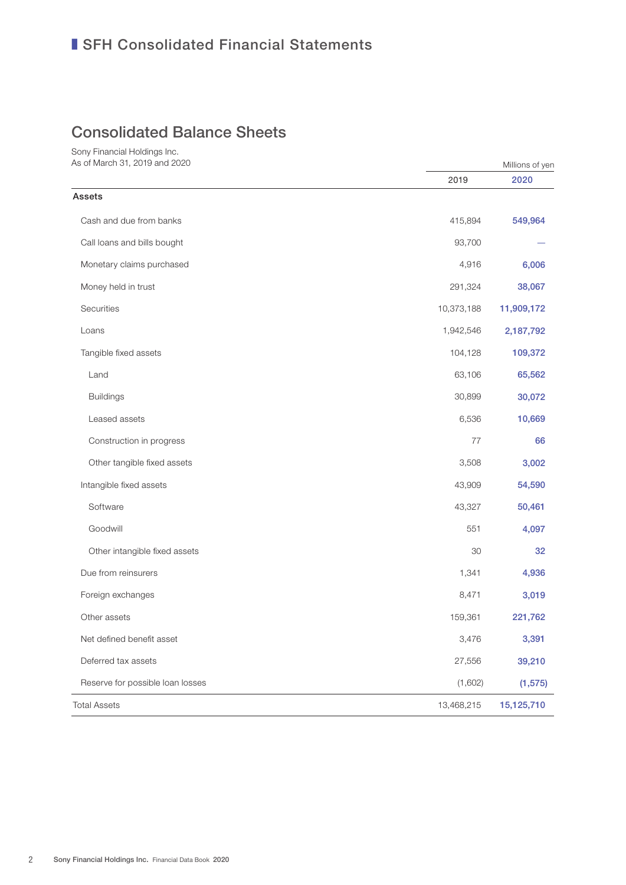## SFH Consolidated Financial Statements

# Consolidated Balance Sheets

Sony Financial Holdings Inc.
As of March 31, 2019 and 2020

| | Millions of yen | |
|---|---|---|
| | 2019 | 2020 |
| **Assets** | | |
| Cash and due from banks | 415,894 | 549,964 |
| Call loans and bills bought | 93,700 | — |
| Monetary claims purchased | 4,916 | 6,006 |
| Money held in trust | 291,324 | 38,067 |
| Securities | 10,373,188 | 11,909,172 |
| Loans | 1,942,546 | 2,187,792 |
| Tangible fixed assets | 104,128 | 109,372 |
| Land | 63,106 | 65,562 |
| Buildings | 30,899 | 30,072 |
| Leased assets | 6,536 | 10,669 |
| Construction in progress | 77 | 66 |
| Other tangible fixed assets | 3,508 | 3,002 |
| Intangible fixed assets | 43,909 | 54,590 |
| Software | 43,327 | 50,461 |
| Goodwill | 551 | 4,097 |
| Other intangible fixed assets | 30 | 32 |
| Due from reinsurers | 1,341 | 4,936 |
| Foreign exchanges | 8,471 | 3,019 |
| Other assets | 159,361 | 221,762 |
| Net defined benefit asset | 3,476 | 3,391 |
| Deferred tax assets | 27,556 | 39,210 |
| Reserve for possible loan losses | (1,602) | (1,575) |
| Total Assets | 13,468,215 | 15,125,710 |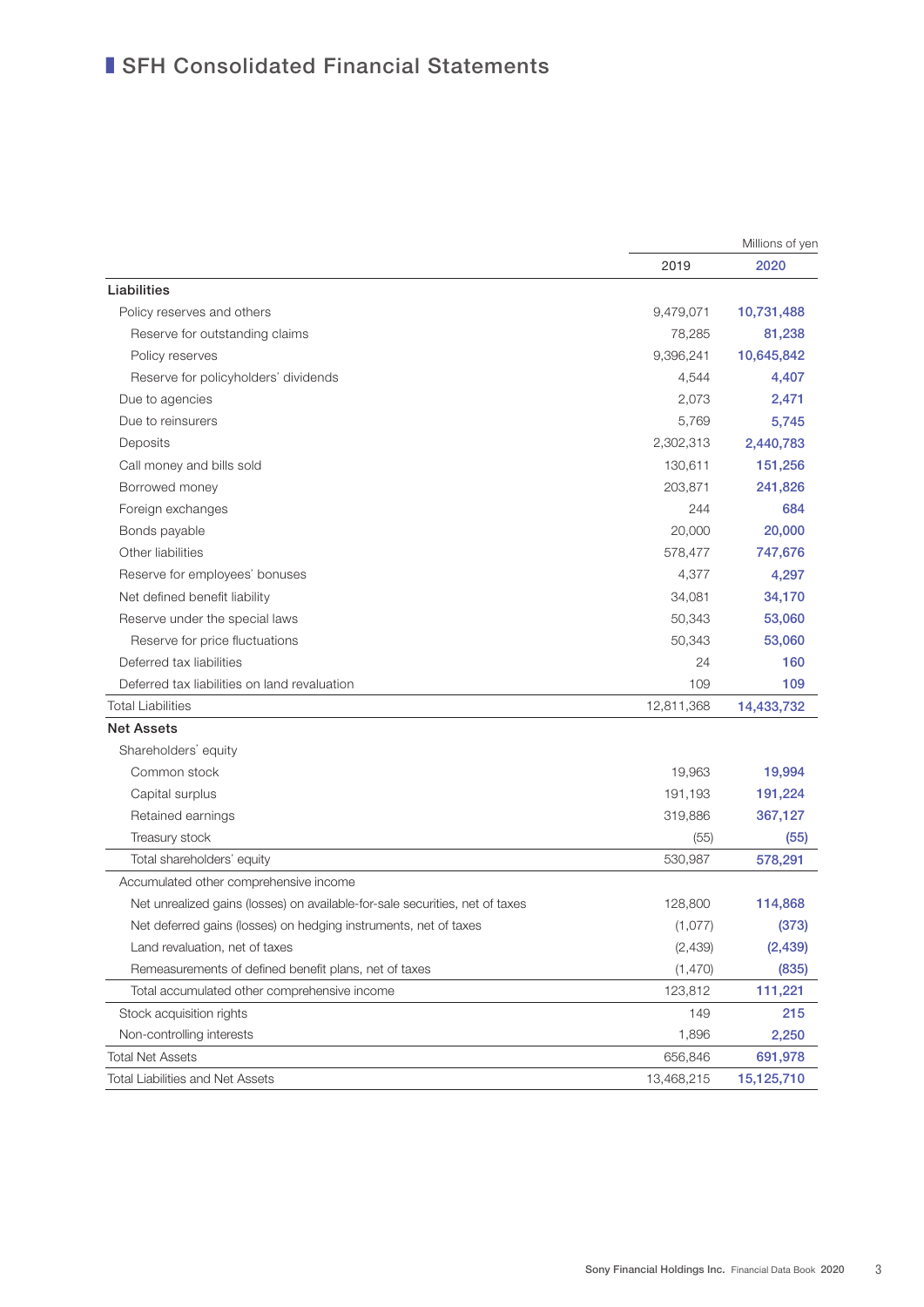# SFH Consolidated Financial Statements

| | 2019 | 2020 |
|---|---|---|
| | | Millions of yen |
| **Liabilities** | | |
| Policy reserves and others | 9,479,071 | 10,731,488 |
| Reserve for outstanding claims | 78,285 | 81,238 |
| Policy reserves | 9,396,241 | 10,645,842 |
| Reserve for policyholders' dividends | 4,544 | 4,407 |
| Due to agencies | 2,073 | 2,471 |
| Due to reinsurers | 5,769 | 5,745 |
| Deposits | 2,302,313 | 2,440,783 |
| Call money and bills sold | 130,611 | 151,256 |
| Borrowed money | 203,871 | 241,826 |
| Foreign exchanges | 244 | 684 |
| Bonds payable | 20,000 | 20,000 |
| Other liabilities | 578,477 | 747,676 |
| Reserve for employees' bonuses | 4,377 | 4,297 |
| Net defined benefit liability | 34,081 | 34,170 |
| Reserve under the special laws | 50,343 | 53,060 |
| Reserve for price fluctuations | 50,343 | 53,060 |
| Deferred tax liabilities | 24 | 160 |
| Deferred tax liabilities on land revaluation | 109 | 109 |
| Total Liabilities | 12,811,368 | 14,433,732 |
| **Net Assets** | | |
| Shareholders' equity | | |
| Common stock | 19,963 | 19,994 |
| Capital surplus | 191,193 | 191,224 |
| Retained earnings | 319,886 | 367,127 |
| Treasury stock | (55) | (55) |
| Total shareholders' equity | 530,987 | 578,291 |
| Accumulated other comprehensive income | | |
| Net unrealized gains (losses) on available-for-sale securities, net of taxes | 128,800 | 114,868 |
| Net deferred gains (losses) on hedging instruments, net of taxes | (1,077) | (373) |
| Land revaluation, net of taxes | (2,439) | (2,439) |
| Remeasurements of defined benefit plans, net of taxes | (1,470) | (835) |
| Total accumulated other comprehensive income | 123,812 | 111,221 |
| Stock acquisition rights | 149 | 215 |
| Non-controlling interests | 1,896 | 2,250 |
| Total Net Assets | 656,846 | 691,978 |
| Total Liabilities and Net Assets | 13,468,215 | 15,125,710 |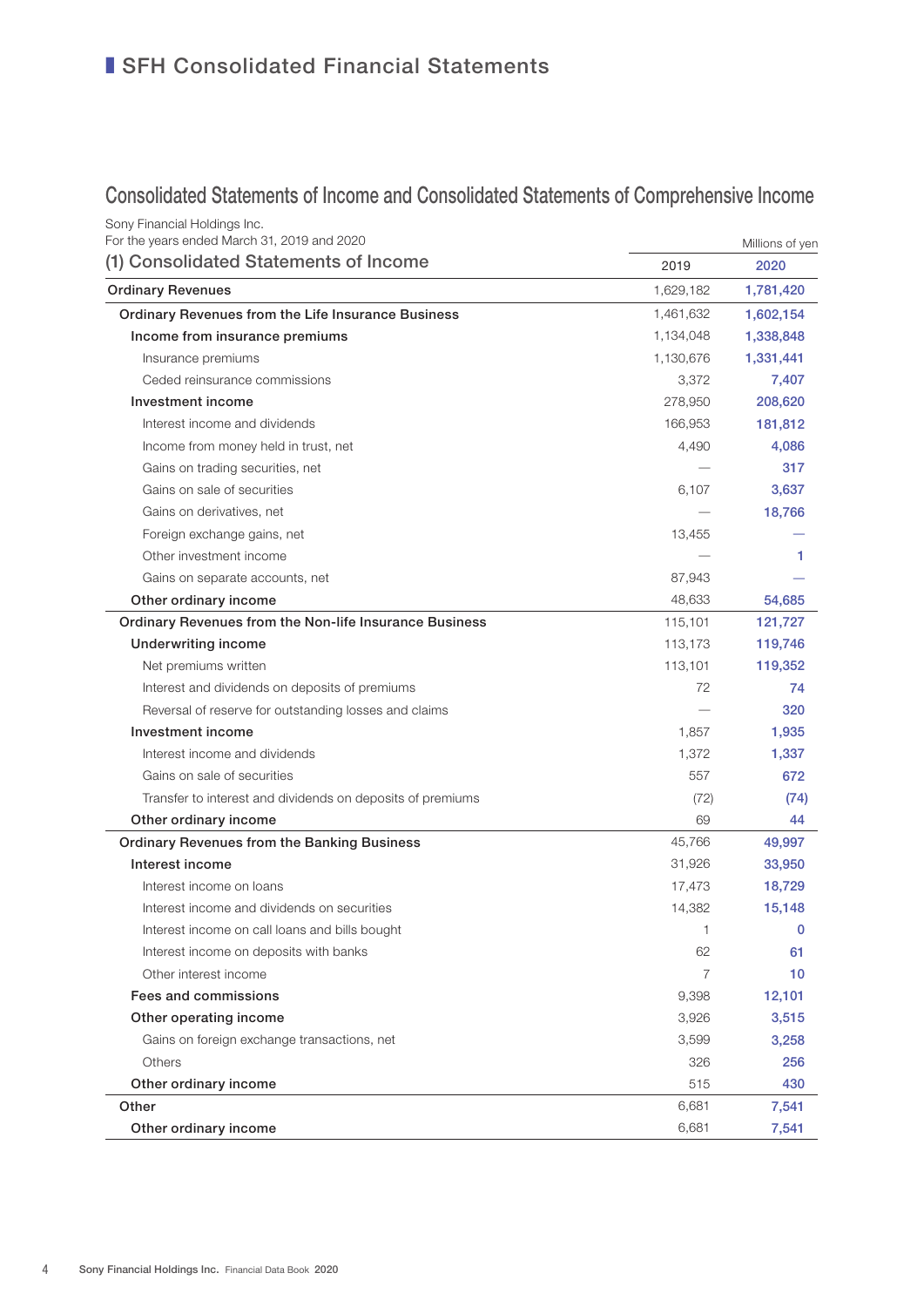# SFH Consolidated Financial Statements

## Consolidated Statements of Income and Consolidated Statements of Comprehensive Income

Sony Financial Holdings Inc.
For the years ended March 31, 2019 and 2020

### (1) Consolidated Statements of Income

Millions of yen

| | 2019 | 2020 |
|---|---|---|
| **Ordinary Revenues** | 1,629,182 | 1,781,420 |
| **Ordinary Revenues from the Life Insurance Business** | 1,461,632 | 1,602,154 |
| **Income from insurance premiums** | 1,134,048 | 1,338,848 |
| Insurance premiums | 1,130,676 | 1,331,441 |
| Ceded reinsurance commissions | 3,372 | 7,407 |
| **Investment income** | 278,950 | 208,620 |
| Interest income and dividends | 166,953 | 181,812 |
| Income from money held in trust, net | 4,490 | 4,086 |
| Gains on trading securities, net | — | 317 |
| Gains on sale of securities | 6,107 | 3,637 |
| Gains on derivatives, net | — | 18,766 |
| Foreign exchange gains, net | 13,455 | — |
| Other investment income | — | 1 |
| Gains on separate accounts, net | 87,943 | — |
| **Other ordinary income** | 48,633 | 54,685 |
| **Ordinary Revenues from the Non-life Insurance Business** | 115,101 | 121,727 |
| **Underwriting income** | 113,173 | 119,746 |
| Net premiums written | 113,101 | 119,352 |
| Interest and dividends on deposits of premiums | 72 | 74 |
| Reversal of reserve for outstanding losses and claims | — | 320 |
| **Investment income** | 1,857 | 1,935 |
| Interest income and dividends | 1,372 | 1,337 |
| Gains on sale of securities | 557 | 672 |
| Transfer to interest and dividends on deposits of premiums | (72) | (74) |
| **Other ordinary income** | 69 | 44 |
| **Ordinary Revenues from the Banking Business** | 45,766 | 49,997 |
| **Interest income** | 31,926 | 33,950 |
| Interest income on loans | 17,473 | 18,729 |
| Interest income and dividends on securities | 14,382 | 15,148 |
| Interest income on call loans and bills bought | 1 | 0 |
| Interest income on deposits with banks | 62 | 61 |
| Other interest income | 7 | 10 |
| **Fees and commissions** | 9,398 | 12,101 |
| **Other operating income** | 3,926 | 3,515 |
| Gains on foreign exchange transactions, net | 3,599 | 3,258 |
| Others | 326 | 256 |
| **Other ordinary income** | 515 | 430 |
| **Other** | 6,681 | 7,541 |
| **Other ordinary income** | 6,681 | 7,541 |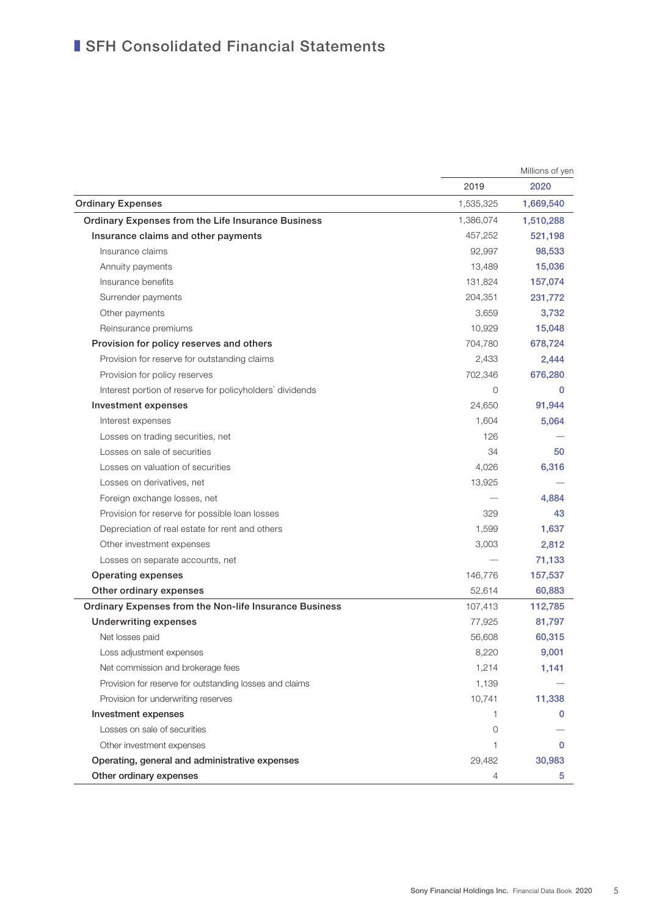# SFH Consolidated Financial Statements

Millions of yen

| | 2019 | 2020 |
|---|---|---|
| **Ordinary Expenses** | 1,535,325 | **1,669,540** |
| **Ordinary Expenses from the Life Insurance Business** | 1,386,074 | **1,510,288** |
| **Insurance claims and other payments** | 457,252 | **521,198** |
| Insurance claims | 92,997 | **98,533** |
| Annuity payments | 13,489 | **15,036** |
| Insurance benefits | 131,824 | **157,074** |
| Surrender payments | 204,351 | **231,772** |
| Other payments | 3,659 | **3,732** |
| Reinsurance premiums | 10,929 | **15,048** |
| **Provision for policy reserves and others** | 704,780 | **678,724** |
| Provision for reserve for outstanding claims | 2,433 | **2,444** |
| Provision for policy reserves | 702,346 | **676,280** |
| Interest portion of reserve for policyholders' dividends | 0 | **0** |
| **Investment expenses** | 24,650 | **91,944** |
| Interest expenses | 1,604 | **5,064** |
| Losses on trading securities, net | 126 | **—** |
| Losses on sale of securities | 34 | **50** |
| Losses on valuation of securities | 4,026 | **6,316** |
| Losses on derivatives, net | 13,925 | **—** |
| Foreign exchange losses, net | — | **4,884** |
| Provision for reserve for possible loan losses | 329 | **43** |
| Depreciation of real estate for rent and others | 1,599 | **1,637** |
| Other investment expenses | 3,003 | **2,812** |
| Losses on separate accounts, net | — | **71,133** |
| **Operating expenses** | 146,776 | **157,537** |
| **Other ordinary expenses** | 52,614 | **60,883** |
| **Ordinary Expenses from the Non-life Insurance Business** | 107,413 | **112,785** |
| **Underwriting expenses** | 77,925 | **81,797** |
| Net losses paid | 56,608 | **60,315** |
| Loss adjustment expenses | 8,220 | **9,001** |
| Net commission and brokerage fees | 1,214 | **1,141** |
| Provision for reserve for outstanding losses and claims | 1,139 | **—** |
| Provision for underwriting reserves | 10,741 | **11,338** |
| **Investment expenses** | 1 | **0** |
| Losses on sale of securities | 0 | **—** |
| Other investment expenses | 1 | **0** |
| **Operating, general and administrative expenses** | 29,482 | **30,983** |
| **Other ordinary expenses** | 4 | **5** |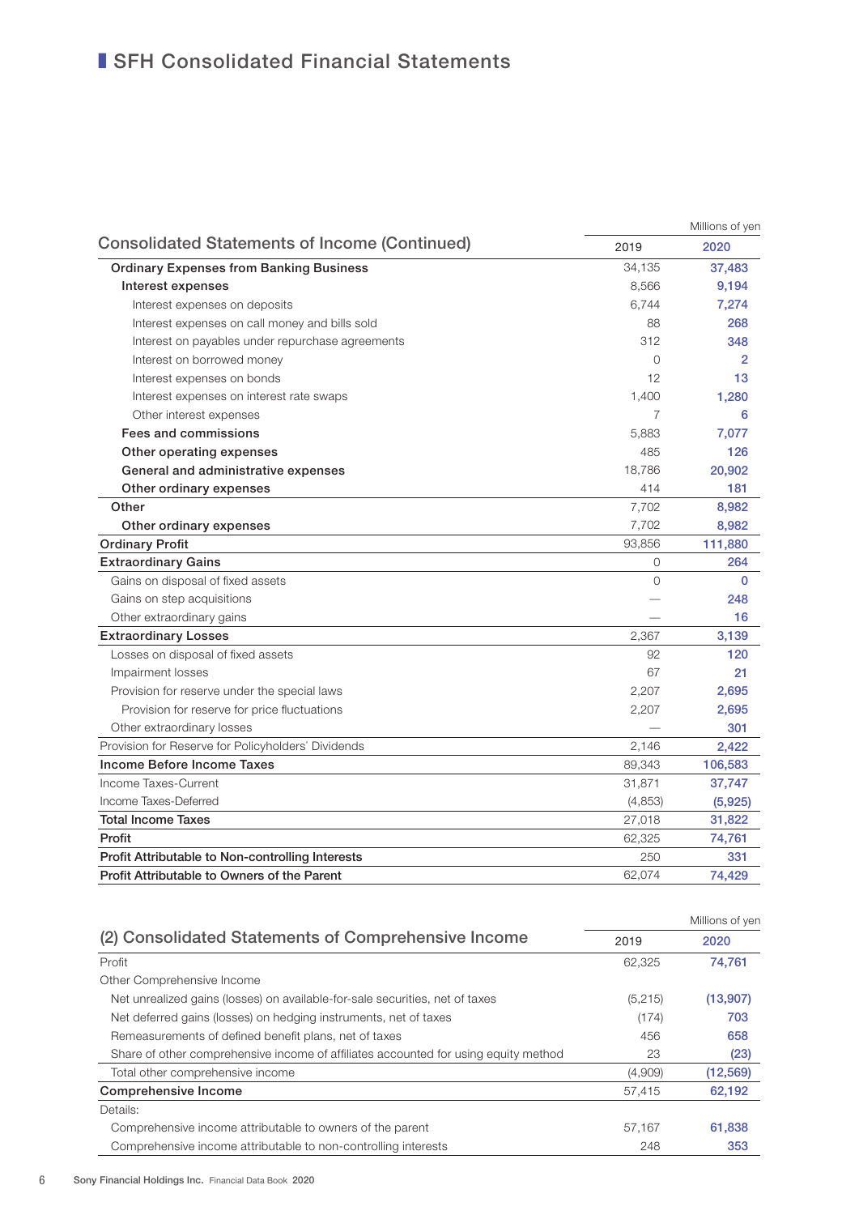# SFH Consolidated Financial Statements

Millions of yen

| Consolidated Statements of Income (Continued) | 2019 | 2020 |
|---|---|---|
| **Ordinary Expenses from Banking Business** | 34,135 | **37,483** |
| **Interest expenses** | 8,566 | **9,194** |
| Interest expenses on deposits | 6,744 | **7,274** |
| Interest expenses on call money and bills sold | 88 | **268** |
| Interest on payables under repurchase agreements | 312 | **348** |
| Interest on borrowed money | 0 | **2** |
| Interest expenses on bonds | 12 | **13** |
| Interest expenses on interest rate swaps | 1,400 | **1,280** |
| Other interest expenses | 7 | **6** |
| **Fees and commissions** | 5,883 | **7,077** |
| **Other operating expenses** | 485 | **126** |
| **General and administrative expenses** | 18,786 | **20,902** |
| **Other ordinary expenses** | 414 | **181** |
| **Other** | 7,702 | **8,982** |
| **Other ordinary expenses** | 7,702 | **8,982** |
| **Ordinary Profit** | 93,856 | **111,880** |
| **Extraordinary Gains** | 0 | **264** |
| Gains on disposal of fixed assets | 0 | **0** |
| Gains on step acquisitions | — | **248** |
| Other extraordinary gains | — | **16** |
| **Extraordinary Losses** | 2,367 | **3,139** |
| Losses on disposal of fixed assets | 92 | **120** |
| Impairment losses | 67 | **21** |
| Provision for reserve under the special laws | 2,207 | **2,695** |
| Provision for reserve for price fluctuations | 2,207 | **2,695** |
| Other extraordinary losses | — | **301** |
| Provision for Reserve for Policyholders' Dividends | 2,146 | **2,422** |
| **Income Before Income Taxes** | 89,343 | **106,583** |
| Income Taxes-Current | 31,871 | **37,747** |
| Income Taxes-Deferred | (4,853) | **(5,925)** |
| **Total Income Taxes** | 27,018 | **31,822** |
| **Profit** | 62,325 | **74,761** |
| **Profit Attributable to Non-controlling Interests** | 250 | **331** |
| **Profit Attributable to Owners of the Parent** | 62,074 | **74,429** |

Millions of yen

| (2) Consolidated Statements of Comprehensive Income | 2019 | 2020 |
|---|---|---|
| Profit | 62,325 | **74,761** |
| Other Comprehensive Income | | |
| Net unrealized gains (losses) on available-for-sale securities, net of taxes | (5,215) | **(13,907)** |
| Net deferred gains (losses) on hedging instruments, net of taxes | (174) | **703** |
| Remeasurements of defined benefit plans, net of taxes | 456 | **658** |
| Share of other comprehensive income of affiliates accounted for using equity method | 23 | **(23)** |
| Total other comprehensive income | (4,909) | **(12,569)** |
| **Comprehensive Income** | 57,415 | **62,192** |
| Details: | | |
| Comprehensive income attributable to owners of the parent | 57,167 | **61,838** |
| Comprehensive income attributable to non-controlling interests | 248 | **353** |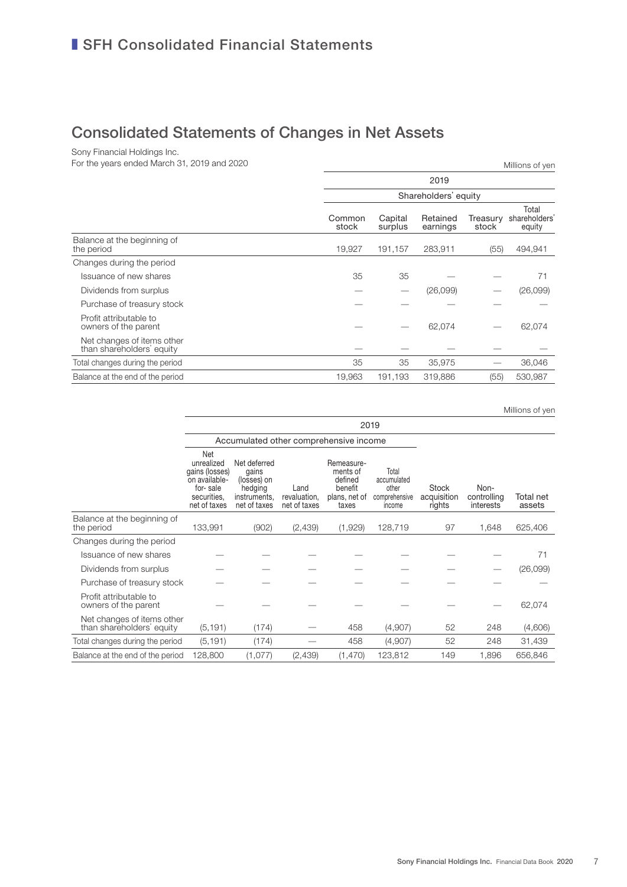# SFH Consolidated Financial Statements

## Consolidated Statements of Changes in Net Assets

Sony Financial Holdings Inc.
For the years ended March 31, 2019 and 2020

Millions of yen

| | 2019 | | | | |
|---|---|---|---|---|---|
| | Shareholders' equity | | | | |
| | Common stock | Capital surplus | Retained earnings | Treasury stock | Total shareholders' equity |
| Balance at the beginning of the period | 19,927 | 191,157 | 283,911 | (55) | 494,941 |
| Changes during the period | | | | | |
| Issuance of new shares | 35 | 35 | — | — | 71 |
| Dividends from surplus | — | — | (26,099) | — | (26,099) |
| Purchase of treasury stock | — | — | — | — | — |
| Profit attributable to owners of the parent | — | — | 62,074 | — | 62,074 |
| Net changes of items other than shareholders' equity | — | — | — | — | — |
| Total changes during the period | 35 | 35 | 35,975 | — | 36,046 |
| Balance at the end of the period | 19,963 | 191,193 | 319,886 | (55) | 530,987 |

Millions of yen

| | 2019 | | | | | | | |
|---|---|---|---|---|---|---|---|---|
| | Accumulated other comprehensive income | | | | | | | |
| | Net unrealized gains (losses) on available-for-sale securities, net of taxes | Net deferred gains (losses) on hedging instruments, net of taxes | Land revaluation, net of taxes | Remeasurements of defined benefit plans, net of taxes | Total accumulated other comprehensive income | Stock acquisition rights | Non-controlling interests | Total net assets |
| Balance at the beginning of the period | 133,991 | (902) | (2,439) | (1,929) | 128,719 | 97 | 1,648 | 625,406 |
| Changes during the period | | | | | | | | |
| Issuance of new shares | — | — | — | — | — | — | — | 71 |
| Dividends from surplus | — | — | — | — | — | — | — | (26,099) |
| Purchase of treasury stock | — | — | — | — | — | — | — | — |
| Profit attributable to owners of the parent | — | — | — | — | — | — | — | 62,074 |
| Net changes of items other than shareholders' equity | (5,191) | (174) | — | 458 | (4,907) | 52 | 248 | (4,606) |
| Total changes during the period | (5,191) | (174) | — | 458 | (4,907) | 52 | 248 | 31,439 |
| Balance at the end of the period | 128,800 | (1,077) | (2,439) | (1,470) | 123,812 | 149 | 1,896 | 656,846 |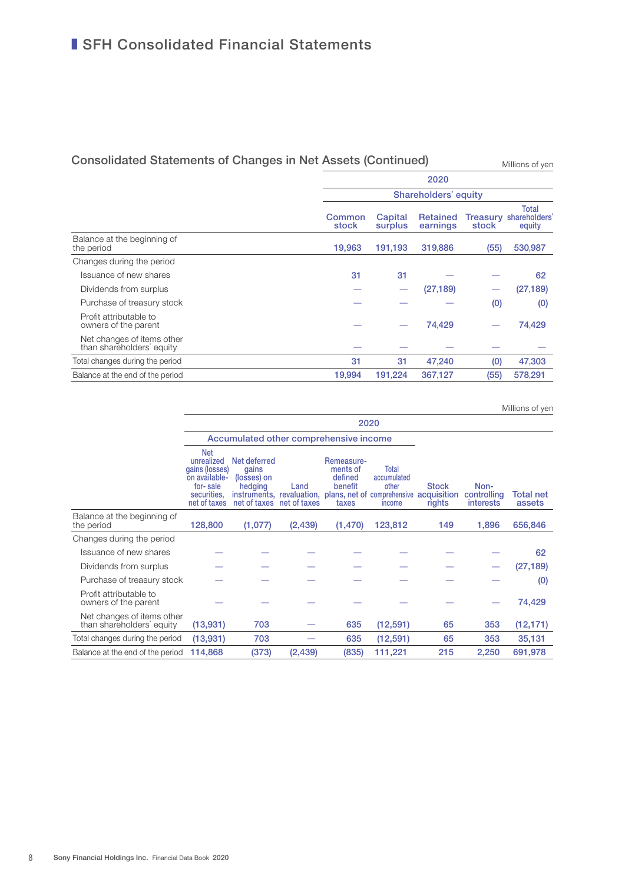# SFH Consolidated Financial Statements

## Consolidated Statements of Changes in Net Assets (Continued)

Millions of yen

| | 2020 | | | | |
|---|---|---|---|---|---|
| | Shareholders' equity | | | | |
| | Common stock | Capital surplus | Retained earnings | Treasury stock | Total shareholders' equity |
| Balance at the beginning of the period | 19,963 | 191,193 | 319,886 | (55) | 530,987 |
| Changes during the period | | | | | |
| Issuance of new shares | 31 | 31 | — | — | 62 |
| Dividends from surplus | — | — | (27,189) | — | (27,189) |
| Purchase of treasury stock | — | — | — | (0) | (0) |
| Profit attributable to owners of the parent | — | — | 74,429 | — | 74,429 |
| Net changes of items other than shareholders' equity | — | — | — | — | — |
| Total changes during the period | 31 | 31 | 47,240 | (0) | 47,303 |
| Balance at the end of the period | 19,994 | 191,224 | 367,127 | (55) | 578,291 |

Millions of yen

| | 2020 | | | | | | | |
|---|---|---|---|---|---|---|---|---|
| | Accumulated other comprehensive income | | | | | | | |
| | Net unrealized gains (losses) on available-for-sale securities, net of taxes | Net deferred gains (losses) on hedging instruments, net of taxes | Land revaluation, net of taxes | Remeasurements of defined benefit plans, net of taxes | Total accumulated other comprehensive income | Stock acquisition rights | Non-controlling interests | Total net assets |
| Balance at the beginning of the period | 128,800 | (1,077) | (2,439) | (1,470) | 123,812 | 149 | 1,896 | 656,846 |
| Changes during the period | | | | | | | | |
| Issuance of new shares | — | — | — | — | — | — | — | 62 |
| Dividends from surplus | — | — | — | — | — | — | — | (27,189) |
| Purchase of treasury stock | — | — | — | — | — | — | — | (0) |
| Profit attributable to owners of the parent | — | — | — | — | — | — | — | 74,429 |
| Net changes of items other than shareholders' equity | (13,931) | 703 | — | 635 | (12,591) | 65 | 353 | (12,171) |
| Total changes during the period | (13,931) | 703 | — | 635 | (12,591) | 65 | 353 | 35,131 |
| Balance at the end of the period | 114,868 | (373) | (2,439) | (835) | 111,221 | 215 | 2,250 | 691,978 |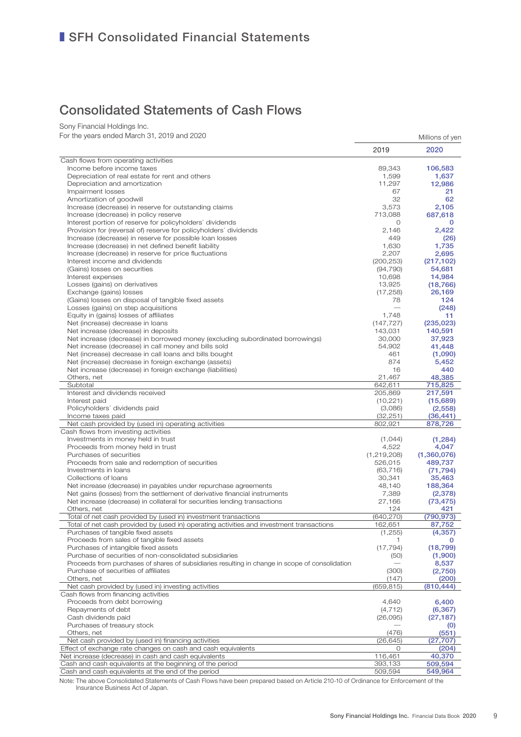# SFH Consolidated Financial Statements

## Consolidated Statements of Cash Flows

Sony Financial Holdings Inc.
For the years ended March 31, 2019 and 2020

| | 2019 | 2020 |
|---|---|---|
| | | Millions of yen |
| Cash flows from operating activities | | |
| Income before income taxes | 89,343 | 106,583 |
| Depreciation of real estate for rent and others | 1,599 | 1,637 |
| Depreciation and amortization | 11,297 | 12,986 |
| Impairment losses | 67 | 21 |
| Amortization of goodwill | 32 | 62 |
| Increase (decrease) in reserve for outstanding claims | 3,573 | 2,105 |
| Increase (decrease) in policy reserve | 713,088 | 687,618 |
| Interest portion of reserve for policyholders' dividends | 0 | 0 |
| Provision for (reversal of) reserve for policyholders' dividends | 2,146 | 2,422 |
| Increase (decrease) in reserve for possible loan losses | 449 | (26) |
| Increase (decrease) in net defined benefit liability | 1,630 | 1,735 |
| Increase (decrease) in reserve for price fluctuations | 2,207 | 2,695 |
| Interest income and dividends | (200,253) | (217,102) |
| (Gains) losses on securities | (94,790) | 54,681 |
| Interest expenses | 10,698 | 14,984 |
| Losses (gains) on derivatives | 13,925 | (18,766) |
| Exchange (gains) losses | (17,258) | 26,169 |
| (Gains) losses on disposal of tangible fixed assets | 78 | 124 |
| Losses (gains) on step acquisitions | — | (248) |
| Equity in (gains) losses of affiliates | 1,748 | 11 |
| Net (increase) decrease in loans | (147,727) | (235,023) |
| Net increase (decrease) in deposits | 143,031 | 140,591 |
| Net increase (decrease) in borrowed money (excluding subordinated borrowings) | 30,000 | 37,923 |
| Net increase (decrease) in call money and bills sold | 54,902 | 41,448 |
| Net (increase) decrease in call loans and bills bought | 461 | (1,090) |
| Net (increase) decrease in foreign exchange (assets) | 874 | 5,452 |
| Net increase (decrease) in foreign exchange (liabilities) | 16 | 440 |
| Others, net | 21,467 | 48,385 |
| Subtotal | 642,611 | 715,825 |
| Interest and dividends received | 205,869 | 217,591 |
| Interest paid | (10,221) | (15,689) |
| Policyholders' dividends paid | (3,086) | (2,558) |
| Income taxes paid | (32,251) | (36,441) |
| Net cash provided by (used in) operating activities | 802,921 | 878,726 |
| Cash flows from investing activities | | |
| Investments in money held in trust | (1,044) | (1,284) |
| Proceeds from money held in trust | 4,522 | 4,047 |
| Purchases of securities | (1,219,208) | (1,360,076) |
| Proceeds from sale and redemption of securities | 526,015 | 489,737 |
| Investments in loans | (63,716) | (71,794) |
| Collections of loans | 30,341 | 35,463 |
| Net increase (decrease) in payables under repurchase agreements | 48,140 | 188,364 |
| Net gains (losses) from the settlement of derivative financial instruments | 7,389 | (2,378) |
| Net increase (decrease) in collateral for securities lending transactions | 27,166 | (73,475) |
| Others, net | 124 | 421 |
| Total of net cash provided by (used in) investment transactions | (640,270) | (790,973) |
| Total of net cash provided by (used in) operating activities and investment transactions | 162,651 | 87,752 |
| Purchases of tangible fixed assets | (1,255) | (4,357) |
| Proceeds from sales of tangible fixed assets | 1 | 0 |
| Purchases of intangible fixed assets | (17,794) | (18,799) |
| Purchase of securities of non-consolidated subsidiaries | (50) | (1,900) |
| Proceeds from purchases of shares of subsidiaries resulting in change in scope of consolidation | — | 8,537 |
| Purchase of securities of affiliates | (300) | (2,750) |
| Others, net | (147) | (200) |
| Net cash provided by (used in) investing activities | (659,815) | (810,444) |
| Cash flows from financing activities | | |
| Proceeds from debt borrowing | 4,640 | 6,400 |
| Repayments of debt | (4,712) | (6,367) |
| Cash dividends paid | (26,095) | (27,187) |
| Purchases of treasury stock | — | (0) |
| Others, net | (476) | (551) |
| Net cash provided by (used in) financing activities | (26,645) | (27,707) |
| Effect of exchange rate changes on cash and cash equivalents | 0 | (204) |
| Net increase (decrease) in cash and cash equivalents | 116,461 | 40,370 |
| Cash and cash equivalents at the beginning of the period | 393,133 | 509,594 |
| Cash and cash equivalents at the end of the period | 509,594 | 549,964 |

Note: The above Consolidated Statements of Cash Flows have been prepared based on Article 210-10 of Ordinance for Enforcement of the Insurance Business Act of Japan.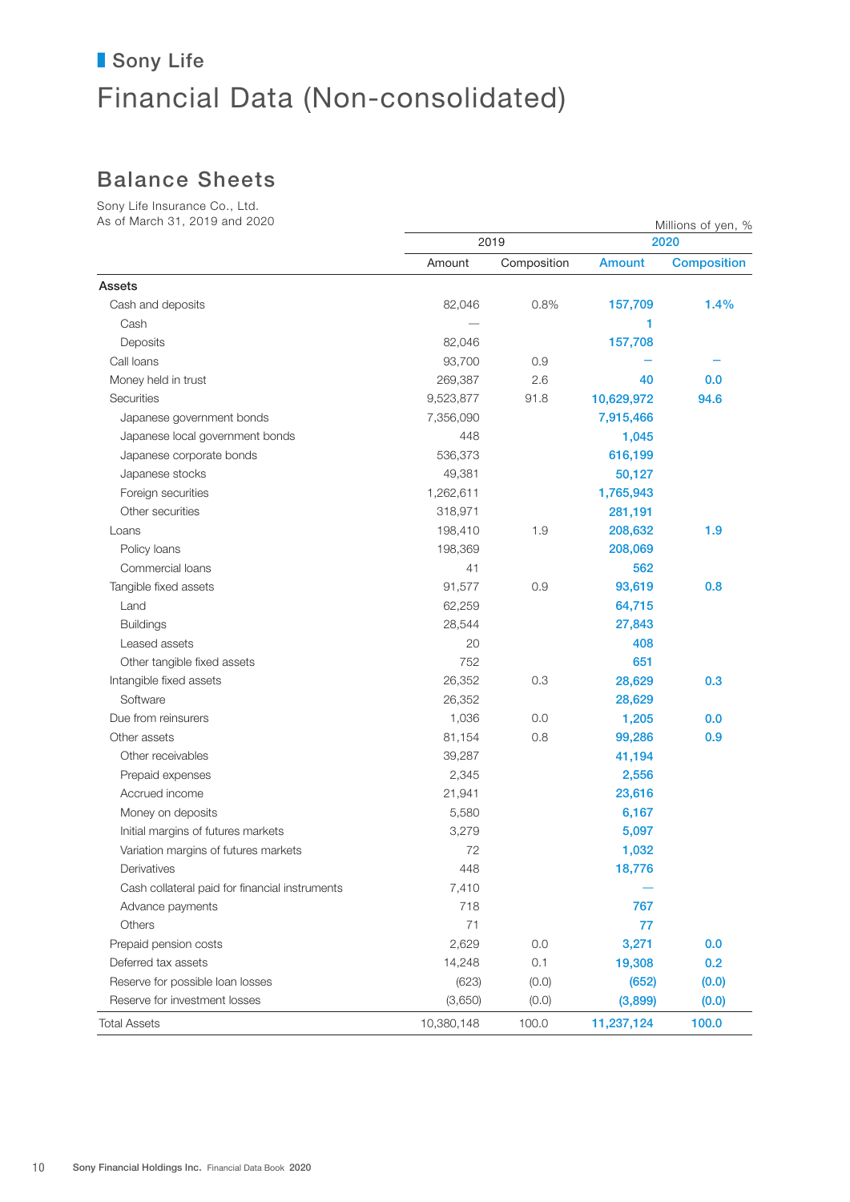# Sony Life

# Financial Data (Non-consolidated)

## Balance Sheets

Sony Life Insurance Co., Ltd.
As of March 31, 2019 and 2020

Millions of yen, %

| | 2019 | | 2020 | |
|---|---|---|---|---|
| | Amount | Composition | Amount | Composition |
| **Assets** | | | | |
| Cash and deposits | 82,046 | 0.8% | 157,709 | 1.4% |
| Cash | — | | 1 | |
| Deposits | 82,046 | | 157,708 | |
| Call loans | 93,700 | 0.9 | — | — |
| Money held in trust | 269,387 | 2.6 | 40 | 0.0 |
| Securities | 9,523,877 | 91.8 | 10,629,972 | 94.6 |
| Japanese government bonds | 7,356,090 | | 7,915,466 | |
| Japanese local government bonds | 448 | | 1,045 | |
| Japanese corporate bonds | 536,373 | | 616,199 | |
| Japanese stocks | 49,381 | | 50,127 | |
| Foreign securities | 1,262,611 | | 1,765,943 | |
| Other securities | 318,971 | | 281,191 | |
| Loans | 198,410 | 1.9 | 208,632 | 1.9 |
| Policy loans | 198,369 | | 208,069 | |
| Commercial loans | 41 | | 562 | |
| Tangible fixed assets | 91,577 | 0.9 | 93,619 | 0.8 |
| Land | 62,259 | | 64,715 | |
| Buildings | 28,544 | | 27,843 | |
| Leased assets | 20 | | 408 | |
| Other tangible fixed assets | 752 | | 651 | |
| Intangible fixed assets | 26,352 | 0.3 | 28,629 | 0.3 |
| Software | 26,352 | | 28,629 | |
| Due from reinsurers | 1,036 | 0.0 | 1,205 | 0.0 |
| Other assets | 81,154 | 0.8 | 99,286 | 0.9 |
| Other receivables | 39,287 | | 41,194 | |
| Prepaid expenses | 2,345 | | 2,556 | |
| Accrued income | 21,941 | | 23,616 | |
| Money on deposits | 5,580 | | 6,167 | |
| Initial margins of futures markets | 3,279 | | 5,097 | |
| Variation margins of futures markets | 72 | | 1,032 | |
| Derivatives | 448 | | 18,776 | |
| Cash collateral paid for financial instruments | 7,410 | | — | |
| Advance payments | 718 | | 767 | |
| Others | 71 | | 77 | |
| Prepaid pension costs | 2,629 | 0.0 | 3,271 | 0.0 |
| Deferred tax assets | 14,248 | 0.1 | 19,308 | 0.2 |
| Reserve for possible loan losses | (623) | (0.0) | (652) | (0.0) |
| Reserve for investment losses | (3,650) | (0.0) | (3,899) | (0.0) |
| Total Assets | 10,380,148 | 100.0 | 11,237,124 | 100.0 |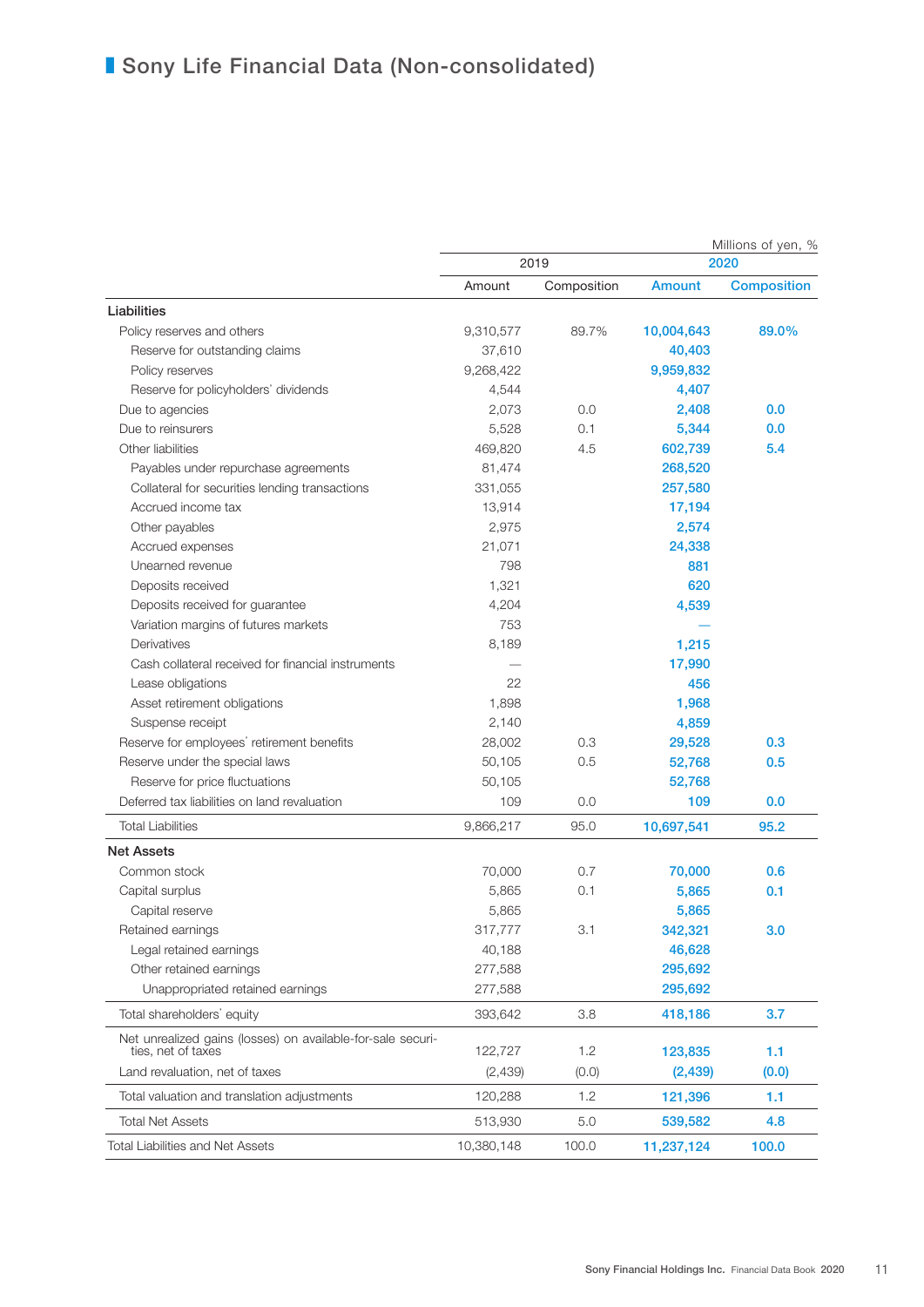## Sony Life Financial Data (Non-consolidated)

Millions of yen, %

| | 2019 | | 2020 | |
|---|---|---|---|---|
| | Amount | Composition | Amount | Composition |
| **Liabilities** | | | | |
| Policy reserves and others | 9,310,577 | 89.7% | 10,004,643 | 89.0% |
| Reserve for outstanding claims | 37,610 | | 40,403 | |
| Policy reserves | 9,268,422 | | 9,959,832 | |
| Reserve for policyholders' dividends | 4,544 | | 4,407 | |
| Due to agencies | 2,073 | 0.0 | 2,408 | 0.0 |
| Due to reinsurers | 5,528 | 0.1 | 5,344 | 0.0 |
| Other liabilities | 469,820 | 4.5 | 602,739 | 5.4 |
| Payables under repurchase agreements | 81,474 | | 268,520 | |
| Collateral for securities lending transactions | 331,055 | | 257,580 | |
| Accrued income tax | 13,914 | | 17,194 | |
| Other payables | 2,975 | | 2,574 | |
| Accrued expenses | 21,071 | | 24,338 | |
| Unearned revenue | 798 | | 881 | |
| Deposits received | 1,321 | | 620 | |
| Deposits received for guarantee | 4,204 | | 4,539 | |
| Variation margins of futures markets | 753 | | — | |
| Derivatives | 8,189 | | 1,215 | |
| Cash collateral received for financial instruments | — | | 17,990 | |
| Lease obligations | 22 | | 456 | |
| Asset retirement obligations | 1,898 | | 1,968 | |
| Suspense receipt | 2,140 | | 4,859 | |
| Reserve for employees' retirement benefits | 28,002 | 0.3 | 29,528 | 0.3 |
| Reserve under the special laws | 50,105 | 0.5 | 52,768 | 0.5 |
| Reserve for price fluctuations | 50,105 | | 52,768 | |
| Deferred tax liabilities on land revaluation | 109 | 0.0 | 109 | 0.0 |
| Total Liabilities | 9,866,217 | 95.0 | 10,697,541 | 95.2 |
| **Net Assets** | | | | |
| Common stock | 70,000 | 0.7 | 70,000 | 0.6 |
| Capital surplus | 5,865 | 0.1 | 5,865 | 0.1 |
| Capital reserve | 5,865 | | 5,865 | |
| Retained earnings | 317,777 | 3.1 | 342,321 | 3.0 |
| Legal retained earnings | 40,188 | | 46,628 | |
| Other retained earnings | 277,588 | | 295,692 | |
| Unappropriated retained earnings | 277,588 | | 295,692 | |
| Total shareholders' equity | 393,642 | 3.8 | 418,186 | 3.7 |
| Net unrealized gains (losses) on available-for-sale securities, net of taxes | 122,727 | 1.2 | 123,835 | 1.1 |
| Land revaluation, net of taxes | (2,439) | (0.0) | (2,439) | (0.0) |
| Total valuation and translation adjustments | 120,288 | 1.2 | 121,396 | 1.1 |
| Total Net Assets | 513,930 | 5.0 | 539,582 | 4.8 |
| Total Liabilities and Net Assets | 10,380,148 | 100.0 | 11,237,124 | 100.0 |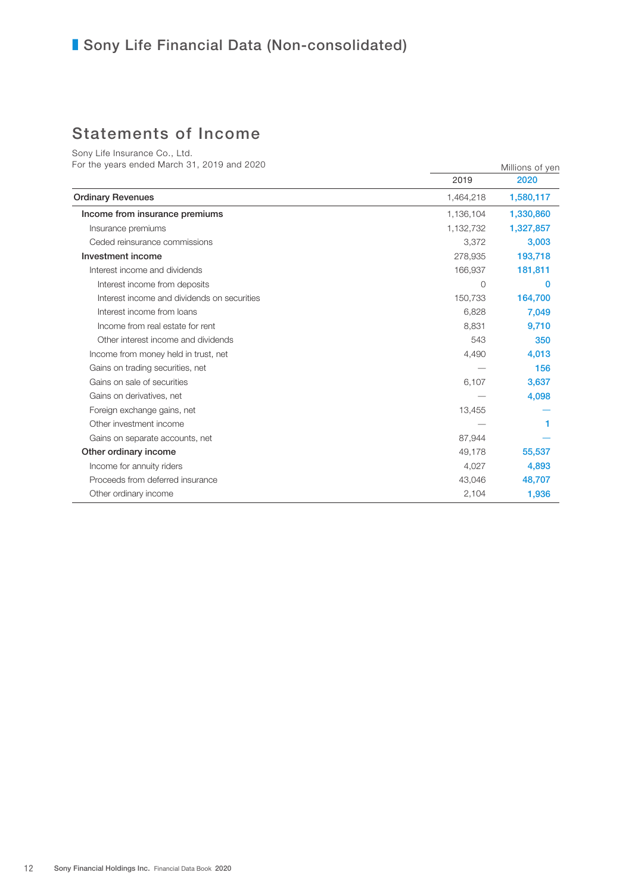# Sony Life Financial Data (Non-consolidated)

## Statements of Income

Sony Life Insurance Co., Ltd.
For the years ended March 31, 2019 and 2020

| | Millions of yen | |
|---|---|---|
| | 2019 | 2020 |
| **Ordinary Revenues** | 1,464,218 | **1,580,117** |
| **Income from insurance premiums** | 1,136,104 | **1,330,860** |
| Insurance premiums | 1,132,732 | **1,327,857** |
| Ceded reinsurance commissions | 3,372 | **3,003** |
| **Investment income** | 278,935 | **193,718** |
| Interest income and dividends | 166,937 | **181,811** |
| Interest income from deposits | 0 | **0** |
| Interest income and dividends on securities | 150,733 | **164,700** |
| Interest income from loans | 6,828 | **7,049** |
| Income from real estate for rent | 8,831 | **9,710** |
| Other interest income and dividends | 543 | **350** |
| Income from money held in trust, net | 4,490 | **4,013** |
| Gains on trading securities, net | — | **156** |
| Gains on sale of securities | 6,107 | **3,637** |
| Gains on derivatives, net | — | **4,098** |
| Foreign exchange gains, net | 13,455 | **—** |
| Other investment income | — | **1** |
| Gains on separate accounts, net | 87,944 | **—** |
| **Other ordinary income** | 49,178 | **55,537** |
| Income for annuity riders | 4,027 | **4,893** |
| Proceeds from deferred insurance | 43,046 | **48,707** |
| Other ordinary income | 2,104 | **1,936** |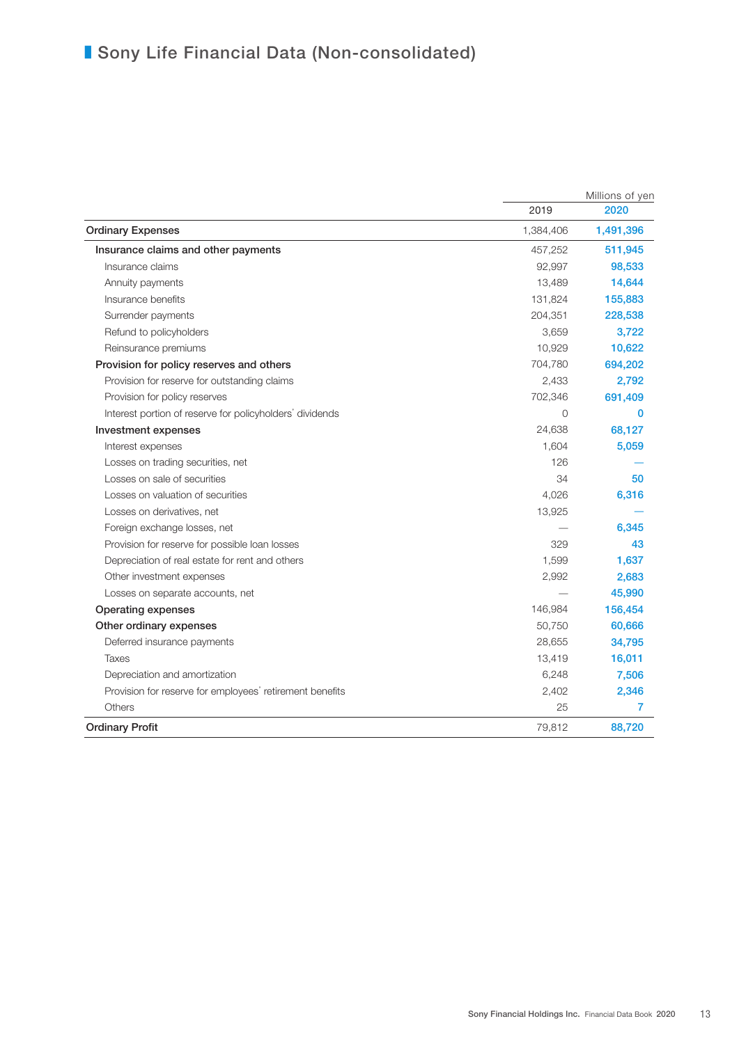# Sony Life Financial Data (Non-consolidated)

Millions of yen

| | 2019 | 2020 |
|---|---|---|
| **Ordinary Expenses** | 1,384,406 | **1,491,396** |
| **Insurance claims and other payments** | 457,252 | **511,945** |
| Insurance claims | 92,997 | **98,533** |
| Annuity payments | 13,489 | **14,644** |
| Insurance benefits | 131,824 | **155,883** |
| Surrender payments | 204,351 | **228,538** |
| Refund to policyholders | 3,659 | **3,722** |
| Reinsurance premiums | 10,929 | **10,622** |
| **Provision for policy reserves and others** | 704,780 | **694,202** |
| Provision for reserve for outstanding claims | 2,433 | **2,792** |
| Provision for policy reserves | 702,346 | **691,409** |
| Interest portion of reserve for policyholders' dividends | 0 | **0** |
| **Investment expenses** | 24,638 | **68,127** |
| Interest expenses | 1,604 | **5,059** |
| Losses on trading securities, net | 126 | **—** |
| Losses on sale of securities | 34 | **50** |
| Losses on valuation of securities | 4,026 | **6,316** |
| Losses on derivatives, net | 13,925 | **—** |
| Foreign exchange losses, net | — | **6,345** |
| Provision for reserve for possible loan losses | 329 | **43** |
| Depreciation of real estate for rent and others | 1,599 | **1,637** |
| Other investment expenses | 2,992 | **2,683** |
| Losses on separate accounts, net | — | **45,990** |
| **Operating expenses** | 146,984 | **156,454** |
| **Other ordinary expenses** | 50,750 | **60,666** |
| Deferred insurance payments | 28,655 | **34,795** |
| Taxes | 13,419 | **16,011** |
| Depreciation and amortization | 6,248 | **7,506** |
| Provision for reserve for employees' retirement benefits | 2,402 | **2,346** |
| Others | 25 | **7** |
| **Ordinary Profit** | 79,812 | **88,720** |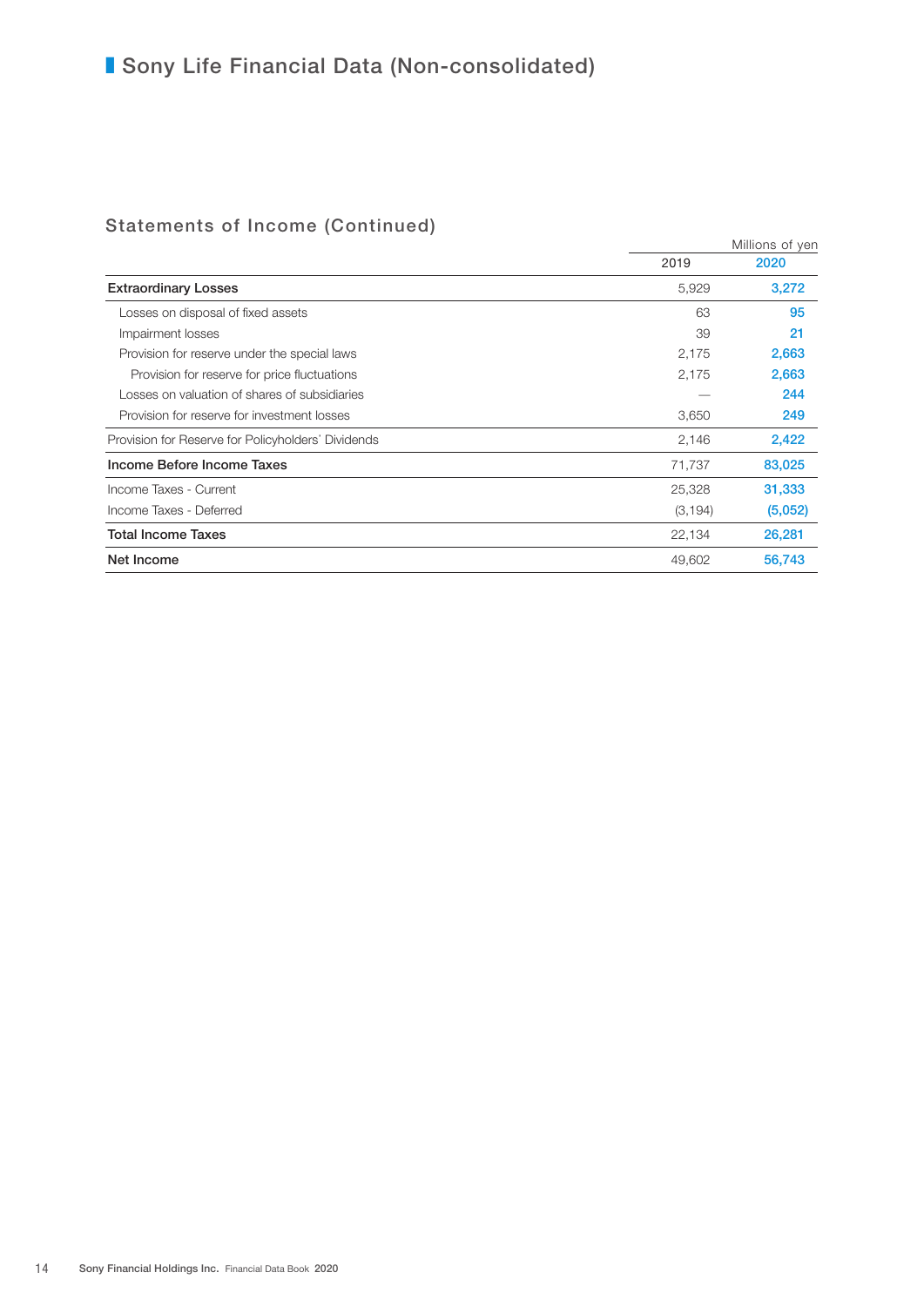# Sony Life Financial Data (Non-consolidated)

## Statements of Income (Continued)

| | Millions of yen | |
|---|---|---|
| | 2019 | 2020 |
| **Extraordinary Losses** | 5,929 | 3,272 |
| Losses on disposal of fixed assets | 63 | 95 |
| Impairment losses | 39 | 21 |
| Provision for reserve under the special laws | 2,175 | 2,663 |
| Provision for reserve for price fluctuations | 2,175 | 2,663 |
| Losses on valuation of shares of subsidiaries | — | 244 |
| Provision for reserve for investment losses | 3,650 | 249 |
| Provision for Reserve for Policyholders' Dividends | 2,146 | 2,422 |
| **Income Before Income Taxes** | 71,737 | 83,025 |
| Income Taxes - Current | 25,328 | 31,333 |
| Income Taxes - Deferred | (3,194) | (5,052) |
| **Total Income Taxes** | 22,134 | 26,281 |
| **Net Income** | 49,602 | 56,743 |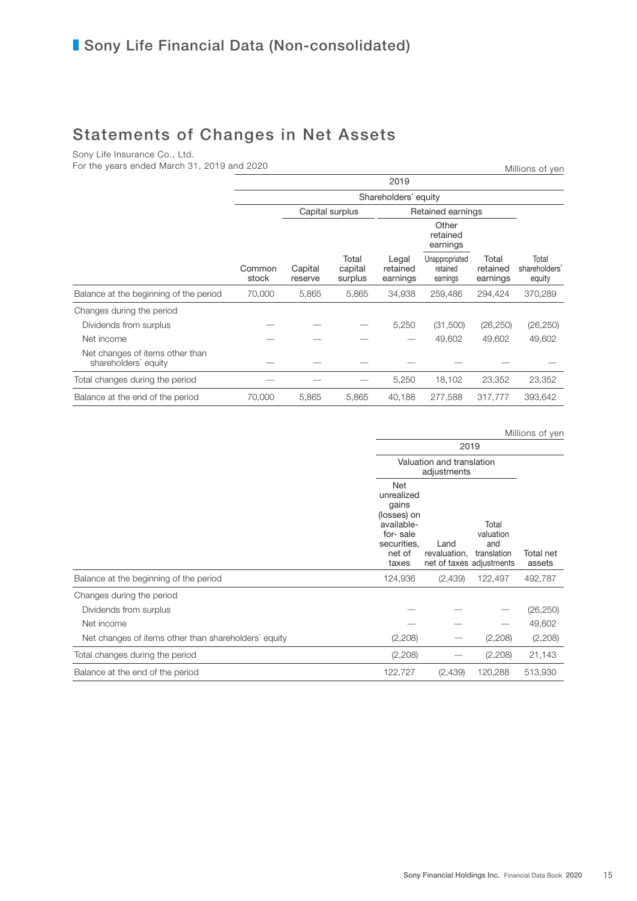## Sony Life Financial Data (Non-consolidated)

# Statements of Changes in Net Assets

Sony Life Insurance Co., Ltd.
For the years ended March 31, 2019 and 2020

Millions of yen

| | 2019 | | | | | | |
|---|---|---|---|---|---|---|---|
| | Shareholders' equity | | | | | | |
| | | Capital surplus | | Retained earnings | | | |
| | | | | | Other retained earnings | | |
| | Common stock | Capital reserve | Total capital surplus | Legal retained earnings | Unappropriated retained earnings | Total retained earnings | Total shareholders' equity |
| Balance at the beginning of the period | 70,000 | 5,865 | 5,865 | 34,938 | 259,486 | 294,424 | 370,289 |
| Changes during the period | | | | | | | |
| Dividends from surplus | — | — | — | 5,250 | (31,500) | (26,250) | (26,250) |
| Net income | — | — | — | — | 49,602 | 49,602 | 49,602 |
| Net changes of items other than shareholders' equity | — | — | — | — | — | — | — |
| Total changes during the period | — | — | — | 5,250 | 18,102 | 23,352 | 23,352 |
| Balance at the end of the period | 70,000 | 5,865 | 5,865 | 40,188 | 277,588 | 317,777 | 393,642 |

Millions of yen

| | 2019 | | | |
|---|---|---|---|---|
| | Valuation and translation adjustments | | | |
| | Net unrealized gains (losses) on available-for- sale securities, net of taxes | Land revaluation, net of taxes | Total valuation and translation adjustments | Total net assets |
| Balance at the beginning of the period | 124,936 | (2,439) | 122,497 | 492,787 |
| Changes during the period | | | | |
| Dividends from surplus | — | — | — | (26,250) |
| Net income | — | — | — | 49,602 |
| Net changes of items other than shareholders' equity | (2,208) | — | (2,208) | (2,208) |
| Total changes during the period | (2,208) | — | (2,208) | 21,143 |
| Balance at the end of the period | 122,727 | (2,439) | 120,288 | 513,930 |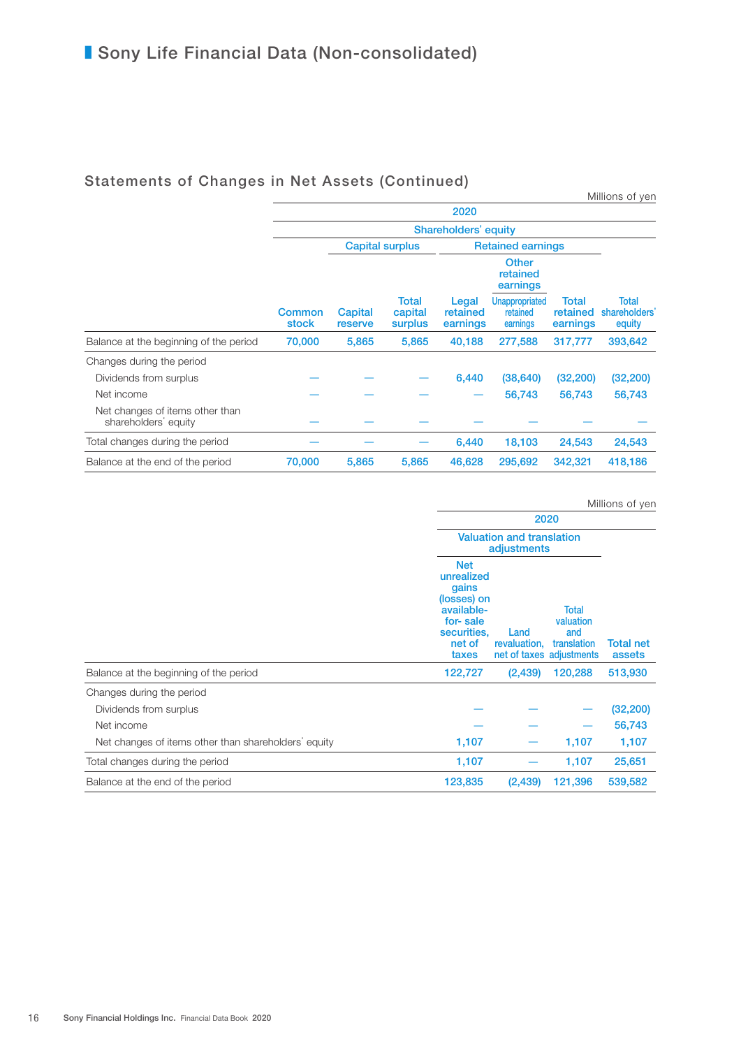# Sony Life Financial Data (Non-consolidated)

## Statements of Changes in Net Assets (Continued)

Millions of yen

| | 2020 | | | | | | |
|---|---|---|---|---|---|---|---|
| | Shareholders' equity | | | | | | |
| | | Capital surplus | | Retained earnings | | | |
| | | | | | Other retained earnings | | |
| | Common stock | Capital reserve | Total capital surplus | Legal retained earnings | Unappropriated retained earnings | Total retained earnings | Total shareholders' equity |
| Balance at the beginning of the period | 70,000 | 5,865 | 5,865 | 40,188 | 277,588 | 317,777 | 393,642 |
| Changes during the period | | | | | | | |
| Dividends from surplus | — | — | — | 6,440 | (38,640) | (32,200) | (32,200) |
| Net income | — | — | — | — | 56,743 | 56,743 | 56,743 |
| Net changes of items other than shareholders' equity | — | — | — | — | — | — | — |
| Total changes during the period | — | — | — | 6,440 | 18,103 | 24,543 | 24,543 |
| Balance at the end of the period | 70,000 | 5,865 | 5,865 | 46,628 | 295,692 | 342,321 | 418,186 |

Millions of yen

| | 2020 | | | |
|---|---|---|---|---|
| | Valuation and translation adjustments | | | |
| | Net unrealized gains (losses) on available-for-sale securities, net of taxes | Land revaluation, net of taxes | Total valuation and translation adjustments | Total net assets |
| Balance at the beginning of the period | 122,727 | (2,439) | 120,288 | 513,930 |
| Changes during the period | | | | |
| Dividends from surplus | — | — | — | (32,200) |
| Net income | — | — | — | 56,743 |
| Net changes of items other than shareholders' equity | 1,107 | — | 1,107 | 1,107 |
| Total changes during the period | 1,107 | — | 1,107 | 25,651 |
| Balance at the end of the period | 123,835 | (2,439) | 121,396 | 539,582 |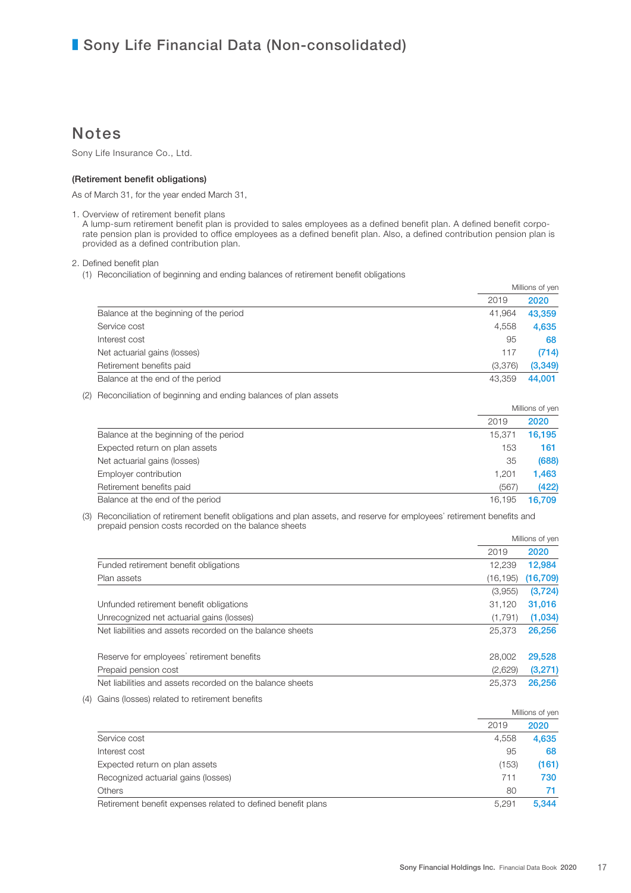# Sony Life Financial Data (Non-consolidated)

## Notes

Sony Life Insurance Co., Ltd.

**(Retirement benefit obligations)**

As of March 31, for the year ended March 31,

1. Overview of retirement benefit plans
   A lump-sum retirement benefit plan is provided to sales employees as a defined benefit plan. A defined benefit corporate pension plan is provided to office employees as a defined benefit plan. Also, a defined contribution pension plan is provided as a defined contribution plan.

2. Defined benefit plan
   (1) Reconciliation of beginning and ending balances of retirement benefit obligations

Millions of yen

| | 2019 | 2020 |
|---|---|---|
| Balance at the beginning of the period | 41,964 | 43,359 |
| Service cost | 4,558 | 4,635 |
| Interest cost | 95 | 68 |
| Net actuarial gains (losses) | 117 | (714) |
| Retirement benefits paid | (3,376) | (3,349) |
| Balance at the end of the period | 43,359 | 44,001 |

(2) Reconciliation of beginning and ending balances of plan assets

Millions of yen

| | 2019 | 2020 |
|---|---|---|
| Balance at the beginning of the period | 15,371 | 16,195 |
| Expected return on plan assets | 153 | 161 |
| Net actuarial gains (losses) | 35 | (688) |
| Employer contribution | 1,201 | 1,463 |
| Retirement benefits paid | (567) | (422) |
| Balance at the end of the period | 16,195 | 16,709 |

(3) Reconciliation of retirement benefit obligations and plan assets, and reserve for employees' retirement benefits and prepaid pension costs recorded on the balance sheets

Millions of yen

| | 2019 | 2020 |
|---|---|---|
| Funded retirement benefit obligations | 12,239 | 12,984 |
| Plan assets | (16,195) | (16,709) |
| | (3,955) | (3,724) |
| Unfunded retirement benefit obligations | 31,120 | 31,016 |
| Unrecognized net actuarial gains (losses) | (1,791) | (1,034) |
| Net liabilities and assets recorded on the balance sheets | 25,373 | 26,256 |
| | | |
| Reserve for employees' retirement benefits | 28,002 | 29,528 |
| Prepaid pension cost | (2,629) | (3,271) |
| Net liabilities and assets recorded on the balance sheets | 25,373 | 26,256 |

(4) Gains (losses) related to retirement benefits

Millions of yen

| | 2019 | 2020 |
|---|---|---|
| Service cost | 4,558 | 4,635 |
| Interest cost | 95 | 68 |
| Expected return on plan assets | (153) | (161) |
| Recognized actuarial gains (losses) | 711 | 730 |
| Others | 80 | 71 |
| Retirement benefit expenses related to defined benefit plans | 5,291 | 5,344 |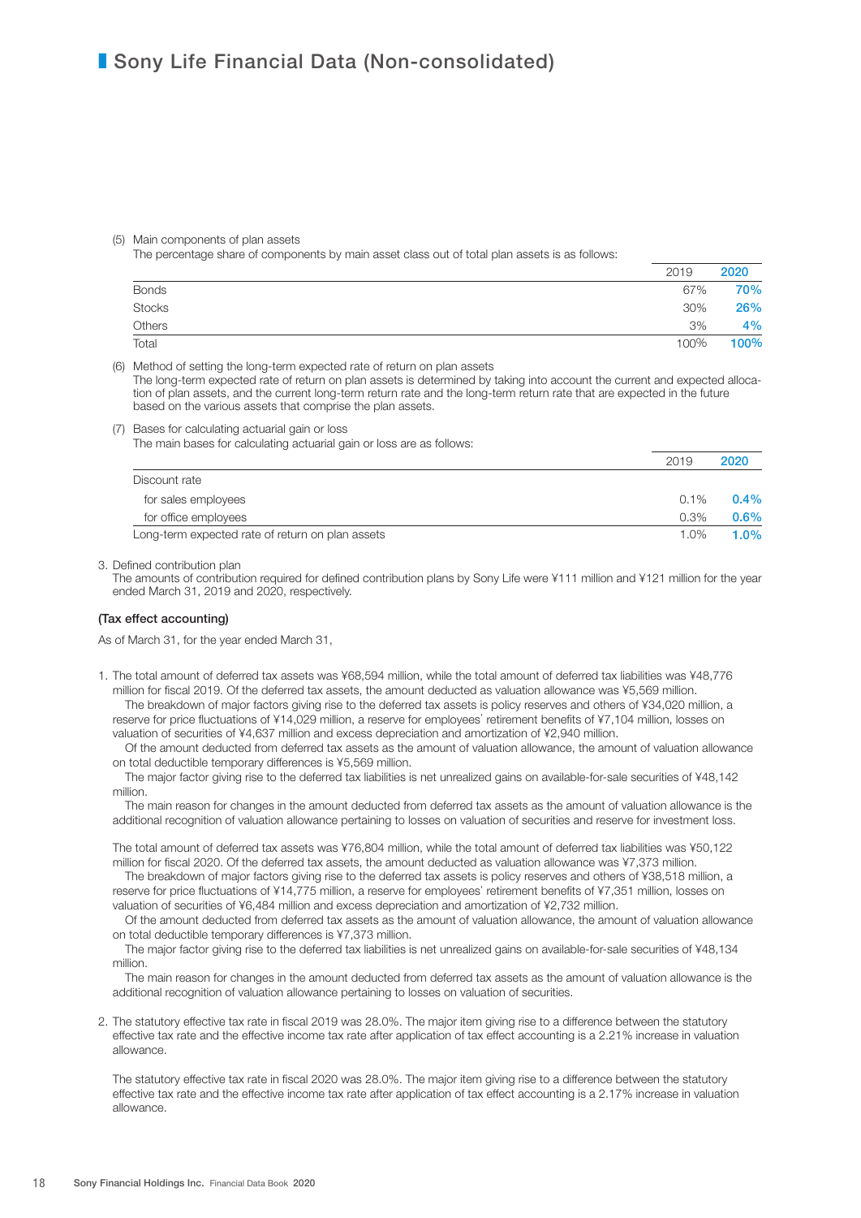# Sony Life Financial Data (Non-consolidated)

(5) Main components of plan assets

The percentage share of components by main asset class out of total plan assets is as follows:

| | 2019 | 2020 |
|---|---|---|
| Bonds | 67% | 70% |
| Stocks | 30% | 26% |
| Others | 3% | 4% |
| Total | 100% | 100% |

(6) Method of setting the long-term expected rate of return on plan assets

The long-term expected rate of return on plan assets is determined by taking into account the current and expected allocation of plan assets, and the current long-term return rate and the long-term return rate that are expected in the future based on the various assets that comprise the plan assets.

(7) Bases for calculating actuarial gain or loss

The main bases for calculating actuarial gain or loss are as follows:

| | 2019 | 2020 |
|---|---|---|
| Discount rate | | |
| for sales employees | 0.1% | 0.4% |
| for office employees | 0.3% | 0.6% |
| Long-term expected rate of return on plan assets | 1.0% | 1.0% |

3. Defined contribution plan

The amounts of contribution required for defined contribution plans by Sony Life were ¥111 million and ¥121 million for the year ended March 31, 2019 and 2020, respectively.

**(Tax effect accounting)**

As of March 31, for the year ended March 31,

1. The total amount of deferred tax assets was ¥68,594 million, while the total amount of deferred tax liabilities was ¥48,776 million for fiscal 2019. Of the deferred tax assets, the amount deducted as valuation allowance was ¥5,569 million.

   The breakdown of major factors giving rise to the deferred tax assets is policy reserves and others of ¥34,020 million, a reserve for price fluctuations of ¥14,029 million, a reserve for employees' retirement benefits of ¥7,104 million, losses on valuation of securities of ¥4,637 million and excess depreciation and amortization of ¥2,940 million.

   Of the amount deducted from deferred tax assets as the amount of valuation allowance, the amount of valuation allowance on total deductible temporary differences is ¥5,569 million.

   The major factor giving rise to the deferred tax liabilities is net unrealized gains on available-for-sale securities of ¥48,142 million.

   The main reason for changes in the amount deducted from deferred tax assets as the amount of valuation allowance is the additional recognition of valuation allowance pertaining to losses on valuation of securities and reserve for investment loss.

   The total amount of deferred tax assets was ¥76,804 million, while the total amount of deferred tax liabilities was ¥50,122 million for fiscal 2020. Of the deferred tax assets, the amount deducted as valuation allowance was ¥7,373 million.

   The breakdown of major factors giving rise to the deferred tax assets is policy reserves and others of ¥38,518 million, a reserve for price fluctuations of ¥14,775 million, a reserve for employees' retirement benefits of ¥7,351 million, losses on valuation of securities of ¥6,484 million and excess depreciation and amortization of ¥2,732 million.

   Of the amount deducted from deferred tax assets as the amount of valuation allowance, the amount of valuation allowance on total deductible temporary differences is ¥7,373 million.

   The major factor giving rise to the deferred tax liabilities is net unrealized gains on available-for-sale securities of ¥48,134 million.

   The main reason for changes in the amount deducted from deferred tax assets as the amount of valuation allowance is the additional recognition of valuation allowance pertaining to losses on valuation of securities.

2. The statutory effective tax rate in fiscal 2019 was 28.0%. The major item giving rise to a difference between the statutory effective tax rate and the effective income tax rate after application of tax effect accounting is a 2.21% increase in valuation allowance.

   The statutory effective tax rate in fiscal 2020 was 28.0%. The major item giving rise to a difference between the statutory effective tax rate and the effective income tax rate after application of tax effect accounting is a 2.17% increase in valuation allowance.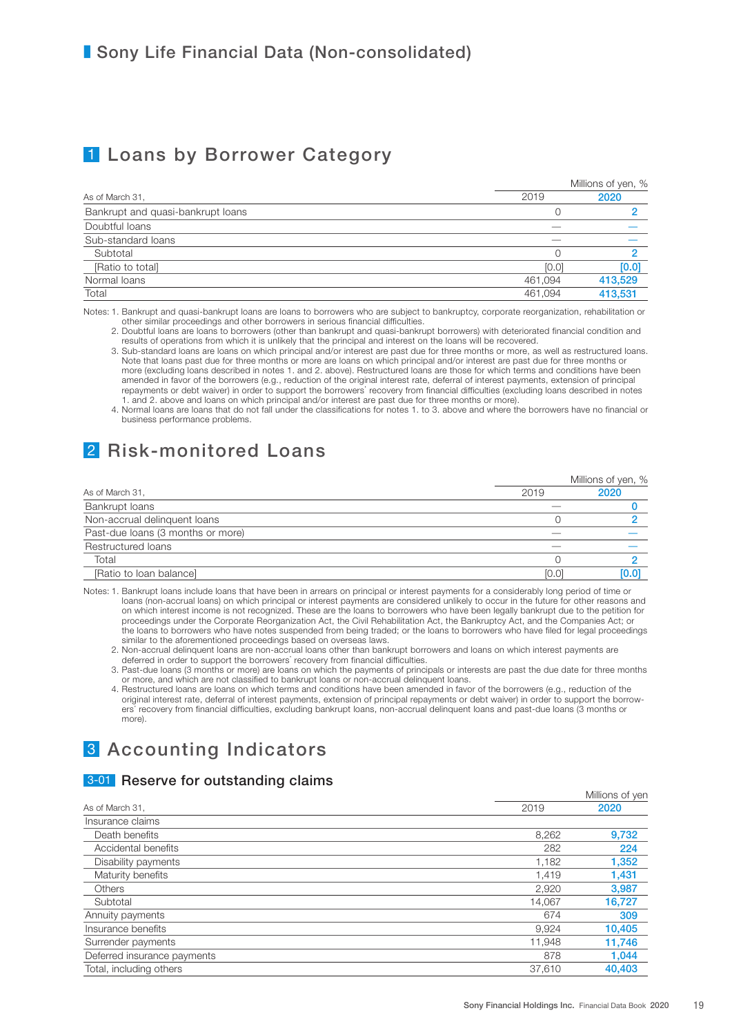# Sony Life Financial Data (Non-consolidated)

## 1 Loans by Borrower Category

Millions of yen, %

| As of March 31, | 2019 | 2020 |
|---|---|---|
| Bankrupt and quasi-bankrupt loans | 0 | 2 |
| Doubtful loans | — | — |
| Sub-standard loans | — | — |
| Subtotal | 0 | 2 |
| [Ratio to total] | [0.0] | [0.0] |
| Normal loans | 461,094 | 413,529 |
| Total | 461,094 | 413,531 |

Notes: 1. Bankrupt and quasi-bankrupt loans are loans to borrowers who are subject to bankruptcy, corporate reorganization, rehabilitation or other similar proceedings and other borrowers in serious financial difficulties.
2. Doubtful loans are loans to borrowers (other than bankrupt and quasi-bankrupt borrowers) with deteriorated financial condition and results of operations from which it is unlikely that the principal and interest on the loans will be recovered.
3. Sub-standard loans are loans on which principal and/or interest are past due for three months or more, as well as restructured loans. Note that loans past due for three months or more are loans on which principal and/or interest are past due for three months or more (excluding loans described in notes 1. and 2. above). Restructured loans are those for which terms and conditions have been amended in favor of the borrowers (e.g., reduction of the original interest rate, deferral of interest payments, extension of principal repayments or debt waiver) in order to support the borrowers' recovery from financial difficulties (excluding loans described in notes 1. and 2. above and loans on which principal and/or interest are past due for three months or more).
4. Normal loans are loans that do not fall under the classifications for notes 1. to 3. above and where the borrowers have no financial or business performance problems.

## 2 Risk-monitored Loans

Millions of yen, %

| As of March 31, | 2019 | 2020 |
|---|---|---|
| Bankrupt loans | — | 0 |
| Non-accrual delinquent loans | 0 | 2 |
| Past-due loans (3 months or more) | — | — |
| Restructured loans | — | — |
| Total | 0 | 2 |
| [Ratio to loan balance] | [0.0] | [0.0] |

Notes: 1. Bankrupt loans include loans that have been in arrears on principal or interest payments for a considerably long period of time or loans (non-accrual loans) on which principal or interest payments are considered unlikely to occur in the future for other reasons and on which interest income is not recognized. These are the loans to borrowers who have been legally bankrupt due to the petition for proceedings under the Corporate Reorganization Act, the Civil Rehabilitation Act, the Bankruptcy Act, and the Companies Act; or the loans to borrowers who have notes suspended from being traded; or the loans to borrowers who have filed for legal proceedings similar to the aforementioned proceedings based on overseas laws.
2. Non-accrual delinquent loans are non-accrual loans other than bankrupt borrowers and loans on which interest payments are deferred in order to support the borrowers' recovery from financial difficulties.
3. Past-due loans (3 months or more) are loans on which the payments of principals or interests are past the due date for three months or more, and which are not classified to bankrupt loans or non-accrual delinquent loans.
4. Restructured loans are loans on which terms and conditions have been amended in favor of the borrowers (e.g., reduction of the original interest rate, deferral of interest payments, extension of principal repayments or debt waiver) in order to support the borrowers' recovery from financial difficulties, excluding bankrupt loans, non-accrual delinquent loans and past-due loans (3 months or more).

## 3 Accounting Indicators

### 3-01 Reserve for outstanding claims

Millions of yen

| As of March 31, | 2019 | 2020 |
|---|---|---|
| Insurance claims | | |
| Death benefits | 8,262 | 9,732 |
| Accidental benefits | 282 | 224 |
| Disability payments | 1,182 | 1,352 |
| Maturity benefits | 1,419 | 1,431 |
| Others | 2,920 | 3,987 |
| Subtotal | 14,067 | 16,727 |
| Annuity payments | 674 | 309 |
| Insurance benefits | 9,924 | 10,405 |
| Surrender payments | 11,948 | 11,746 |
| Deferred insurance payments | 878 | 1,044 |
| Total, including others | 37,610 | 40,403 |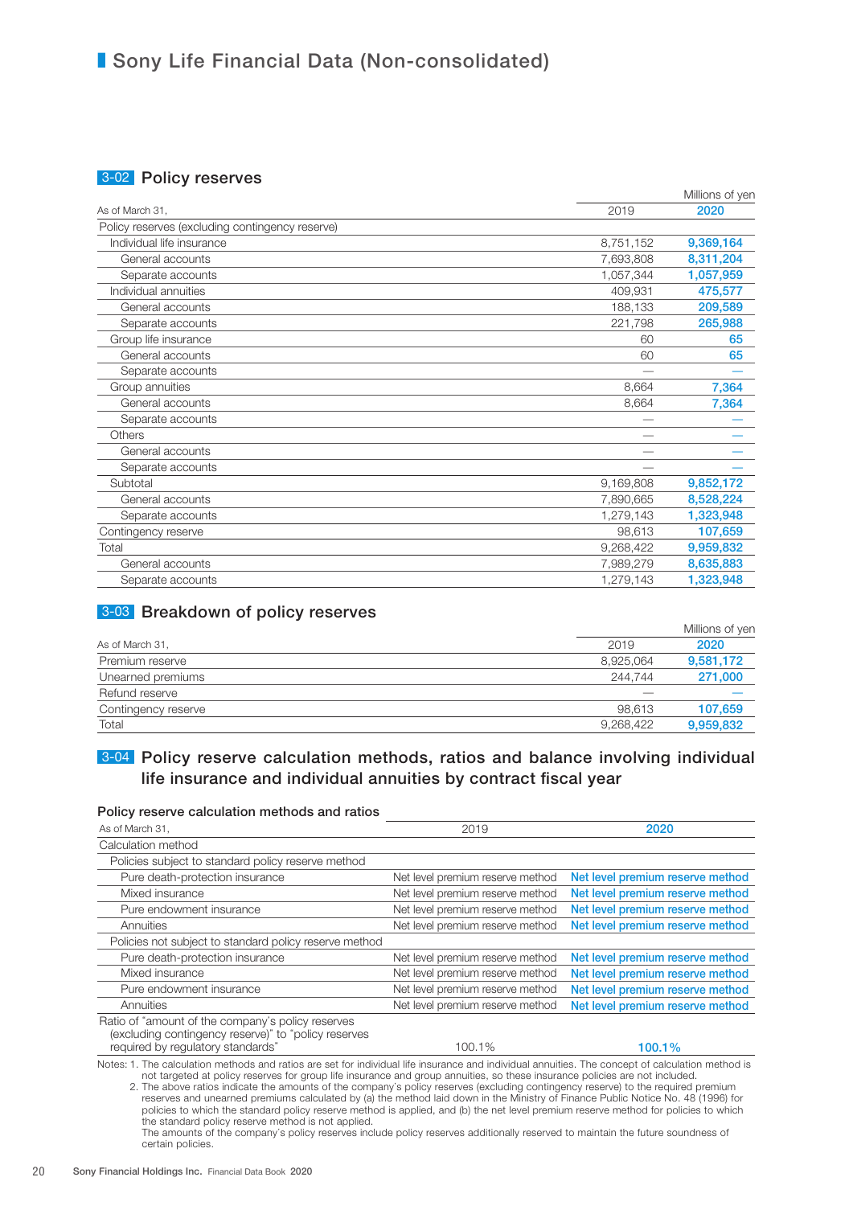# Sony Life Financial Data (Non-consolidated)

## 3-02 Policy reserves

Millions of yen

| As of March 31, | 2019 | 2020 |
|---|---|---|
| Policy reserves (excluding contingency reserve) | | |
| Individual life insurance | 8,751,152 | 9,369,164 |
| General accounts | 7,693,808 | 8,311,204 |
| Separate accounts | 1,057,344 | 1,057,959 |
| Individual annuities | 409,931 | 475,577 |
| General accounts | 188,133 | 209,589 |
| Separate accounts | 221,798 | 265,988 |
| Group life insurance | 60 | 65 |
| General accounts | 60 | 65 |
| Separate accounts | — | — |
| Group annuities | 8,664 | 7,364 |
| General accounts | 8,664 | 7,364 |
| Separate accounts | — | — |
| Others | — | — |
| General accounts | — | — |
| Separate accounts | — | — |
| Subtotal | 9,169,808 | 9,852,172 |
| General accounts | 7,890,665 | 8,528,224 |
| Separate accounts | 1,279,143 | 1,323,948 |
| Contingency reserve | 98,613 | 107,659 |
| Total | 9,268,422 | 9,959,832 |
| General accounts | 7,989,279 | 8,635,883 |
| Separate accounts | 1,279,143 | 1,323,948 |

## 3-03 Breakdown of policy reserves

Millions of yen

| As of March 31, | 2019 | 2020 |
|---|---|---|
| Premium reserve | 8,925,064 | 9,581,172 |
| Unearned premiums | 244,744 | 271,000 |
| Refund reserve | — | — |
| Contingency reserve | 98,613 | 107,659 |
| Total | 9,268,422 | 9,959,832 |

## 3-04 Policy reserve calculation methods, ratios and balance involving individual life insurance and individual annuities by contract fiscal year

### Policy reserve calculation methods and ratios

| As of March 31, | 2019 | 2020 |
|---|---|---|
| Calculation method | | |
| Policies subject to standard policy reserve method | | |
| Pure death-protection insurance | Net level premium reserve method | Net level premium reserve method |
| Mixed insurance | Net level premium reserve method | Net level premium reserve method |
| Pure endowment insurance | Net level premium reserve method | Net level premium reserve method |
| Annuities | Net level premium reserve method | Net level premium reserve method |
| Policies not subject to standard policy reserve method | | |
| Pure death-protection insurance | Net level premium reserve method | Net level premium reserve method |
| Mixed insurance | Net level premium reserve method | Net level premium reserve method |
| Pure endowment insurance | Net level premium reserve method | Net level premium reserve method |
| Annuities | Net level premium reserve method | Net level premium reserve method |
| Ratio of "amount of the company's policy reserves (excluding contingency reserve)" to "policy reserves required by regulatory standards" | 100.1% | 100.1% |

Notes: 1. The calculation methods and ratios are set for individual life insurance and individual annuities. The concept of calculation method is not targeted at policy reserves for group life insurance and group annuities, so these insurance policies are not included.
2. The above ratios indicate the amounts of the company's policy reserves (excluding contingency reserve) to the required premium reserves and unearned premiums calculated by (a) the method laid down in the Ministry of Finance Public Notice No. 48 (1996) for policies to which the standard policy reserve method is applied, and (b) the net level premium reserve method for policies to which the standard policy reserve method is not applied.
The amounts of the company's policy reserves include policy reserves additionally reserved to maintain the future soundness of certain policies.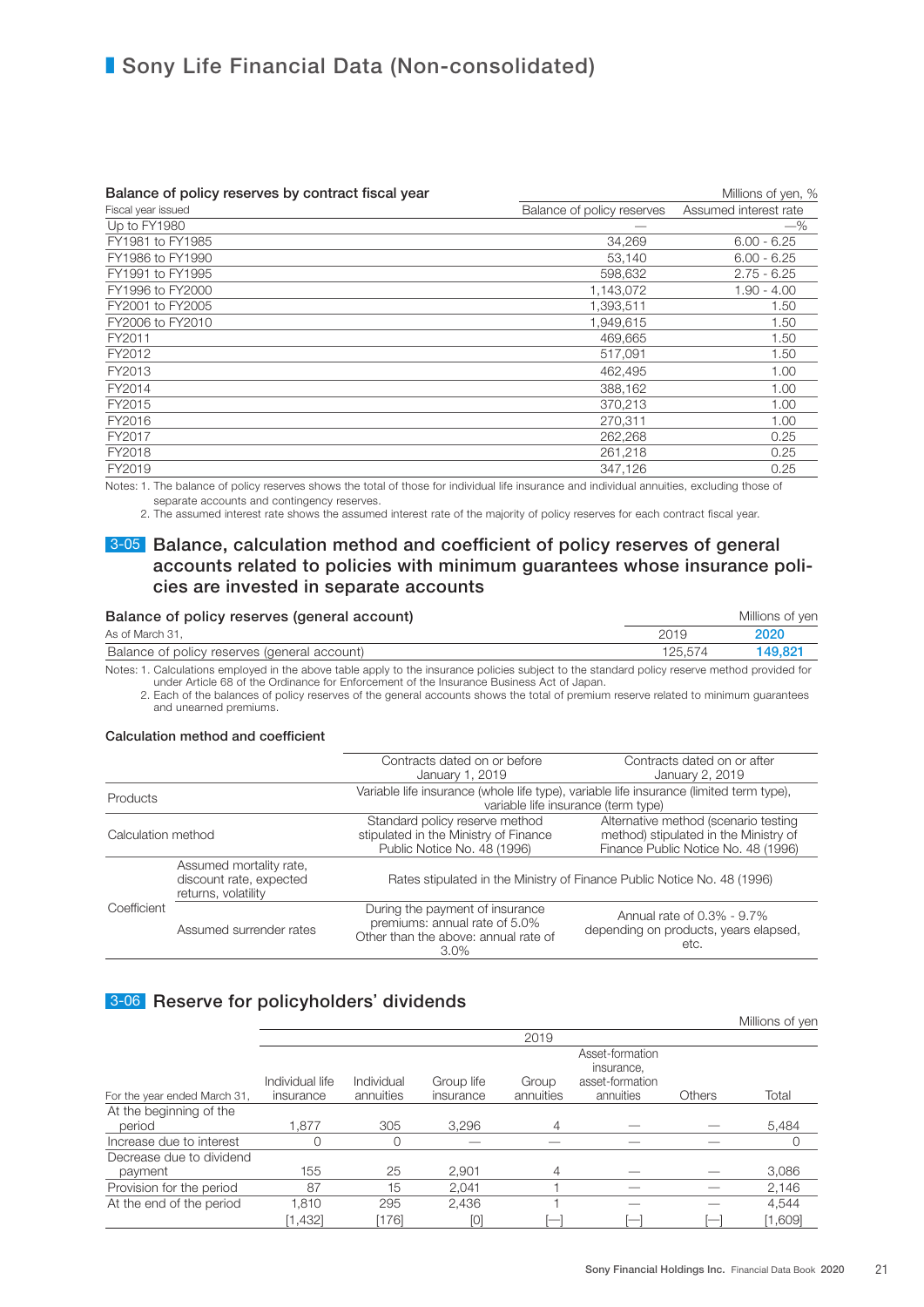# Sony Life Financial Data (Non-consolidated)

**Balance of policy reserves by contract fiscal year**

Millions of yen, %

| Fiscal year issued | Balance of policy reserves | Assumed interest rate |
|---|---|---|
| Up to FY1980 | — | —% |
| FY1981 to FY1985 | 34,269 | 6.00 - 6.25 |
| FY1986 to FY1990 | 53,140 | 6.00 - 6.25 |
| FY1991 to FY1995 | 598,632 | 2.75 - 6.25 |
| FY1996 to FY2000 | 1,143,072 | 1.90 - 4.00 |
| FY2001 to FY2005 | 1,393,511 | 1.50 |
| FY2006 to FY2010 | 1,949,615 | 1.50 |
| FY2011 | 469,665 | 1.50 |
| FY2012 | 517,091 | 1.50 |
| FY2013 | 462,495 | 1.00 |
| FY2014 | 388,162 | 1.00 |
| FY2015 | 370,213 | 1.00 |
| FY2016 | 270,311 | 1.00 |
| FY2017 | 262,268 | 0.25 |
| FY2018 | 261,218 | 0.25 |
| FY2019 | 347,126 | 0.25 |

Notes: 1. The balance of policy reserves shows the total of those for individual life insurance and individual annuities, excluding those of separate accounts and contingency reserves.
2. The assumed interest rate shows the assumed interest rate of the majority of policy reserves for each contract fiscal year.

## 3-05 Balance, calculation method and coefficient of policy reserves of general accounts related to policies with minimum guarantees whose insurance policies are invested in separate accounts

**Balance of policy reserves (general account)**

Millions of yen

| As of March 31, | 2019 | **2020** |
|---|---|---|
| Balance of policy reserves (general account) | 125,574 | **149,821** |

Notes: 1. Calculations employed in the above table apply to the insurance policies subject to the standard policy reserve method provided for under Article 68 of the Ordinance for Enforcement of the Insurance Business Act of Japan.
2. Each of the balances of policy reserves of the general accounts shows the total of premium reserve related to minimum guarantees and unearned premiums.

**Calculation method and coefficient**

| | | Contracts dated on or before January 1, 2019 | Contracts dated on or after January 2, 2019 |
|---|---|---|---|
| Products | | Variable life insurance (whole life type), variable life insurance (limited term type), variable life insurance (term type) | |
| Calculation method | | Standard policy reserve method stipulated in the Ministry of Finance Public Notice No. 48 (1996) | Alternative method (scenario testing method) stipulated in the Ministry of Finance Public Notice No. 48 (1996) |
| Coefficient | Assumed mortality rate, discount rate, expected returns, volatility | Rates stipulated in the Ministry of Finance Public Notice No. 48 (1996) | |
| | Assumed surrender rates | During the payment of insurance premiums: annual rate of 5.0%<br>Other than the above: annual rate of 3.0% | Annual rate of 0.3% - 9.7% depending on products, years elapsed, etc. |

## 3-06 Reserve for policyholders' dividends

Millions of yen

| For the year ended March 31, 2019 | Individual life insurance | Individual annuities | Group life insurance | Group annuities | Asset-formation insurance, asset-formation annuities | Others | Total |
|---|---|---|---|---|---|---|---|
| At the beginning of the period | 1,877 | 305 | 3,296 | 4 | — | — | 5,484 |
| Increase due to interest | 0 | 0 | — | — | — | — | 0 |
| Decrease due to dividend payment | 155 | 25 | 2,901 | 4 | — | — | 3,086 |
| Provision for the period | 87 | 15 | 2,041 | 1 | — | — | 2,146 |
| At the end of the period | 1,810 | 295 | 2,436 | 1 | — | — | 4,544 |
| | [1,432] | [176] | [0] | [—] | [—] | [—] | [1,609] |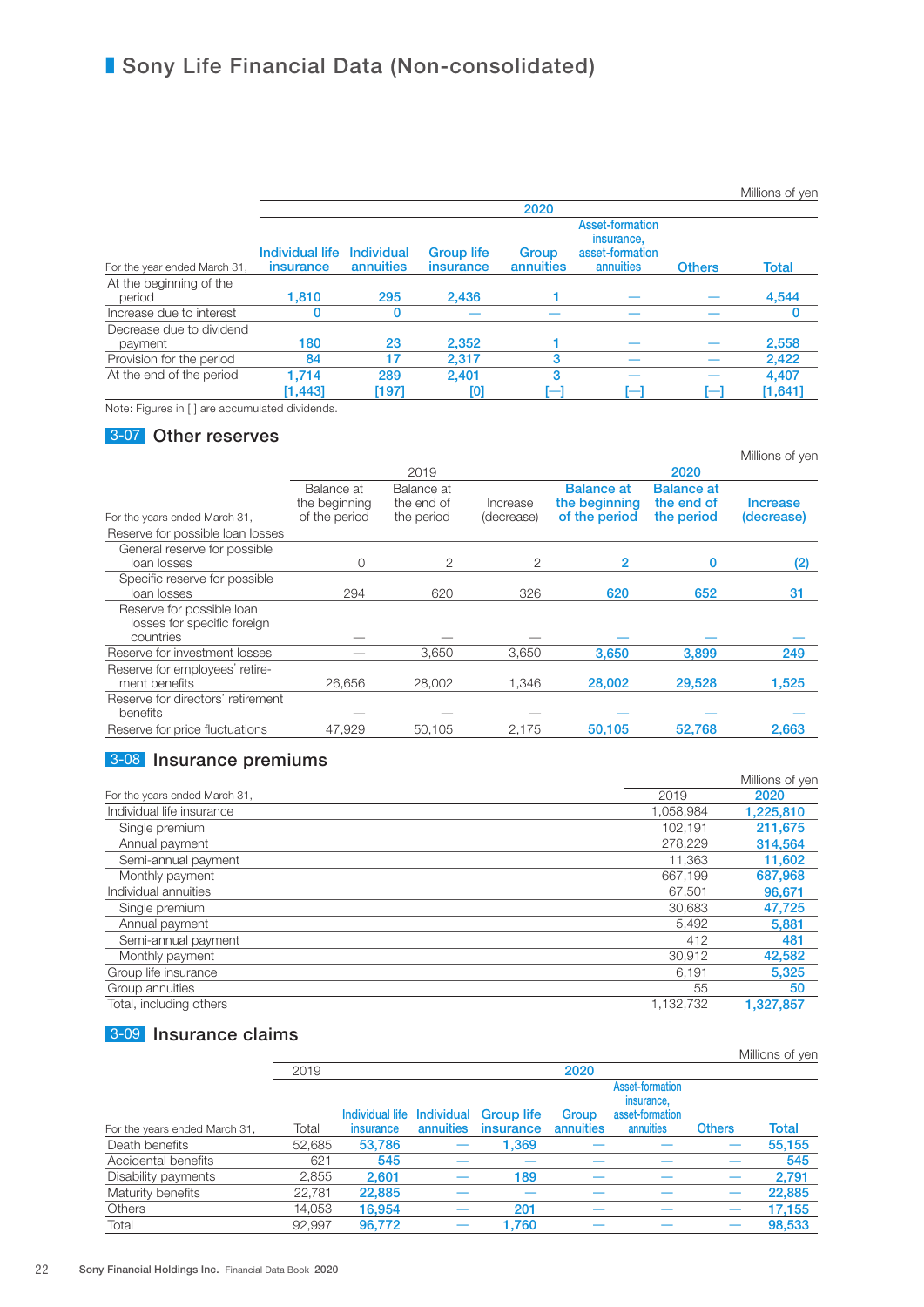# Sony Life Financial Data (Non-consolidated)

Millions of yen

| For the year ended March 31, | 2020 | | | | | | |
|---|---|---|---|---|---|---|---|
| | Individual life insurance | Individual annuities | Group life insurance | Group annuities | Asset-formation insurance, asset-formation annuities | Others | Total |
| At the beginning of the period | 1,810 | 295 | 2,436 | 1 | — | — | 4,544 |
| Increase due to interest | 0 | 0 | — | — | — | — | 0 |
| Decrease due to dividend payment | 180 | 23 | 2,352 | 1 | — | — | 2,558 |
| Provision for the period | 84 | 17 | 2,317 | 3 | — | — | 2,422 |
| At the end of the period | 1,714 [1,443] | 289 [197] | 2,401 [0] | 3 [—] | — [—] | — [—] | 4,407 [1,641] |

Note: Figures in [ ] are accumulated dividends.

## 3-07 Other reserves

Millions of yen

| For the years ended March 31, | 2019 | | | 2020 | | |
|---|---|---|---|---|---|---|
| | Balance at the beginning of the period | Balance at the end of the period | Increase (decrease) | Balance at the beginning of the period | Balance at the end of the period | Increase (decrease) |
| Reserve for possible loan losses | | | | | | |
| General reserve for possible loan losses | 0 | 2 | 2 | 2 | 0 | (2) |
| Specific reserve for possible loan losses | 294 | 620 | 326 | 620 | 652 | 31 |
| Reserve for possible loan losses for specific foreign countries | — | — | — | — | — | — |
| Reserve for investment losses | — | 3,650 | 3,650 | 3,650 | 3,899 | 249 |
| Reserve for employees' retirement benefits | 26,656 | 28,002 | 1,346 | 28,002 | 29,528 | 1,525 |
| Reserve for directors' retirement benefits | — | — | — | — | — | — |
| Reserve for price fluctuations | 47,929 | 50,105 | 2,175 | 50,105 | 52,768 | 2,663 |

## 3-08 Insurance premiums

Millions of yen

| For the years ended March 31, | 2019 | 2020 |
|---|---|---|
| Individual life insurance | 1,058,984 | 1,225,810 |
| Single premium | 102,191 | 211,675 |
| Annual payment | 278,229 | 314,564 |
| Semi-annual payment | 11,363 | 11,602 |
| Monthly payment | 667,199 | 687,968 |
| Individual annuities | 67,501 | 96,671 |
| Single premium | 30,683 | 47,725 |
| Annual payment | 5,492 | 5,881 |
| Semi-annual payment | 412 | 481 |
| Monthly payment | 30,912 | 42,582 |
| Group life insurance | 6,191 | 5,325 |
| Group annuities | 55 | 50 |
| Total, including others | 1,132,732 | 1,327,857 |

## 3-09 Insurance claims

Millions of yen

| For the years ended March 31, | 2019 | 2020 | | | | | | |
|---|---|---|---|---|---|---|---|---|
| | Total | Individual life insurance | Individual annuities | Group life insurance | Group annuities | Asset-formation insurance, asset-formation annuities | Others | Total |
| Death benefits | 52,685 | 53,786 | — | 1,369 | — | — | — | 55,155 |
| Accidental benefits | 621 | 545 | — | — | — | — | — | 545 |
| Disability payments | 2,855 | 2,601 | — | 189 | — | — | — | 2,791 |
| Maturity benefits | 22,781 | 22,885 | — | — | — | — | — | 22,885 |
| Others | 14,053 | 16,954 | — | 201 | — | — | — | 17,155 |
| Total | 92,997 | 96,772 | — | 1,760 | — | — | — | 98,533 |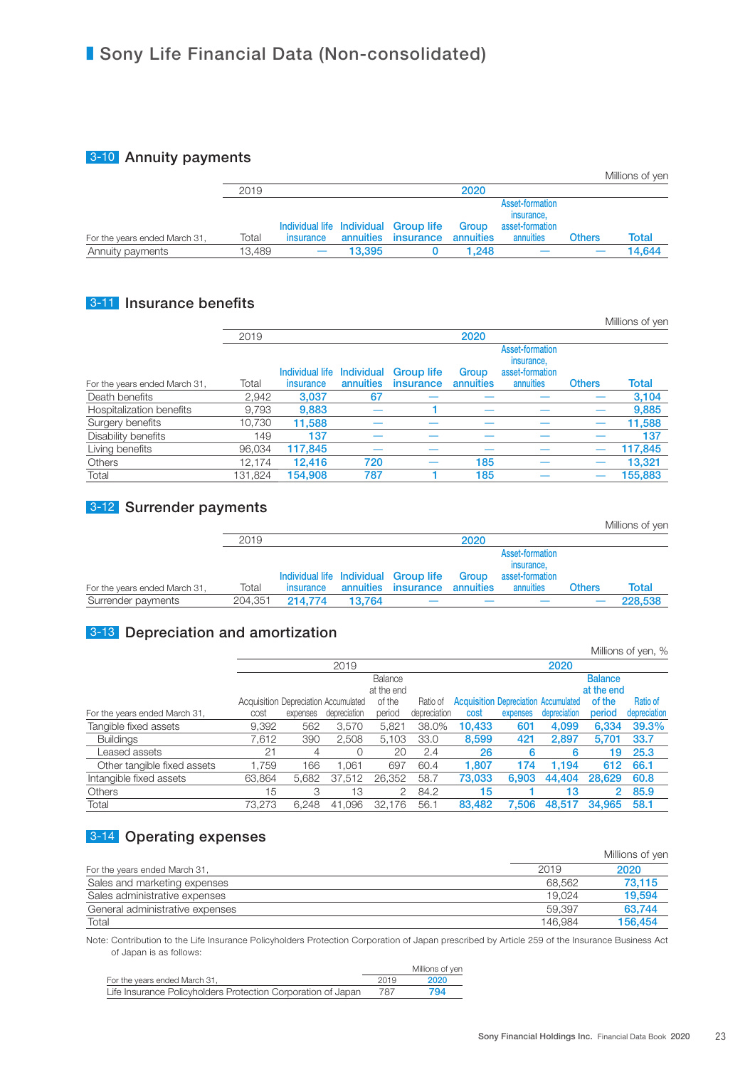# Sony Life Financial Data (Non-consolidated)

## 3-10 Annuity payments

Millions of yen

| For the years ended March 31, | 2019 Total | 2020 Individual life insurance | 2020 Individual annuities | 2020 Group life insurance | 2020 Group annuities | 2020 Asset-formation insurance, asset-formation annuities | 2020 Others | 2020 Total |
|---|---|---|---|---|---|---|---|---|
| Annuity payments | 13,489 | — | 13,395 | 0 | 1,248 | — | — | 14,644 |

## 3-11 Insurance benefits

Millions of yen

| For the years ended March 31, | 2019 Total | 2020 Individual life insurance | 2020 Individual annuities | 2020 Group life insurance | 2020 Group annuities | 2020 Asset-formation insurance, asset-formation annuities | 2020 Others | 2020 Total |
|---|---|---|---|---|---|---|---|---|
| Death benefits | 2,942 | 3,037 | 67 | — | — | — | — | 3,104 |
| Hospitalization benefits | 9,793 | 9,883 | — | 1 | — | — | — | 9,885 |
| Surgery benefits | 10,730 | 11,588 | — | — | — | — | — | 11,588 |
| Disability benefits | 149 | 137 | — | — | — | — | — | 137 |
| Living benefits | 96,034 | 117,845 | — | — | — | — | — | 117,845 |
| Others | 12,174 | 12,416 | 720 | — | 185 | — | — | 13,321 |
| Total | 131,824 | 154,908 | 787 | 1 | 185 | — | — | 155,883 |

## 3-12 Surrender payments

Millions of yen

| For the years ended March 31, | 2019 Total | 2020 Individual life insurance | 2020 Individual annuities | 2020 Group life insurance | 2020 Group annuities | 2020 Asset-formation insurance, asset-formation annuities | 2020 Others | 2020 Total |
|---|---|---|---|---|---|---|---|---|
| Surrender payments | 204,351 | 214,774 | 13,764 | — | — | — | — | 228,538 |

## 3-13 Depreciation and amortization

Millions of yen, %

| For the years ended March 31, | 2019 Acquisition cost | 2019 Depreciation expenses | 2019 Accumulated depreciation | 2019 Balance at the end of the period | 2019 Ratio of depreciation | 2020 Acquisition cost | 2020 Depreciation expenses | 2020 Accumulated depreciation | 2020 Balance at the end of the period | 2020 Ratio of depreciation |
|---|---|---|---|---|---|---|---|---|---|---|
| Tangible fixed assets | 9,392 | 562 | 3,570 | 5,821 | 38.0% | 10,433 | 601 | 4,099 | 6,334 | 39.3% |
| Buildings | 7,612 | 390 | 2,508 | 5,103 | 33.0 | 8,599 | 421 | 2,897 | 5,701 | 33.7 |
| Leased assets | 21 | 4 | 0 | 20 | 2.4 | 26 | 6 | 6 | 19 | 25.3 |
| Other tangible fixed assets | 1,759 | 166 | 1,061 | 697 | 60.4 | 1,807 | 174 | 1,194 | 612 | 66.1 |
| Intangible fixed assets | 63,864 | 5,682 | 37,512 | 26,352 | 58.7 | 73,033 | 6,903 | 44,404 | 28,629 | 60.8 |
| Others | 15 | 3 | 13 | 2 | 84.2 | 15 | 1 | 13 | 2 | 85.9 |
| Total | 73,273 | 6,248 | 41,096 | 32,176 | 56.1 | 83,482 | 7,506 | 48,517 | 34,965 | 58.1 |

## 3-14 Operating expenses

Millions of yen

| For the years ended March 31, | 2019 | 2020 |
|---|---|---|
| Sales and marketing expenses | 68,562 | 73,115 |
| Sales administrative expenses | 19,024 | 19,594 |
| General administrative expenses | 59,397 | 63,744 |
| Total | 146,984 | 156,454 |

Note: Contribution to the Life Insurance Policyholders Protection Corporation of Japan prescribed by Article 259 of the Insurance Business Act of Japan is as follows:

Millions of yen

| For the years ended March 31, | 2019 | 2020 |
|---|---|---|
| Life Insurance Policyholders Protection Corporation of Japan | 787 | 794 |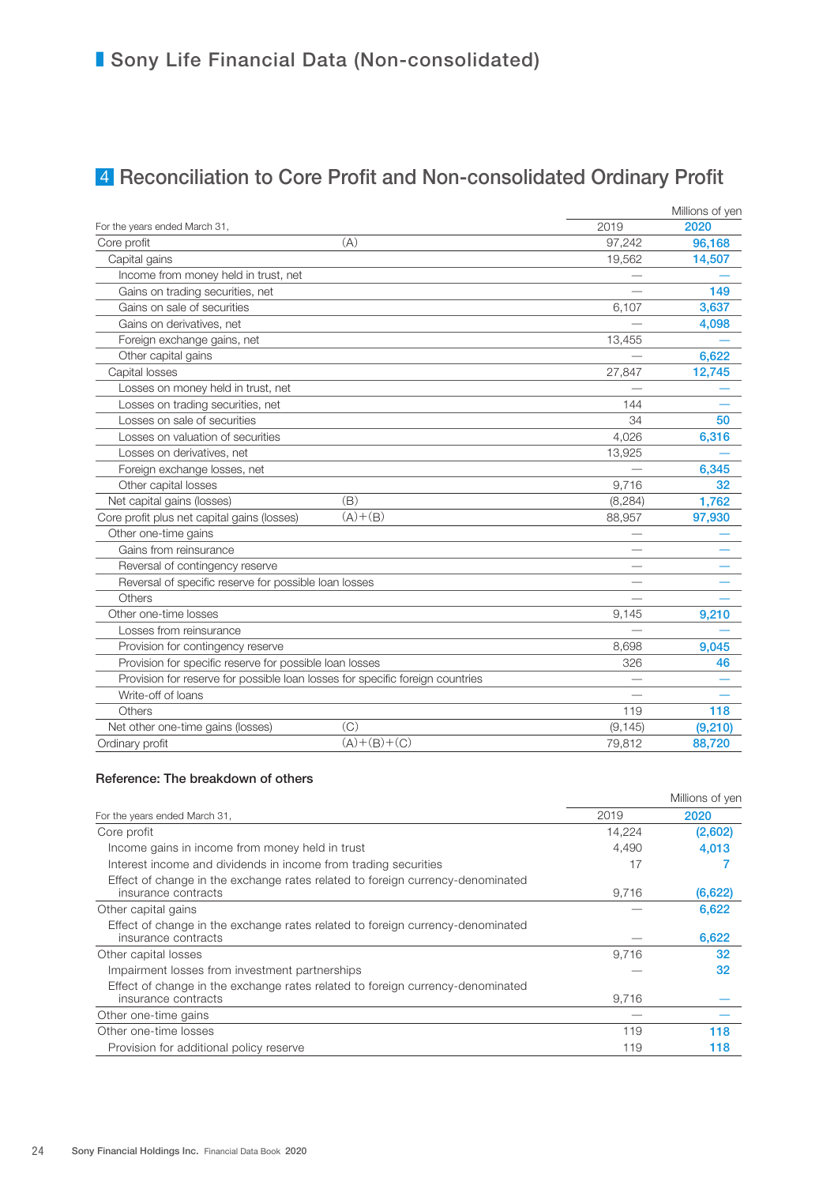# Sony Life Financial Data (Non-consolidated)

## 4 Reconciliation to Core Profit and Non-consolidated Ordinary Profit

Millions of yen

| For the years ended March 31, | | 2019 | 2020 |
|---|---|---|---|
| Core profit | (A) | 97,242 | 96,168 |
| Capital gains | | 19,562 | 14,507 |
| Income from money held in trust, net | | — | — |
| Gains on trading securities, net | | — | 149 |
| Gains on sale of securities | | 6,107 | 3,637 |
| Gains on derivatives, net | | — | 4,098 |
| Foreign exchange gains, net | | 13,455 | — |
| Other capital gains | | — | 6,622 |
| Capital losses | | 27,847 | 12,745 |
| Losses on money held in trust, net | | — | — |
| Losses on trading securities, net | | 144 | — |
| Losses on sale of securities | | 34 | 50 |
| Losses on valuation of securities | | 4,026 | 6,316 |
| Losses on derivatives, net | | 13,925 | — |
| Foreign exchange losses, net | | — | 6,345 |
| Other capital losses | | 9,716 | 32 |
| Net capital gains (losses) | (B) | (8,284) | 1,762 |
| Core profit plus net capital gains (losses) | (A)+(B) | 88,957 | 97,930 |
| Other one-time gains | | — | — |
| Gains from reinsurance | | — | — |
| Reversal of contingency reserve | | — | — |
| Reversal of specific reserve for possible loan losses | | — | — |
| Others | | — | — |
| Other one-time losses | | 9,145 | 9,210 |
| Losses from reinsurance | | — | — |
| Provision for contingency reserve | | 8,698 | 9,045 |
| Provision for specific reserve for possible loan losses | | 326 | 46 |
| Provision for reserve for possible loan losses for specific foreign countries | | — | — |
| Write-off of loans | | — | — |
| Others | | 119 | 118 |
| Net other one-time gains (losses) | (C) | (9,145) | (9,210) |
| Ordinary profit | (A)+(B)+(C) | 79,812 | 88,720 |

### Reference: The breakdown of others

Millions of yen

| For the years ended March 31, | 2019 | 2020 |
|---|---|---|
| Core profit | 14,224 | (2,602) |
| Income gains in income from money held in trust | 4,490 | 4,013 |
| Interest income and dividends in income from trading securities | 17 | 7 |
| Effect of change in the exchange rates related to foreign currency-denominated insurance contracts | 9,716 | (6,622) |
| Other capital gains | — | 6,622 |
| Effect of change in the exchange rates related to foreign currency-denominated insurance contracts | — | 6,622 |
| Other capital losses | 9,716 | 32 |
| Impairment losses from investment partnerships | — | 32 |
| Effect of change in the exchange rates related to foreign currency-denominated insurance contracts | 9,716 | — |
| Other one-time gains | — | — |
| Other one-time losses | 119 | 118 |
| Provision for additional policy reserve | 119 | 118 |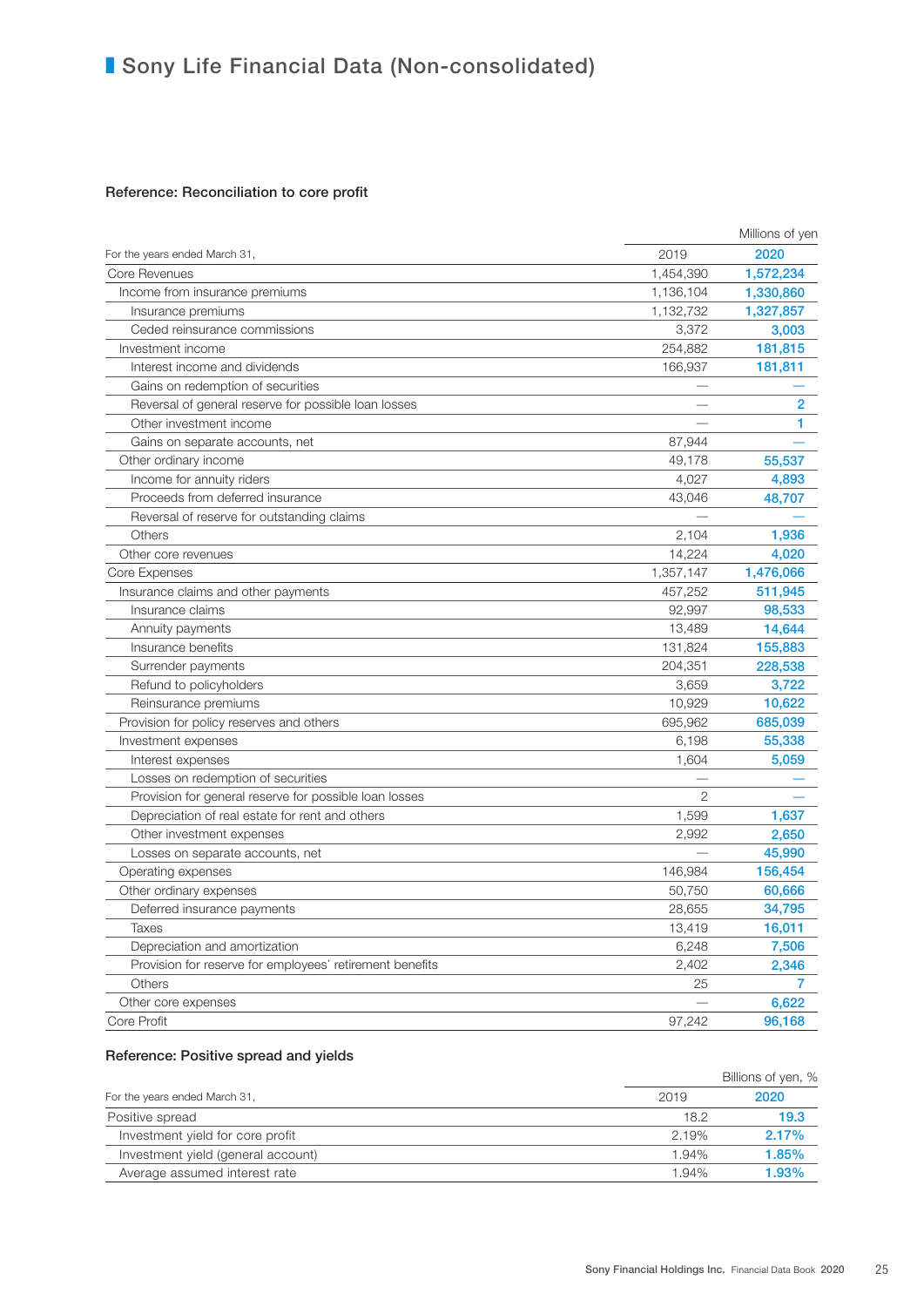# Sony Life Financial Data (Non-consolidated)

### Reference: Reconciliation to core profit

Millions of yen

| For the years ended March 31, | 2019 | 2020 |
|---|---|---|
| Core Revenues | 1,454,390 | **1,572,234** |
| Income from insurance premiums | 1,136,104 | **1,330,860** |
| Insurance premiums | 1,132,732 | **1,327,857** |
| Ceded reinsurance commissions | 3,372 | **3,003** |
| Investment income | 254,882 | **181,815** |
| Interest income and dividends | 166,937 | **181,811** |
| Gains on redemption of securities | — | **—** |
| Reversal of general reserve for possible loan losses | — | **2** |
| Other investment income | — | **1** |
| Gains on separate accounts, net | 87,944 | **—** |
| Other ordinary income | 49,178 | **55,537** |
| Income for annuity riders | 4,027 | **4,893** |
| Proceeds from deferred insurance | 43,046 | **48,707** |
| Reversal of reserve for outstanding claims | — | **—** |
| Others | 2,104 | **1,936** |
| Other core revenues | 14,224 | **4,020** |
| Core Expenses | 1,357,147 | **1,476,066** |
| Insurance claims and other payments | 457,252 | **511,945** |
| Insurance claims | 92,997 | **98,533** |
| Annuity payments | 13,489 | **14,644** |
| Insurance benefits | 131,824 | **155,883** |
| Surrender payments | 204,351 | **228,538** |
| Refund to policyholders | 3,659 | **3,722** |
| Reinsurance premiums | 10,929 | **10,622** |
| Provision for policy reserves and others | 695,962 | **685,039** |
| Investment expenses | 6,198 | **55,338** |
| Interest expenses | 1,604 | **5,059** |
| Losses on redemption of securities | — | **—** |
| Provision for general reserve for possible loan losses | 2 | **—** |
| Depreciation of real estate for rent and others | 1,599 | **1,637** |
| Other investment expenses | 2,992 | **2,650** |
| Losses on separate accounts, net | — | **45,990** |
| Operating expenses | 146,984 | **156,454** |
| Other ordinary expenses | 50,750 | **60,666** |
| Deferred insurance payments | 28,655 | **34,795** |
| Taxes | 13,419 | **16,011** |
| Depreciation and amortization | 6,248 | **7,506** |
| Provision for reserve for employees' retirement benefits | 2,402 | **2,346** |
| Others | 25 | **7** |
| Other core expenses | — | **6,622** |
| Core Profit | 97,242 | **96,168** |

### Reference: Positive spread and yields

Billions of yen, %

| For the years ended March 31, | 2019 | 2020 |
|---|---|---|
| Positive spread | 18.2 | **19.3** |
| Investment yield for core profit | 2.19% | **2.17%** |
| Investment yield (general account) | 1.94% | **1.85%** |
| Average assumed interest rate | 1.94% | **1.93%** |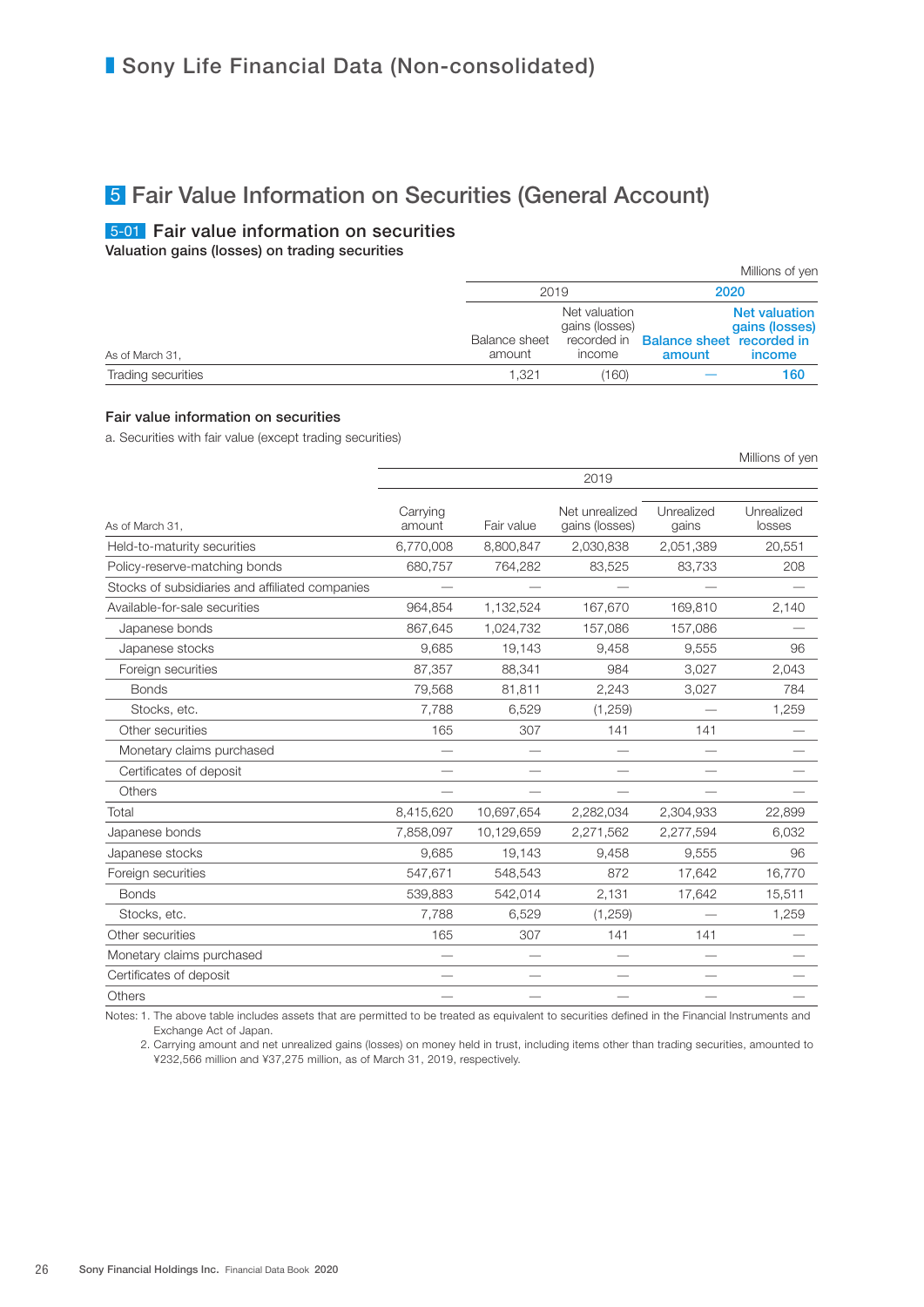# Sony Life Financial Data (Non-consolidated)

## 5 Fair Value Information on Securities (General Account)

### 5-01 Fair value information on securities

**Valuation gains (losses) on trading securities**

Millions of yen

| As of March 31, | 2019 | | 2020 | |
|---|---|---|---|---|
| | Balance sheet amount | Net valuation gains (losses) recorded in income | Balance sheet amount | Net valuation gains (losses) recorded in income |
| Trading securities | 1,321 | (160) | — | 160 |

**Fair value information on securities**

a. Securities with fair value (except trading securities)

Millions of yen

| As of March 31, | 2019 | | | | |
|---|---|---|---|---|---|
| | Carrying amount | Fair value | Net unrealized gains (losses) | Unrealized gains | Unrealized losses |
| Held-to-maturity securities | 6,770,008 | 8,800,847 | 2,030,838 | 2,051,389 | 20,551 |
| Policy-reserve-matching bonds | 680,757 | 764,282 | 83,525 | 83,733 | 208 |
| Stocks of subsidiaries and affiliated companies | — | — | — | — | — |
| Available-for-sale securities | 964,854 | 1,132,524 | 167,670 | 169,810 | 2,140 |
| Japanese bonds | 867,645 | 1,024,732 | 157,086 | 157,086 | — |
| Japanese stocks | 9,685 | 19,143 | 9,458 | 9,555 | 96 |
| Foreign securities | 87,357 | 88,341 | 984 | 3,027 | 2,043 |
| Bonds | 79,568 | 81,811 | 2,243 | 3,027 | 784 |
| Stocks, etc. | 7,788 | 6,529 | (1,259) | — | 1,259 |
| Other securities | 165 | 307 | 141 | 141 | — |
| Monetary claims purchased | — | — | — | — | — |
| Certificates of deposit | — | — | — | — | — |
| Others | — | — | — | — | — |
| Total | 8,415,620 | 10,697,654 | 2,282,034 | 2,304,933 | 22,899 |
| Japanese bonds | 7,858,097 | 10,129,659 | 2,271,562 | 2,277,594 | 6,032 |
| Japanese stocks | 9,685 | 19,143 | 9,458 | 9,555 | 96 |
| Foreign securities | 547,671 | 548,543 | 872 | 17,642 | 16,770 |
| Bonds | 539,883 | 542,014 | 2,131 | 17,642 | 15,511 |
| Stocks, etc. | 7,788 | 6,529 | (1,259) | — | 1,259 |
| Other securities | 165 | 307 | 141 | 141 | — |
| Monetary claims purchased | — | — | — | — | — |
| Certificates of deposit | — | — | — | — | — |
| Others | — | — | — | — | — |

Notes: 1. The above table includes assets that are permitted to be treated as equivalent to securities defined in the Financial Instruments and Exchange Act of Japan.
2. Carrying amount and net unrealized gains (losses) on money held in trust, including items other than trading securities, amounted to ¥232,566 million and ¥37,275 million, as of March 31, 2019, respectively.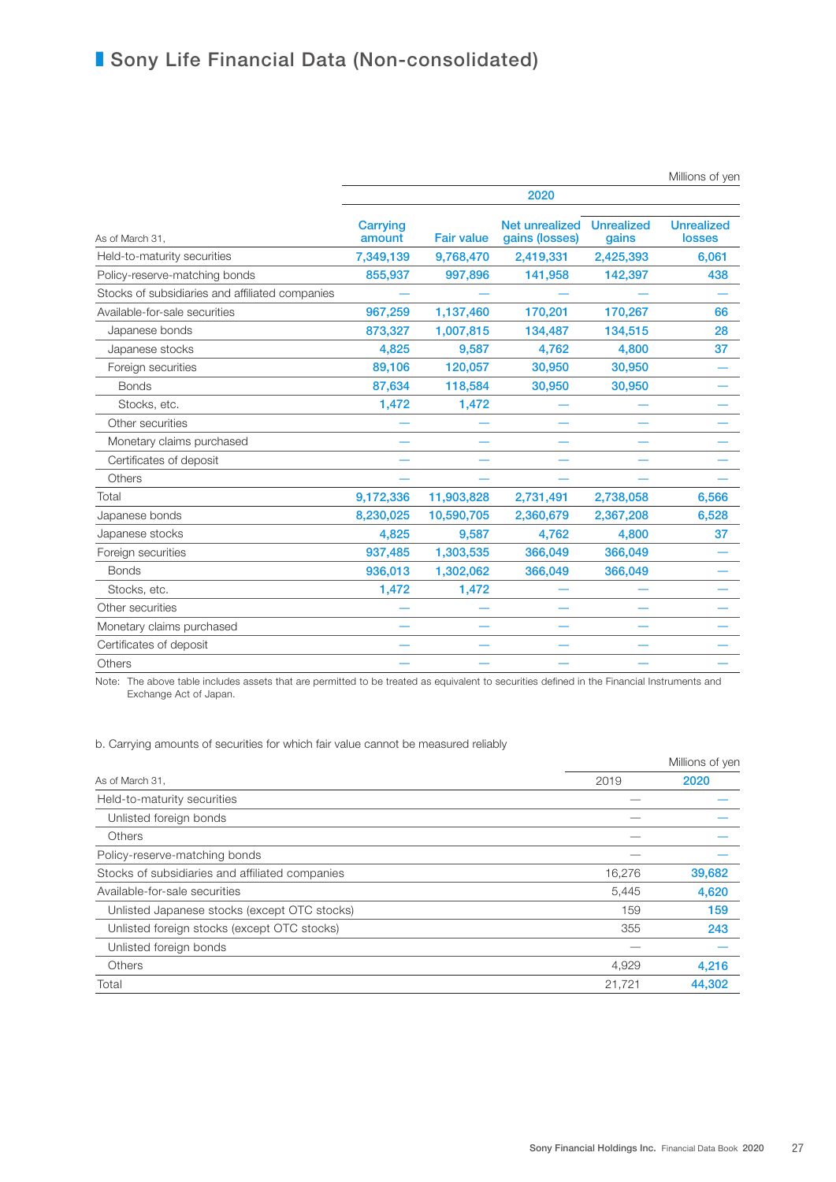## Sony Life Financial Data (Non-consolidated)

Millions of yen

| As of March 31, | 2020 | | | | |
|---|---|---|---|---|---|
| | Carrying amount | Fair value | Net unrealized gains (losses) | Unrealized gains | Unrealized losses |
| Held-to-maturity securities | 7,349,139 | 9,768,470 | 2,419,331 | 2,425,393 | 6,061 |
| Policy-reserve-matching bonds | 855,937 | 997,896 | 141,958 | 142,397 | 438 |
| Stocks of subsidiaries and affiliated companies | — | — | — | — | — |
| Available-for-sale securities | 967,259 | 1,137,460 | 170,201 | 170,267 | 66 |
| Japanese bonds | 873,327 | 1,007,815 | 134,487 | 134,515 | 28 |
| Japanese stocks | 4,825 | 9,587 | 4,762 | 4,800 | 37 |
| Foreign securities | 89,106 | 120,057 | 30,950 | 30,950 | — |
| Bonds | 87,634 | 118,584 | 30,950 | 30,950 | — |
| Stocks, etc. | 1,472 | 1,472 | — | — | — |
| Other securities | — | — | — | — | — |
| Monetary claims purchased | — | — | — | — | — |
| Certificates of deposit | — | — | — | — | — |
| Others | — | — | — | — | — |
| Total | 9,172,336 | 11,903,828 | 2,731,491 | 2,738,058 | 6,566 |
| Japanese bonds | 8,230,025 | 10,590,705 | 2,360,679 | 2,367,208 | 6,528 |
| Japanese stocks | 4,825 | 9,587 | 4,762 | 4,800 | 37 |
| Foreign securities | 937,485 | 1,303,535 | 366,049 | 366,049 | — |
| Bonds | 936,013 | 1,302,062 | 366,049 | 366,049 | — |
| Stocks, etc. | 1,472 | 1,472 | — | — | — |
| Other securities | — | — | — | — | — |
| Monetary claims purchased | — | — | — | — | — |
| Certificates of deposit | — | — | — | — | — |
| Others | — | — | — | — | — |

Note: The above table includes assets that are permitted to be treated as equivalent to securities defined in the Financial Instruments and Exchange Act of Japan.

b. Carrying amounts of securities for which fair value cannot be measured reliably

Millions of yen

| As of March 31, | 2019 | 2020 |
|---|---|---|
| Held-to-maturity securities | — | — |
| Unlisted foreign bonds | — | — |
| Others | — | — |
| Policy-reserve-matching bonds | — | — |
| Stocks of subsidiaries and affiliated companies | 16,276 | 39,682 |
| Available-for-sale securities | 5,445 | 4,620 |
| Unlisted Japanese stocks (except OTC stocks) | 159 | 159 |
| Unlisted foreign stocks (except OTC stocks) | 355 | 243 |
| Unlisted foreign bonds | — | — |
| Others | 4,929 | 4,216 |
| Total | 21,721 | 44,302 |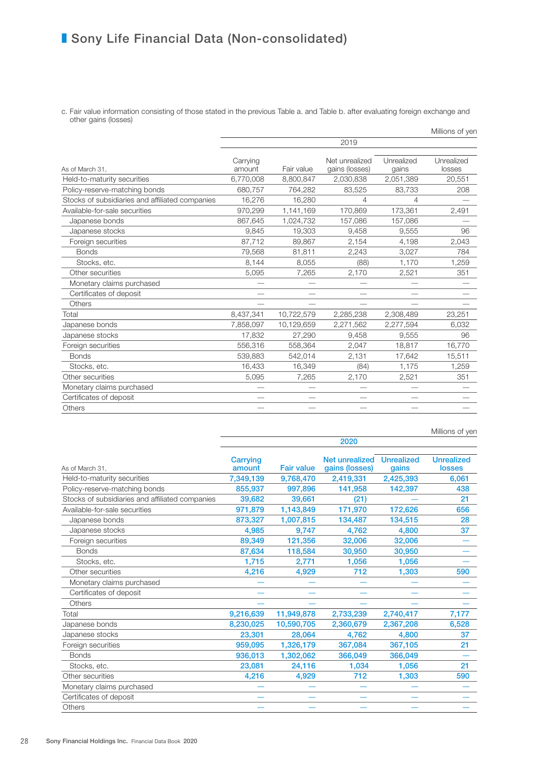# Sony Life Financial Data (Non-consolidated)

c. Fair value information consisting of those stated in the previous Table a. and Table b. after evaluating foreign exchange and other gains (losses)

Millions of yen

| As of March 31, | 2019 | | | | |
|---|---|---|---|---|---|
| | Carrying amount | Fair value | Net unrealized gains (losses) | Unrealized gains | Unrealized losses |
| Held-to-maturity securities | 6,770,008 | 8,800,847 | 2,030,838 | 2,051,389 | 20,551 |
| Policy-reserve-matching bonds | 680,757 | 764,282 | 83,525 | 83,733 | 208 |
| Stocks of subsidiaries and affiliated companies | 16,276 | 16,280 | 4 | 4 | — |
| Available-for-sale securities | 970,299 | 1,141,169 | 170,869 | 173,361 | 2,491 |
| Japanese bonds | 867,645 | 1,024,732 | 157,086 | 157,086 | — |
| Japanese stocks | 9,845 | 19,303 | 9,458 | 9,555 | 96 |
| Foreign securities | 87,712 | 89,867 | 2,154 | 4,198 | 2,043 |
| Bonds | 79,568 | 81,811 | 2,243 | 3,027 | 784 |
| Stocks, etc. | 8,144 | 8,055 | (88) | 1,170 | 1,259 |
| Other securities | 5,095 | 7,265 | 2,170 | 2,521 | 351 |
| Monetary claims purchased | — | — | — | — | — |
| Certificates of deposit | — | — | — | — | — |
| Others | — | — | — | — | — |
| Total | 8,437,341 | 10,722,579 | 2,285,238 | 2,308,489 | 23,251 |
| Japanese bonds | 7,858,097 | 10,129,659 | 2,271,562 | 2,277,594 | 6,032 |
| Japanese stocks | 17,832 | 27,290 | 9,458 | 9,555 | 96 |
| Foreign securities | 556,316 | 558,364 | 2,047 | 18,817 | 16,770 |
| Bonds | 539,883 | 542,014 | 2,131 | 17,642 | 15,511 |
| Stocks, etc. | 16,433 | 16,349 | (84) | 1,175 | 1,259 |
| Other securities | 5,095 | 7,265 | 2,170 | 2,521 | 351 |
| Monetary claims purchased | — | — | — | — | — |
| Certificates of deposit | — | — | — | — | — |
| Others | — | — | — | — | — |

Millions of yen

| As of March 31, | 2020 | | | | |
|---|---|---|---|---|---|
| | Carrying amount | Fair value | Net unrealized gains (losses) | Unrealized gains | Unrealized losses |
| Held-to-maturity securities | 7,349,139 | 9,768,470 | 2,419,331 | 2,425,393 | 6,061 |
| Policy-reserve-matching bonds | 855,937 | 997,896 | 141,958 | 142,397 | 438 |
| Stocks of subsidiaries and affiliated companies | 39,682 | 39,661 | (21) | — | 21 |
| Available-for-sale securities | 971,879 | 1,143,849 | 171,970 | 172,626 | 656 |
| Japanese bonds | 873,327 | 1,007,815 | 134,487 | 134,515 | 28 |
| Japanese stocks | 4,985 | 9,747 | 4,762 | 4,800 | 37 |
| Foreign securities | 89,349 | 121,356 | 32,006 | 32,006 | — |
| Bonds | 87,634 | 118,584 | 30,950 | 30,950 | — |
| Stocks, etc. | 1,715 | 2,771 | 1,056 | 1,056 | — |
| Other securities | 4,216 | 4,929 | 712 | 1,303 | 590 |
| Monetary claims purchased | — | — | — | — | — |
| Certificates of deposit | — | — | — | — | — |
| Others | — | — | — | — | — |
| Total | 9,216,639 | 11,949,878 | 2,733,239 | 2,740,417 | 7,177 |
| Japanese bonds | 8,230,025 | 10,590,705 | 2,360,679 | 2,367,208 | 6,528 |
| Japanese stocks | 23,301 | 28,064 | 4,762 | 4,800 | 37 |
| Foreign securities | 959,095 | 1,326,179 | 367,084 | 367,105 | 21 |
| Bonds | 936,013 | 1,302,062 | 366,049 | 366,049 | — |
| Stocks, etc. | 23,081 | 24,116 | 1,034 | 1,056 | 21 |
| Other securities | 4,216 | 4,929 | 712 | 1,303 | 590 |
| Monetary claims purchased | — | — | — | — | — |
| Certificates of deposit | — | — | — | — | — |
| Others | — | — | — | — | — |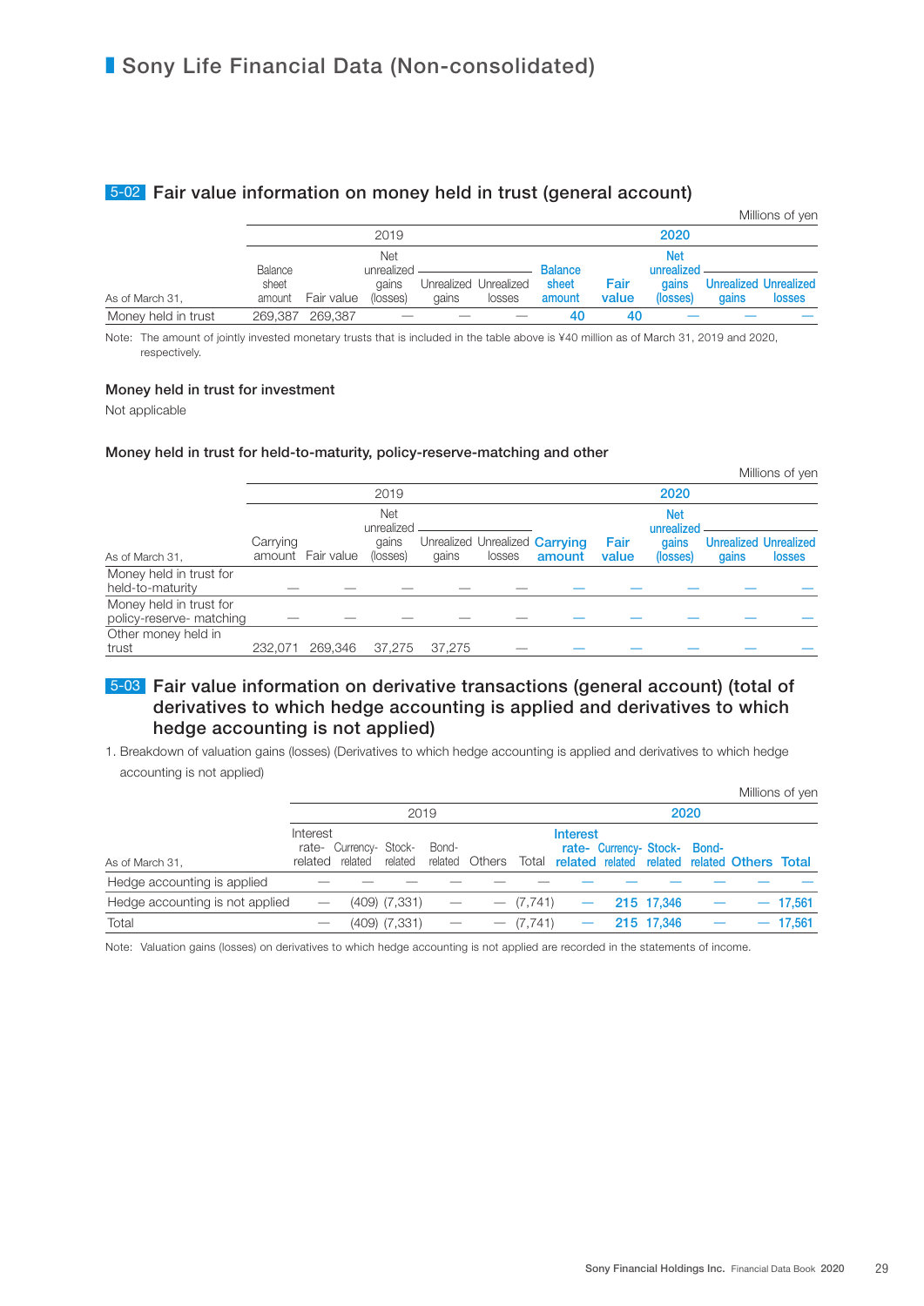# Sony Life Financial Data (Non-consolidated)

## 5-02 Fair value information on money held in trust (general account)

Millions of yen

| As of March 31, | 2019 | | | | | 2020 | | | | |
|---|---|---|---|---|---|---|---|---|---|---|
| | Balance sheet amount | Fair value | Net unrealized gains (losses) | Unrealized gains | Unrealized losses | Balance sheet amount | Fair value | Net unrealized gains (losses) | Unrealized gains | Unrealized losses |
| Money held in trust | 269,387 | 269,387 | — | — | — | 40 | 40 | — | — | — |

Note: The amount of jointly invested monetary trusts that is included in the table above is ¥40 million as of March 31, 2019 and 2020, respectively.

### Money held in trust for investment

Not applicable

### Money held in trust for held-to-maturity, policy-reserve-matching and other

Millions of yen

| As of March 31, | 2019 | | | | | 2020 | | | | |
|---|---|---|---|---|---|---|---|---|---|---|
| | Carrying amount | Fair value | Net unrealized gains (losses) | Unrealized gains | Unrealized losses | Carrying amount | Fair value | Net unrealized gains (losses) | Unrealized gains | Unrealized losses |
| Money held in trust for held-to-maturity | — | — | — | — | — | — | — | — | — | — |
| Money held in trust for policy-reserve- matching | — | — | — | — | — | — | — | — | — | — |
| Other money held in trust | 232,071 | 269,346 | 37,275 | 37,275 | — | — | — | — | — | — |

## 5-03 Fair value information on derivative transactions (general account) (total of derivatives to which hedge accounting is applied and derivatives to which hedge accounting is not applied)

1. Breakdown of valuation gains (losses) (Derivatives to which hedge accounting is applied and derivatives to which hedge accounting is not applied)

Millions of yen

| As of March 31, | 2019 | | | | | | 2020 | | | | | |
|---|---|---|---|---|---|---|---|---|---|---|---|---|
| | Interest rate-related | Currency-related | Stock-related | Bond-related | Others | Total | Interest rate-related | Currency-related | Stock-related | Bond-related | Others | Total |
| Hedge accounting is applied | — | — | — | — | — | — | — | — | — | — | — | — |
| Hedge accounting is not applied | — | (409) | (7,331) | — | — | (7,741) | — | 215 | 17,346 | — | — | 17,561 |
| Total | — | (409) | (7,331) | — | — | (7,741) | — | 215 | 17,346 | — | — | 17,561 |

Note: Valuation gains (losses) on derivatives to which hedge accounting is not applied are recorded in the statements of income.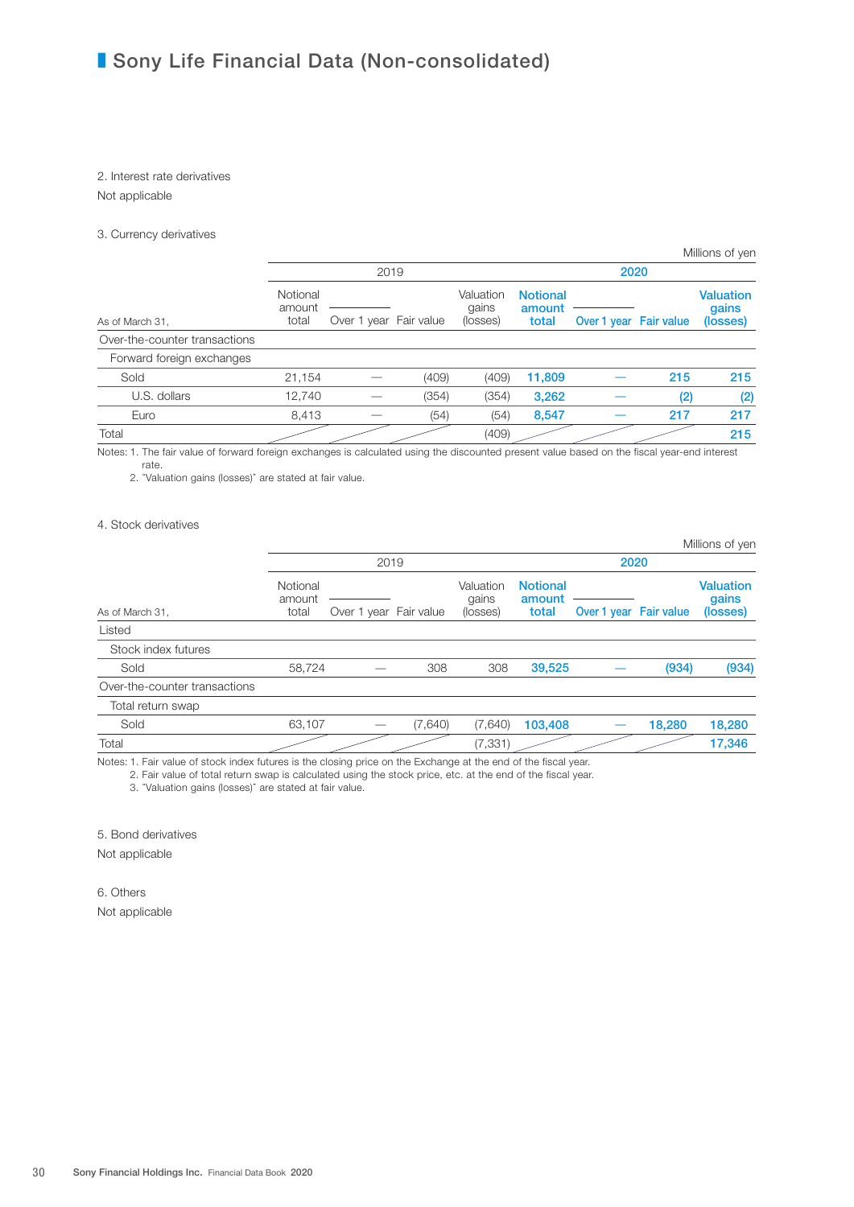# Sony Life Financial Data (Non-consolidated)

2. Interest rate derivatives

Not applicable

3. Currency derivatives

Millions of yen

| As of March 31, | 2019 | | | | 2020 | | | |
|---|---|---|---|---|---|---|---|---|
| | Notional amount total | Over 1 year | Fair value | Valuation gains (losses) | Notional amount total | Over 1 year | Fair value | Valuation gains (losses) |
| Over-the-counter transactions | | | | | | | | |
| Forward foreign exchanges | | | | | | | | |
| Sold | 21,154 | — | (409) | (409) | 11,809 | — | 215 | 215 |
| U.S. dollars | 12,740 | — | (354) | (354) | 3,262 | — | (2) | (2) |
| Euro | 8,413 | — | (54) | (54) | 8,547 | — | 217 | 217 |
| Total | | | | (409) | | | | 215 |

Notes: 1. The fair value of forward foreign exchanges is calculated using the discounted present value based on the fiscal year-end interest rate.
2. "Valuation gains (losses)" are stated at fair value.

4. Stock derivatives

Millions of yen

| As of March 31, | 2019 | | | | 2020 | | | |
|---|---|---|---|---|---|---|---|---|
| | Notional amount total | Over 1 year | Fair value | Valuation gains (losses) | Notional amount total | Over 1 year | Fair value | Valuation gains (losses) |
| Listed | | | | | | | | |
| Stock index futures | | | | | | | | |
| Sold | 58,724 | — | 308 | 308 | 39,525 | — | (934) | (934) |
| Over-the-counter transactions | | | | | | | | |
| Total return swap | | | | | | | | |
| Sold | 63,107 | — | (7,640) | (7,640) | 103,408 | — | 18,280 | 18,280 |
| Total | | | | (7,331) | | | | 17,346 |

Notes: 1. Fair value of stock index futures is the closing price on the Exchange at the end of the fiscal year.
2. Fair value of total return swap is calculated using the stock price, etc. at the end of the fiscal year.
3. "Valuation gains (losses)" are stated at fair value.

5. Bond derivatives

Not applicable

6. Others

Not applicable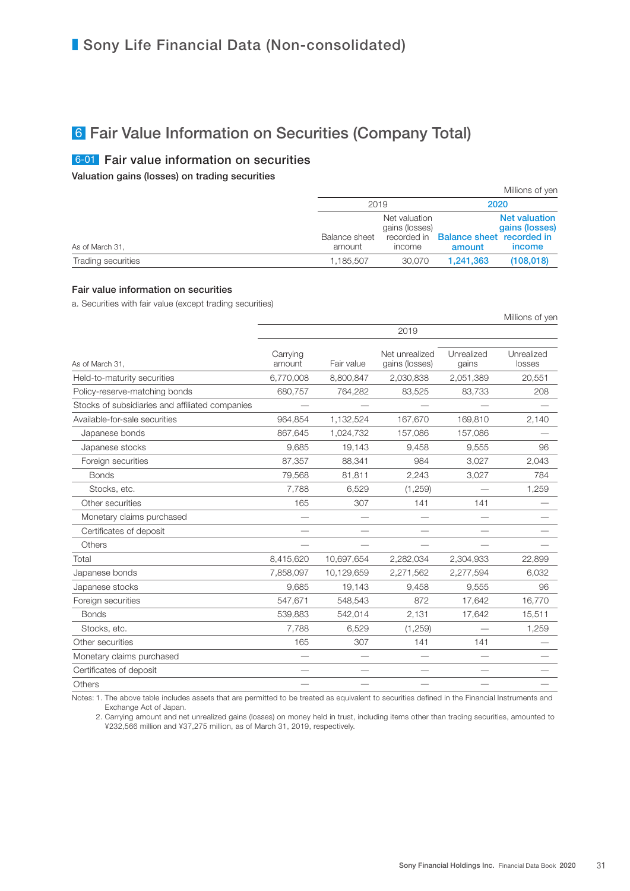# Sony Life Financial Data (Non-consolidated)

## 6 Fair Value Information on Securities (Company Total)

### 6-01 Fair value information on securities

**Valuation gains (losses) on trading securities**

Millions of yen

| As of March 31, | 2019 | | 2020 | |
|---|---|---|---|---|
| | Balance sheet amount | Net valuation gains (losses) recorded in income | Balance sheet amount | Net valuation gains (losses) recorded in income |
| Trading securities | 1,185,507 | 30,070 | 1,241,363 | (108,018) |

**Fair value information on securities**

a. Securities with fair value (except trading securities)

Millions of yen

| As of March 31, | 2019 | | | | |
|---|---|---|---|---|---|
| | Carrying amount | Fair value | Net unrealized gains (losses) | Unrealized gains | Unrealized losses |
| Held-to-maturity securities | 6,770,008 | 8,800,847 | 2,030,838 | 2,051,389 | 20,551 |
| Policy-reserve-matching bonds | 680,757 | 764,282 | 83,525 | 83,733 | 208 |
| Stocks of subsidiaries and affiliated companies | — | — | — | — | — |
| Available-for-sale securities | 964,854 | 1,132,524 | 167,670 | 169,810 | 2,140 |
| Japanese bonds | 867,645 | 1,024,732 | 157,086 | 157,086 | — |
| Japanese stocks | 9,685 | 19,143 | 9,458 | 9,555 | 96 |
| Foreign securities | 87,357 | 88,341 | 984 | 3,027 | 2,043 |
| Bonds | 79,568 | 81,811 | 2,243 | 3,027 | 784 |
| Stocks, etc. | 7,788 | 6,529 | (1,259) | — | 1,259 |
| Other securities | 165 | 307 | 141 | 141 | — |
| Monetary claims purchased | — | — | — | — | — |
| Certificates of deposit | — | — | — | — | — |
| Others | — | — | — | — | — |
| Total | 8,415,620 | 10,697,654 | 2,282,034 | 2,304,933 | 22,899 |
| Japanese bonds | 7,858,097 | 10,129,659 | 2,271,562 | 2,277,594 | 6,032 |
| Japanese stocks | 9,685 | 19,143 | 9,458 | 9,555 | 96 |
| Foreign securities | 547,671 | 548,543 | 872 | 17,642 | 16,770 |
| Bonds | 539,883 | 542,014 | 2,131 | 17,642 | 15,511 |
| Stocks, etc. | 7,788 | 6,529 | (1,259) | — | 1,259 |
| Other securities | 165 | 307 | 141 | 141 | — |
| Monetary claims purchased | — | — | — | — | — |
| Certificates of deposit | — | — | — | — | — |
| Others | — | — | — | — | — |

Notes: 1. The above table includes assets that are permitted to be treated as equivalent to securities defined in the Financial Instruments and Exchange Act of Japan.
2. Carrying amount and net unrealized gains (losses) on money held in trust, including items other than trading securities, amounted to ¥232,566 million and ¥37,275 million, as of March 31, 2019, respectively.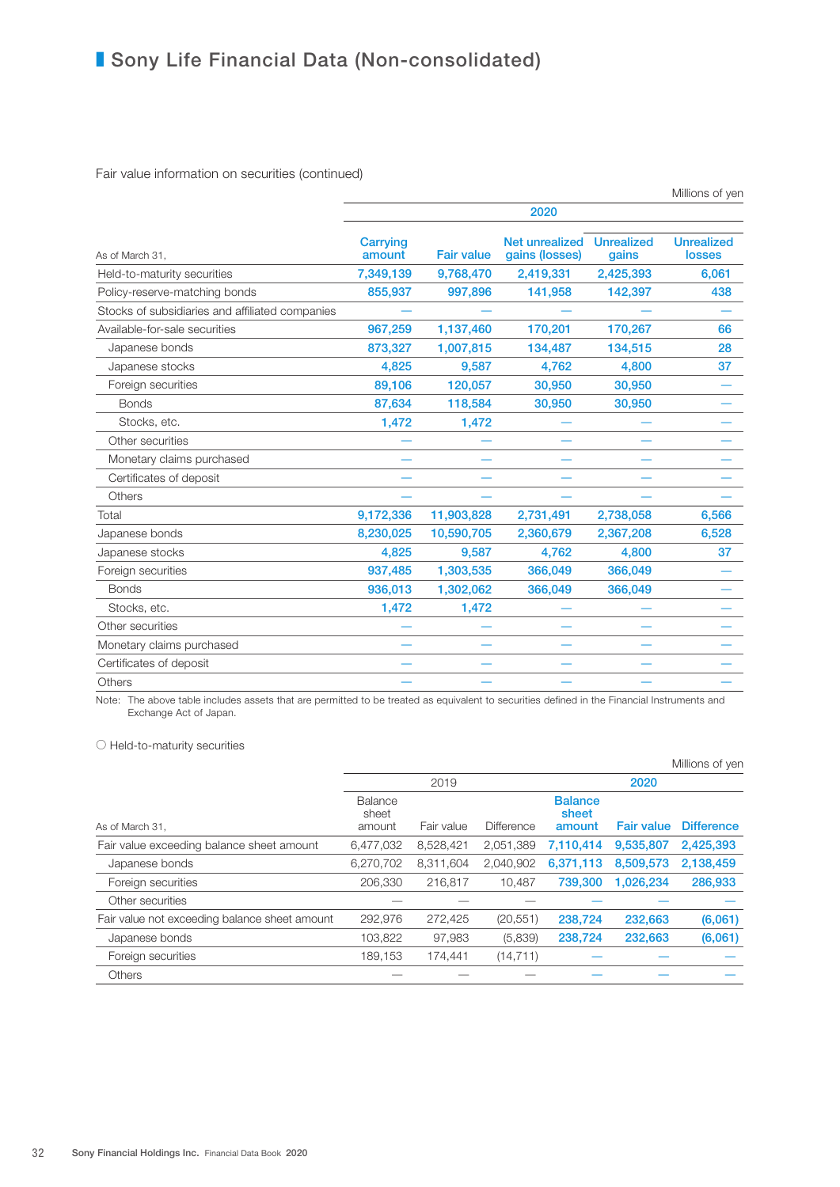# Sony Life Financial Data (Non-consolidated)

Fair value information on securities (continued)

Millions of yen

| As of March 31, | 2020 | | | | |
|---|---|---|---|---|---|
| | Carrying amount | Fair value | Net unrealized gains (losses) | Unrealized gains | Unrealized losses |
| Held-to-maturity securities | 7,349,139 | 9,768,470 | 2,419,331 | 2,425,393 | 6,061 |
| Policy-reserve-matching bonds | 855,937 | 997,896 | 141,958 | 142,397 | 438 |
| Stocks of subsidiaries and affiliated companies | — | — | — | — | — |
| Available-for-sale securities | 967,259 | 1,137,460 | 170,201 | 170,267 | 66 |
| Japanese bonds | 873,327 | 1,007,815 | 134,487 | 134,515 | 28 |
| Japanese stocks | 4,825 | 9,587 | 4,762 | 4,800 | 37 |
| Foreign securities | 89,106 | 120,057 | 30,950 | 30,950 | — |
| Bonds | 87,634 | 118,584 | 30,950 | 30,950 | — |
| Stocks, etc. | 1,472 | 1,472 | — | — | — |
| Other securities | — | — | — | — | — |
| Monetary claims purchased | — | — | — | — | — |
| Certificates of deposit | — | — | — | — | — |
| Others | — | — | — | — | — |
| Total | 9,172,336 | 11,903,828 | 2,731,491 | 2,738,058 | 6,566 |
| Japanese bonds | 8,230,025 | 10,590,705 | 2,360,679 | 2,367,208 | 6,528 |
| Japanese stocks | 4,825 | 9,587 | 4,762 | 4,800 | 37 |
| Foreign securities | 937,485 | 1,303,535 | 366,049 | 366,049 | — |
| Bonds | 936,013 | 1,302,062 | 366,049 | 366,049 | — |
| Stocks, etc. | 1,472 | 1,472 | — | — | — |
| Other securities | — | — | — | — | — |
| Monetary claims purchased | — | — | — | — | — |
| Certificates of deposit | — | — | — | — | — |
| Others | — | — | — | — | — |

Note: The above table includes assets that are permitted to be treated as equivalent to securities defined in the Financial Instruments and Exchange Act of Japan.

○ Held-to-maturity securities

Millions of yen

| As of March 31, | 2019 | | | 2020 | | |
|---|---|---|---|---|---|---|
| | Balance sheet amount | Fair value | Difference | Balance sheet amount | Fair value | Difference |
| Fair value exceeding balance sheet amount | 6,477,032 | 8,528,421 | 2,051,389 | 7,110,414 | 9,535,807 | 2,425,393 |
| Japanese bonds | 6,270,702 | 8,311,604 | 2,040,902 | 6,371,113 | 8,509,573 | 2,138,459 |
| Foreign securities | 206,330 | 216,817 | 10,487 | 739,300 | 1,026,234 | 286,933 |
| Other securities | — | — | — | — | — | — |
| Fair value not exceeding balance sheet amount | 292,976 | 272,425 | (20,551) | 238,724 | 232,663 | (6,061) |
| Japanese bonds | 103,822 | 97,983 | (5,839) | 238,724 | 232,663 | (6,061) |
| Foreign securities | 189,153 | 174,441 | (14,711) | — | — | — |
| Others | — | — | — | — | — | — |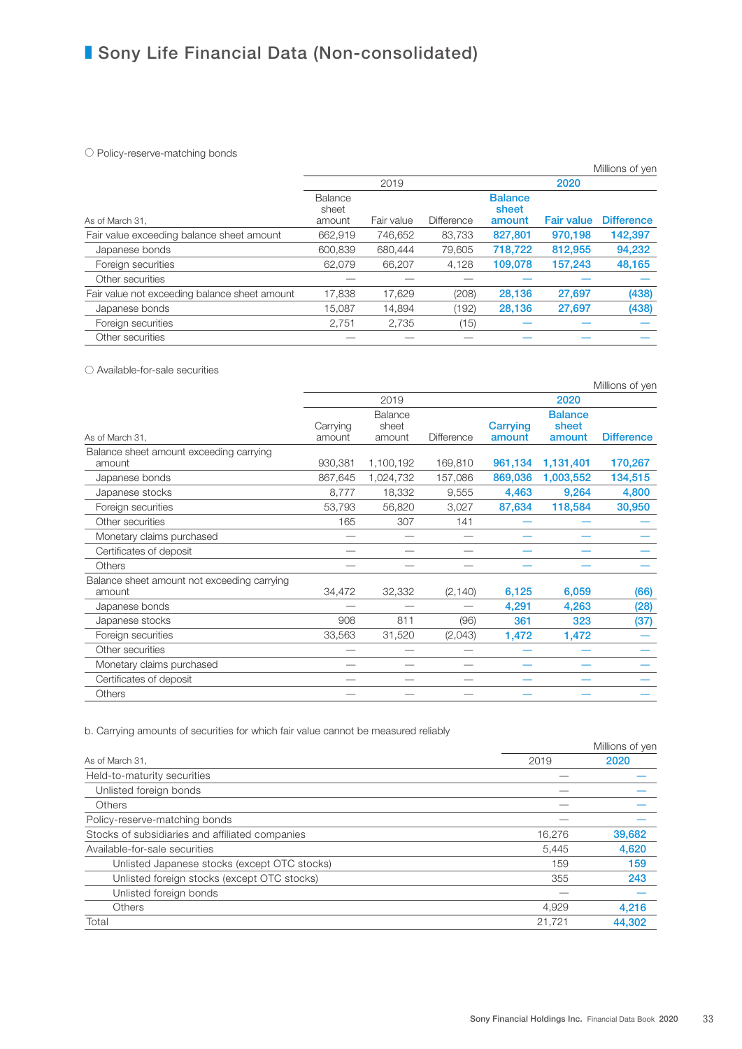# Sony Life Financial Data (Non-consolidated)

○ Policy-reserve-matching bonds

Millions of yen

| As of March 31, | 2019 Balance sheet amount | 2019 Fair value | 2019 Difference | 2020 Balance sheet amount | 2020 Fair value | 2020 Difference |
|---|---|---|---|---|---|---|
| Fair value exceeding balance sheet amount | 662,919 | 746,652 | 83,733 | **827,801** | **970,198** | **142,397** |
| Japanese bonds | 600,839 | 680,444 | 79,605 | **718,722** | **812,955** | **94,232** |
| Foreign securities | 62,079 | 66,207 | 4,128 | **109,078** | **157,243** | **48,165** |
| Other securities | — | — | — | — | — | — |
| Fair value not exceeding balance sheet amount | 17,838 | 17,629 | (208) | **28,136** | **27,697** | **(438)** |
| Japanese bonds | 15,087 | 14,894 | (192) | **28,136** | **27,697** | **(438)** |
| Foreign securities | 2,751 | 2,735 | (15) | — | — | — |
| Other securities | — | — | — | — | — | — |

○ Available-for-sale securities

Millions of yen

| As of March 31, | 2019 Carrying amount | 2019 Balance sheet amount | 2019 Difference | 2020 Carrying amount | 2020 Balance sheet amount | 2020 Difference |
|---|---|---|---|---|---|---|
| Balance sheet amount exceeding carrying amount | 930,381 | 1,100,192 | 169,810 | **961,134** | **1,131,401** | **170,267** |
| Japanese bonds | 867,645 | 1,024,732 | 157,086 | **869,036** | **1,003,552** | **134,515** |
| Japanese stocks | 8,777 | 18,332 | 9,555 | **4,463** | **9,264** | **4,800** |
| Foreign securities | 53,793 | 56,820 | 3,027 | **87,634** | **118,584** | **30,950** |
| Other securities | 165 | 307 | 141 | — | — | — |
| Monetary claims purchased | — | — | — | — | — | — |
| Certificates of deposit | — | — | — | — | — | — |
| Others | — | — | — | — | — | — |
| Balance sheet amount not exceeding carrying amount | 34,472 | 32,332 | (2,140) | **6,125** | **6,059** | **(66)** |
| Japanese bonds | — | — | — | **4,291** | **4,263** | **(28)** |
| Japanese stocks | 908 | 811 | (96) | **361** | **323** | **(37)** |
| Foreign securities | 33,563 | 31,520 | (2,043) | **1,472** | **1,472** | — |
| Other securities | — | — | — | — | — | — |
| Monetary claims purchased | — | — | — | — | — | — |
| Certificates of deposit | — | — | — | — | — | — |
| Others | — | — | — | — | — | — |

b. Carrying amounts of securities for which fair value cannot be measured reliably

Millions of yen

| As of March 31, | 2019 | 2020 |
|---|---|---|
| Held-to-maturity securities | — | — |
| Unlisted foreign bonds | — | — |
| Others | — | — |
| Policy-reserve-matching bonds | — | — |
| Stocks of subsidiaries and affiliated companies | 16,276 | **39,682** |
| Available-for-sale securities | 5,445 | **4,620** |
| Unlisted Japanese stocks (except OTC stocks) | 159 | **159** |
| Unlisted foreign stocks (except OTC stocks) | 355 | **243** |
| Unlisted foreign bonds | — | — |
| Others | 4,929 | **4,216** |
| Total | 21,721 | **44,302** |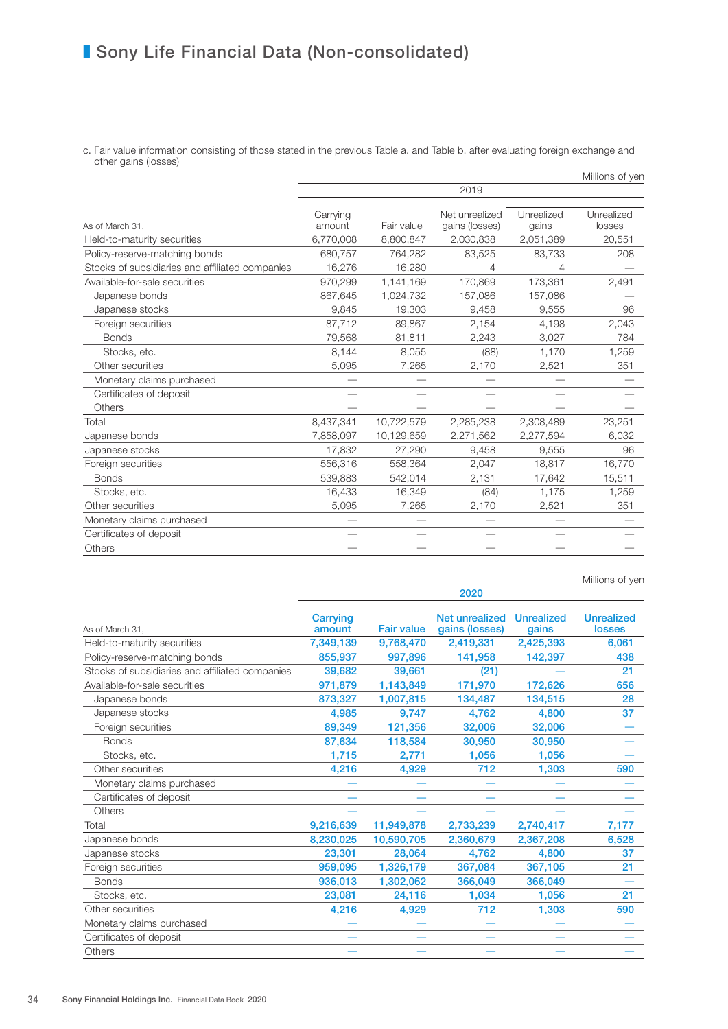# Sony Life Financial Data (Non-consolidated)

c. Fair value information consisting of those stated in the previous Table a. and Table b. after evaluating foreign exchange and other gains (losses)

Millions of yen

| As of March 31, | 2019 | | | | |
|---|---|---|---|---|---|
| | Carrying amount | Fair value | Net unrealized gains (losses) | Unrealized gains | Unrealized losses |
| Held-to-maturity securities | 6,770,008 | 8,800,847 | 2,030,838 | 2,051,389 | 20,551 |
| Policy-reserve-matching bonds | 680,757 | 764,282 | 83,525 | 83,733 | 208 |
| Stocks of subsidiaries and affiliated companies | 16,276 | 16,280 | 4 | 4 | — |
| Available-for-sale securities | 970,299 | 1,141,169 | 170,869 | 173,361 | 2,491 |
| Japanese bonds | 867,645 | 1,024,732 | 157,086 | 157,086 | — |
| Japanese stocks | 9,845 | 19,303 | 9,458 | 9,555 | 96 |
| Foreign securities | 87,712 | 89,867 | 2,154 | 4,198 | 2,043 |
| Bonds | 79,568 | 81,811 | 2,243 | 3,027 | 784 |
| Stocks, etc. | 8,144 | 8,055 | (88) | 1,170 | 1,259 |
| Other securities | 5,095 | 7,265 | 2,170 | 2,521 | 351 |
| Monetary claims purchased | — | — | — | — | — |
| Certificates of deposit | — | — | — | — | — |
| Others | — | — | — | — | — |
| Total | 8,437,341 | 10,722,579 | 2,285,238 | 2,308,489 | 23,251 |
| Japanese bonds | 7,858,097 | 10,129,659 | 2,271,562 | 2,277,594 | 6,032 |
| Japanese stocks | 17,832 | 27,290 | 9,458 | 9,555 | 96 |
| Foreign securities | 556,316 | 558,364 | 2,047 | 18,817 | 16,770 |
| Bonds | 539,883 | 542,014 | 2,131 | 17,642 | 15,511 |
| Stocks, etc. | 16,433 | 16,349 | (84) | 1,175 | 1,259 |
| Other securities | 5,095 | 7,265 | 2,170 | 2,521 | 351 |
| Monetary claims purchased | — | — | — | — | — |
| Certificates of deposit | — | — | — | — | — |
| Others | — | — | — | — | — |

Millions of yen

| As of March 31, | 2020 | | | | |
|---|---|---|---|---|---|
| | Carrying amount | Fair value | Net unrealized gains (losses) | Unrealized gains | Unrealized losses |
| Held-to-maturity securities | 7,349,139 | 9,768,470 | 2,419,331 | 2,425,393 | 6,061 |
| Policy-reserve-matching bonds | 855,937 | 997,896 | 141,958 | 142,397 | 438 |
| Stocks of subsidiaries and affiliated companies | 39,682 | 39,661 | (21) | — | 21 |
| Available-for-sale securities | 971,879 | 1,143,849 | 171,970 | 172,626 | 656 |
| Japanese bonds | 873,327 | 1,007,815 | 134,487 | 134,515 | 28 |
| Japanese stocks | 4,985 | 9,747 | 4,762 | 4,800 | 37 |
| Foreign securities | 89,349 | 121,356 | 32,006 | 32,006 | — |
| Bonds | 87,634 | 118,584 | 30,950 | 30,950 | — |
| Stocks, etc. | 1,715 | 2,771 | 1,056 | 1,056 | — |
| Other securities | 4,216 | 4,929 | 712 | 1,303 | 590 |
| Monetary claims purchased | — | — | — | — | — |
| Certificates of deposit | — | — | — | — | — |
| Others | — | — | — | — | — |
| Total | 9,216,639 | 11,949,878 | 2,733,239 | 2,740,417 | 7,177 |
| Japanese bonds | 8,230,025 | 10,590,705 | 2,360,679 | 2,367,208 | 6,528 |
| Japanese stocks | 23,301 | 28,064 | 4,762 | 4,800 | 37 |
| Foreign securities | 959,095 | 1,326,179 | 367,084 | 367,105 | 21 |
| Bonds | 936,013 | 1,302,062 | 366,049 | 366,049 | — |
| Stocks, etc. | 23,081 | 24,116 | 1,034 | 1,056 | 21 |
| Other securities | 4,216 | 4,929 | 712 | 1,303 | 590 |
| Monetary claims purchased | — | — | — | — | — |
| Certificates of deposit | — | — | — | — | — |
| Others | — | — | — | — | — |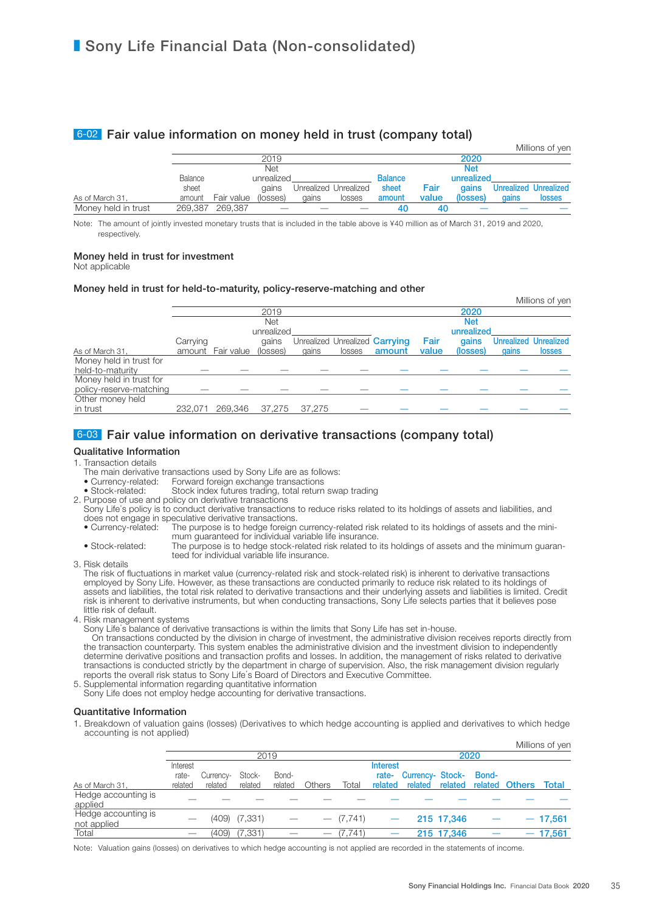# Sony Life Financial Data (Non-consolidated)

## 6-02 Fair value information on money held in trust (company total)

Millions of yen

| As of March 31, | 2019 Balance sheet amount | 2019 Fair value | 2019 Net unrealized gains (losses) | 2019 Unrealized gains | 2019 Unrealized losses | 2020 Balance sheet amount | 2020 Fair value | 2020 Net unrealized gains (losses) | 2020 Unrealized gains | 2020 Unrealized losses |
|---|---|---|---|---|---|---|---|---|---|---|
| Money held in trust | 269,387 | 269,387 | — | — | — | 40 | 40 | — | — | — |

Note: The amount of jointly invested monetary trusts that is included in the table above is ¥40 million as of March 31, 2019 and 2020, respectively.

### Money held in trust for investment

Not applicable

### Money held in trust for held-to-maturity, policy-reserve-matching and other

Millions of yen

| As of March 31, | 2019 Carrying amount | 2019 Fair value | 2019 Net unrealized gains (losses) | 2019 Unrealized gains | 2019 Unrealized losses | 2020 Carrying amount | 2020 Fair value | 2020 Net unrealized gains (losses) | 2020 Unrealized gains | 2020 Unrealized losses |
|---|---|---|---|---|---|---|---|---|---|---|
| Money held in trust for held-to-maturity | — | — | — | — | — | — | — | — | — | — |
| Money held in trust for policy-reserve-matching | — | — | — | — | — | — | — | — | — | — |
| Other money held in trust | 232,071 | 269,346 | 37,275 | 37,275 | — | — | — | — | — | — |

## 6-03 Fair value information on derivative transactions (company total)

### Qualitative Information

1. Transaction details
   The main derivative transactions used by Sony Life are as follows:
   - Currency-related: Forward foreign exchange transactions
   - Stock-related: Stock index futures trading, total return swap trading
2. Purpose of use and policy on derivative transactions
   Sony Life's policy is to conduct derivative transactions to reduce risks related to its holdings of assets and liabilities, and does not engage in speculative derivative transactions.
   - Currency-related: The purpose is to hedge foreign currency-related risk related to its holdings of assets and the minimum guaranteed for individual variable life insurance.
   - Stock-related: The purpose is to hedge stock-related risk related to its holdings of assets and the minimum guaranteed for individual variable life insurance.
3. Risk details
   The risk of fluctuations in market value (currency-related risk and stock-related risk) is inherent to derivative transactions employed by Sony Life. However, as these transactions are conducted primarily to reduce risk related to its holdings of assets and liabilities, the total risk related to derivative transactions and their underlying assets and liabilities is limited. Credit risk is inherent to derivative instruments, but when conducting transactions, Sony Life selects parties that it believes pose little risk of default.
4. Risk management systems
   Sony Life's balance of derivative transactions is within the limits that Sony Life has set in-house.
   On transactions conducted by the division in charge of investment, the administrative division receives reports directly from the transaction counterparty. This system enables the administrative division and the investment division to independently determine derivative positions and transaction profits and losses. In addition, the management of risks related to derivative transactions is conducted strictly by the department in charge of supervision. Also, the risk management division regularly reports the overall risk status to Sony Life's Board of Directors and Executive Committee.
5. Supplemental information regarding quantitative information
   Sony Life does not employ hedge accounting for derivative transactions.

### Quantitative Information

1. Breakdown of valuation gains (losses) (Derivatives to which hedge accounting is applied and derivatives to which hedge accounting is not applied)

Millions of yen

| As of March 31, | 2019 Interest rate-related | 2019 Currency-related | 2019 Stock-related | 2019 Bond-related | 2019 Others | 2019 Total | 2020 Interest rate-related | 2020 Currency-related | 2020 Stock-related | 2020 Bond-related | 2020 Others | 2020 Total |
|---|---|---|---|---|---|---|---|---|---|---|---|---|
| Hedge accounting is applied | — | — | — | — | — | — | — | — | — | — | — | — |
| Hedge accounting is not applied | — | (409) | (7,331) | — | — | (7,741) | — | 215 | 17,346 | — | — | 17,561 |
| Total | — | (409) | (7,331) | — | — | (7,741) | — | 215 | 17,346 | — | — | 17,561 |

Note: Valuation gains (losses) on derivatives to which hedge accounting is not applied are recorded in the statements of income.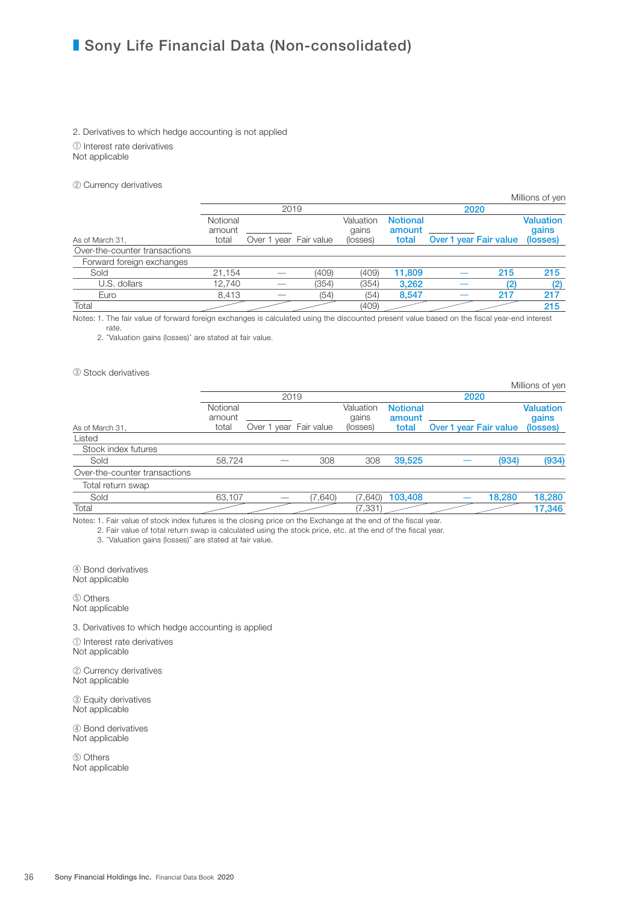# Sony Life Financial Data (Non-consolidated)

2. Derivatives to which hedge accounting is not applied

① Interest rate derivatives

Not applicable

② Currency derivatives

Millions of yen

| As of March 31, | 2019 Notional amount total | 2019 Over 1 year | 2019 Fair value | 2019 Valuation gains (losses) | 2020 Notional amount total | 2020 Over 1 year | 2020 Fair value | 2020 Valuation gains (losses) |
|---|---|---|---|---|---|---|---|---|
| Over-the-counter transactions | | | | | | | | |
| Forward foreign exchanges | | | | | | | | |
| Sold | 21,154 | — | (409) | (409) | 11,809 | — | 215 | 215 |
| U.S. dollars | 12,740 | — | (354) | (354) | 3,262 | — | (2) | (2) |
| Euro | 8,413 | — | (54) | (54) | 8,547 | — | 217 | 217 |
| Total | | | | (409) | | | | 215 |

Notes: 1. The fair value of forward foreign exchanges is calculated using the discounted present value based on the fiscal year-end interest rate.
2. "Valuation gains (losses)" are stated at fair value.

③ Stock derivatives

Millions of yen

| As of March 31, | 2019 Notional amount total | 2019 Over 1 year | 2019 Fair value | 2019 Valuation gains (losses) | 2020 Notional amount total | 2020 Over 1 year | 2020 Fair value | 2020 Valuation gains (losses) |
|---|---|---|---|---|---|---|---|---|
| Listed | | | | | | | | |
| Stock index futures | | | | | | | | |
| Sold | 58,724 | — | 308 | 308 | 39,525 | — | (934) | (934) |
| Over-the-counter transactions | | | | | | | | |
| Total return swap | | | | | | | | |
| Sold | 63,107 | — | (7,640) | (7,640) | 103,408 | — | 18,280 | 18,280 |
| Total | | | | (7,331) | | | | 17,346 |

Notes: 1. Fair value of stock index futures is the closing price on the Exchange at the end of the fiscal year.
2. Fair value of total return swap is calculated using the stock price, etc. at the end of the fiscal year.
3. "Valuation gains (losses)" are stated at fair value.

④ Bond derivatives

Not applicable

⑤ Others

Not applicable

3. Derivatives to which hedge accounting is applied

① Interest rate derivatives

Not applicable

② Currency derivatives

Not applicable

③ Equity derivatives

Not applicable

④ Bond derivatives

Not applicable

⑤ Others

Not applicable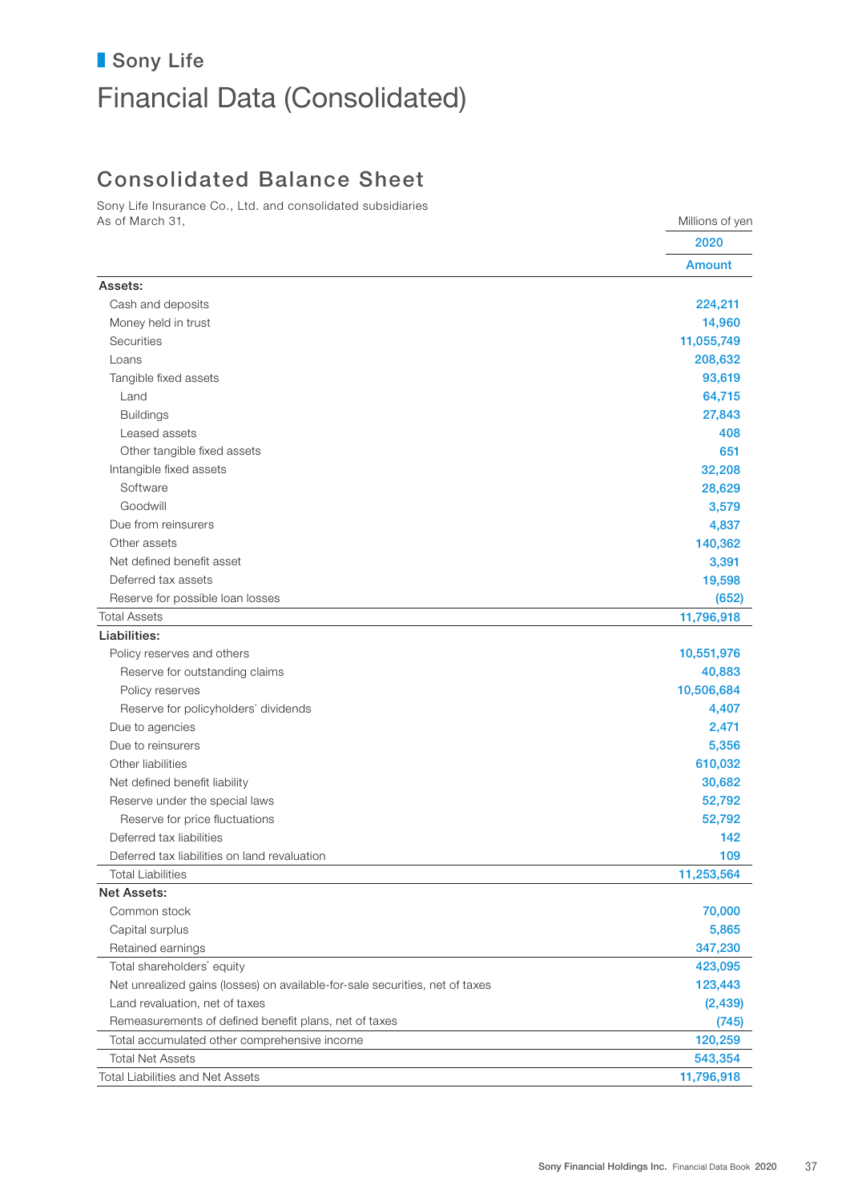## Sony Life

# Financial Data (Consolidated)

## Consolidated Balance Sheet

Sony Life Insurance Co., Ltd. and consolidated subsidiaries
As of March 31,

| | Millions of yen |
|---|---|
| | 2020 |
| | Amount |
| **Assets:** | |
| Cash and deposits | 224,211 |
| Money held in trust | 14,960 |
| Securities | 11,055,749 |
| Loans | 208,632 |
| Tangible fixed assets | 93,619 |
| Land | 64,715 |
| Buildings | 27,843 |
| Leased assets | 408 |
| Other tangible fixed assets | 651 |
| Intangible fixed assets | 32,208 |
| Software | 28,629 |
| Goodwill | 3,579 |
| Due from reinsurers | 4,837 |
| Other assets | 140,362 |
| Net defined benefit asset | 3,391 |
| Deferred tax assets | 19,598 |
| Reserve for possible loan losses | (652) |
| Total Assets | 11,796,918 |
| **Liabilities:** | |
| Policy reserves and others | 10,551,976 |
| Reserve for outstanding claims | 40,883 |
| Policy reserves | 10,506,684 |
| Reserve for policyholders' dividends | 4,407 |
| Due to agencies | 2,471 |
| Due to reinsurers | 5,356 |
| Other liabilities | 610,032 |
| Net defined benefit liability | 30,682 |
| Reserve under the special laws | 52,792 |
| Reserve for price fluctuations | 52,792 |
| Deferred tax liabilities | 142 |
| Deferred tax liabilities on land revaluation | 109 |
| Total Liabilities | 11,253,564 |
| **Net Assets:** | |
| Common stock | 70,000 |
| Capital surplus | 5,865 |
| Retained earnings | 347,230 |
| Total shareholders' equity | 423,095 |
| Net unrealized gains (losses) on available-for-sale securities, net of taxes | 123,443 |
| Land revaluation, net of taxes | (2,439) |
| Remeasurements of defined benefit plans, net of taxes | (745) |
| Total accumulated other comprehensive income | 120,259 |
| Total Net Assets | 543,354 |
| Total Liabilities and Net Assets | 11,796,918 |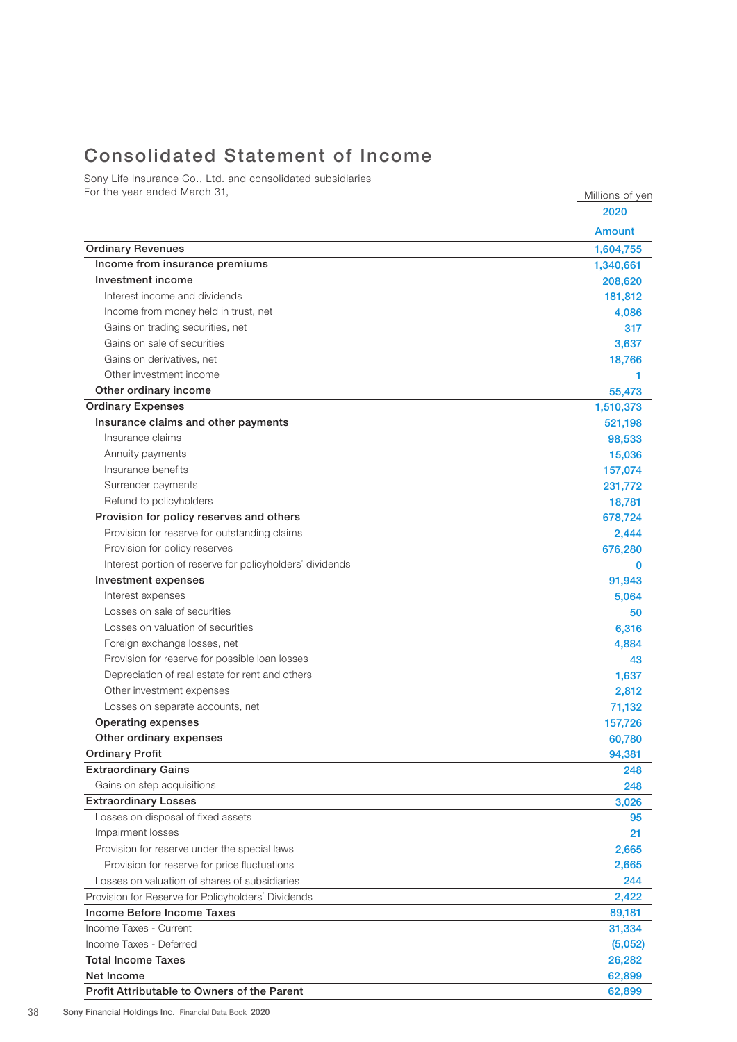# Consolidated Statement of Income

Sony Life Insurance Co., Ltd. and consolidated subsidiaries
For the year ended March 31,

| | Millions of yen |
|---|---|
| | 2020 |
| | Amount |
| **Ordinary Revenues** | 1,604,755 |
| **Income from insurance premiums** | 1,340,661 |
| **Investment income** | 208,620 |
| Interest income and dividends | 181,812 |
| Income from money held in trust, net | 4,086 |
| Gains on trading securities, net | 317 |
| Gains on sale of securities | 3,637 |
| Gains on derivatives, net | 18,766 |
| Other investment income | 1 |
| **Other ordinary income** | 55,473 |
| **Ordinary Expenses** | 1,510,373 |
| **Insurance claims and other payments** | 521,198 |
| Insurance claims | 98,533 |
| Annuity payments | 15,036 |
| Insurance benefits | 157,074 |
| Surrender payments | 231,772 |
| Refund to policyholders | 18,781 |
| **Provision for policy reserves and others** | 678,724 |
| Provision for reserve for outstanding claims | 2,444 |
| Provision for policy reserves | 676,280 |
| Interest portion of reserve for policyholders' dividends | 0 |
| **Investment expenses** | 91,943 |
| Interest expenses | 5,064 |
| Losses on sale of securities | 50 |
| Losses on valuation of securities | 6,316 |
| Foreign exchange losses, net | 4,884 |
| Provision for reserve for possible loan losses | 43 |
| Depreciation of real estate for rent and others | 1,637 |
| Other investment expenses | 2,812 |
| Losses on separate accounts, net | 71,132 |
| **Operating expenses** | 157,726 |
| **Other ordinary expenses** | 60,780 |
| **Ordinary Profit** | 94,381 |
| **Extraordinary Gains** | 248 |
| Gains on step acquisitions | 248 |
| **Extraordinary Losses** | 3,026 |
| Losses on disposal of fixed assets | 95 |
| Impairment losses | 21 |
| Provision for reserve under the special laws | 2,665 |
| Provision for reserve for price fluctuations | 2,665 |
| Losses on valuation of shares of subsidiaries | 244 |
| Provision for Reserve for Policyholders' Dividends | 2,422 |
| **Income Before Income Taxes** | 89,181 |
| Income Taxes - Current | 31,334 |
| Income Taxes - Deferred | (5,052) |
| **Total Income Taxes** | 26,282 |
| **Net Income** | 62,899 |
| **Profit Attributable to Owners of the Parent** | 62,899 |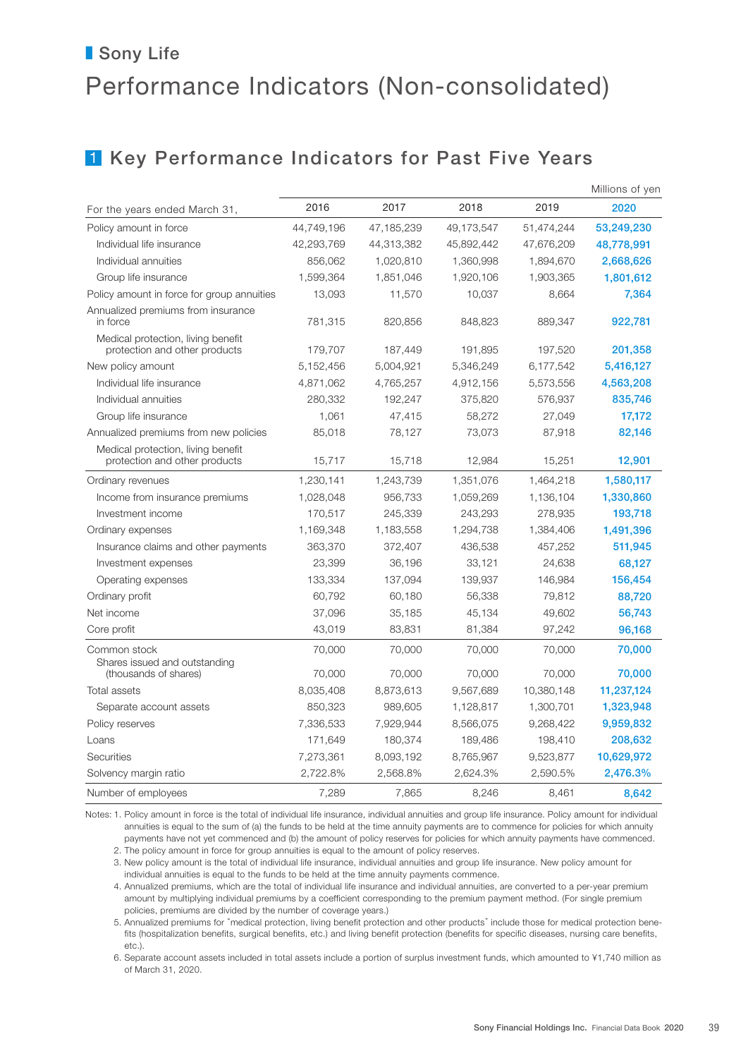## Sony Life

# Performance Indicators (Non-consolidated)

## 1 Key Performance Indicators for Past Five Years

Millions of yen

| For the years ended March 31, | 2016 | 2017 | 2018 | 2019 | 2020 |
|---|---|---|---|---|---|
| Policy amount in force | 44,749,196 | 47,185,239 | 49,173,547 | 51,474,244 | **53,249,230** |
| Individual life insurance | 42,293,769 | 44,313,382 | 45,892,442 | 47,676,209 | **48,778,991** |
| Individual annuities | 856,062 | 1,020,810 | 1,360,998 | 1,894,670 | **2,668,626** |
| Group life insurance | 1,599,364 | 1,851,046 | 1,920,106 | 1,903,365 | **1,801,612** |
| Policy amount in force for group annuities | 13,093 | 11,570 | 10,037 | 8,664 | **7,364** |
| Annualized premiums from insurance in force | 781,315 | 820,856 | 848,823 | 889,347 | **922,781** |
| Medical protection, living benefit protection and other products | 179,707 | 187,449 | 191,895 | 197,520 | **201,358** |
| New policy amount | 5,152,456 | 5,004,921 | 5,346,249 | 6,177,542 | **5,416,127** |
| Individual life insurance | 4,871,062 | 4,765,257 | 4,912,156 | 5,573,556 | **4,563,208** |
| Individual annuities | 280,332 | 192,247 | 375,820 | 576,937 | **835,746** |
| Group life insurance | 1,061 | 47,415 | 58,272 | 27,049 | **17,172** |
| Annualized premiums from new policies | 85,018 | 78,127 | 73,073 | 87,918 | **82,146** |
| Medical protection, living benefit protection and other products | 15,717 | 15,718 | 12,984 | 15,251 | **12,901** |
| Ordinary revenues | 1,230,141 | 1,243,739 | 1,351,076 | 1,464,218 | **1,580,117** |
| Income from insurance premiums | 1,028,048 | 956,733 | 1,059,269 | 1,136,104 | **1,330,860** |
| Investment income | 170,517 | 245,339 | 243,293 | 278,935 | **193,718** |
| Ordinary expenses | 1,169,348 | 1,183,558 | 1,294,738 | 1,384,406 | **1,491,396** |
| Insurance claims and other payments | 363,370 | 372,407 | 436,538 | 457,252 | **511,945** |
| Investment expenses | 23,399 | 36,196 | 33,121 | 24,638 | **68,127** |
| Operating expenses | 133,334 | 137,094 | 139,937 | 146,984 | **156,454** |
| Ordinary profit | 60,792 | 60,180 | 56,338 | 79,812 | **88,720** |
| Net income | 37,096 | 35,185 | 45,134 | 49,602 | **56,743** |
| Core profit | 43,019 | 83,831 | 81,384 | 97,242 | **96,168** |
| Common stock | 70,000 | 70,000 | 70,000 | 70,000 | **70,000** |
| Shares issued and outstanding (thousands of shares) | 70,000 | 70,000 | 70,000 | 70,000 | **70,000** |
| Total assets | 8,035,408 | 8,873,613 | 9,567,689 | 10,380,148 | **11,237,124** |
| Separate account assets | 850,323 | 989,605 | 1,128,817 | 1,300,701 | **1,323,948** |
| Policy reserves | 7,336,533 | 7,929,944 | 8,566,075 | 9,268,422 | **9,959,832** |
| Loans | 171,649 | 180,374 | 189,486 | 198,410 | **208,632** |
| Securities | 7,273,361 | 8,093,192 | 8,765,967 | 9,523,877 | **10,629,972** |
| Solvency margin ratio | 2,722.8% | 2,568.8% | 2,624.3% | 2,590.5% | **2,476.3%** |
| Number of employees | 7,289 | 7,865 | 8,246 | 8,461 | **8,642** |

Notes: 1. Policy amount in force is the total of individual life insurance, individual annuities and group life insurance. Policy amount for individual annuities is equal to the sum of (a) the funds to be held at the time annuity payments are to commence for policies for which annuity payments have not yet commenced and (b) the amount of policy reserves for policies for which annuity payments have commenced.
2. The policy amount in force for group annuities is equal to the amount of policy reserves.
3. New policy amount is the total of individual life insurance, individual annuities and group life insurance. New policy amount for individual annuities is equal to the funds to be held at the time annuity payments commence.
4. Annualized premiums, which are the total of individual life insurance and individual annuities, are converted to a per-year premium amount by multiplying individual premiums by a coefficient corresponding to the premium payment method. (For single premium policies, premiums are divided by the number of coverage years.)
5. Annualized premiums for "medical protection, living benefit protection and other products" include those for medical protection benefits (hospitalization benefits, surgical benefits, etc.) and living benefit protection (benefits for specific diseases, nursing care benefits, etc.).
6. Separate account assets included in total assets include a portion of surplus investment funds, which amounted to ¥1,740 million as of March 31, 2020.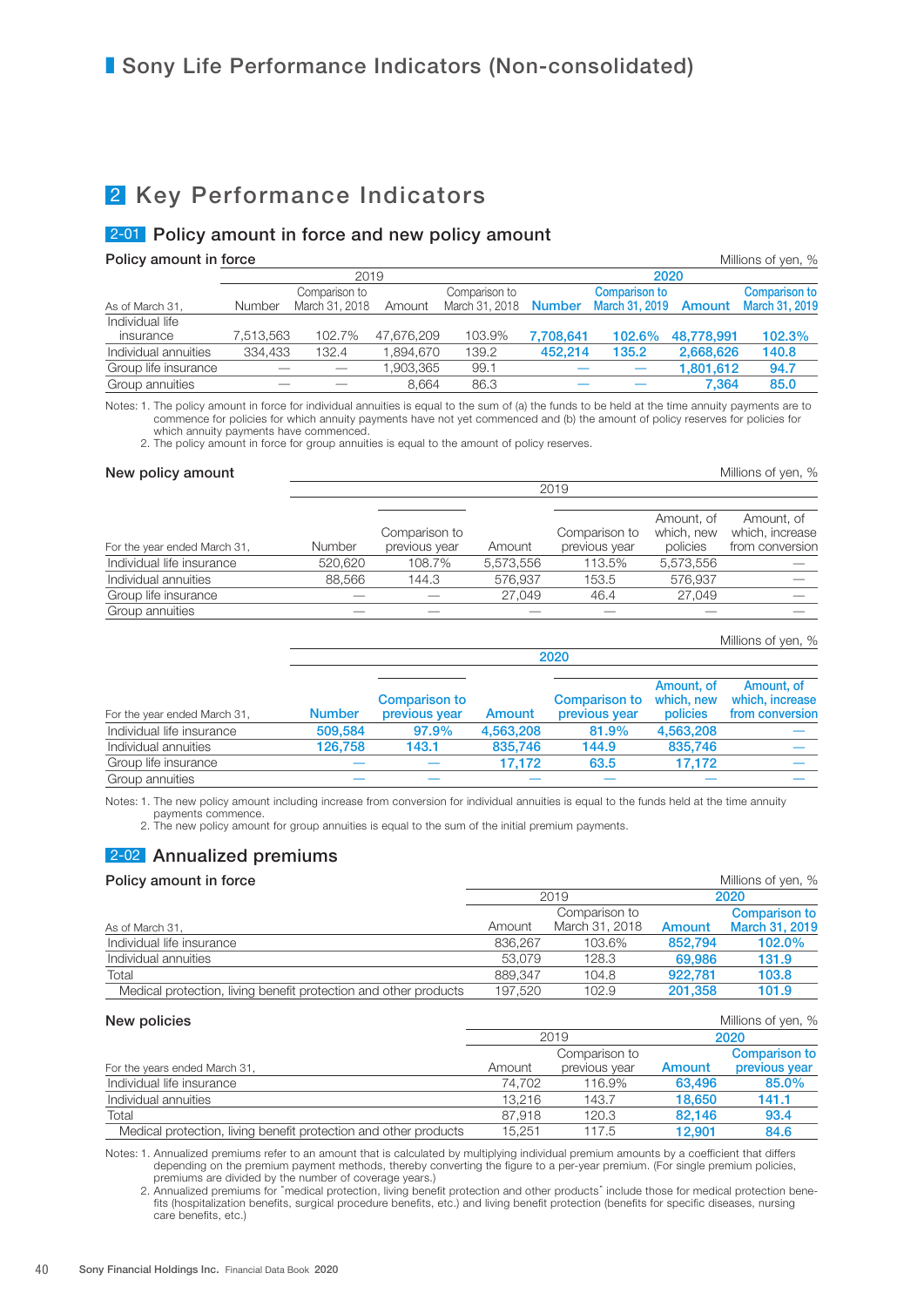# Sony Life Performance Indicators (Non-consolidated)

## 2 Key Performance Indicators

### 2-01 Policy amount in force and new policy amount

**Policy amount in force**

Millions of yen, %

| As of March 31, | 2019 | | | | 2020 | | | |
|---|---|---|---|---|---|---|---|---|
| | Number | Comparison to March 31, 2018 | Amount | Comparison to March 31, 2018 | Number | Comparison to March 31, 2019 | Amount | Comparison to March 31, 2019 |
| Individual life insurance | 7,513,563 | 102.7% | 47,676,209 | 103.9% | 7,708,641 | 102.6% | 48,778,991 | 102.3% |
| Individual annuities | 334,433 | 132.4 | 1,894,670 | 139.2 | 452,214 | 135.2 | 2,668,626 | 140.8 |
| Group life insurance | — | — | 1,903,365 | 99.1 | — | — | 1,801,612 | 94.7 |
| Group annuities | — | — | 8,664 | 86.3 | — | — | 7,364 | 85.0 |

Notes: 1. The policy amount in force for individual annuities is equal to the sum of (a) the funds to be held at the time annuity payments are to commence for policies for which annuity payments have not yet commenced and (b) the amount of policy reserves for policies for which annuity payments have commenced.
2. The policy amount in force for group annuities is equal to the amount of policy reserves.

**New policy amount**

Millions of yen, %

| For the year ended March 31, | 2019 | | | | | |
|---|---|---|---|---|---|---|
| | Number | Comparison to previous year | Amount | Comparison to previous year | Amount, of which, new policies | Amount, of which, increase from conversion |
| Individual life insurance | 520,620 | 108.7% | 5,573,556 | 113.5% | 5,573,556 | — |
| Individual annuities | 88,566 | 144.3 | 576,937 | 153.5 | 576,937 | — |
| Group life insurance | — | — | 27,049 | 46.4 | 27,049 | — |
| Group annuities | — | — | — | — | — | — |

Millions of yen, %

| For the year ended March 31, | 2020 | | | | | |
|---|---|---|---|---|---|---|
| | Number | Comparison to previous year | Amount | Comparison to previous year | Amount, of which, new policies | Amount, of which, increase from conversion |
| Individual life insurance | 509,584 | 97.9% | 4,563,208 | 81.9% | 4,563,208 | — |
| Individual annuities | 126,758 | 143.1 | 835,746 | 144.9 | 835,746 | — |
| Group life insurance | — | — | 17,172 | 63.5 | 17,172 | — |
| Group annuities | — | — | — | — | — | — |

Notes: 1. The new policy amount including increase from conversion for individual annuities is equal to the funds held at the time annuity payments commence.
2. The new policy amount for group annuities is equal to the sum of the initial premium payments.

### 2-02 Annualized premiums

**Policy amount in force**

Millions of yen, %

| As of March 31, | 2019 | | 2020 | |
|---|---|---|---|---|
| | Amount | Comparison to March 31, 2018 | Amount | Comparison to March 31, 2019 |
| Individual life insurance | 836,267 | 103.6% | 852,794 | 102.0% |
| Individual annuities | 53,079 | 128.3 | 69,986 | 131.9 |
| Total | 889,347 | 104.8 | 922,781 | 103.8 |
| Medical protection, living benefit protection and other products | 197,520 | 102.9 | 201,358 | 101.9 |

**New policies**

Millions of yen, %

| For the years ended March 31, | 2019 | | 2020 | |
|---|---|---|---|---|
| | Amount | Comparison to previous year | Amount | Comparison to previous year |
| Individual life insurance | 74,702 | 116.9% | 63,496 | 85.0% |
| Individual annuities | 13,216 | 143.7 | 18,650 | 141.1 |
| Total | 87,918 | 120.3 | 82,146 | 93.4 |
| Medical protection, living benefit protection and other products | 15,251 | 117.5 | 12,901 | 84.6 |

Notes: 1. Annualized premiums refer to an amount that is calculated by multiplying individual premium amounts by a coefficient that differs depending on the premium payment methods, thereby converting the figure to a per-year premium. (For single premium policies, premiums are divided by the number of coverage years.)
2. Annualized premiums for "medical protection, living benefit protection and other products" include those for medical protection benefits (hospitalization benefits, surgical procedure benefits, etc.) and living benefit protection (benefits for specific diseases, nursing care benefits, etc.)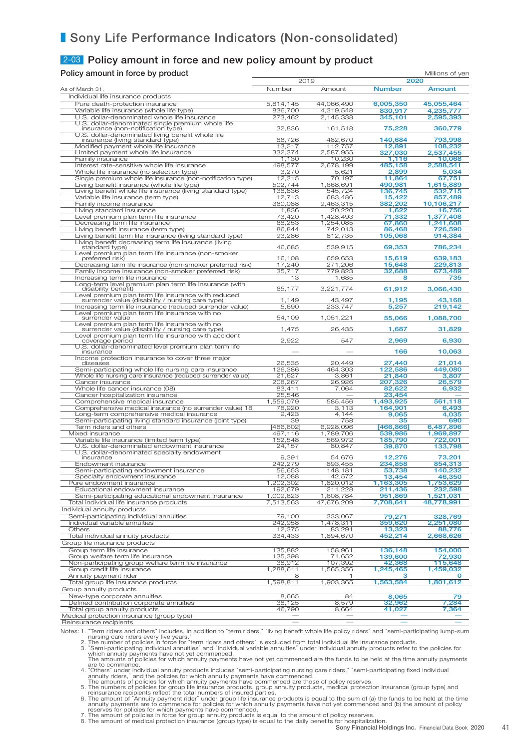# Sony Life Performance Indicators (Non-consolidated)

## 2-03 Policy amount in force and new policy amount by product

### Policy amount in force by product

Millions of yen

| As of March 31, | 2019 Number | 2019 Amount | 2020 Number | 2020 Amount |
|---|---|---|---|---|
| Individual life insurance products | | | | |
| Pure death-protection insurance | 5,814,145 | 44,066,490 | 6,005,350 | 45,055,464 |
| Variable life insurance (whole life type) | 836,700 | 4,319,548 | 830,917 | 4,235,777 |
| U.S. dollar-denominated whole life insurance | 273,462 | 2,145,338 | 345,101 | 2,595,393 |
| U.S. dollar-denominated single premium whole life insurance (non-notification type) | 32,836 | 161,518 | 75,228 | 360,779 |
| U.S. dollar-denominated living benefit whole life insurance (living standard type) | 86,726 | 482,670 | 140,684 | 793,998 |
| Modified payment whole life insurance | 13,217 | 112,757 | 12,891 | 108,232 |
| Limited payment whole life insurance | 332,374 | 2,587,955 | 327,030 | 2,537,455 |
| Family insurance | 1,130 | 10,230 | 1,116 | 10,068 |
| Interest rate-sensitive whole life insurance | 498,577 | 2,678,199 | 485,158 | 2,588,541 |
| Whole life insurance (no selection type) | 3,270 | 5,621 | 2,899 | 5,034 |
| Single premium whole life insurance (non-notification type) | 12,315 | 70,197 | 11,864 | 67,751 |
| Living benefit insurance (whole life type) | 502,744 | 1,668,691 | 490,981 | 1,615,889 |
| Living benefit whole life insurance (living standard type) | 138,836 | 545,724 | 136,745 | 532,715 |
| Variable life insurance (term type) | 12,713 | 683,486 | 15,422 | 857,489 |
| Family income insurance | 360,088 | 9,463,315 | 382,202 | 10,106,217 |
| Living standard insurance | 1,836 | 20,220 | 1,622 | 16,756 |
| Level premium plan term life insurance | 73,420 | 1,428,493 | 71,332 | 1,377,408 |
| Decreasing term life insurance | 68,253 | 1,254,085 | 67,860 | 1,241,608 |
| Living benefit insurance (term type) | 86,844 | 742,013 | 86,468 | 726,590 |
| Living benefit term life insurance (living standard type) | 93,286 | 812,735 | 105,068 | 914,384 |
| Living benefit decreasing term life insurance (living standard type) | 46,685 | 539,915 | 69,353 | 786,234 |
| Level premium plan term life insurance (non-smoker preferred risk) | 16,108 | 659,653 | 15,619 | 639,183 |
| Decreasing term life insurance (non-smoker preferred risk) | 17,240 | 271,206 | 15,648 | 229,813 |
| Family income insurance (non-smoker preferred risk) | 35,717 | 779,823 | 32,688 | 673,489 |
| Increasing term life insurance | 13 | 1,685 | 8 | 735 |
| Long-term level premium plan term life insurance (with disability benefit) | 65,177 | 3,221,774 | 61,912 | 3,066,430 |
| Level premium plan term life insurance with reduced surrender value (disability / nursing care type) | 1,149 | 43,497 | 1,195 | 43,168 |
| Increasing term life insurance (reduced surrender value) | 5,690 | 233,747 | 5,257 | 219,142 |
| Level premium plan term life insurance with no surrender value | 54,109 | 1,051,221 | 55,066 | 1,088,700 |
| Level premium plan term life insurance with no surrender value (disability / nursing care type) | 1,475 | 26,435 | 1,687 | 31,829 |
| Level premium plan term life insurance with accident coverage period | 2,922 | 547 | 2,969 | 6,930 |
| U.S. dollar-denominated level premium plan term life insurance | — | — | 166 | 10,063 |
| Income protection insurance to cover three major diseases | 26,535 | 20,449 | 27,440 | 21,014 |
| Semi-participating whole life nursing care insurance | 126,386 | 464,303 | 122,586 | 449,080 |
| Whole life nursing care insurance (reduced surrender value) | 21,627 | 3,861 | 21,840 | 3,807 |
| Cancer insurance | 208,267 | 26,926 | 207,326 | 26,579 |
| Whole life cancer insurance (08) | 83,411 | 7,064 | 82,622 | 6,932 |
| Cancer hospitalization insurance | 25,546 | — | 23,454 | — |
| Comprehensive medical insurance | 1,559,079 | 585,456 | 1,493,925 | 561,118 |
| Comprehensive medical insurance (no surrender value) 18 | 78,920 | 3,113 | 164,901 | 6,493 |
| Long-term comprehensive medical insurance | 9,423 | 4,144 | 9,065 | 4,035 |
| Semi-participating living standard insurance (joint type) | 39 | 758 | 35 | 690 |
| Term riders and others | [486,602] | 6,928,096 | [466,866] | 6,487,896 |
| Mixed insurance | 497,116 | 1,789,706 | 539,986 | 1,969,897 |
| Variable life insurance (limited term type) | 152,548 | 569,972 | 185,790 | 722,001 |
| U.S. dollar-denominated endowment insurance | 24,157 | 80,847 | 39,870 | 133,798 |
| U.S. dollar-denominated specialty endowment insurance | 9,391 | 54,676 | 12,276 | 73,201 |
| Endowment insurance | 242,279 | 893,455 | 234,858 | 854,313 |
| Semi-participating endowment insurance | 56,653 | 148,181 | 53,738 | 140,232 |
| Specialty endowment insurance | 12,088 | 42,572 | 13,454 | 46,350 |
| Pure endowment insurance | 1,202,302 | 1,820,012 | 1,163,305 | 1,753,629 |
| Educational endowment insurance | 192,679 | 211,228 | 211,436 | 232,598 |
| Semi-participating educational endowment insurance | 1,009,623 | 1,608,784 | 951,869 | 1,521,031 |
| Total individual life insurance products | 7,513,563 | 47,676,209 | 7,708,641 | 48,778,991 |
| Individual annuity products | | | | |
| Semi-participating individual annuities | 79,100 | 333,067 | 79,271 | 328,769 |
| Individual variable annuities | 242,958 | 1,478,311 | 359,620 | 2,251,080 |
| Others | 12,375 | 83,291 | 13,323 | 88,776 |
| Total individual annuity products | 334,433 | 1,894,670 | 452,214 | 2,668,626 |
| Group life insurance products | | | | |
| Group term life insurance | 135,882 | 158,961 | 136,148 | 154,000 |
| Group welfare term life insurance | 135,398 | 71,652 | 139,600 | 72,930 |
| Non-participating group welfare term life insurance | 38,912 | 107,392 | 42,368 | 115,648 |
| Group credit life insurance | 1,288,611 | 1,565,356 | 1,245,465 | 1,459,032 |
| Annuity payment rider | 8 | 1 | 3 | 0 |
| Total group life insurance products | 1,598,811 | 1,903,365 | 1,563,584 | 1,801,612 |
| Group annuity products | | | | |
| New-type corporate annuities | 8,665 | 84 | 8,065 | 79 |
| Defined contribution corporate annuities | 38,125 | 8,579 | 32,962 | 7,284 |
| Total group annuity products | 46,790 | 8,664 | 41,027 | 7,364 |
| Medical protection insurance (group type) | — | — | — | — |
| Reinsurance recipients | — | — | — | — |

Notes: 1. "Term riders and others" includes, in addition to "term riders," "living benefit whole life policy riders" and "semi-participating lump-sum nursing care riders every five years."
2. The number of policies in force for "term riders and others" is excluded from total individual life insurance products.
3. "Semi-participating individual annuities" and "Individual variable annuities" under individual annuity products refer to the policies for which annuity payments have not yet commenced.
The amounts of policies for which annuity payments have not yet commenced are the funds to be held at the time annuity payments are to commence.
4. "Others" under individual annuity products includes "semi-participating nursing care riders," "semi-participating fixed individual annuity riders," and the policies for which annuity payments have commenced.
The amounts of policies for which annuity payments have commenced are those of policy reserves.
5. The numbers of policies for group life insurance products, group annuity products, medical protection insurance (group type) and reinsurance recipients reflect the total numbers of insured parties.
6. The amount of "Annuity payment rider" under group life insurance products is equal to the sum of (a) the funds to be held at the time annuity payments are to commence for policies for which annuity payments have not yet commenced and (b) the amount of policy reserves for policies for which payments have commenced.
7. The amount of policies in force for group annuity products is equal to the amount of policy reserves.
8. The amount of medical protection insurance (group type) is equal to the daily benefits for hospitalization.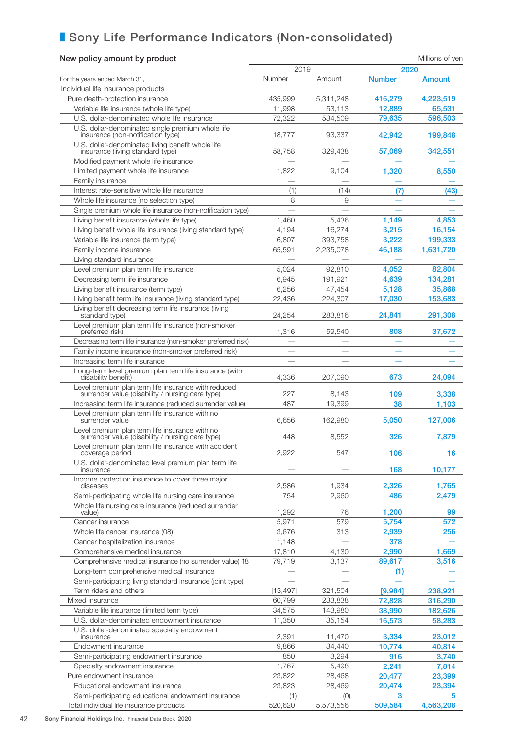# Sony Life Performance Indicators (Non-consolidated)

**New policy amount by product**

Millions of yen

| For the years ended March 31, | 2019 | | 2020 | |
|---|---|---|---|---|
| | Number | Amount | Number | Amount |
| Individual life insurance products | | | | |
| Pure death-protection insurance | 435,999 | 5,311,248 | 416,279 | 4,223,519 |
| Variable life insurance (whole life type) | 11,998 | 53,113 | 12,889 | 65,531 |
| U.S. dollar-denominated whole life insurance | 72,322 | 534,509 | 79,635 | 596,503 |
| U.S. dollar-denominated single premium whole life insurance (non-notification type) | 18,777 | 93,337 | 42,942 | 199,848 |
| U.S. dollar-denominated living benefit whole life insurance (living standard type) | 58,758 | 329,438 | 57,069 | 342,551 |
| Modified payment whole life insurance | — | — | — | — |
| Limited payment whole life insurance | 1,822 | 9,104 | 1,320 | 8,550 |
| Family insurance | — | — | — | — |
| Interest rate-sensitive whole life insurance | (1) | (14) | (7) | (43) |
| Whole life insurance (no selection type) | 8 | 9 | — | — |
| Single premium whole life insurance (non-notification type) | — | — | — | — |
| Living benefit insurance (whole life type) | 1,460 | 5,436 | 1,149 | 4,853 |
| Living benefit whole life insurance (living standard type) | 4,194 | 16,274 | 3,215 | 16,154 |
| Variable life insurance (term type) | 6,807 | 393,758 | 3,222 | 199,333 |
| Family income insurance | 65,591 | 2,235,078 | 46,188 | 1,631,720 |
| Living standard insurance | — | — | — | — |
| Level premium plan term life insurance | 5,024 | 92,810 | 4,052 | 82,804 |
| Decreasing term life insurance | 6,945 | 191,921 | 4,639 | 134,281 |
| Living benefit insurance (term type) | 6,256 | 47,454 | 5,128 | 35,868 |
| Living benefit term life insurance (living standard type) | 22,436 | 224,307 | 17,030 | 153,683 |
| Living benefit decreasing term life insurance (living standard type) | 24,254 | 283,816 | 24,841 | 291,308 |
| Level premium plan term life insurance (non-smoker preferred risk) | 1,316 | 59,540 | 808 | 37,672 |
| Decreasing term life insurance (non-smoker preferred risk) | — | — | — | — |
| Family income insurance (non-smoker preferred risk) | — | — | — | — |
| Increasing term life insurance | — | — | — | — |
| Long-term level premium plan term life insurance (with disability benefit) | 4,336 | 207,090 | 673 | 24,094 |
| Level premium plan term life insurance with reduced surrender value (disability / nursing care type) | 227 | 8,143 | 109 | 3,338 |
| Increasing term life insurance (reduced surrender value) | 487 | 19,399 | 38 | 1,103 |
| Level premium plan term life insurance with no surrender value | 6,656 | 162,980 | 5,050 | 127,006 |
| Level premium plan term life insurance with no surrender value (disability / nursing care type) | 448 | 8,552 | 326 | 7,879 |
| Level premium plan term life insurance with accident coverage period | 2,922 | 547 | 106 | 16 |
| U.S. dollar-denominated level premium plan term life insurance | — | — | 168 | 10,177 |
| Income protection insurance to cover three major diseases | 2,586 | 1,934 | 2,326 | 1,765 |
| Semi-participating whole life nursing care insurance | 754 | 2,960 | 486 | 2,479 |
| Whole life nursing care insurance (reduced surrender value) | 1,292 | 76 | 1,200 | 99 |
| Cancer insurance | 5,971 | 579 | 5,754 | 572 |
| Whole life cancer insurance (08) | 3,676 | 313 | 2,939 | 256 |
| Cancer hospitalization insurance | 1,148 | — | 378 | — |
| Comprehensive medical insurance | 17,810 | 4,130 | 2,990 | 1,669 |
| Comprehensive medical insurance (no surrender value) 18 | 79,719 | 3,137 | 89,617 | 3,516 |
| Long-term comprehensive medical insurance | — | — | (1) | — |
| Semi-participating living standard insurance (joint type) | — | — | — | — |
| Term riders and others | [13,497] | 321,504 | [9,984] | 238,921 |
| Mixed insurance | 60,799 | 233,838 | 72,828 | 316,290 |
| Variable life insurance (limited term type) | 34,575 | 143,980 | 38,990 | 182,626 |
| U.S. dollar-denominated endowment insurance | 11,350 | 35,154 | 16,573 | 58,283 |
| U.S. dollar-denominated specialty endowment insurance | 2,391 | 11,470 | 3,334 | 23,012 |
| Endowment insurance | 9,866 | 34,440 | 10,774 | 40,814 |
| Semi-participating endowment insurance | 850 | 3,294 | 916 | 3,740 |
| Specialty endowment insurance | 1,767 | 5,498 | 2,241 | 7,814 |
| Pure endowment insurance | 23,822 | 28,468 | 20,477 | 23,399 |
| Educational endowment insurance | 23,823 | 28,469 | 20,474 | 23,394 |
| Semi-participating educational endowment insurance | (1) | (0) | 3 | 5 |
| Total individual life insurance products | 520,620 | 5,573,556 | 509,584 | 4,563,208 |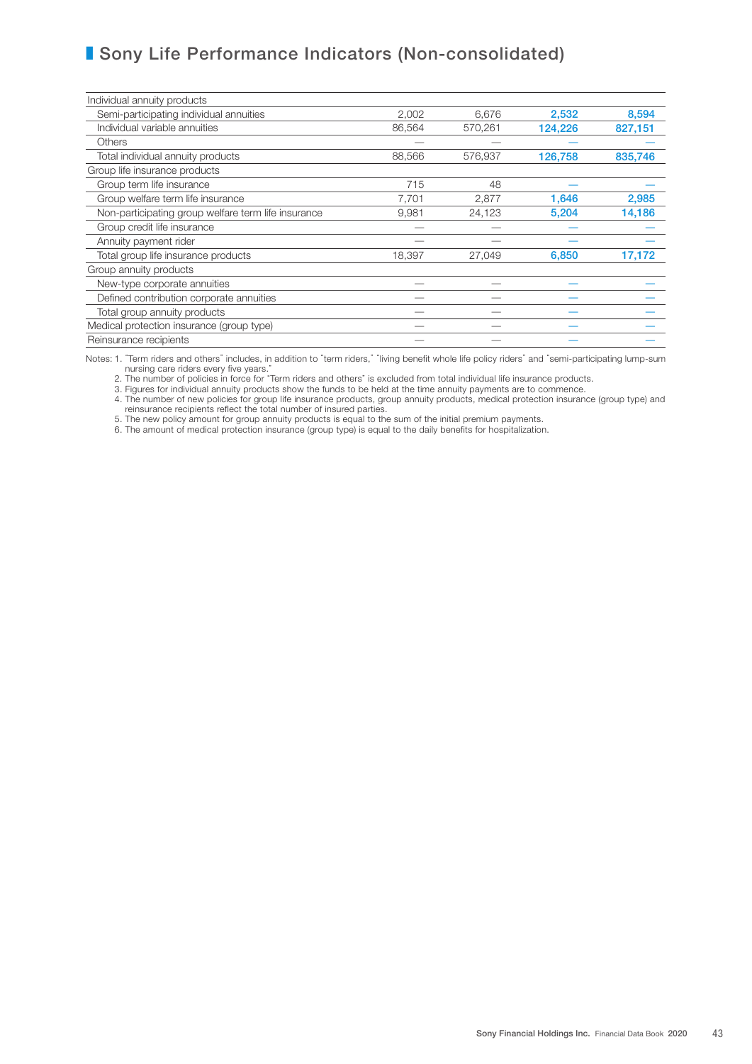# Sony Life Performance Indicators (Non-consolidated)

| | | | | |
|---|---|---|---|---|
| Individual annuity products | | | | |
| Semi-participating individual annuities | 2,002 | 6,676 | **2,532** | **8,594** |
| Individual variable annuities | 86,564 | 570,261 | **124,226** | **827,151** |
| Others | — | — | — | — |
| Total individual annuity products | 88,566 | 576,937 | **126,758** | **835,746** |
| Group life insurance products | | | | |
| Group term life insurance | 715 | 48 | — | — |
| Group welfare term life insurance | 7,701 | 2,877 | **1,646** | **2,985** |
| Non-participating group welfare term life insurance | 9,981 | 24,123 | **5,204** | **14,186** |
| Group credit life insurance | — | — | — | — |
| Annuity payment rider | — | — | — | — |
| Total group life insurance products | 18,397 | 27,049 | **6,850** | **17,172** |
| Group annuity products | | | | |
| New-type corporate annuities | — | — | — | — |
| Defined contribution corporate annuities | — | — | — | — |
| Total group annuity products | — | — | — | — |
| Medical protection insurance (group type) | — | — | — | — |
| Reinsurance recipients | — | — | — | — |

Notes: 1. "Term riders and others" includes, in addition to "term riders," "living benefit whole life policy riders" and "semi-participating lump-sum nursing care riders every five years."
2. The number of policies in force for "Term riders and others" is excluded from total individual life insurance products.
3. Figures for individual annuity products show the funds to be held at the time annuity payments are to commence.
4. The number of new policies for group life insurance products, group annuity products, medical protection insurance (group type) and reinsurance recipients reflect the total number of insured parties.
5. The new policy amount for group annuity products is equal to the sum of the initial premium payments.
6. The amount of medical protection insurance (group type) is equal to the daily benefits for hospitalization.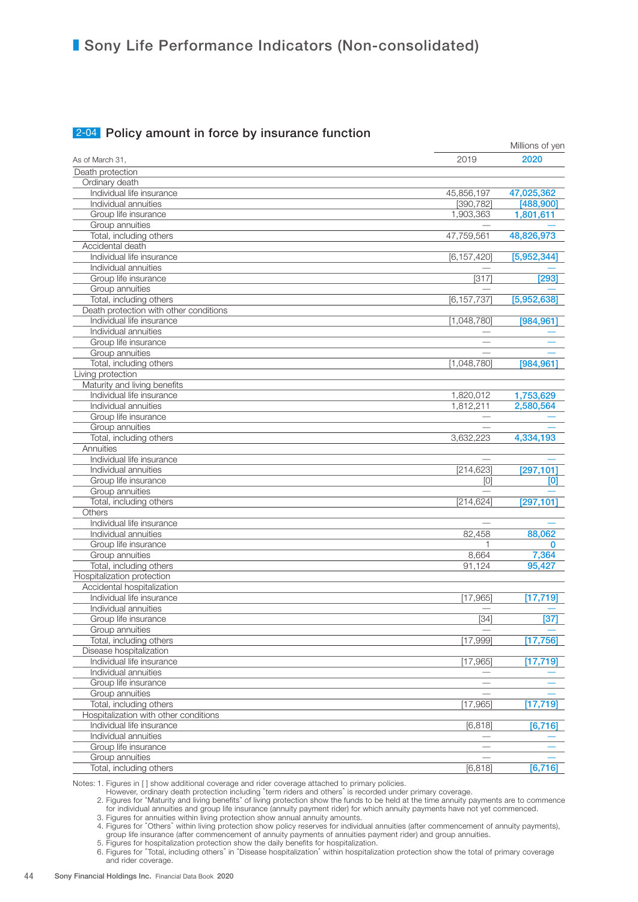# Sony Life Performance Indicators (Non-consolidated)

## 2-04 Policy amount in force by insurance function

Millions of yen

| As of March 31, | 2019 | 2020 |
|---|---|---|
| **Death protection** | | |
| Ordinary death | | |
| Individual life insurance | 45,856,197 | 47,025,362 |
| Individual annuities | [390,782] | [488,900] |
| Group life insurance | 1,903,363 | 1,801,611 |
| Group annuities | — | — |
| Total, including others | 47,759,561 | 48,826,973 |
| Accidental death | | |
| Individual life insurance | [6,157,420] | [5,952,344] |
| Individual annuities | — | — |
| Group life insurance | [317] | [293] |
| Group annuities | — | — |
| Total, including others | [6,157,737] | [5,952,638] |
| Death protection with other conditions | | |
| Individual life insurance | [1,048,780] | [984,961] |
| Individual annuities | — | — |
| Group life insurance | — | — |
| Group annuities | — | — |
| Total, including others | [1,048,780] | [984,961] |
| **Living protection** | | |
| Maturity and living benefits | | |
| Individual life insurance | 1,820,012 | 1,753,629 |
| Individual annuities | 1,812,211 | 2,580,564 |
| Group life insurance | — | — |
| Group annuities | — | — |
| Total, including others | 3,632,223 | 4,334,193 |
| Annuities | | |
| Individual life insurance | — | — |
| Individual annuities | [214,623] | [297,101] |
| Group life insurance | [0] | [0] |
| Group annuities | — | — |
| Total, including others | [214,624] | [297,101] |
| Others | | |
| Individual life insurance | — | — |
| Individual annuities | 82,458 | 88,062 |
| Group life insurance | 1 | 0 |
| Group annuities | 8,664 | 7,364 |
| Total, including others | 91,124 | 95,427 |
| **Hospitalization protection** | | |
| Accidental hospitalization | | |
| Individual life insurance | [17,965] | [17,719] |
| Individual annuities | — | — |
| Group life insurance | [34] | [37] |
| Group annuities | — | — |
| Total, including others | [17,999] | [17,756] |
| Disease hospitalization | | |
| Individual life insurance | [17,965] | [17,719] |
| Individual annuities | — | — |
| Group life insurance | — | — |
| Group annuities | — | — |
| Total, including others | [17,965] | [17,719] |
| Hospitalization with other conditions | | |
| Individual life insurance | [6,818] | [6,716] |
| Individual annuities | — | — |
| Group life insurance | — | — |
| Group annuities | — | — |
| Total, including others | [6,818] | [6,716] |

Notes: 1. Figures in [ ] show additional coverage and rider coverage attached to primary policies.
However, ordinary death protection including "term riders and others" is recorded under primary coverage.
2. Figures for "Maturity and living benefits" of living protection show the funds to be held at the time annuity payments are to commence for individual annuities and group life insurance (annuity payment rider) for which annuity payments have not yet commenced.
3. Figures for annuities within living protection show annual annuity amounts.
4. Figures for "Others" within living protection show policy reserves for individual annuities (after commencement of annuity payments), group life insurance (after commencement of annuity payments of annuities payment rider) and group annuities.
5. Figures for hospitalization protection show the daily benefits for hospitalization.
6. Figures for "Total, including others" in "Disease hospitalization" within hospitalization protection show the total of primary coverage and rider coverage.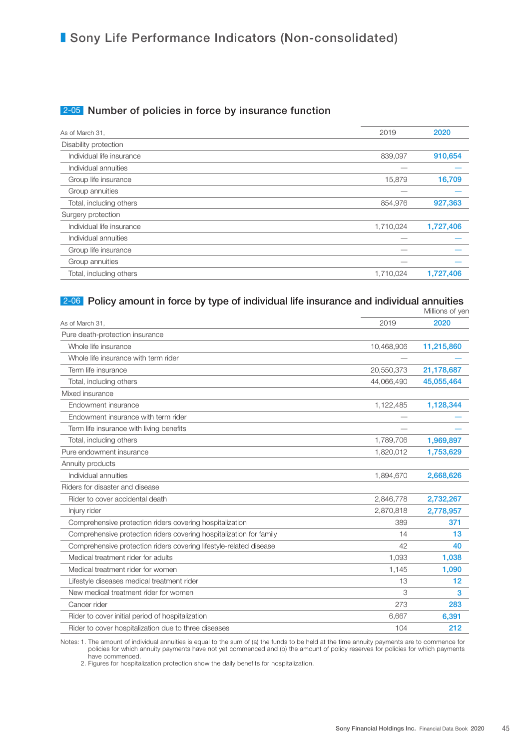# Sony Life Performance Indicators (Non-consolidated)

## 2-05 Number of policies in force by insurance function

| As of March 31, | 2019 | 2020 |
|---|---|---|
| Disability protection | | |
| Individual life insurance | 839,097 | **910,654** |
| Individual annuities | — | — |
| Group life insurance | 15,879 | **16,709** |
| Group annuities | — | — |
| Total, including others | 854,976 | **927,363** |
| Surgery protection | | |
| Individual life insurance | 1,710,024 | **1,727,406** |
| Individual annuities | — | — |
| Group life insurance | — | — |
| Group annuities | — | — |
| Total, including others | 1,710,024 | **1,727,406** |

## 2-06 Policy amount in force by type of individual life insurance and individual annuities

Millions of yen

| As of March 31, | 2019 | 2020 |
|---|---|---|
| Pure death-protection insurance | | |
| Whole life insurance | 10,468,906 | **11,215,860** |
| Whole life insurance with term rider | — | — |
| Term life insurance | 20,550,373 | **21,178,687** |
| Total, including others | 44,066,490 | **45,055,464** |
| Mixed insurance | | |
| Endowment insurance | 1,122,485 | **1,128,344** |
| Endowment insurance with term rider | — | — |
| Term life insurance with living benefits | — | — |
| Total, including others | 1,789,706 | **1,969,897** |
| Pure endowment insurance | 1,820,012 | **1,753,629** |
| Annuity products | | |
| Individual annuities | 1,894,670 | **2,668,626** |
| Riders for disaster and disease | | |
| Rider to cover accidental death | 2,846,778 | **2,732,267** |
| Injury rider | 2,870,818 | **2,778,957** |
| Comprehensive protection riders covering hospitalization | 389 | **371** |
| Comprehensive protection riders covering hospitalization for family | 14 | **13** |
| Comprehensive protection riders covering lifestyle-related disease | 42 | **40** |
| Medical treatment rider for adults | 1,093 | **1,038** |
| Medical treatment rider for women | 1,145 | **1,090** |
| Lifestyle diseases medical treatment rider | 13 | **12** |
| New medical treatment rider for women | 3 | **3** |
| Cancer rider | 273 | **283** |
| Rider to cover initial period of hospitalization | 6,667 | **6,391** |
| Rider to cover hospitalization due to three diseases | 104 | **212** |

Notes: 1. The amount of individual annuities is equal to the sum of (a) the funds to be held at the time annuity payments are to commence for policies for which annuity payments have not yet commenced and (b) the amount of policy reserves for policies for which payments have commenced.

2. Figures for hospitalization protection show the daily benefits for hospitalization.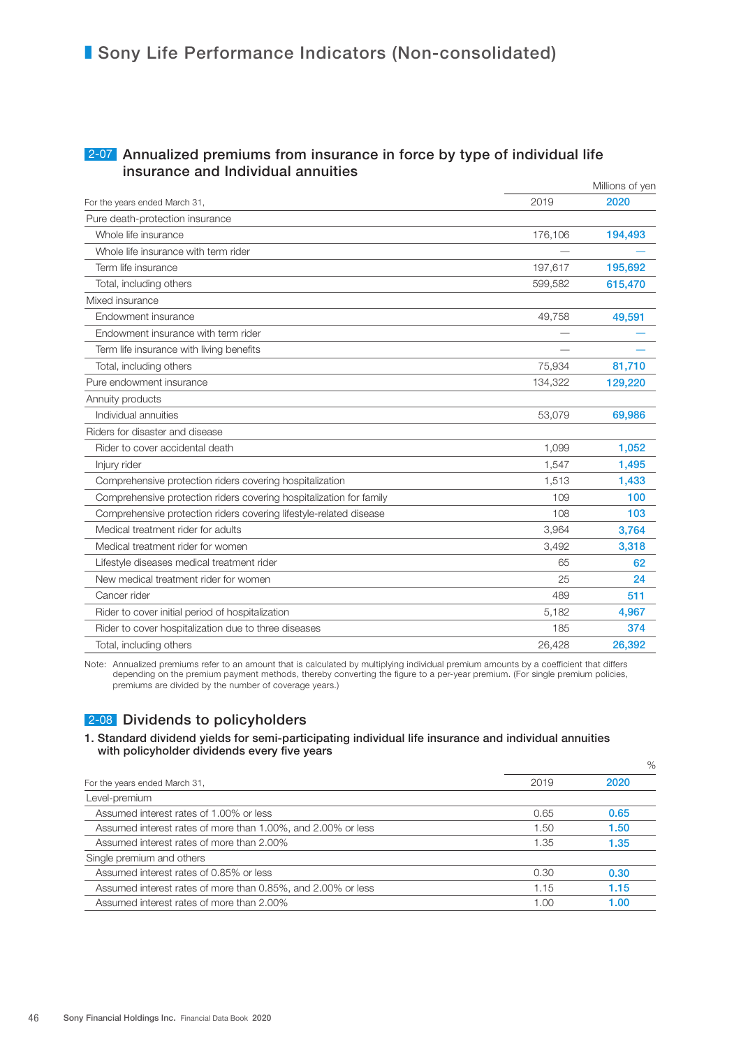# Sony Life Performance Indicators (Non-consolidated)

## 2-07 Annualized premiums from insurance in force by type of individual life insurance and Individual annuities

Millions of yen

| For the years ended March 31, | 2019 | 2020 |
|---|---|---|
| Pure death-protection insurance | | |
| Whole life insurance | 176,106 | 194,493 |
| Whole life insurance with term rider | — | — |
| Term life insurance | 197,617 | 195,692 |
| Total, including others | 599,582 | 615,470 |
| Mixed insurance | | |
| Endowment insurance | 49,758 | 49,591 |
| Endowment insurance with term rider | — | — |
| Term life insurance with living benefits | — | — |
| Total, including others | 75,934 | 81,710 |
| Pure endowment insurance | 134,322 | 129,220 |
| Annuity products | | |
| Individual annuities | 53,079 | 69,986 |
| Riders for disaster and disease | | |
| Rider to cover accidental death | 1,099 | 1,052 |
| Injury rider | 1,547 | 1,495 |
| Comprehensive protection riders covering hospitalization | 1,513 | 1,433 |
| Comprehensive protection riders covering hospitalization for family | 109 | 100 |
| Comprehensive protection riders covering lifestyle-related disease | 108 | 103 |
| Medical treatment rider for adults | 3,964 | 3,764 |
| Medical treatment rider for women | 3,492 | 3,318 |
| Lifestyle diseases medical treatment rider | 65 | 62 |
| New medical treatment rider for women | 25 | 24 |
| Cancer rider | 489 | 511 |
| Rider to cover initial period of hospitalization | 5,182 | 4,967 |
| Rider to cover hospitalization due to three diseases | 185 | 374 |
| Total, including others | 26,428 | 26,392 |

Note: Annualized premiums refer to an amount that is calculated by multiplying individual premium amounts by a coefficient that differs depending on the premium payment methods, thereby converting the figure to a per-year premium. (For single premium policies, premiums are divided by the number of coverage years.)

## 2-08 Dividends to policyholders

### 1. Standard dividend yields for semi-participating individual life insurance and individual annuities with policyholder dividends every five years

%

| For the years ended March 31, | 2019 | 2020 |
|---|---|---|
| Level-premium | | |
| Assumed interest rates of 1.00% or less | 0.65 | 0.65 |
| Assumed interest rates of more than 1.00%, and 2.00% or less | 1.50 | 1.50 |
| Assumed interest rates of more than 2.00% | 1.35 | 1.35 |
| Single premium and others | | |
| Assumed interest rates of 0.85% or less | 0.30 | 0.30 |
| Assumed interest rates of more than 0.85%, and 2.00% or less | 1.15 | 1.15 |
| Assumed interest rates of more than 2.00% | 1.00 | 1.00 |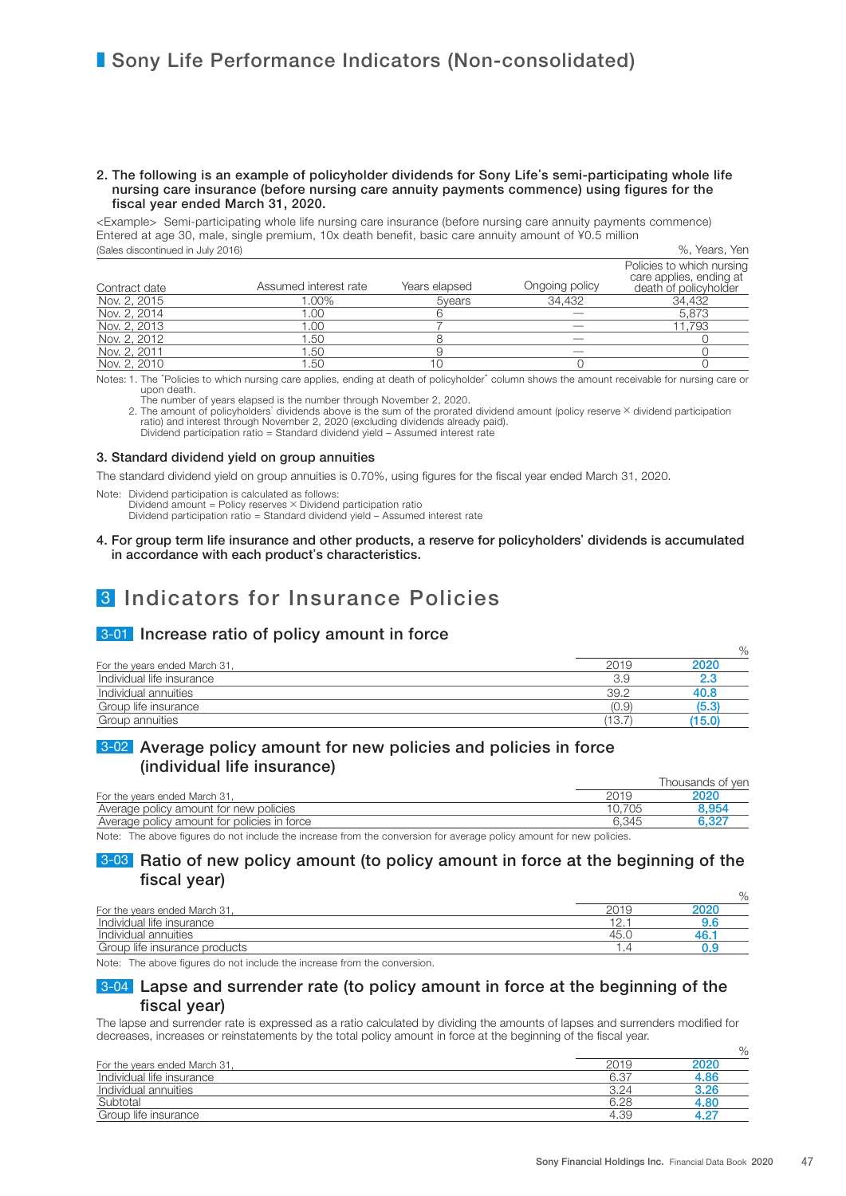# Sony Life Performance Indicators (Non-consolidated)

**2. The following is an example of policyholder dividends for Sony Life's semi-participating whole life nursing care insurance (before nursing care annuity payments commence) using figures for the fiscal year ended March 31, 2020.**

<Example> Semi-participating whole life nursing care insurance (before nursing care annuity payments commence)
Entered at age 30, male, single premium, 10x death benefit, basic care annuity amount of ¥0.5 million
(Sales discontinued in July 2016)

%, Years, Yen

| Contract date | Assumed interest rate | Years elapsed | Ongoing policy | Policies to which nursing care applies, ending at death of policyholder |
|---|---|---|---|---|
| Nov. 2, 2015 | 1.00% | 5years | 34,432 | 34,432 |
| Nov. 2, 2014 | 1.00 | 6 | — | 5,873 |
| Nov. 2, 2013 | 1.00 | 7 | — | 11,793 |
| Nov. 2, 2012 | 1.50 | 8 | — | 0 |
| Nov. 2, 2011 | 1.50 | 9 | — | 0 |
| Nov. 2, 2010 | 1.50 | 10 | 0 | 0 |

Notes: 1. The "Policies to which nursing care applies, ending at death of policyholder" column shows the amount receivable for nursing care or upon death.
The number of years elapsed is the number through November 2, 2020.
2. The amount of policyholders' dividends above is the sum of the prorated dividend amount (policy reserve × dividend participation ratio) and interest through November 2, 2020 (excluding dividends already paid).
Dividend participation ratio = Standard dividend yield – Assumed interest rate

**3. Standard dividend yield on group annuities**

The standard dividend yield on group annuities is 0.70%, using figures for the fiscal year ended March 31, 2020.

Note: Dividend participation is calculated as follows:
Dividend amount = Policy reserves × Dividend participation ratio
Dividend participation ratio = Standard dividend yield – Assumed interest rate

**4. For group term life insurance and other products, a reserve for policyholders' dividends is accumulated in accordance with each product's characteristics.**

## 3 Indicators for Insurance Policies

### 3-01 Increase ratio of policy amount in force

%

| For the years ended March 31, | 2019 | 2020 |
|---|---|---|
| Individual life insurance | 3.9 | 2.3 |
| Individual annuities | 39.2 | 40.8 |
| Group life insurance | (0.9) | (5.3) |
| Group annuities | (13.7) | (15.0) |

### 3-02 Average policy amount for new policies and policies in force (individual life insurance)

Thousands of yen

| For the years ended March 31, | 2019 | 2020 |
|---|---|---|
| Average policy amount for new policies | 10,705 | 8,954 |
| Average policy amount for policies in force | 6,345 | 6,327 |

Note: The above figures do not include the increase from the conversion for average policy amount for new policies.

### 3-03 Ratio of new policy amount (to policy amount in force at the beginning of the fiscal year)

%

| For the years ended March 31, | 2019 | 2020 |
|---|---|---|
| Individual life insurance | 12.1 | 9.6 |
| Individual annuities | 45.0 | 46.1 |
| Group life insurance products | 1.4 | 0.9 |

Note: The above figures do not include the increase from the conversion.

### 3-04 Lapse and surrender rate (to policy amount in force at the beginning of the fiscal year)

The lapse and surrender rate is expressed as a ratio calculated by dividing the amounts of lapses and surrenders modified for decreases, increases or reinstatements by the total policy amount in force at the beginning of the fiscal year.

%

| For the years ended March 31, | 2019 | 2020 |
|---|---|---|
| Individual life insurance | 6.37 | 4.86 |
| Individual annuities | 3.24 | 3.26 |
| Subtotal | 6.28 | 4.80 |
| Group life insurance | 4.39 | 4.27 |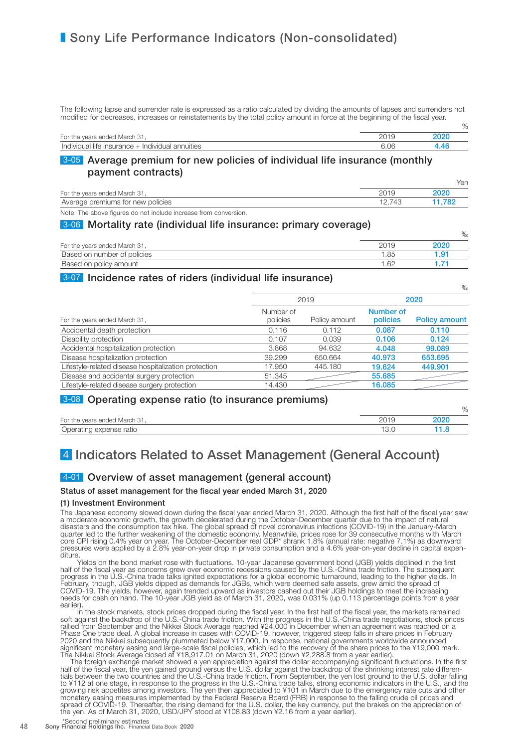# Sony Life Performance Indicators (Non-consolidated)

The following lapse and surrender rate is expressed as a ratio calculated by dividing the amounts of lapses and surrenders not modified for decreases, increases or reinstatements by the total policy amount in force at the beginning of the fiscal year.

%

| For the years ended March 31, | 2019 | 2020 |
|---|---|---|
| Individual life insurance + Individual annuities | 6.06 | 4.46 |

## 3-05 Average premium for new policies of individual life insurance (monthly payment contracts)

Yen

| For the years ended March 31, | 2019 | 2020 |
|---|---|---|
| Average premiums for new policies | 12,743 | 11,782 |

Note: The above figures do not include increase from conversion.

## 3-06 Mortality rate (individual life insurance: primary coverage)

‰

| For the years ended March 31, | 2019 | 2020 |
|---|---|---|
| Based on number of policies | 1.85 | 1.91 |
| Based on policy amount | 1.62 | 1.71 |

## 3-07 Incidence rates of riders (individual life insurance)

‰

| | 2019 | | 2020 | |
|---|---|---|---|---|
| For the years ended March 31, | Number of policies | Policy amount | Number of policies | Policy amount |
| Accidental death protection | 0.116 | 0.112 | 0.087 | 0.110 |
| Disability protection | 0.107 | 0.039 | 0.106 | 0.124 |
| Accidental hospitalization protection | 3.868 | 94.632 | 4.048 | 99.089 |
| Disease hospitalization protection | 39.299 | 650.664 | 40.973 | 653.695 |
| Lifestyle-related disease hospitalization protection | 17.950 | 445.180 | 19.624 | 449.901 |
| Disease and accidental surgery protection | 51.345 | | 55.685 | |
| Lifestyle-related disease surgery protection | 14.430 | | 16.085 | |

## 3-08 Operating expense ratio (to insurance premiums)

%

| For the years ended March 31, | 2019 | 2020 |
|---|---|---|
| Operating expense ratio | 13.0 | 11.8 |

# 4 Indicators Related to Asset Management (General Account)

## 4-01 Overview of asset management (general account)

### Status of asset management for the fiscal year ended March 31, 2020

#### (1) Investment Environment

The Japanese economy slowed down during the fiscal year ended March 31, 2020. Although the first half of the fiscal year saw a moderate economic growth, the growth decelerated during the October-December quarter due to the impact of natural disasters and the consumption tax hike. The global spread of novel coronavirus infections (COVID-19) in the January-March quarter led to the further weakening of the domestic economy. Meanwhile, prices rose for 39 consecutive months with March core CPI rising 0.4% year on year. The October-December real GDP* shrank 1.8% (annual rate: negative 7.1%) as downward pressures were applied by a 2.8% year-on-year drop in private consumption and a 4.6% year-on-year decline in capital expenditure.

Yields on the bond market rose with fluctuations. 10-year Japanese government bond (JGB) yields declined in the first half of the fiscal year as concerns grew over economic recessions caused by the U.S.-China trade friction. The subsequent progress in the U.S.-China trade talks ignited expectations for a global economic turnaround, leading to the higher yields. In February, though, JGB yields dipped as demands for JGBs, which were deemed safe assets, grew amid the spread of COVID-19. The yields, however, again trended upward as investors cashed out their JGB holdings to meet the increasing needs for cash on hand. The 10-year JGB yield as of March 31, 2020, was 0.031% (up 0.113 percentage points from a year earlier).

In the stock markets, stock prices dropped during the fiscal year. In the first half of the fiscal year, the markets remained soft against the backdrop of the U.S.-China trade friction. With the progress in the U.S.-China trade negotiations, stock prices rallied from September and the Nikkei Stock Average reached ¥24,000 in December when an agreement was reached on a Phase One trade deal. A global increase in cases with COVID-19, however, triggered steep falls in share prices in February 2020 and the Nikkei subsequently plummeted below ¥17,000. In response, national governments worldwide announced significant monetary easing and large-scale fiscal policies, which led to the recovery of the share prices to the ¥19,000 mark. The Nikkei Stock Average closed at ¥18,917.01 on March 31, 2020 (down ¥2,288.8 from a year earlier).

The foreign exchange market showed a yen appreciation against the dollar accompanying significant fluctuations. In the first half of the fiscal year, the yen gained ground versus the U.S. dollar against the backdrop of the shrinking interest rate differentials between the two countries and the U.S.-China trade friction. From September, the yen lost ground to the U.S. dollar falling to ¥112 at one stage, in response to the progress in the U.S.-China trade talks, strong economic indicators in the U.S., and the growing risk appetites among investors. The yen then appreciated to ¥101 in March due to the emergency rate cuts and other monetary easing measures implemented by the Federal Reserve Board (FRB) in response to the falling crude oil prices and spread of COVID-19. Thereafter, the rising demand for the U.S. dollar, the key currency, put the brakes on the appreciation of the yen. As of March 31, 2020, USD/JPY stood at ¥108.83 (down ¥2.16 from a year earlier).

*Second preliminary estimates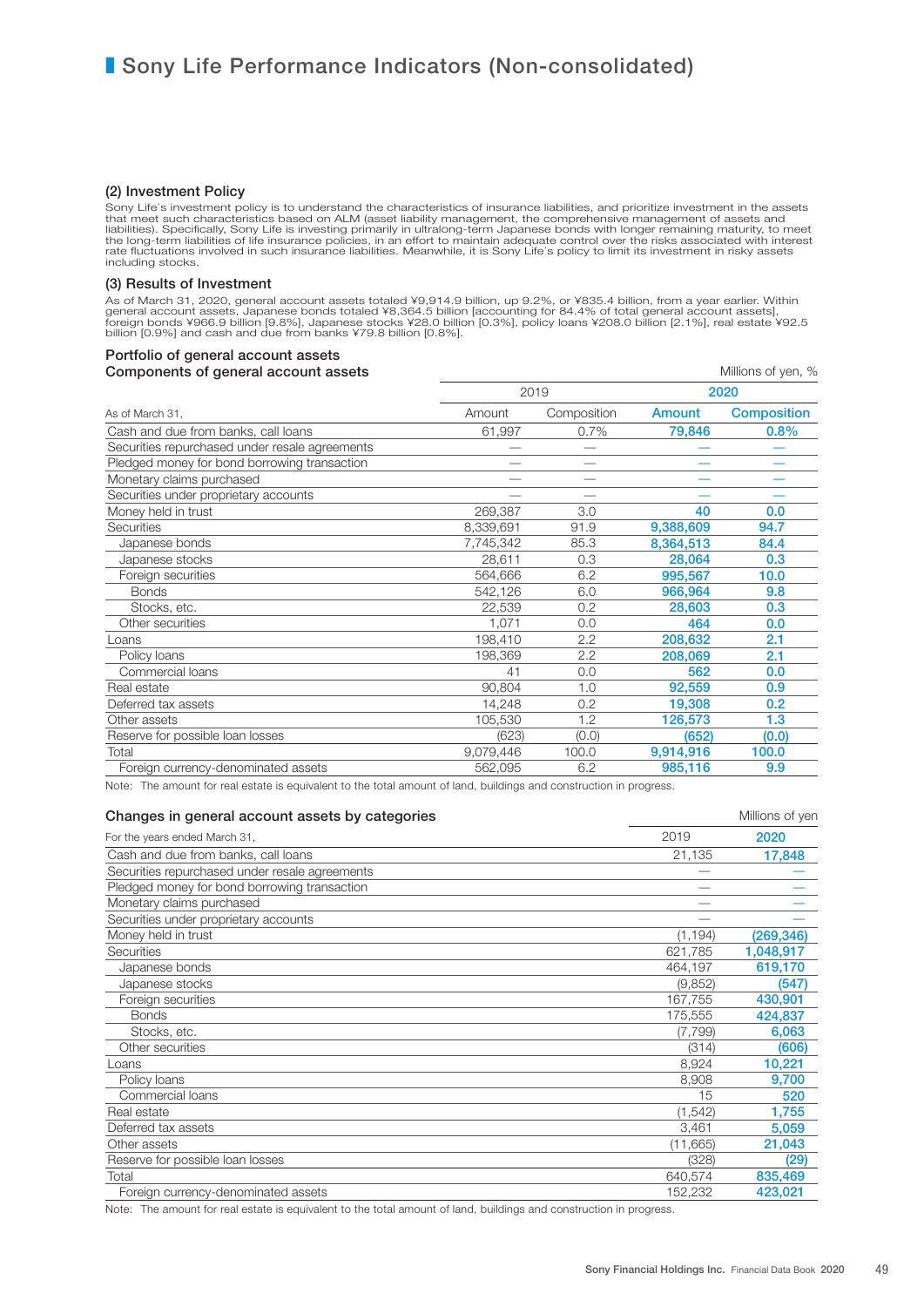# Sony Life Performance Indicators (Non-consolidated)

## (2) Investment Policy

Sony Life's investment policy is to understand the characteristics of insurance liabilities, and prioritize investment in the assets that meet such characteristics based on ALM (asset liability management, the comprehensive management of assets and liabilities). Specifically, Sony Life is investing primarily in ultralong-term Japanese bonds with longer remaining maturity, to meet the long-term liabilities of life insurance policies, in an effort to maintain adequate control over the risks associated with interest rate fluctuations involved in such insurance liabilities. Meanwhile, it is Sony Life's policy to limit its investment in risky assets including stocks.

## (3) Results of Investment

As of March 31, 2020, general account assets totaled ¥9,914.9 billion, up 9.2%, or ¥835.4 billion, from a year earlier. Within general account assets, Japanese bonds totaled ¥8,364.5 billion [accounting for 84.4% of total general account assets], foreign bonds ¥966.9 billion [9.8%], Japanese stocks ¥28.0 billion [0.3%], policy loans ¥208.0 billion [2.1%], real estate ¥92.5 billion [0.9%] and cash and due from banks ¥79.8 billion [0.8%].

### Portfolio of general account assets
### Components of general account assets

Millions of yen, %

| | 2019 | | 2020 | |
|---|---|---|---|---|
| As of March 31, | Amount | Composition | Amount | Composition |
| Cash and due from banks, call loans | 61,997 | 0.7% | 79,846 | 0.8% |
| Securities repurchased under resale agreements | — | — | — | — |
| Pledged money for bond borrowing transaction | — | — | — | — |
| Monetary claims purchased | — | — | — | — |
| Securities under proprietary accounts | — | — | — | — |
| Money held in trust | 269,387 | 3.0 | 40 | 0.0 |
| Securities | 8,339,691 | 91.9 | 9,388,609 | 94.7 |
| Japanese bonds | 7,745,342 | 85.3 | 8,364,513 | 84.4 |
| Japanese stocks | 28,611 | 0.3 | 28,064 | 0.3 |
| Foreign securities | 564,666 | 6.2 | 995,567 | 10.0 |
| Bonds | 542,126 | 6.0 | 966,964 | 9.8 |
| Stocks, etc. | 22,539 | 0.2 | 28,603 | 0.3 |
| Other securities | 1,071 | 0.0 | 464 | 0.0 |
| Loans | 198,410 | 2.2 | 208,632 | 2.1 |
| Policy loans | 198,369 | 2.2 | 208,069 | 2.1 |
| Commercial loans | 41 | 0.0 | 562 | 0.0 |
| Real estate | 90,804 | 1.0 | 92,559 | 0.9 |
| Deferred tax assets | 14,248 | 0.2 | 19,308 | 0.2 |
| Other assets | 105,530 | 1.2 | 126,573 | 1.3 |
| Reserve for possible loan losses | (623) | (0.0) | (652) | (0.0) |
| Total | 9,079,446 | 100.0 | 9,914,916 | 100.0 |
| Foreign currency-denominated assets | 562,095 | 6.2 | 985,116 | 9.9 |

Note: The amount for real estate is equivalent to the total amount of land, buildings and construction in progress.

### Changes in general account assets by categories

Millions of yen

| For the years ended March 31, | 2019 | 2020 |
|---|---|---|
| Cash and due from banks, call loans | 21,135 | 17,848 |
| Securities repurchased under resale agreements | — | — |
| Pledged money for bond borrowing transaction | — | — |
| Monetary claims purchased | — | — |
| Securities under proprietary accounts | — | — |
| Money held in trust | (1,194) | (269,346) |
| Securities | 621,785 | 1,048,917 |
| Japanese bonds | 464,197 | 619,170 |
| Japanese stocks | (9,852) | (547) |
| Foreign securities | 167,755 | 430,901 |
| Bonds | 175,555 | 424,837 |
| Stocks, etc. | (7,799) | 6,063 |
| Other securities | (314) | (606) |
| Loans | 8,924 | 10,221 |
| Policy loans | 8,908 | 9,700 |
| Commercial loans | 15 | 520 |
| Real estate | (1,542) | 1,755 |
| Deferred tax assets | 3,461 | 5,059 |
| Other assets | (11,665) | 21,043 |
| Reserve for possible loan losses | (328) | (29) |
| Total | 640,574 | 835,469 |
| Foreign currency-denominated assets | 152,232 | 423,021 |

Note: The amount for real estate is equivalent to the total amount of land, buildings and construction in progress.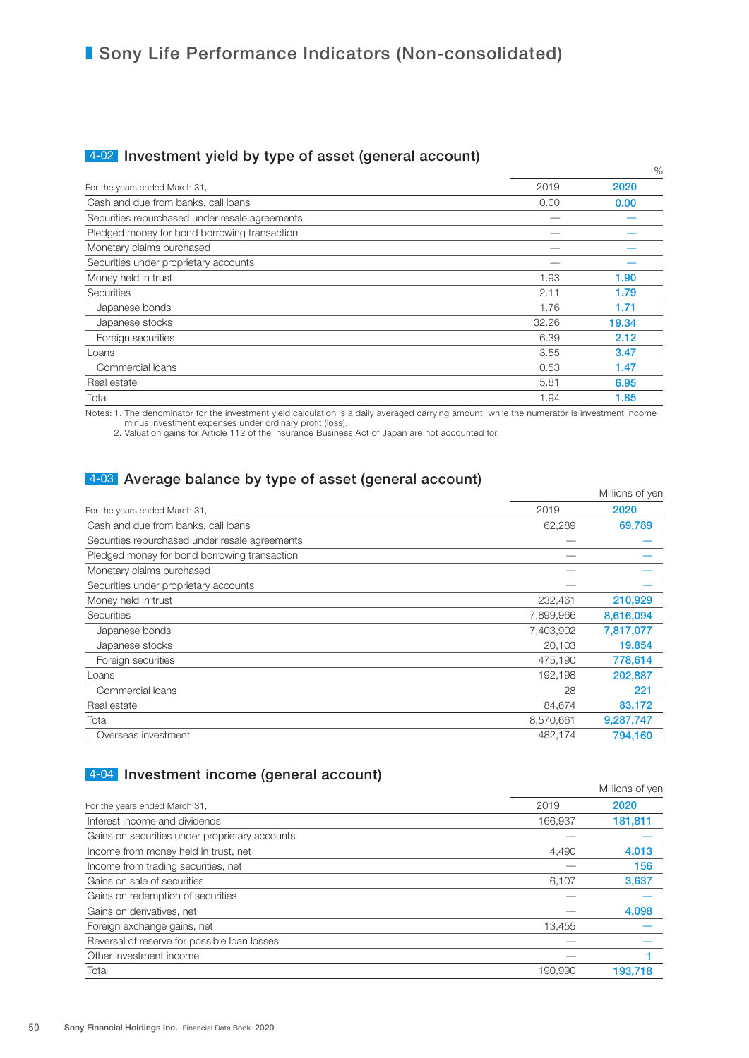# Sony Life Performance Indicators (Non-consolidated)

## 4-02 Investment yield by type of asset (general account)

%

| For the years ended March 31, | 2019 | 2020 |
|---|---|---|
| Cash and due from banks, call loans | 0.00 | 0.00 |
| Securities repurchased under resale agreements | — | — |
| Pledged money for bond borrowing transaction | — | — |
| Monetary claims purchased | — | — |
| Securities under proprietary accounts | — | — |
| Money held in trust | 1.93 | 1.90 |
| Securities | 2.11 | 1.79 |
| Japanese bonds | 1.76 | 1.71 |
| Japanese stocks | 32.26 | 19.34 |
| Foreign securities | 6.39 | 2.12 |
| Loans | 3.55 | 3.47 |
| Commercial loans | 0.53 | 1.47 |
| Real estate | 5.81 | 6.95 |
| Total | 1.94 | 1.85 |

Notes: 1. The denominator for the investment yield calculation is a daily averaged carrying amount, while the numerator is investment income minus investment expenses under ordinary profit (loss).
2. Valuation gains for Article 112 of the Insurance Business Act of Japan are not accounted for.

## 4-03 Average balance by type of asset (general account)

Millions of yen

| For the years ended March 31, | 2019 | 2020 |
|---|---|---|
| Cash and due from banks, call loans | 62,289 | 69,789 |
| Securities repurchased under resale agreements | — | — |
| Pledged money for bond borrowing transaction | — | — |
| Monetary claims purchased | — | — |
| Securities under proprietary accounts | — | — |
| Money held in trust | 232,461 | 210,929 |
| Securities | 7,899,966 | 8,616,094 |
| Japanese bonds | 7,403,902 | 7,817,077 |
| Japanese stocks | 20,103 | 19,854 |
| Foreign securities | 475,190 | 778,614 |
| Loans | 192,198 | 202,887 |
| Commercial loans | 28 | 221 |
| Real estate | 84,674 | 83,172 |
| Total | 8,570,661 | 9,287,747 |
| Overseas investment | 482,174 | 794,160 |

## 4-04 Investment income (general account)

Millions of yen

| For the years ended March 31, | 2019 | 2020 |
|---|---|---|
| Interest income and dividends | 166,937 | 181,811 |
| Gains on securities under proprietary accounts | — | — |
| Income from money held in trust, net | 4,490 | 4,013 |
| Income from trading securities, net | — | 156 |
| Gains on sale of securities | 6,107 | 3,637 |
| Gains on redemption of securities | — | — |
| Gains on derivatives, net | — | 4,098 |
| Foreign exchange gains, net | 13,455 | — |
| Reversal of reserve for possible loan losses | — | — |
| Other investment income | — | 1 |
| Total | 190,990 | 193,718 |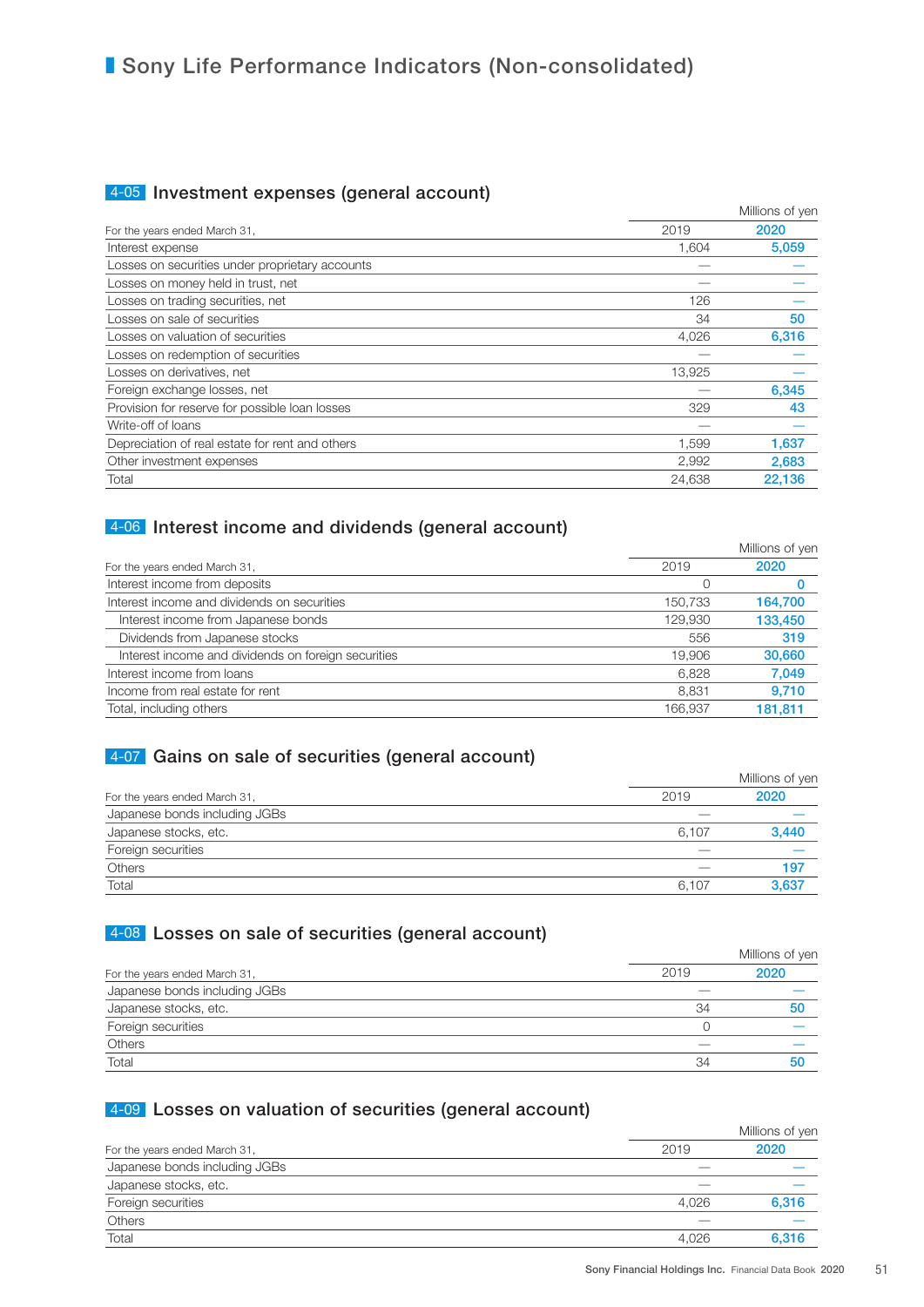# Sony Life Performance Indicators (Non-consolidated)

## 4-05 Investment expenses (general account)

Millions of yen

| For the years ended March 31, | 2019 | 2020 |
|---|---|---|
| Interest expense | 1,604 | 5,059 |
| Losses on securities under proprietary accounts | — | — |
| Losses on money held in trust, net | — | — |
| Losses on trading securities, net | 126 | — |
| Losses on sale of securities | 34 | 50 |
| Losses on valuation of securities | 4,026 | 6,316 |
| Losses on redemption of securities | — | — |
| Losses on derivatives, net | 13,925 | — |
| Foreign exchange losses, net | — | 6,345 |
| Provision for reserve for possible loan losses | 329 | 43 |
| Write-off of loans | — | — |
| Depreciation of real estate for rent and others | 1,599 | 1,637 |
| Other investment expenses | 2,992 | 2,683 |
| Total | 24,638 | 22,136 |

## 4-06 Interest income and dividends (general account)

Millions of yen

| For the years ended March 31, | 2019 | 2020 |
|---|---|---|
| Interest income from deposits | 0 | 0 |
| Interest income and dividends on securities | 150,733 | 164,700 |
| Interest income from Japanese bonds | 129,930 | 133,450 |
| Dividends from Japanese stocks | 556 | 319 |
| Interest income and dividends on foreign securities | 19,906 | 30,660 |
| Interest income from loans | 6,828 | 7,049 |
| Income from real estate for rent | 8,831 | 9,710 |
| Total, including others | 166,937 | 181,811 |

## 4-07 Gains on sale of securities (general account)

Millions of yen

| For the years ended March 31, | 2019 | 2020 |
|---|---|---|
| Japanese bonds including JGBs | — | — |
| Japanese stocks, etc. | 6,107 | 3,440 |
| Foreign securities | — | — |
| Others | — | 197 |
| Total | 6,107 | 3,637 |

## 4-08 Losses on sale of securities (general account)

Millions of yen

| For the years ended March 31, | 2019 | 2020 |
|---|---|---|
| Japanese bonds including JGBs | — | — |
| Japanese stocks, etc. | 34 | 50 |
| Foreign securities | 0 | — |
| Others | — | — |
| Total | 34 | 50 |

## 4-09 Losses on valuation of securities (general account)

Millions of yen

| For the years ended March 31, | 2019 | 2020 |
|---|---|---|
| Japanese bonds including JGBs | — | — |
| Japanese stocks, etc. | — | — |
| Foreign securities | 4,026 | 6,316 |
| Others | — | — |
| Total | 4,026 | 6,316 |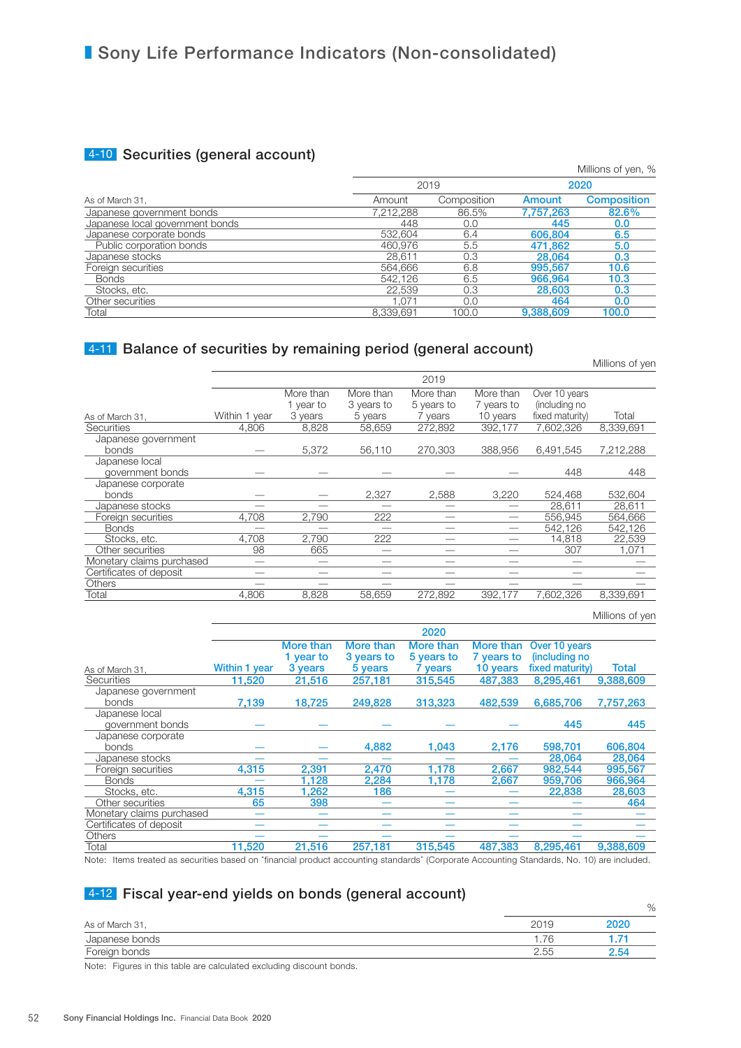# Sony Life Performance Indicators (Non-consolidated)

## 4-10 Securities (general account)

Millions of yen, %

| As of March 31, | 2019 Amount | 2019 Composition | 2020 Amount | 2020 Composition |
|---|---|---|---|---|
| Japanese government bonds | 7,212,288 | 86.5% | 7,757,263 | 82.6% |
| Japanese local government bonds | 448 | 0.0 | 445 | 0.0 |
| Japanese corporate bonds | 532,604 | 6.4 | 606,804 | 6.5 |
| Public corporation bonds | 460,976 | 5.5 | 471,862 | 5.0 |
| Japanese stocks | 28,611 | 0.3 | 28,064 | 0.3 |
| Foreign securities | 564,666 | 6.8 | 995,567 | 10.6 |
| Bonds | 542,126 | 6.5 | 966,964 | 10.3 |
| Stocks, etc. | 22,539 | 0.3 | 28,603 | 0.3 |
| Other securities | 1,071 | 0.0 | 464 | 0.0 |
| Total | 8,339,691 | 100.0 | 9,388,609 | 100.0 |

## 4-11 Balance of securities by remaining period (general account)

Millions of yen

| As of March 31, 2019 | Within 1 year | More than 1 year to 3 years | More than 3 years to 5 years | More than 5 years to 7 years | More than 7 years to 10 years | Over 10 years (including no fixed maturity) | Total |
|---|---|---|---|---|---|---|---|
| Securities | 4,806 | 8,828 | 58,659 | 272,892 | 392,177 | 7,602,326 | 8,339,691 |
| Japanese government bonds | — | 5,372 | 56,110 | 270,303 | 388,956 | 6,491,545 | 7,212,288 |
| Japanese local government bonds | — | — | — | — | — | 448 | 448 |
| Japanese corporate bonds | — | — | 2,327 | 2,588 | 3,220 | 524,468 | 532,604 |
| Japanese stocks | — | — | — | — | — | 28,611 | 28,611 |
| Foreign securities | 4,708 | 2,790 | 222 | — | — | 556,945 | 564,666 |
| Bonds | — | — | — | — | — | 542,126 | 542,126 |
| Stocks, etc. | 4,708 | 2,790 | 222 | — | — | 14,818 | 22,539 |
| Other securities | 98 | 665 | — | — | — | 307 | 1,071 |
| Monetary claims purchased | — | — | — | — | — | — | — |
| Certificates of deposit | — | — | — | — | — | — | — |
| Others | — | — | — | — | — | — | — |
| Total | 4,806 | 8,828 | 58,659 | 272,892 | 392,177 | 7,602,326 | 8,339,691 |

Millions of yen

| As of March 31, 2020 | Within 1 year | More than 1 year to 3 years | More than 3 years to 5 years | More than 5 years to 7 years | More than 7 years to 10 years | Over 10 years (including no fixed maturity) | Total |
|---|---|---|---|---|---|---|---|
| Securities | 11,520 | 21,516 | 257,181 | 315,545 | 487,383 | 8,295,461 | 9,388,609 |
| Japanese government bonds | 7,139 | 18,725 | 249,828 | 313,323 | 482,539 | 6,685,706 | 7,757,263 |
| Japanese local government bonds | — | — | — | — | — | 445 | 445 |
| Japanese corporate bonds | — | — | 4,882 | 1,043 | 2,176 | 598,701 | 606,804 |
| Japanese stocks | — | — | — | — | — | 28,064 | 28,064 |
| Foreign securities | 4,315 | 2,391 | 2,470 | 1,178 | 2,667 | 982,544 | 995,567 |
| Bonds | — | 1,128 | 2,284 | 1,178 | 2,667 | 959,706 | 966,964 |
| Stocks, etc. | 4,315 | 1,262 | 186 | — | — | 22,838 | 28,603 |
| Other securities | 65 | 398 | — | — | — | — | 464 |
| Monetary claims purchased | — | — | — | — | — | — | — |
| Certificates of deposit | — | — | — | — | — | — | — |
| Others | — | — | — | — | — | — | — |
| Total | 11,520 | 21,516 | 257,181 | 315,545 | 487,383 | 8,295,461 | 9,388,609 |

Note: Items treated as securities based on "financial product accounting standards" (Corporate Accounting Standards, No. 10) are included.

## 4-12 Fiscal year-end yields on bonds (general account)

%

| As of March 31, | 2019 | 2020 |
|---|---|---|
| Japanese bonds | 1.76 | 1.71 |
| Foreign bonds | 2.55 | 2.54 |

Note: Figures in this table are calculated excluding discount bonds.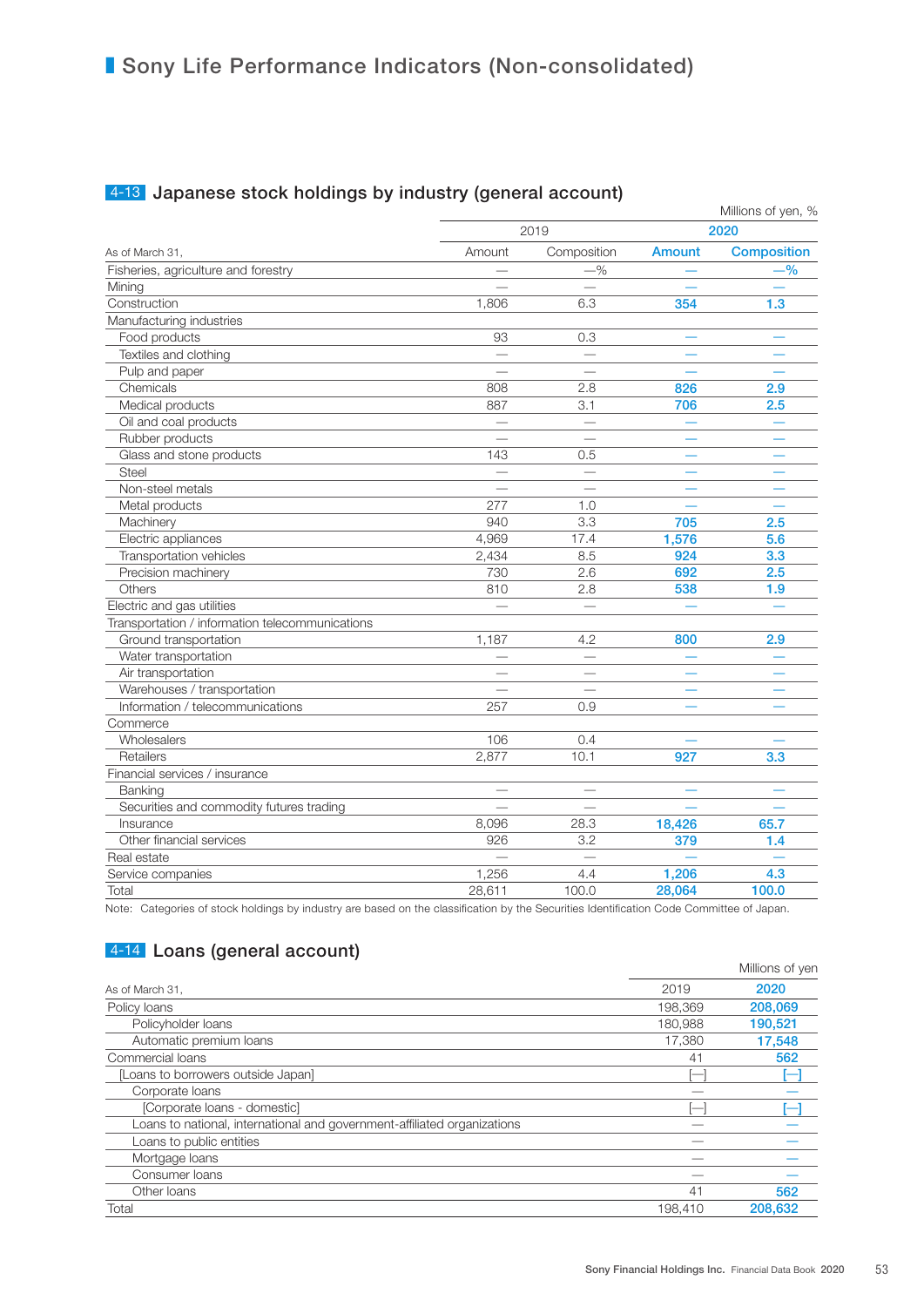# Sony Life Performance Indicators (Non-consolidated)

## 4-13 Japanese stock holdings by industry (general account)

Millions of yen, %

| As of March 31, | 2019 | | 2020 | |
|---|---|---|---|---|
| | Amount | Composition | Amount | Composition |
| Fisheries, agriculture and forestry | — | —% | — | —% |
| Mining | — | — | — | — |
| Construction | 1,806 | 6.3 | 354 | 1.3 |
| Manufacturing industries | | | | |
| Food products | 93 | 0.3 | — | — |
| Textiles and clothing | — | — | — | — |
| Pulp and paper | — | — | — | — |
| Chemicals | 808 | 2.8 | 826 | 2.9 |
| Medical products | 887 | 3.1 | 706 | 2.5 |
| Oil and coal products | — | — | — | — |
| Rubber products | — | — | — | — |
| Glass and stone products | 143 | 0.5 | — | — |
| Steel | — | — | — | — |
| Non-steel metals | — | — | — | — |
| Metal products | 277 | 1.0 | — | — |
| Machinery | 940 | 3.3 | 705 | 2.5 |
| Electric appliances | 4,969 | 17.4 | 1,576 | 5.6 |
| Transportation vehicles | 2,434 | 8.5 | 924 | 3.3 |
| Precision machinery | 730 | 2.6 | 692 | 2.5 |
| Others | 810 | 2.8 | 538 | 1.9 |
| Electric and gas utilities | — | — | — | — |
| Transportation / information telecommunications | | | | |
| Ground transportation | 1,187 | 4.2 | 800 | 2.9 |
| Water transportation | — | — | — | — |
| Air transportation | — | — | — | — |
| Warehouses / transportation | — | — | — | — |
| Information / telecommunications | 257 | 0.9 | — | — |
| Commerce | | | | |
| Wholesalers | 106 | 0.4 | — | — |
| Retailers | 2,877 | 10.1 | 927 | 3.3 |
| Financial services / insurance | | | | |
| Banking | — | — | — | — |
| Securities and commodity futures trading | — | — | — | — |
| Insurance | 8,096 | 28.3 | 18,426 | 65.7 |
| Other financial services | 926 | 3.2 | 379 | 1.4 |
| Real estate | — | — | — | — |
| Service companies | 1,256 | 4.4 | 1,206 | 4.3 |
| Total | 28,611 | 100.0 | 28,064 | 100.0 |

Note: Categories of stock holdings by industry are based on the classification by the Securities Identification Code Committee of Japan.

## 4-14 Loans (general account)

Millions of yen

| As of March 31, | 2019 | 2020 |
|---|---|---|
| Policy loans | 198,369 | 208,069 |
| Policyholder loans | 180,988 | 190,521 |
| Automatic premium loans | 17,380 | 17,548 |
| Commercial loans | 41 | 562 |
| [Loans to borrowers outside Japan] | [—] | [—] |
| Corporate loans | — | — |
| [Corporate loans - domestic] | [—] | [—] |
| Loans to national, international and government-affiliated organizations | — | — |
| Loans to public entities | — | — |
| Mortgage loans | — | — |
| Consumer loans | — | — |
| Other loans | 41 | 562 |
| Total | 198,410 | 208,632 |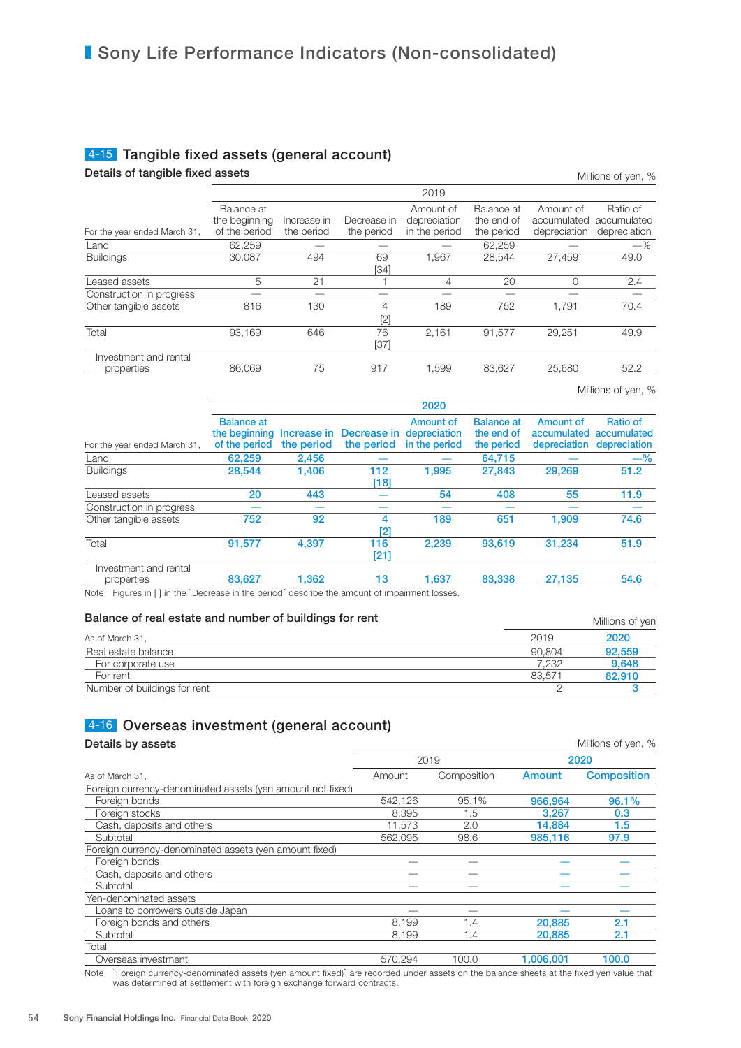# Sony Life Performance Indicators (Non-consolidated)

## 4-15 Tangible fixed assets (general account)

### Details of tangible fixed assets

Millions of yen, %

| For the year ended March 31, | 2019 | | | | | | |
|---|---|---|---|---|---|---|---|
| | Balance at the beginning of the period | Increase in the period | Decrease in the period | Amount of depreciation in the period | Balance at the end of the period | Amount of accumulated depreciation | Ratio of accumulated depreciation |
| Land | 62,259 | — | — | — | 62,259 | — | —% |
| Buildings | 30,087 | 494 | 69 [34] | 1,967 | 28,544 | 27,459 | 49.0 |
| Leased assets | 5 | 21 | 1 | 4 | 20 | 0 | 2.4 |
| Construction in progress | — | — | — | — | — | — | — |
| Other tangible assets | 816 | 130 | 4 [2] | 189 | 752 | 1,791 | 70.4 |
| Total | 93,169 | 646 | 76 [37] | 2,161 | 91,577 | 29,251 | 49.9 |
| Investment and rental properties | 86,069 | 75 | 917 | 1,599 | 83,627 | 25,680 | 52.2 |

Millions of yen, %

| For the year ended March 31, | 2020 | | | | | | |
|---|---|---|---|---|---|---|---|
| | Balance at the beginning of the period | Increase in the period | Decrease in the period | Amount of depreciation in the period | Balance at the end of the period | Amount of accumulated depreciation | Ratio of accumulated depreciation |
| Land | 62,259 | 2,456 | — | — | 64,715 | — | —% |
| Buildings | 28,544 | 1,406 | 112 [18] | 1,995 | 27,843 | 29,269 | 51.2 |
| Leased assets | 20 | 443 | — | 54 | 408 | 55 | 11.9 |
| Construction in progress | — | — | — | — | — | — | — |
| Other tangible assets | 752 | 92 | 4 [2] | 189 | 651 | 1,909 | 74.6 |
| Total | 91,577 | 4,397 | 116 [21] | 2,239 | 93,619 | 31,234 | 51.9 |
| Investment and rental properties | 83,627 | 1,362 | 13 | 1,637 | 83,338 | 27,135 | 54.6 |

Note: Figures in [ ] in the "Decrease in the period" describe the amount of impairment losses.

### Balance of real estate and number of buildings for rent

Millions of yen

| As of March 31, | 2019 | 2020 |
|---|---|---|
| Real estate balance | 90,804 | 92,559 |
| For corporate use | 7,232 | 9,648 |
| For rent | 83,571 | 82,910 |
| Number of buildings for rent | 2 | 3 |

## 4-16 Overseas investment (general account)

### Details by assets

Millions of yen, %

| As of March 31, | 2019 | | 2020 | |
|---|---|---|---|---|
| | Amount | Composition | Amount | Composition |
| Foreign currency-denominated assets (yen amount not fixed) | | | | |
| Foreign bonds | 542,126 | 95.1% | 966,964 | 96.1% |
| Foreign stocks | 8,395 | 1.5 | 3,267 | 0.3 |
| Cash, deposits and others | 11,573 | 2.0 | 14,884 | 1.5 |
| Subtotal | 562,095 | 98.6 | 985,116 | 97.9 |
| Foreign currency-denominated assets (yen amount fixed) | | | | |
| Foreign bonds | — | — | — | — |
| Cash, deposits and others | — | — | — | — |
| Subtotal | — | — | — | — |
| Yen-denominated assets | | | | |
| Loans to borrowers outside Japan | — | — | — | — |
| Foreign bonds and others | 8,199 | 1.4 | 20,885 | 2.1 |
| Subtotal | 8,199 | 1.4 | 20,885 | 2.1 |
| Total | | | | |
| Overseas investment | 570,294 | 100.0 | 1,006,001 | 100.0 |

Note: "Foreign currency-denominated assets (yen amount fixed)" are recorded under assets on the balance sheets at the fixed yen value that was determined at settlement with foreign exchange forward contracts.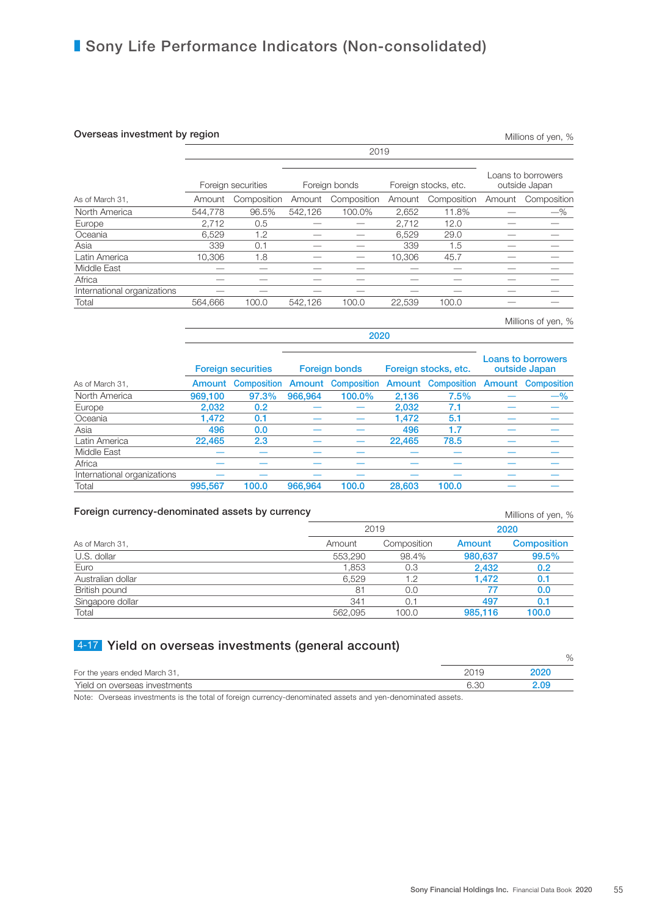# Sony Life Performance Indicators (Non-consolidated)

### Overseas investment by region

Millions of yen, %

| | 2019 | | | | | | | |
|---|---|---|---|---|---|---|---|---|
| | Foreign securities | | Foreign bonds | | Foreign stocks, etc. | | Loans to borrowers outside Japan | |
| As of March 31, | Amount | Composition | Amount | Composition | Amount | Composition | Amount | Composition |
| North America | 544,778 | 96.5% | 542,126 | 100.0% | 2,652 | 11.8% | — | —% |
| Europe | 2,712 | 0.5 | — | — | 2,712 | 12.0 | — | — |
| Oceania | 6,529 | 1.2 | — | — | 6,529 | 29.0 | — | — |
| Asia | 339 | 0.1 | — | — | 339 | 1.5 | — | — |
| Latin America | 10,306 | 1.8 | — | — | 10,306 | 45.7 | — | — |
| Middle East | — | — | — | — | — | — | — | — |
| Africa | — | — | — | — | — | — | — | — |
| International organizations | — | — | — | — | — | — | — | — |
| Total | 564,666 | 100.0 | 542,126 | 100.0 | 22,539 | 100.0 | — | — |

Millions of yen, %

| | 2020 | | | | | | | |
|---|---|---|---|---|---|---|---|---|
| | Foreign securities | | Foreign bonds | | Foreign stocks, etc. | | Loans to borrowers outside Japan | |
| As of March 31, | Amount | Composition | Amount | Composition | Amount | Composition | Amount | Composition |
| North America | 969,100 | 97.3% | 966,964 | 100.0% | 2,136 | 7.5% | — | —% |
| Europe | 2,032 | 0.2 | — | — | 2,032 | 7.1 | — | — |
| Oceania | 1,472 | 0.1 | — | — | 1,472 | 5.1 | — | — |
| Asia | 496 | 0.0 | — | — | 496 | 1.7 | — | — |
| Latin America | 22,465 | 2.3 | — | — | 22,465 | 78.5 | — | — |
| Middle East | — | — | — | — | — | — | — | — |
| Africa | — | — | — | — | — | — | — | — |
| International organizations | — | — | — | — | — | — | — | — |
| Total | 995,567 | 100.0 | 966,964 | 100.0 | 28,603 | 100.0 | — | — |

### Foreign currency-denominated assets by currency

Millions of yen, %

| | 2019 | | 2020 | |
|---|---|---|---|---|
| As of March 31, | Amount | Composition | Amount | Composition |
| U.S. dollar | 553,290 | 98.4% | 980,637 | 99.5% |
| Euro | 1,853 | 0.3 | 2,432 | 0.2 |
| Australian dollar | 6,529 | 1.2 | 1,472 | 0.1 |
| British pound | 81 | 0.0 | 77 | 0.0 |
| Singapore dollar | 341 | 0.1 | 497 | 0.1 |
| Total | 562,095 | 100.0 | 985,116 | 100.0 |

## 4-17 Yield on overseas investments (general account)

%

| For the years ended March 31, | 2019 | 2020 |
|---|---|---|
| Yield on overseas investments | 6.30 | 2.09 |

Note: Overseas investments is the total of foreign currency-denominated assets and yen-denominated assets.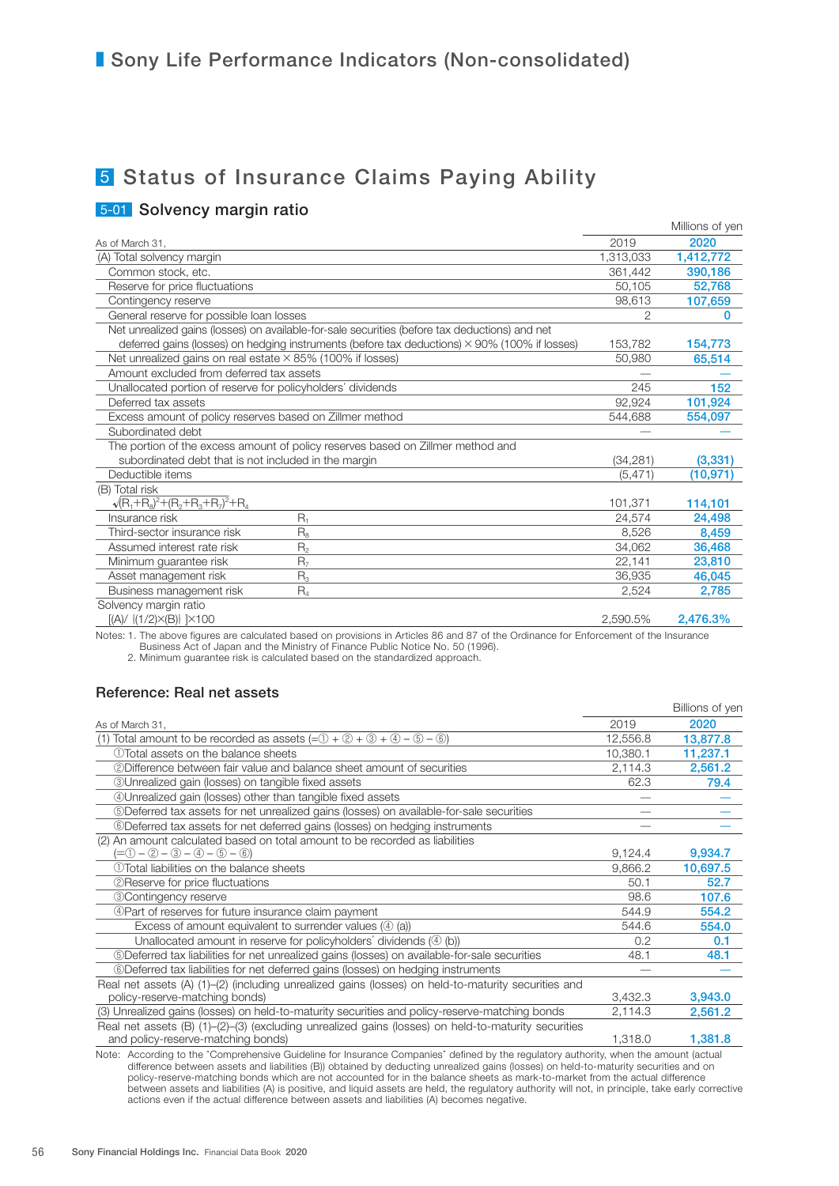# Sony Life Performance Indicators (Non-consolidated)

## 5 Status of Insurance Claims Paying Ability

### 5-01 Solvency margin ratio

Millions of yen

| As of March 31, | | 2019 | 2020 |
|---|---|---|---|
| (A) Total solvency margin | | 1,313,033 | **1,412,772** |
| Common stock, etc. | | 361,442 | **390,186** |
| Reserve for price fluctuations | | 50,105 | **52,768** |
| Contingency reserve | | 98,613 | **107,659** |
| General reserve for possible loan losses | | 2 | **0** |
| Net unrealized gains (losses) on available-for-sale securities (before tax deductions) and net deferred gains (losses) on hedging instruments (before tax deductions) × 90% (100% if losses) | | 153,782 | **154,773** |
| Net unrealized gains on real estate × 85% (100% if losses) | | 50,980 | **65,514** |
| Amount excluded from deferred tax assets | | — | **—** |
| Unallocated portion of reserve for policyholders' dividends | | 245 | **152** |
| Deferred tax assets | | 92,924 | **101,924** |
| Excess amount of policy reserves based on Zillmer method | | 544,688 | **554,097** |
| Subordinated debt | | — | **—** |
| The portion of the excess amount of policy reserves based on Zillmer method and subordinated debt that is not included in the margin | | (34,281) | **(3,331)** |
| Deductible items | | (5,471) | **(10,971)** |
| (B) Total risk $\sqrt{(R_1+R_8)^2+(R_2+R_3+R_7)^2}+R_4$ | | 101,371 | **114,101** |
| Insurance risk | $R_1$ | 24,574 | **24,498** |
| Third-sector insurance risk | $R_8$ | 8,526 | **8,459** |
| Assumed interest rate risk | $R_2$ | 34,062 | **36,468** |
| Minimum guarantee risk | $R_7$ | 22,141 | **23,810** |
| Asset management risk | $R_3$ | 36,935 | **46,045** |
| Business management risk | $R_4$ | 2,524 | **2,785** |
| Solvency margin ratio $[(A)/\{(1/2)\times(B)\}]\times100$ | | 2,590.5% | **2,476.3%** |

Notes: 1. The above figures are calculated based on provisions in Articles 86 and 87 of the Ordinance for Enforcement of the Insurance Business Act of Japan and the Ministry of Finance Public Notice No. 50 (1996).
2. Minimum guarantee risk is calculated based on the standardized approach.

### Reference: Real net assets

Billions of yen

| As of March 31, | 2019 | 2020 |
|---|---|---|
| (1) Total amount to be recorded as assets (=① + ② + ③ + ④ − ⑤ − ⑥) | 12,556.8 | **13,877.8** |
| ①Total assets on the balance sheets | 10,380.1 | **11,237.1** |
| ②Difference between fair value and balance sheet amount of securities | 2,114.3 | **2,561.2** |
| ③Unrealized gain (losses) on tangible fixed assets | 62.3 | **79.4** |
| ④Unrealized gain (losses) other than tangible fixed assets | — | **—** |
| ⑤Deferred tax assets for net unrealized gains (losses) on available-for-sale securities | — | **—** |
| ⑥Deferred tax assets for net deferred gains (losses) on hedging instruments | — | **—** |
| (2) An amount calculated based on total amount to be recorded as liabilities (=① − ② − ③ − ④ − ⑤ − ⑥) | 9,124.4 | **9,934.7** |
| ①Total liabilities on the balance sheets | 9,866.2 | **10,697.5** |
| ②Reserve for price fluctuations | 50.1 | **52.7** |
| ③Contingency reserve | 98.6 | **107.6** |
| ④Part of reserves for future insurance claim payment | 544.9 | **554.2** |
| Excess of amount equivalent to surrender values (④ (a)) | 544.6 | **554.0** |
| Unallocated amount in reserve for policyholders' dividends (④ (b)) | 0.2 | **0.1** |
| ⑤Deferred tax liabilities for net unrealized gains (losses) on available-for-sale securities | 48.1 | **48.1** |
| ⑥Deferred tax liabilities for net deferred gains (losses) on hedging instruments | — | **—** |
| Real net assets (A) (1)–(2) (including unrealized gains (losses) on held-to-maturity securities and policy-reserve-matching bonds) | 3,432.3 | **3,943.0** |
| (3) Unrealized gains (losses) on held-to-maturity securities and policy-reserve-matching bonds | 2,114.3 | **2,561.2** |
| Real net assets (B) (1)–(2)–(3) (excluding unrealized gains (losses) on held-to-maturity securities and policy-reserve-matching bonds) | 1,318.0 | **1,381.8** |

Note: According to the "Comprehensive Guideline for Insurance Companies" defined by the regulatory authority, when the amount (actual difference between assets and liabilities (B)) obtained by deducting unrealized gains (losses) on held-to-maturity securities and on policy-reserve-matching bonds which are not accounted for in the balance sheets as mark-to-market from the actual difference between assets and liabilities (A) is positive, and liquid assets are held, the regulatory authority will not, in principle, take early corrective actions even if the actual difference between assets and liabilities (A) becomes negative.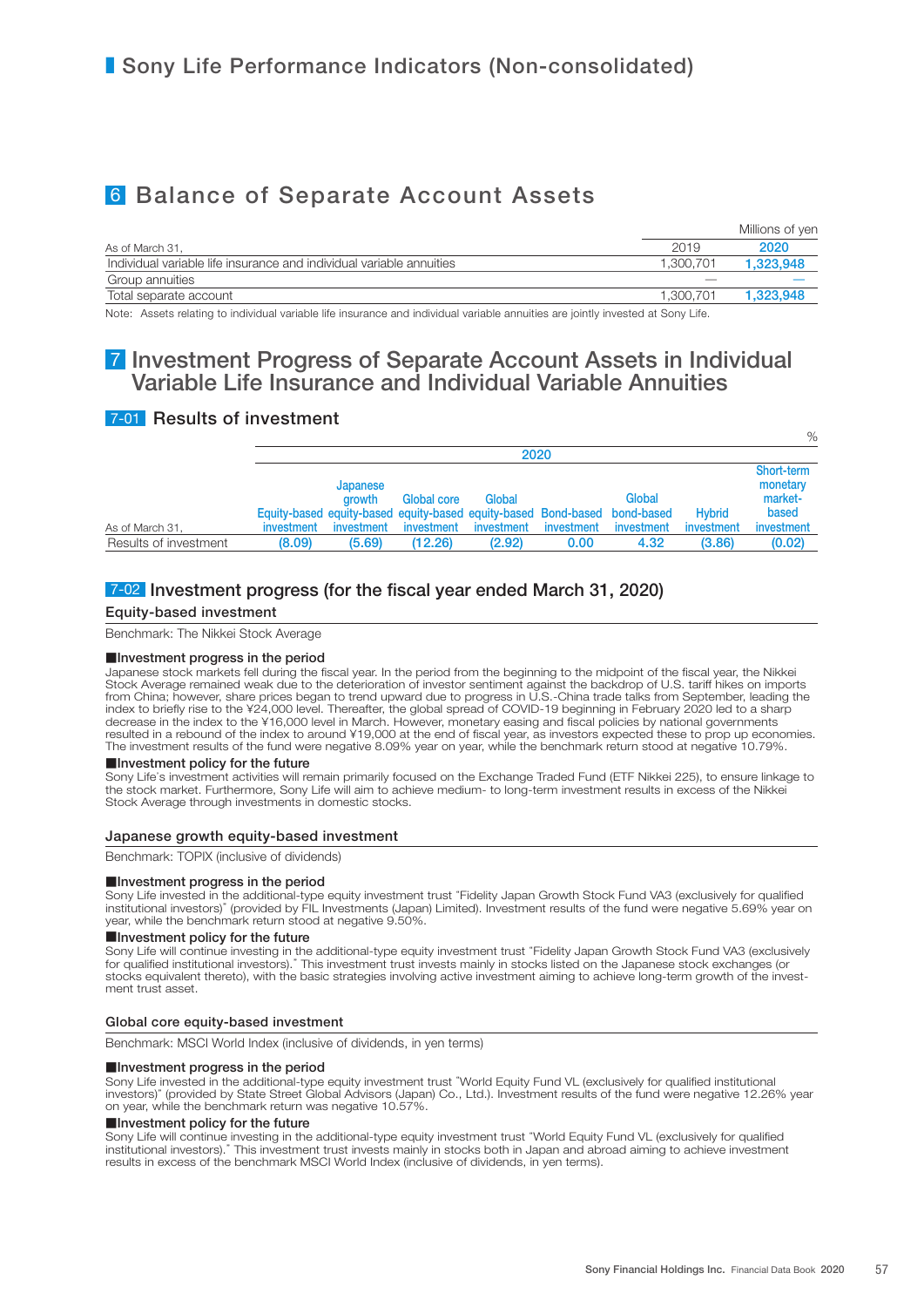# Sony Life Performance Indicators (Non-consolidated)

## 6 Balance of Separate Account Assets

Millions of yen

| As of March 31, | 2019 | 2020 |
|---|---|---|
| Individual variable life insurance and individual variable annuities | 1,300,701 | 1,323,948 |
| Group annuities | — | — |
| Total separate account | 1,300,701 | 1,323,948 |

Note: Assets relating to individual variable life insurance and individual variable annuities are jointly invested at Sony Life.

## 7 Investment Progress of Separate Account Assets in Individual Variable Life Insurance and Individual Variable Annuities

### 7-01 Results of investment

%

| As of March 31, | 2020 | | | | | | | |
|---|---|---|---|---|---|---|---|---|
| | Equity-based investment | Japanese growth equity-based investment | Global core equity-based investment | Global equity-based investment | Bond-based investment | Global bond-based investment | Hybrid investment | Short-term monetary market-based investment |
| Results of investment | (8.09) | (5.69) | (12.26) | (2.92) | 0.00 | 4.32 | (3.86) | (0.02) |

### 7-02 Investment progress (for the fiscal year ended March 31, 2020)

#### Equity-based investment

Benchmark: The Nikkei Stock Average

**■Investment progress in the period**

Japanese stock markets fell during the fiscal year. In the period from the beginning to the midpoint of the fiscal year, the Nikkei Stock Average remained weak due to the deterioration of investor sentiment against the backdrop of U.S. tariff hikes on imports from China; however, share prices began to trend upward due to progress in U.S.-China trade talks from September, leading the index to briefly rise to the ¥24,000 level. Thereafter, the global spread of COVID-19 beginning in February 2020 led to a sharp decrease in the index to the ¥16,000 level in March. However, monetary easing and fiscal policies by national governments resulted in a rebound of the index to around ¥19,000 at the end of fiscal year, as investors expected these to prop up economies. The investment results of the fund were negative 8.09% year on year, while the benchmark return stood at negative 10.79%.

**■Investment policy for the future**

Sony Life's investment activities will remain primarily focused on the Exchange Traded Fund (ETF Nikkei 225), to ensure linkage to the stock market. Furthermore, Sony Life will aim to achieve medium- to long-term investment results in excess of the Nikkei Stock Average through investments in domestic stocks.

#### Japanese growth equity-based investment

Benchmark: TOPIX (inclusive of dividends)

**■Investment progress in the period**

Sony Life invested in the additional-type equity investment trust "Fidelity Japan Growth Stock Fund VA3 (exclusively for qualified institutional investors)" (provided by FIL Investments (Japan) Limited). Investment results of the fund were negative 5.69% year on year, while the benchmark return stood at negative 9.50%.

**■Investment policy for the future**

Sony Life will continue investing in the additional-type equity investment trust "Fidelity Japan Growth Stock Fund VA3 (exclusively for qualified institutional investors)." This investment trust invests mainly in stocks listed on the Japanese stock exchanges (or stocks equivalent thereto), with the basic strategies involving active investment aiming to achieve long-term growth of the investment trust asset.

#### Global core equity-based investment

Benchmark: MSCI World Index (inclusive of dividends, in yen terms)

**■Investment progress in the period**

Sony Life invested in the additional-type equity investment trust "World Equity Fund VL (exclusively for qualified institutional investors)" (provided by State Street Global Advisors (Japan) Co., Ltd.). Investment results of the fund were negative 12.26% year on year, while the benchmark return was negative 10.57%.

**■Investment policy for the future**

Sony Life will continue investing in the additional-type equity investment trust "World Equity Fund VL (exclusively for qualified institutional investors)." This investment trust invests mainly in stocks both in Japan and abroad aiming to achieve investment results in excess of the benchmark MSCI World Index (inclusive of dividends, in yen terms).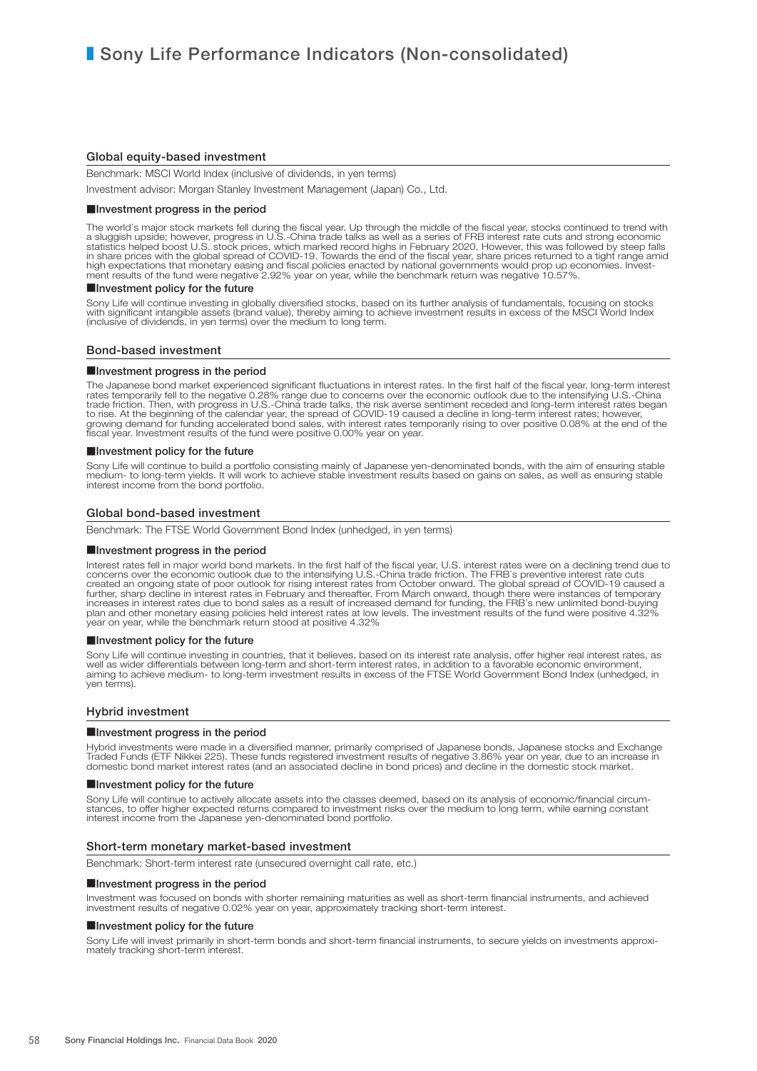# Sony Life Performance Indicators (Non-consolidated)

## Global equity-based investment

Benchmark: MSCI World Index (inclusive of dividends, in yen terms)

Investment advisor: Morgan Stanley Investment Management (Japan) Co., Ltd.

### ■Investment progress in the period

The world's major stock markets fell during the fiscal year. Up through the middle of the fiscal year, stocks continued to trend with a sluggish upside; however, progress in U.S.-China trade talks as well as a series of FRB interest rate cuts and strong economic statistics helped boost U.S. stock prices, which marked record highs in February 2020. However, this was followed by steep falls in share prices with the global spread of COVID-19. Towards the end of the fiscal year, share prices returned to a tight range amid high expectations that monetary easing and fiscal policies enacted by national governments would prop up economies. Investment results of the fund were negative 2.92% year on year, while the benchmark return was negative 10.57%.

### ■Investment policy for the future

Sony Life will continue investing in globally diversified stocks, based on its further analysis of fundamentals, focusing on stocks with significant intangible assets (brand value), thereby aiming to achieve investment results in excess of the MSCI World Index (inclusive of dividends, in yen terms) over the medium to long term.

## Bond-based investment

### ■Investment progress in the period

The Japanese bond market experienced significant fluctuations in interest rates. In the first half of the fiscal year, long-term interest rates temporarily fell to the negative 0.28% range due to concerns over the economic outlook due to the intensifying U.S.-China trade friction. Then, with progress in U.S.-China trade talks, the risk averse sentiment receded and long-term interest rates began to rise. At the beginning of the calendar year, the spread of COVID-19 caused a decline in long-term interest rates; however, growing demand for funding accelerated bond sales, with interest rates temporarily rising to over positive 0.08% at the end of the fiscal year. Investment results of the fund were positive 0.00% year on year.

### ■Investment policy for the future

Sony Life will continue to build a portfolio consisting mainly of Japanese yen-denominated bonds, with the aim of ensuring stable medium- to long-term yields. It will work to achieve stable investment results based on gains on sales, as well as ensuring stable interest income from the bond portfolio.

## Global bond-based investment

Benchmark: The FTSE World Government Bond Index (unhedged, in yen terms)

### ■Investment progress in the period

Interest rates fell in major world bond markets. In the first half of the fiscal year, U.S. interest rates were on a declining trend due to concerns over the economic outlook due to the intensifying U.S.-China trade friction. The FRB's preventive interest rate cuts created an ongoing state of poor outlook for rising interest rates from October onward. The global spread of COVID-19 caused a further, sharp decline in interest rates in February and thereafter. From March onward, though there were instances of temporary increases in interest rates due to bond sales as a result of increased demand for funding, the FRB's new unlimited bond-buying plan and other monetary easing policies held interest rates at low levels. The investment results of the fund were positive 4.32% year on year, while the benchmark return stood at positive 4.32%

### ■Investment policy for the future

Sony Life will continue investing in countries, that it believes, based on its interest rate analysis, offer higher real interest rates, as well as wider differentials between long-term and short-term interest rates, in addition to a favorable economic environment, aiming to achieve medium- to long-term investment results in excess of the FTSE World Government Bond Index (unhedged, in yen terms).

## Hybrid investment

### ■Investment progress in the period

Hybrid investments were made in a diversified manner, primarily comprised of Japanese bonds, Japanese stocks and Exchange Traded Funds (ETF Nikkei 225). These funds registered investment results of negative 3.86% year on year, due to an increase in domestic bond market interest rates (and an associated decline in bond prices) and decline in the domestic stock market.

### ■Investment policy for the future

Sony Life will continue to actively allocate assets into the classes deemed, based on its analysis of economic/financial circumstances, to offer higher expected returns compared to investment risks over the medium to long term, while earning constant interest income from the Japanese yen-denominated bond portfolio.

## Short-term monetary market-based investment

Benchmark: Short-term interest rate (unsecured overnight call rate, etc.)

### ■Investment progress in the period

Investment was focused on bonds with shorter remaining maturities as well as short-term financial instruments, and achieved investment results of negative 0.02% year on year, approximately tracking short-term interest.

### ■Investment policy for the future

Sony Life will invest primarily in short-term bonds and short-term financial instruments, to secure yields on investments approximately tracking short-term interest.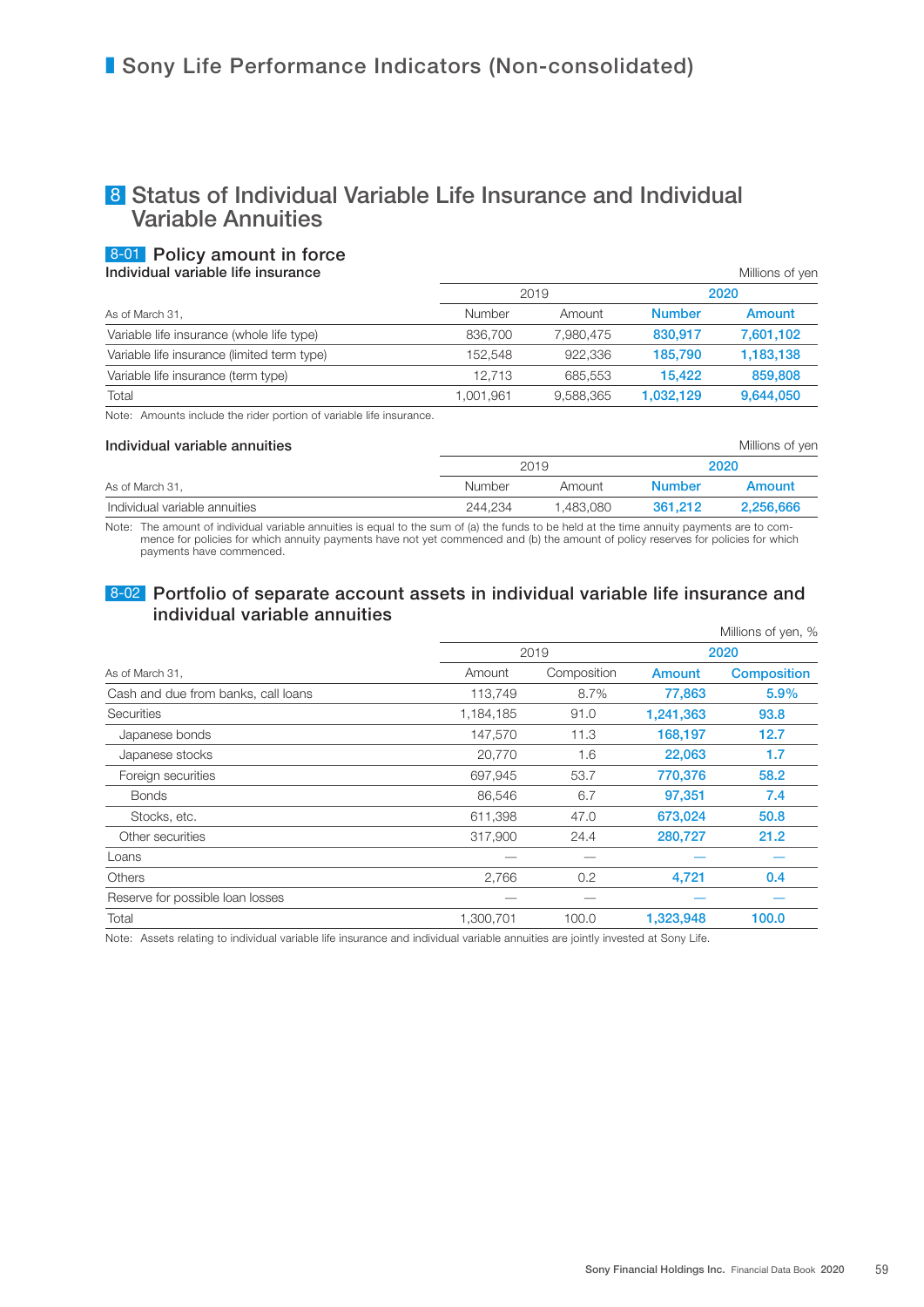# Sony Life Performance Indicators (Non-consolidated)

## 8 Status of Individual Variable Life Insurance and Individual Variable Annuities

### 8-01 Policy amount in force

**Individual variable life insurance**

Millions of yen

| As of March 31, | 2019 | | 2020 | |
|---|---|---|---|---|
| | Number | Amount | Number | Amount |
| Variable life insurance (whole life type) | 836,700 | 7,980,475 | 830,917 | 7,601,102 |
| Variable life insurance (limited term type) | 152,548 | 922,336 | 185,790 | 1,183,138 |
| Variable life insurance (term type) | 12,713 | 685,553 | 15,422 | 859,808 |
| Total | 1,001,961 | 9,588,365 | 1,032,129 | 9,644,050 |

Note: Amounts include the rider portion of variable life insurance.

**Individual variable annuities**

Millions of yen

| As of March 31, | 2019 | | 2020 | |
|---|---|---|---|---|
| | Number | Amount | Number | Amount |
| Individual variable annuities | 244,234 | 1,483,080 | 361,212 | 2,256,666 |

Note: The amount of individual variable annuities is equal to the sum of (a) the funds to be held at the time annuity payments are to commence for policies for which annuity payments have not yet commenced and (b) the amount of policy reserves for policies for which payments have commenced.

### 8-02 Portfolio of separate account assets in individual variable life insurance and individual variable annuities

Millions of yen, %

| As of March 31, | 2019 | | 2020 | |
|---|---|---|---|---|
| | Amount | Composition | Amount | Composition |
| Cash and due from banks, call loans | 113,749 | 8.7% | 77,863 | 5.9% |
| Securities | 1,184,185 | 91.0 | 1,241,363 | 93.8 |
| Japanese bonds | 147,570 | 11.3 | 168,197 | 12.7 |
| Japanese stocks | 20,770 | 1.6 | 22,063 | 1.7 |
| Foreign securities | 697,945 | 53.7 | 770,376 | 58.2 |
| Bonds | 86,546 | 6.7 | 97,351 | 7.4 |
| Stocks, etc. | 611,398 | 47.0 | 673,024 | 50.8 |
| Other securities | 317,900 | 24.4 | 280,727 | 21.2 |
| Loans | — | — | — | — |
| Others | 2,766 | 0.2 | 4,721 | 0.4 |
| Reserve for possible loan losses | — | — | — | — |
| Total | 1,300,701 | 100.0 | 1,323,948 | 100.0 |

Note: Assets relating to individual variable life insurance and individual variable annuities are jointly invested at Sony Life.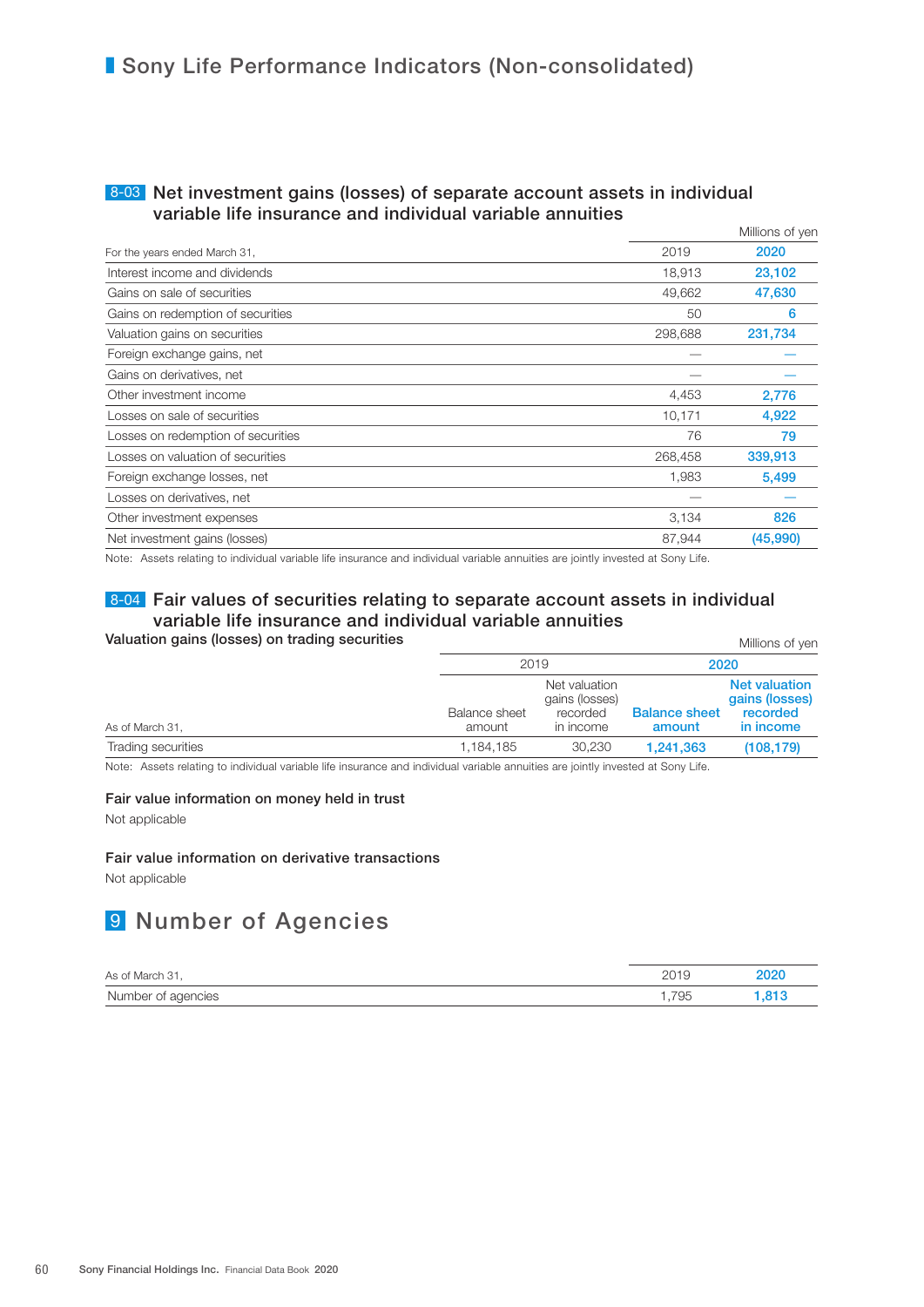# Sony Life Performance Indicators (Non-consolidated)

## 8-03 Net investment gains (losses) of separate account assets in individual variable life insurance and individual variable annuities

Millions of yen

| For the years ended March 31, | 2019 | 2020 |
|---|---|---|
| Interest income and dividends | 18,913 | 23,102 |
| Gains on sale of securities | 49,662 | 47,630 |
| Gains on redemption of securities | 50 | 6 |
| Valuation gains on securities | 298,688 | 231,734 |
| Foreign exchange gains, net | — | — |
| Gains on derivatives, net | — | — |
| Other investment income | 4,453 | 2,776 |
| Losses on sale of securities | 10,171 | 4,922 |
| Losses on redemption of securities | 76 | 79 |
| Losses on valuation of securities | 268,458 | 339,913 |
| Foreign exchange losses, net | 1,983 | 5,499 |
| Losses on derivatives, net | — | — |
| Other investment expenses | 3,134 | 826 |
| Net investment gains (losses) | 87,944 | (45,990) |

Note: Assets relating to individual variable life insurance and individual variable annuities are jointly invested at Sony Life.

## 8-04 Fair values of securities relating to separate account assets in individual variable life insurance and individual variable annuities

### Valuation gains (losses) on trading securities

Millions of yen

| | 2019 | | 2020 | |
|---|---|---|---|---|
| As of March 31, | Balance sheet amount | Net valuation gains (losses) recorded in income | Balance sheet amount | Net valuation gains (losses) recorded in income |
| Trading securities | 1,184,185 | 30,230 | 1,241,363 | (108,179) |

Note: Assets relating to individual variable life insurance and individual variable annuities are jointly invested at Sony Life.

### Fair value information on money held in trust

Not applicable

### Fair value information on derivative transactions

Not applicable

# 9 Number of Agencies

| As of March 31, | 2019 | 2020 |
|---|---|---|
| Number of agencies | 1,795 | 1,813 |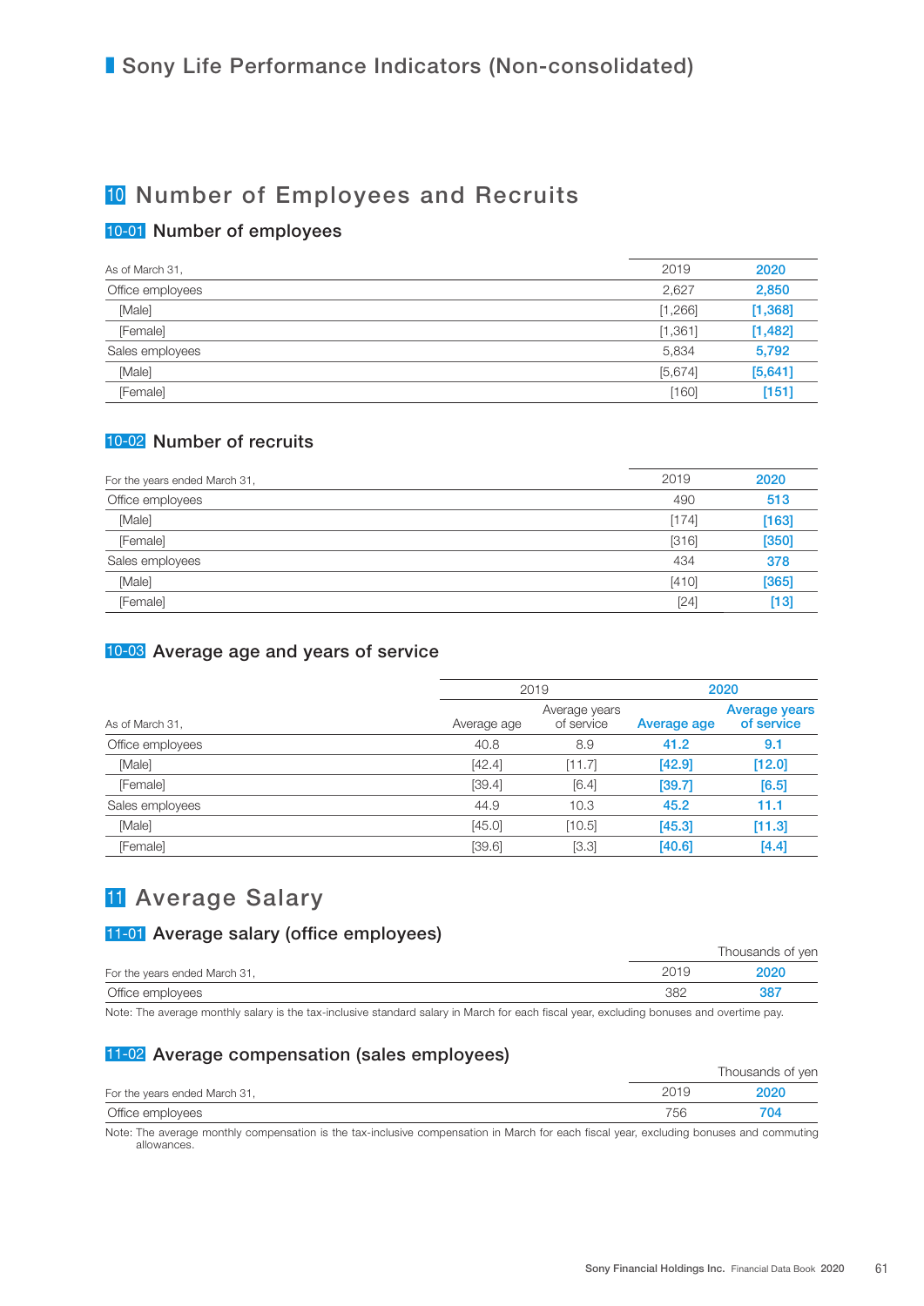# Sony Life Performance Indicators (Non-consolidated)

## 10 Number of Employees and Recruits

### 10-01 Number of employees

| As of March 31, | 2019 | 2020 |
|---|---|---|
| Office employees | 2,627 | 2,850 |
| [Male] | [1,266] | [1,368] |
| [Female] | [1,361] | [1,482] |
| Sales employees | 5,834 | 5,792 |
| [Male] | [5,674] | [5,641] |
| [Female] | [160] | [151] |

### 10-02 Number of recruits

| For the years ended March 31, | 2019 | 2020 |
|---|---|---|
| Office employees | 490 | 513 |
| [Male] | [174] | [163] |
| [Female] | [316] | [350] |
| Sales employees | 434 | 378 |
| [Male] | [410] | [365] |
| [Female] | [24] | [13] |

### 10-03 Average age and years of service

| | 2019 | | 2020 | |
|---|---|---|---|---|
| As of March 31, | Average age | Average years of service | Average age | Average years of service |
| Office employees | 40.8 | 8.9 | 41.2 | 9.1 |
| [Male] | [42.4] | [11.7] | [42.9] | [12.0] |
| [Female] | [39.4] | [6.4] | [39.7] | [6.5] |
| Sales employees | 44.9 | 10.3 | 45.2 | 11.1 |
| [Male] | [45.0] | [10.5] | [45.3] | [11.3] |
| [Female] | [39.6] | [3.3] | [40.6] | [4.4] |

## 11 Average Salary

### 11-01 Average salary (office employees)

Thousands of yen

| For the years ended March 31, | 2019 | 2020 |
|---|---|---|
| Office employees | 382 | 387 |

Note: The average monthly salary is the tax-inclusive standard salary in March for each fiscal year, excluding bonuses and overtime pay.

### 11-02 Average compensation (sales employees)

Thousands of yen

| For the years ended March 31, | 2019 | 2020 |
|---|---|---|
| Office employees | 756 | 704 |

Note: The average monthly compensation is the tax-inclusive compensation in March for each fiscal year, excluding bonuses and commuting allowances.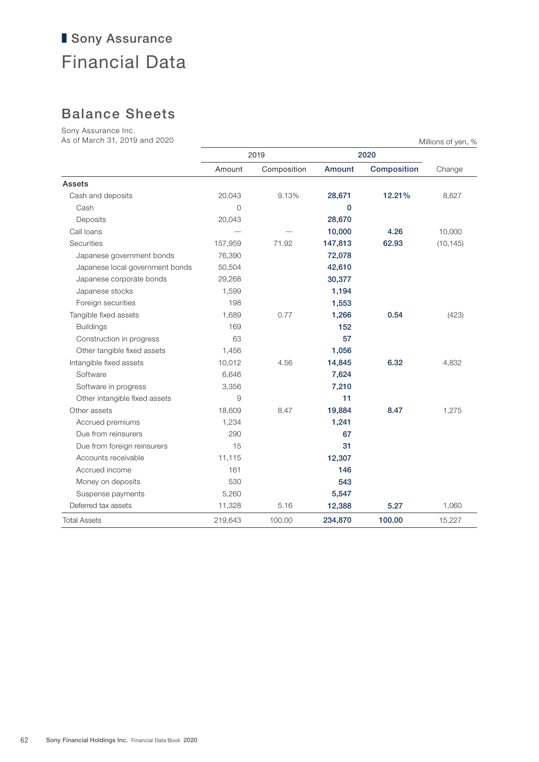## Sony Assurance

# Financial Data

## Balance Sheets

Sony Assurance Inc.
As of March 31, 2019 and 2020

Millions of yen, %

| | 2019 | | 2020 | | |
|---|---|---|---|---|---|
| | Amount | Composition | **Amount** | **Composition** | Change |
| **Assets** | | | | | |
| Cash and deposits | 20,043 | 9.13% | **28,671** | **12.21%** | 8,627 |
| Cash | 0 | | **0** | | |
| Deposits | 20,043 | | **28,670** | | |
| Call loans | — | — | **10,000** | **4.26** | 10,000 |
| Securities | 157,959 | 71.92 | **147,813** | **62.93** | (10,145) |
| Japanese government bonds | 76,390 | | **72,078** | | |
| Japanese local government bonds | 50,504 | | **42,610** | | |
| Japanese corporate bonds | 29,268 | | **30,377** | | |
| Japanese stocks | 1,599 | | **1,194** | | |
| Foreign securities | 198 | | **1,553** | | |
| Tangible fixed assets | 1,689 | 0.77 | **1,266** | **0.54** | (423) |
| Buildings | 169 | | **152** | | |
| Construction in progress | 63 | | **57** | | |
| Other tangible fixed assets | 1,456 | | **1,056** | | |
| Intangible fixed assets | 10,012 | 4.56 | **14,845** | **6.32** | 4,832 |
| Software | 6,646 | | **7,624** | | |
| Software in progress | 3,356 | | **7,210** | | |
| Other intangible fixed assets | 9 | | **11** | | |
| Other assets | 18,609 | 8.47 | **19,884** | **8.47** | 1,275 |
| Accrued premiums | 1,234 | | **1,241** | | |
| Due from reinsurers | 290 | | **67** | | |
| Due from foreign reinsurers | 15 | | **31** | | |
| Accounts receivable | 11,115 | | **12,307** | | |
| Accrued income | 161 | | **146** | | |
| Money on deposits | 530 | | **543** | | |
| Suspense payments | 5,260 | | **5,547** | | |
| Deferred tax assets | 11,328 | 5.16 | **12,388** | **5.27** | 1,060 |
| Total Assets | 219,643 | 100.00 | **234,870** | **100.00** | 15,227 |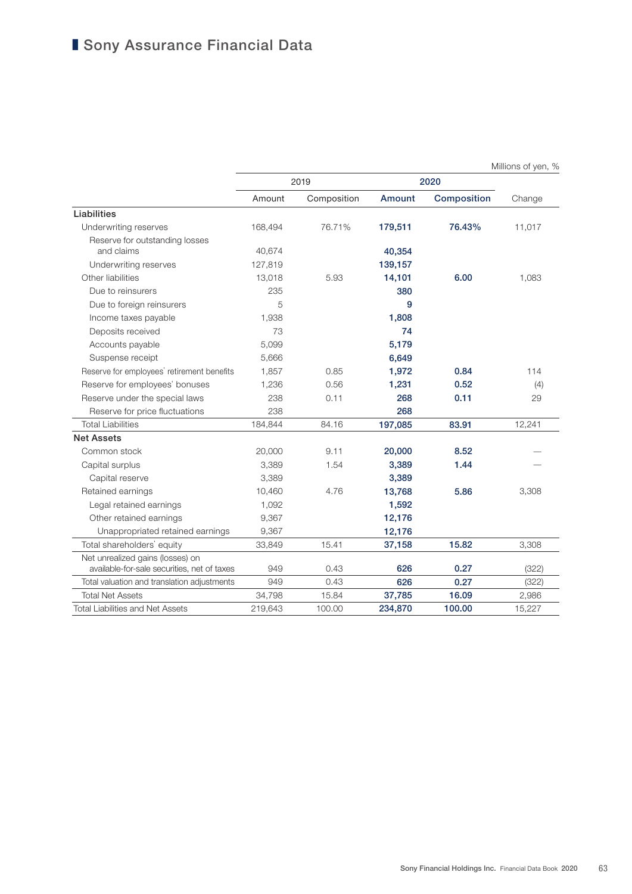# Sony Assurance Financial Data

Millions of yen, %

| | 2019 | | 2020 | | |
|---|---|---|---|---|---|
| | Amount | Composition | **Amount** | **Composition** | Change |
| **Liabilities** | | | | | |
| Underwriting reserves | 168,494 | 76.71% | **179,511** | **76.43%** | 11,017 |
| Reserve for outstanding losses and claims | 40,674 | | **40,354** | | |
| Underwriting reserves | 127,819 | | **139,157** | | |
| Other liabilities | 13,018 | 5.93 | **14,101** | **6.00** | 1,083 |
| Due to reinsurers | 235 | | **380** | | |
| Due to foreign reinsurers | 5 | | **9** | | |
| Income taxes payable | 1,938 | | **1,808** | | |
| Deposits received | 73 | | **74** | | |
| Accounts payable | 5,099 | | **5,179** | | |
| Suspense receipt | 5,666 | | **6,649** | | |
| Reserve for employees' retirement benefits | 1,857 | 0.85 | **1,972** | **0.84** | 114 |
| Reserve for employees' bonuses | 1,236 | 0.56 | **1,231** | **0.52** | (4) |
| Reserve under the special laws | 238 | 0.11 | **268** | **0.11** | 29 |
| Reserve for price fluctuations | 238 | | **268** | | |
| Total Liabilities | 184,844 | 84.16 | **197,085** | **83.91** | 12,241 |
| **Net Assets** | | | | | |
| Common stock | 20,000 | 9.11 | **20,000** | **8.52** | — |
| Capital surplus | 3,389 | 1.54 | **3,389** | **1.44** | — |
| Capital reserve | 3,389 | | **3,389** | | |
| Retained earnings | 10,460 | 4.76 | **13,768** | **5.86** | 3,308 |
| Legal retained earnings | 1,092 | | **1,592** | | |
| Other retained earnings | 9,367 | | **12,176** | | |
| Unappropriated retained earnings | 9,367 | | **12,176** | | |
| Total shareholders' equity | 33,849 | 15.41 | **37,158** | **15.82** | 3,308 |
| Net unrealized gains (losses) on available-for-sale securities, net of taxes | 949 | 0.43 | **626** | **0.27** | (322) |
| Total valuation and translation adjustments | 949 | 0.43 | **626** | **0.27** | (322) |
| Total Net Assets | 34,798 | 15.84 | **37,785** | **16.09** | 2,986 |
| Total Liabilities and Net Assets | 219,643 | 100.00 | **234,870** | **100.00** | 15,227 |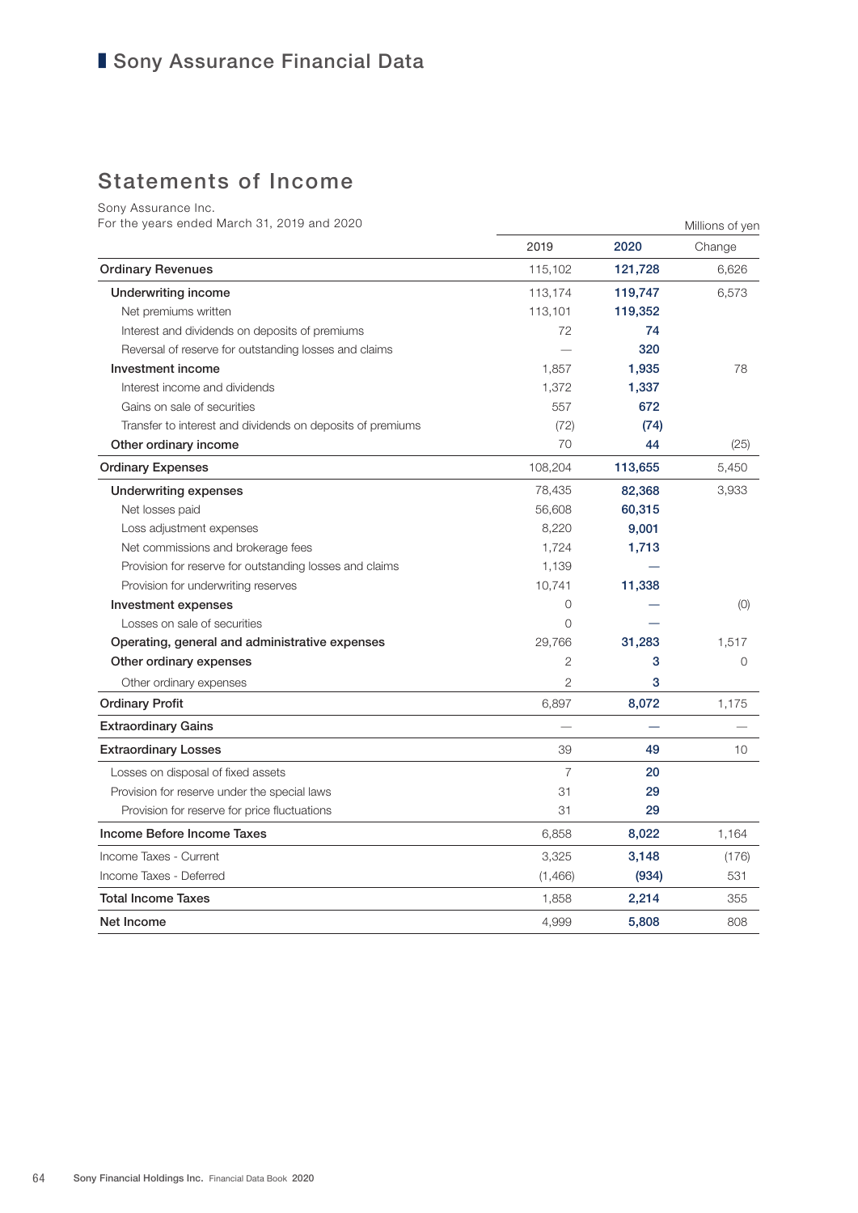# Sony Assurance Financial Data

## Statements of Income

Sony Assurance Inc.
For the years ended March 31, 2019 and 2020

Millions of yen

| | 2019 | 2020 | Change |
|---|---|---|---|
| **Ordinary Revenues** | 115,102 | **121,728** | 6,626 |
| **Underwriting income** | 113,174 | **119,747** | 6,573 |
| Net premiums written | 113,101 | **119,352** | |
| Interest and dividends on deposits of premiums | 72 | **74** | |
| Reversal of reserve for outstanding losses and claims | — | **320** | |
| **Investment income** | 1,857 | **1,935** | 78 |
| Interest income and dividends | 1,372 | **1,337** | |
| Gains on sale of securities | 557 | **672** | |
| Transfer to interest and dividends on deposits of premiums | (72) | **(74)** | |
| **Other ordinary income** | 70 | **44** | (25) |
| **Ordinary Expenses** | 108,204 | **113,655** | 5,450 |
| **Underwriting expenses** | 78,435 | **82,368** | 3,933 |
| Net losses paid | 56,608 | **60,315** | |
| Loss adjustment expenses | 8,220 | **9,001** | |
| Net commissions and brokerage fees | 1,724 | **1,713** | |
| Provision for reserve for outstanding losses and claims | 1,139 | **—** | |
| Provision for underwriting reserves | 10,741 | **11,338** | |
| **Investment expenses** | 0 | **—** | (0) |
| Losses on sale of securities | 0 | **—** | |
| **Operating, general and administrative expenses** | 29,766 | **31,283** | 1,517 |
| **Other ordinary expenses** | 2 | **3** | 0 |
| Other ordinary expenses | 2 | **3** | |
| **Ordinary Profit** | 6,897 | **8,072** | 1,175 |
| **Extraordinary Gains** | — | **—** | — |
| **Extraordinary Losses** | 39 | **49** | 10 |
| Losses on disposal of fixed assets | 7 | **20** | |
| Provision for reserve under the special laws | 31 | **29** | |
| Provision for reserve for price fluctuations | 31 | **29** | |
| **Income Before Income Taxes** | 6,858 | **8,022** | 1,164 |
| Income Taxes - Current | 3,325 | **3,148** | (176) |
| Income Taxes - Deferred | (1,466) | **(934)** | 531 |
| **Total Income Taxes** | 1,858 | **2,214** | 355 |
| **Net Income** | 4,999 | **5,808** | 808 |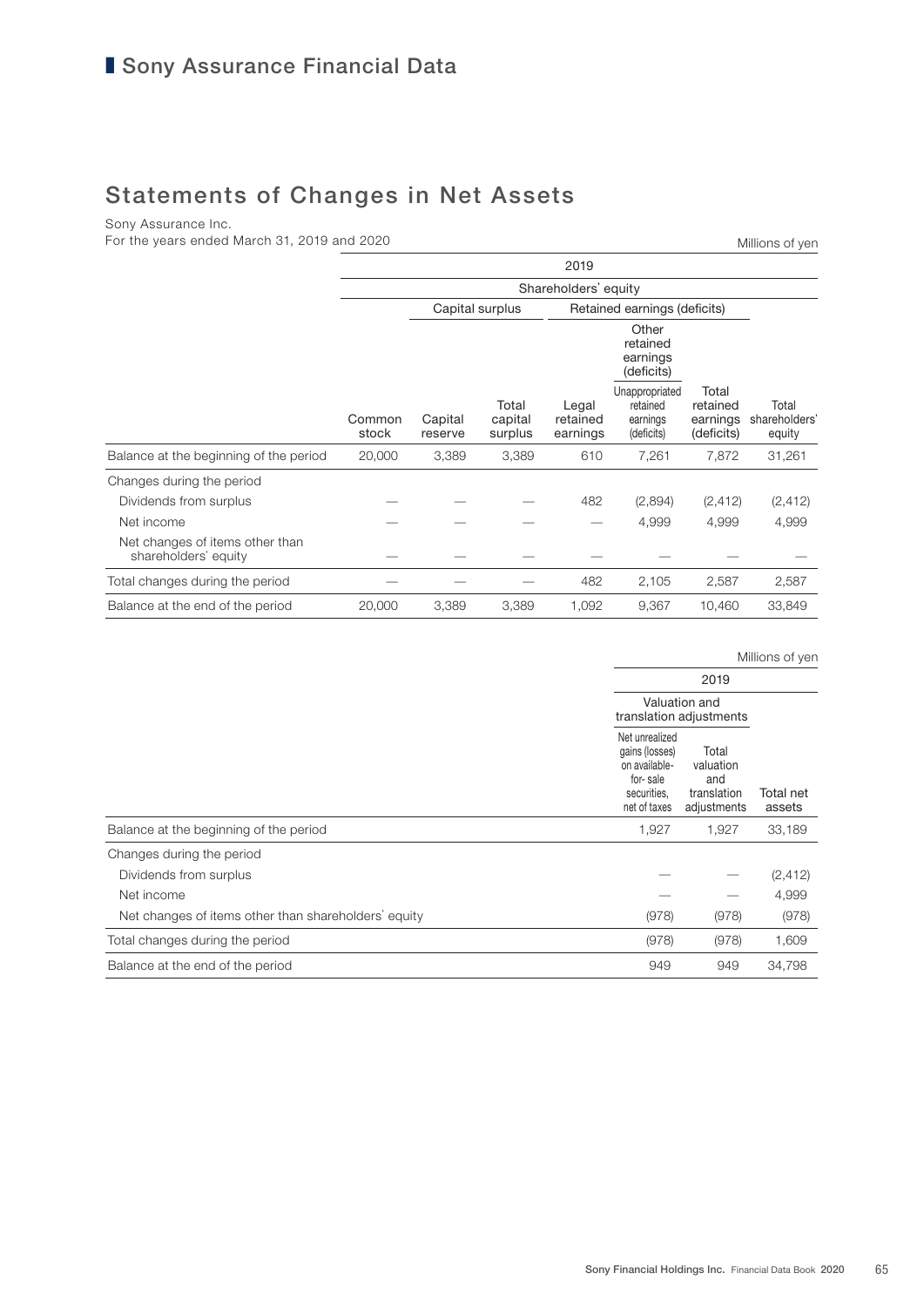# Sony Assurance Financial Data

## Statements of Changes in Net Assets

Sony Assurance Inc.
For the years ended March 31, 2019 and 2020

Millions of yen

| | 2019 | | | | | | |
|---|---|---|---|---|---|---|---|
| | Shareholders' equity | | | | | | |
| | | Capital surplus | | Retained earnings (deficits) | | | |
| | | | | | Other retained earnings (deficits) | | |
| | Common stock | Capital reserve | Total capital surplus | Legal retained earnings | Unappropriated retained earnings (deficits) | Total retained earnings (deficits) | Total shareholders' equity |
| Balance at the beginning of the period | 20,000 | 3,389 | 3,389 | 610 | 7,261 | 7,872 | 31,261 |
| Changes during the period | | | | | | | |
| Dividends from surplus | — | — | — | 482 | (2,894) | (2,412) | (2,412) |
| Net income | — | — | — | — | 4,999 | 4,999 | 4,999 |
| Net changes of items other than shareholders' equity | — | — | — | — | — | — | — |
| Total changes during the period | — | — | — | 482 | 2,105 | 2,587 | 2,587 |
| Balance at the end of the period | 20,000 | 3,389 | 3,389 | 1,092 | 9,367 | 10,460 | 33,849 |

Millions of yen

| | 2019 | | |
|---|---|---|---|
| | Valuation and translation adjustments | | |
| | Net unrealized gains (losses) on available-for-sale securities, net of taxes | Total valuation and translation adjustments | Total net assets |
| Balance at the beginning of the period | 1,927 | 1,927 | 33,189 |
| Changes during the period | | | |
| Dividends from surplus | — | — | (2,412) |
| Net income | — | — | 4,999 |
| Net changes of items other than shareholders' equity | (978) | (978) | (978) |
| Total changes during the period | (978) | (978) | 1,609 |
| Balance at the end of the period | 949 | 949 | 34,798 |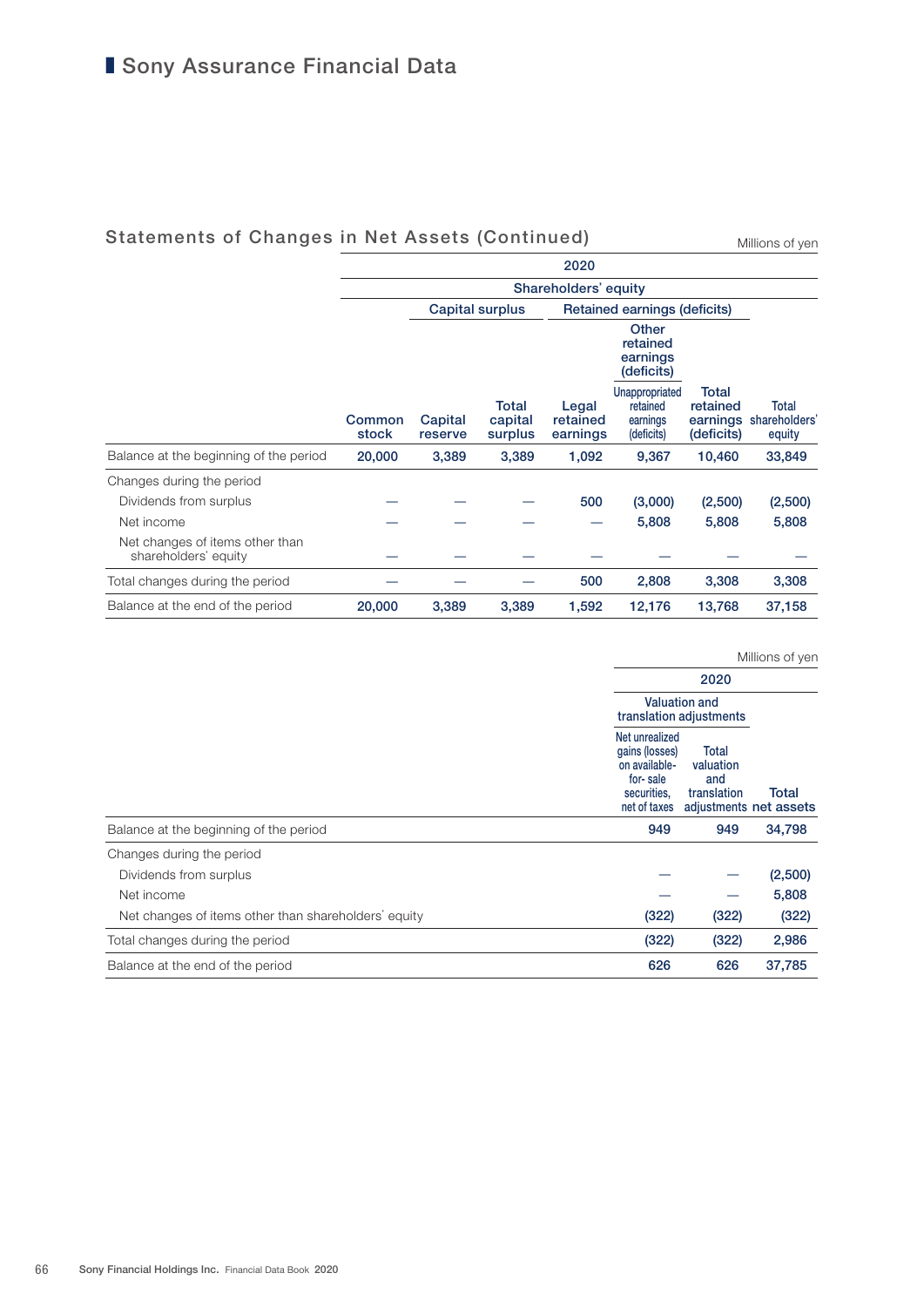# Sony Assurance Financial Data

## Statements of Changes in Net Assets (Continued)

Millions of yen

| | 2020 | | | | | | |
|---|---|---|---|---|---|---|---|
| | Shareholders' equity | | | | | | |
| | | Capital surplus | | Retained earnings (deficits) | | | |
| | | | | | Other retained earnings (deficits) | | |
| | Common stock | Capital reserve | Total capital surplus | Legal retained earnings | Unappropriated retained earnings (deficits) | Total retained earnings (deficits) | Total shareholders' equity |
| Balance at the beginning of the period | 20,000 | 3,389 | 3,389 | 1,092 | 9,367 | 10,460 | 33,849 |
| Changes during the period | | | | | | | |
| Dividends from surplus | — | — | — | 500 | (3,000) | (2,500) | (2,500) |
| Net income | — | — | — | — | 5,808 | 5,808 | 5,808 |
| Net changes of items other than shareholders' equity | — | — | — | — | — | — | — |
| Total changes during the period | — | — | — | 500 | 2,808 | 3,308 | 3,308 |
| Balance at the end of the period | 20,000 | 3,389 | 3,389 | 1,592 | 12,176 | 13,768 | 37,158 |

Millions of yen

| | 2020 | | |
|---|---|---|---|
| | Valuation and translation adjustments | | |
| | Net unrealized gains (losses) on available-for-sale securities, net of taxes | Total valuation and translation adjustments | Total net assets |
| Balance at the beginning of the period | 949 | 949 | 34,798 |
| Changes during the period | | | |
| Dividends from surplus | — | — | (2,500) |
| Net income | — | — | 5,808 |
| Net changes of items other than shareholders' equity | (322) | (322) | (322) |
| Total changes during the period | (322) | (322) | 2,986 |
| Balance at the end of the period | 626 | 626 | 37,785 |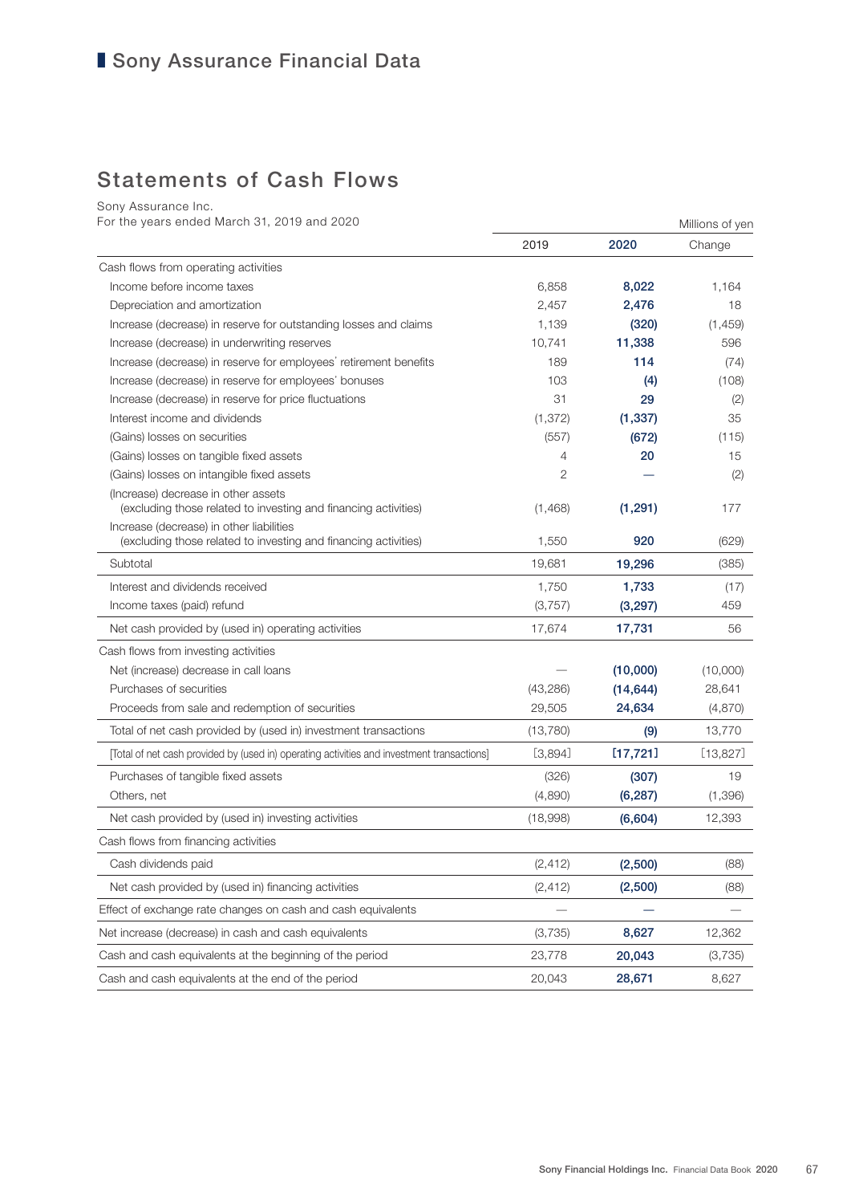# Sony Assurance Financial Data

## Statements of Cash Flows

Sony Assurance Inc.
For the years ended March 31, 2019 and 2020

Millions of yen

| | 2019 | 2020 | Change |
|---|---|---|---|
| Cash flows from operating activities | | | |
| Income before income taxes | 6,858 | **8,022** | 1,164 |
| Depreciation and amortization | 2,457 | **2,476** | 18 |
| Increase (decrease) in reserve for outstanding losses and claims | 1,139 | **(320)** | (1,459) |
| Increase (decrease) in underwriting reserves | 10,741 | **11,338** | 596 |
| Increase (decrease) in reserve for employees' retirement benefits | 189 | **114** | (74) |
| Increase (decrease) in reserve for employees' bonuses | 103 | **(4)** | (108) |
| Increase (decrease) in reserve for price fluctuations | 31 | **29** | (2) |
| Interest income and dividends | (1,372) | **(1,337)** | 35 |
| (Gains) losses on securities | (557) | **(672)** | (115) |
| (Gains) losses on tangible fixed assets | 4 | **20** | 15 |
| (Gains) losses on intangible fixed assets | 2 | **—** | (2) |
| (Increase) decrease in other assets (excluding those related to investing and financing activities) | (1,468) | **(1,291)** | 177 |
| Increase (decrease) in other liabilities (excluding those related to investing and financing activities) | 1,550 | **920** | (629) |
| Subtotal | 19,681 | **19,296** | (385) |
| Interest and dividends received | 1,750 | **1,733** | (17) |
| Income taxes (paid) refund | (3,757) | **(3,297)** | 459 |
| Net cash provided by (used in) operating activities | 17,674 | **17,731** | 56 |
| Cash flows from investing activities | | | |
| Net (increase) decrease in call loans | — | **(10,000)** | (10,000) |
| Purchases of securities | (43,286) | **(14,644)** | 28,641 |
| Proceeds from sale and redemption of securities | 29,505 | **24,634** | (4,870) |
| Total of net cash provided by (used in) investment transactions | (13,780) | **(9)** | 13,770 |
| [Total of net cash provided by (used in) operating activities and investment transactions] | [3,894] | **[17,721]** | [13,827] |
| Purchases of tangible fixed assets | (326) | **(307)** | 19 |
| Others, net | (4,890) | **(6,287)** | (1,396) |
| Net cash provided by (used in) investing activities | (18,998) | **(6,604)** | 12,393 |
| Cash flows from financing activities | | | |
| Cash dividends paid | (2,412) | **(2,500)** | (88) |
| Net cash provided by (used in) financing activities | (2,412) | **(2,500)** | (88) |
| Effect of exchange rate changes on cash and cash equivalents | — | **—** | — |
| Net increase (decrease) in cash and cash equivalents | (3,735) | **8,627** | 12,362 |
| Cash and cash equivalents at the beginning of the period | 23,778 | **20,043** | (3,735) |
| Cash and cash equivalents at the end of the period | 20,043 | **28,671** | 8,627 |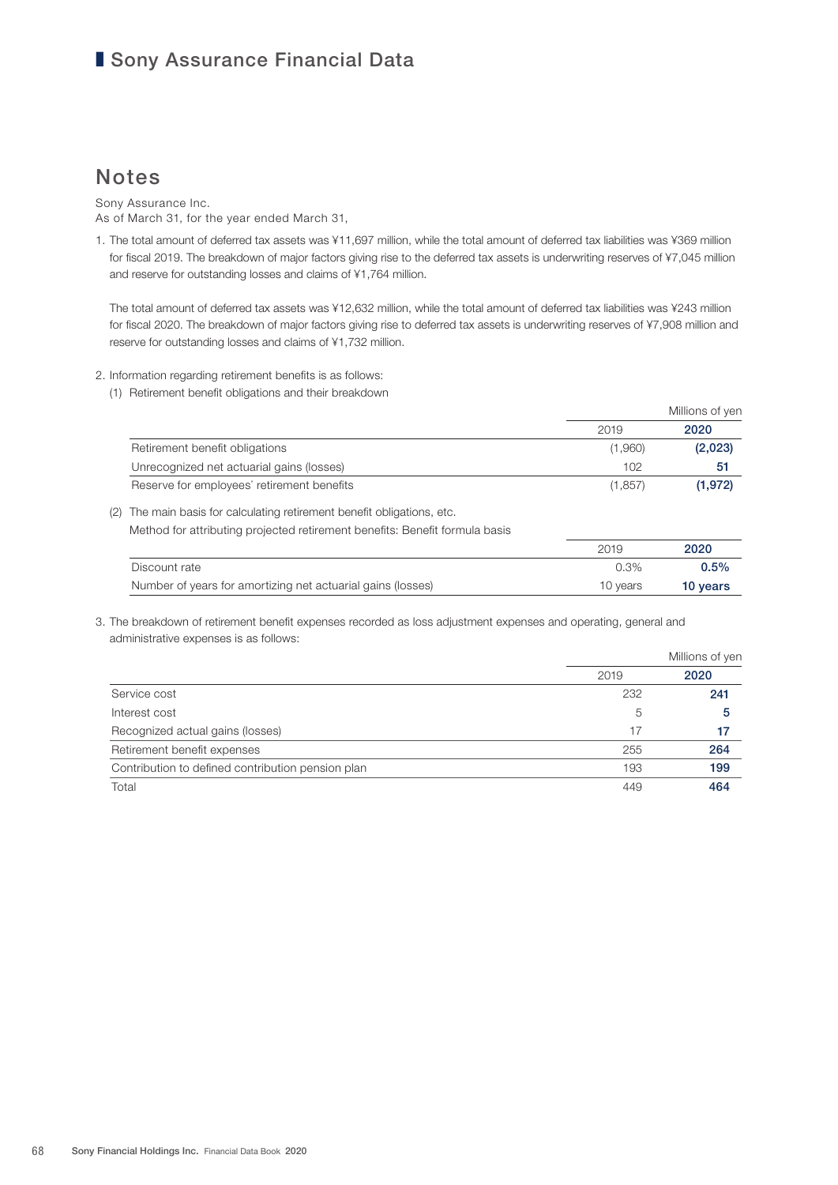# Sony Assurance Financial Data

## Notes

Sony Assurance Inc.
As of March 31, for the year ended March 31,

1. The total amount of deferred tax assets was ¥11,697 million, while the total amount of deferred tax liabilities was ¥369 million for fiscal 2019. The breakdown of major factors giving rise to the deferred tax assets is underwriting reserves of ¥7,045 million and reserve for outstanding losses and claims of ¥1,764 million.

   The total amount of deferred tax assets was ¥12,632 million, while the total amount of deferred tax liabilities was ¥243 million for fiscal 2020. The breakdown of major factors giving rise to deferred tax assets is underwriting reserves of ¥7,908 million and reserve for outstanding losses and claims of ¥1,732 million.

2. Information regarding retirement benefits is as follows:

   (1) Retirement benefit obligations and their breakdown

Millions of yen

| | 2019 | 2020 |
|---|---|---|
| Retirement benefit obligations | (1,960) | **(2,023)** |
| Unrecognized net actuarial gains (losses) | 102 | **51** |
| Reserve for employees' retirement benefits | (1,857) | **(1,972)** |

   (2) The main basis for calculating retirement benefit obligations, etc.
   Method for attributing projected retirement benefits: Benefit formula basis

| | 2019 | 2020 |
|---|---|---|
| Discount rate | 0.3% | **0.5%** |
| Number of years for amortizing net actuarial gains (losses) | 10 years | **10 years** |

3. The breakdown of retirement benefit expenses recorded as loss adjustment expenses and operating, general and administrative expenses is as follows:

Millions of yen

| | 2019 | 2020 |
|---|---|---|
| Service cost | 232 | **241** |
| Interest cost | 5 | **5** |
| Recognized actual gains (losses) | 17 | **17** |
| Retirement benefit expenses | 255 | **264** |
| Contribution to defined contribution pension plan | 193 | **199** |
| Total | 449 | **464** |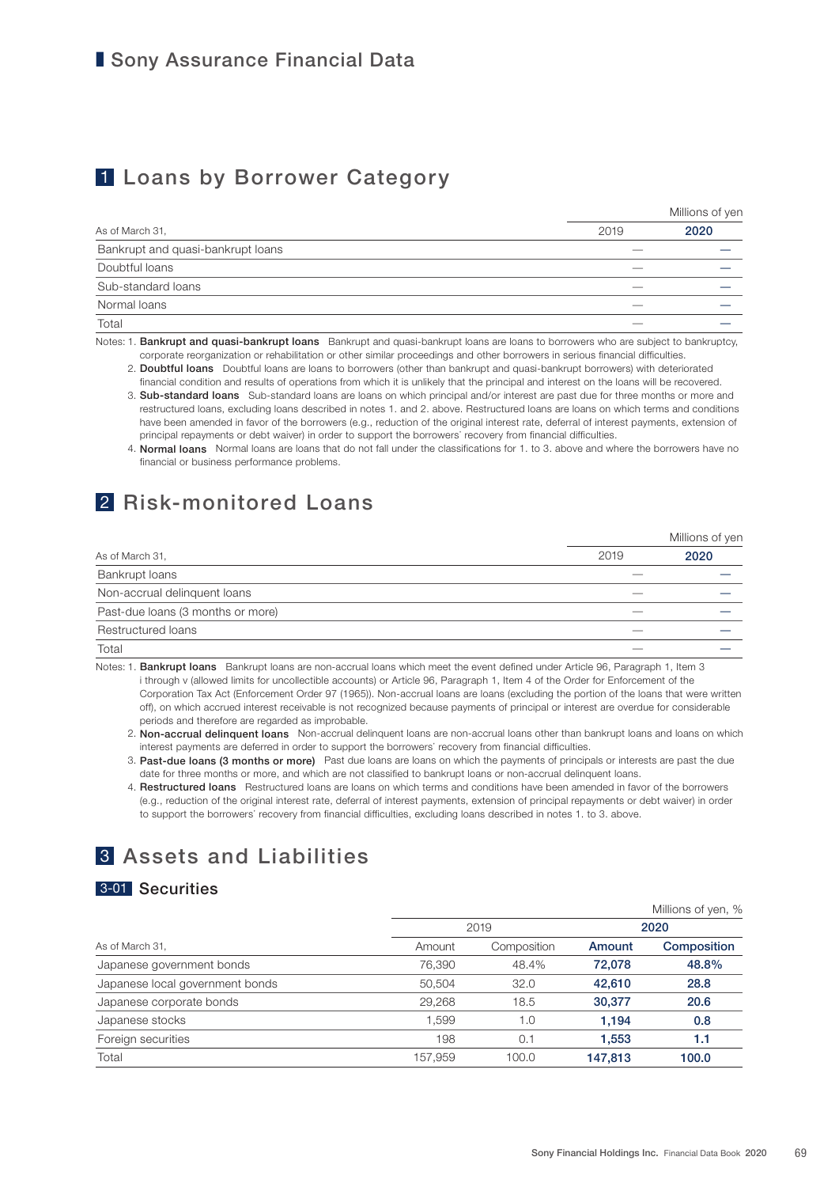# Sony Assurance Financial Data

## 1 Loans by Borrower Category

Millions of yen

| As of March 31, | 2019 | 2020 |
|---|---|---|
| Bankrupt and quasi-bankrupt loans | — | — |
| Doubtful loans | — | — |
| Sub-standard loans | — | — |
| Normal loans | — | — |
| Total | — | — |

Notes:
1. **Bankrupt and quasi-bankrupt loans** Bankrupt and quasi-bankrupt loans are loans to borrowers who are subject to bankruptcy, corporate reorganization or rehabilitation or other similar proceedings and other borrowers in serious financial difficulties.
2. **Doubtful loans** Doubtful loans are loans to borrowers (other than bankrupt and quasi-bankrupt borrowers) with deteriorated financial condition and results of operations from which it is unlikely that the principal and interest on the loans will be recovered.
3. **Sub-standard loans** Sub-standard loans are loans on which principal and/or interest are past due for three months or more and restructured loans, excluding loans described in notes 1. and 2. above. Restructured loans are loans on which terms and conditions have been amended in favor of the borrowers (e.g., reduction of the original interest rate, deferral of interest payments, extension of principal repayments or debt waiver) in order to support the borrowers' recovery from financial difficulties.
4. **Normal loans** Normal loans are loans that do not fall under the classifications for 1. to 3. above and where the borrowers have no financial or business performance problems.

## 2 Risk-monitored Loans

Millions of yen

| As of March 31, | 2019 | 2020 |
|---|---|---|
| Bankrupt loans | — | — |
| Non-accrual delinquent loans | — | — |
| Past-due loans (3 months or more) | — | — |
| Restructured loans | — | — |
| Total | — | — |

Notes:
1. **Bankrupt loans** Bankrupt loans are non-accrual loans which meet the event defined under Article 96, Paragraph 1, Item 3 i through v (allowed limits for uncollectible accounts) or Article 96, Paragraph 1, Item 4 of the Order for Enforcement of the Corporation Tax Act (Enforcement Order 97 (1965)). Non-accrual loans are loans (excluding the portion of the loans that were written off), on which accrued interest receivable is not recognized because payments of principal or interest are overdue for considerable periods and therefore are regarded as improbable.
2. **Non-accrual delinquent loans** Non-accrual delinquent loans are non-accrual loans other than bankrupt loans and loans on which interest payments are deferred in order to support the borrowers' recovery from financial difficulties.
3. **Past-due loans (3 months or more)** Past due loans are loans on which the payments of principals or interests are past the due date for three months or more, and which are not classified to bankrupt loans or non-accrual delinquent loans.
4. **Restructured loans** Restructured loans are loans on which terms and conditions have been amended in favor of the borrowers (e.g., reduction of the original interest rate, deferral of interest payments, extension of principal repayments or debt waiver) in order to support the borrowers' recovery from financial difficulties, excluding loans described in notes 1. to 3. above.

## 3 Assets and Liabilities

### 3-01 Securities

Millions of yen, %

| As of March 31, | 2019 | | 2020 | |
|---|---|---|---|---|
| | Amount | Composition | Amount | Composition |
| Japanese government bonds | 76,390 | 48.4% | 72,078 | 48.8% |
| Japanese local government bonds | 50,504 | 32.0 | 42,610 | 28.8 |
| Japanese corporate bonds | 29,268 | 18.5 | 30,377 | 20.6 |
| Japanese stocks | 1,599 | 1.0 | 1,194 | 0.8 |
| Foreign securities | 198 | 0.1 | 1,553 | 1.1 |
| Total | 157,959 | 100.0 | 147,813 | 100.0 |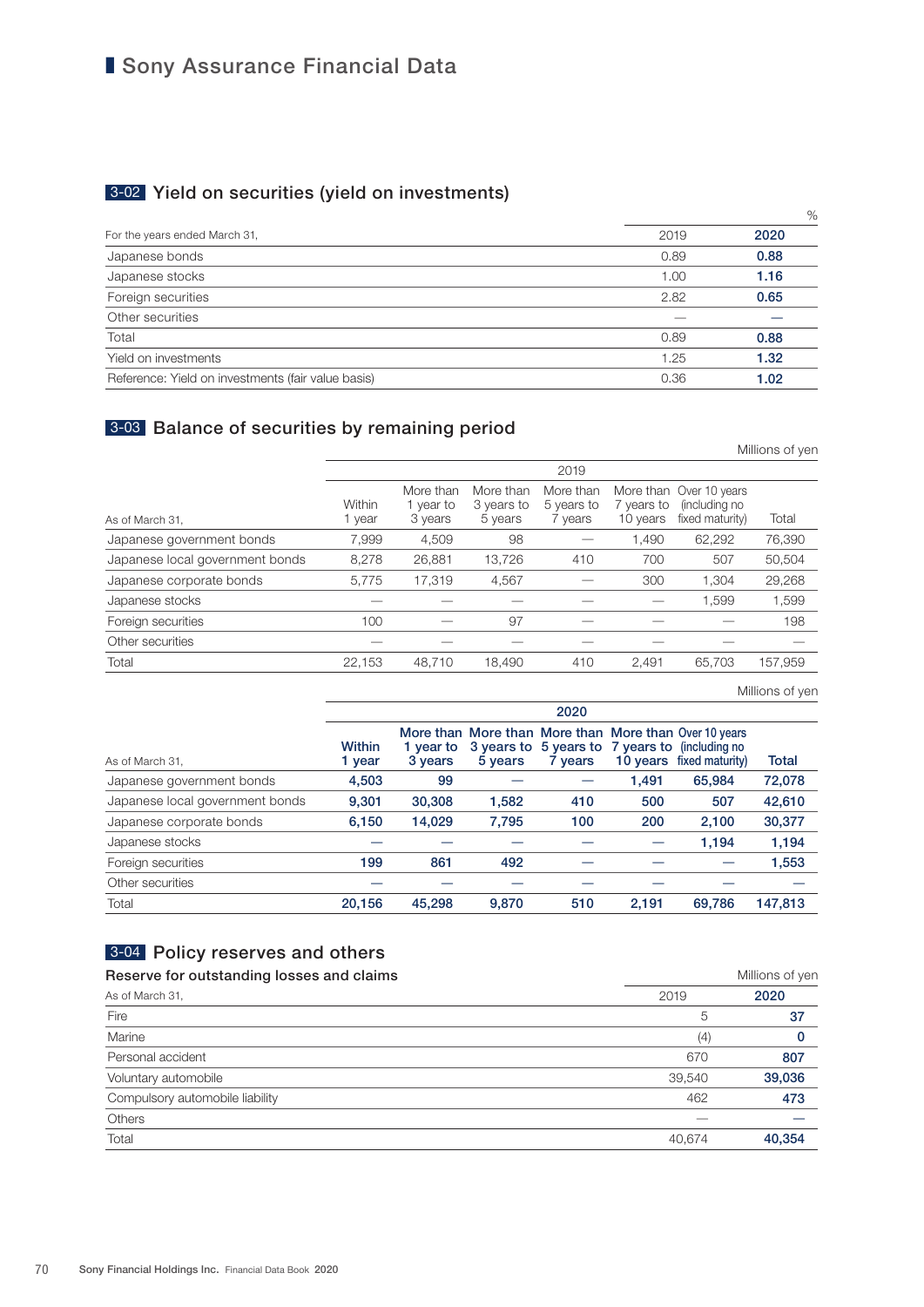# Sony Assurance Financial Data

## 3-02 Yield on securities (yield on investments)

%

| For the years ended March 31, | 2019 | 2020 |
|---|---|---|
| Japanese bonds | 0.89 | **0.88** |
| Japanese stocks | 1.00 | **1.16** |
| Foreign securities | 2.82 | **0.65** |
| Other securities | — | **—** |
| Total | 0.89 | **0.88** |
| Yield on investments | 1.25 | **1.32** |
| Reference: Yield on investments (fair value basis) | 0.36 | **1.02** |

## 3-03 Balance of securities by remaining period

Millions of yen

| As of March 31, | 2019 | | | | | | |
|---|---|---|---|---|---|---|---|
| | Within 1 year | More than 1 year to 3 years | More than 3 years to 5 years | More than 5 years to 7 years | More than 7 years to 10 years | Over 10 years (including no fixed maturity) | Total |
| Japanese government bonds | 7,999 | 4,509 | 98 | — | 1,490 | 62,292 | 76,390 |
| Japanese local government bonds | 8,278 | 26,881 | 13,726 | 410 | 700 | 507 | 50,504 |
| Japanese corporate bonds | 5,775 | 17,319 | 4,567 | — | 300 | 1,304 | 29,268 |
| Japanese stocks | — | — | — | — | — | 1,599 | 1,599 |
| Foreign securities | 100 | — | 97 | — | — | — | 198 |
| Other securities | — | — | — | — | — | — | — |
| Total | 22,153 | 48,710 | 18,490 | 410 | 2,491 | 65,703 | 157,959 |

Millions of yen

| As of March 31, | **2020** | | | | | | |
|---|---|---|---|---|---|---|---|
| | **Within 1 year** | **More than 1 year to 3 years** | **More than 3 years to 5 years** | **More than 5 years to 7 years** | **More than 7 years to 10 years** | **Over 10 years (including no fixed maturity)** | **Total** |
| Japanese government bonds | **4,503** | **99** | **—** | **—** | **1,491** | **65,984** | **72,078** |
| Japanese local government bonds | **9,301** | **30,308** | **1,582** | **410** | **500** | **507** | **42,610** |
| Japanese corporate bonds | **6,150** | **14,029** | **7,795** | **100** | **200** | **2,100** | **30,377** |
| Japanese stocks | **—** | **—** | **—** | **—** | **—** | **1,194** | **1,194** |
| Foreign securities | **199** | **861** | **492** | **—** | **—** | **—** | **1,553** |
| Other securities | **—** | **—** | **—** | **—** | **—** | **—** | **—** |
| Total | **20,156** | **45,298** | **9,870** | **510** | **2,191** | **69,786** | **147,813** |

## 3-04 Policy reserves and others

### Reserve for outstanding losses and claims

Millions of yen

| As of March 31, | 2019 | 2020 |
|---|---|---|
| Fire | 5 | **37** |
| Marine | (4) | **0** |
| Personal accident | 670 | **807** |
| Voluntary automobile | 39,540 | **39,036** |
| Compulsory automobile liability | 462 | **473** |
| Others | — | **—** |
| Total | 40,674 | **40,354** |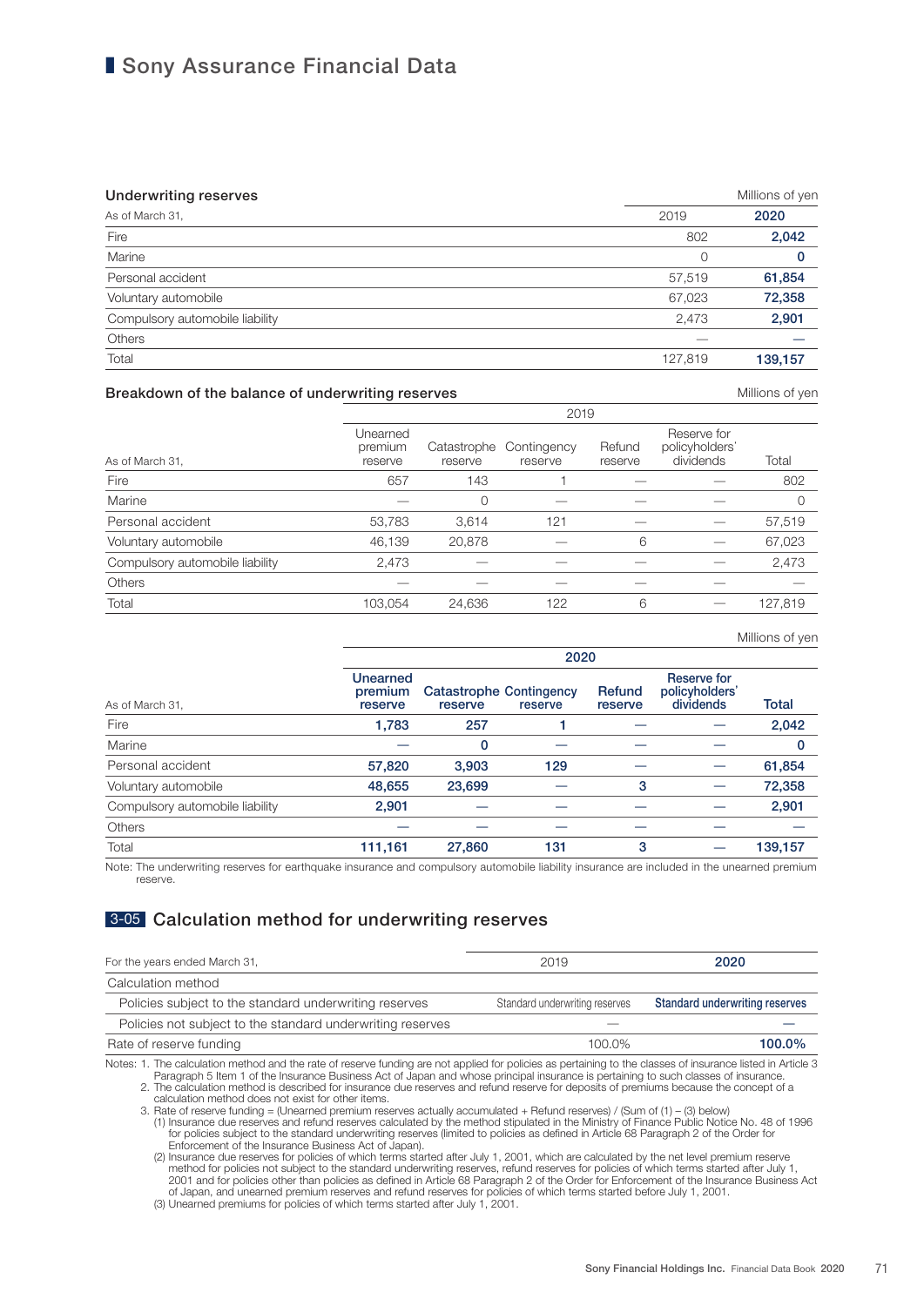# Sony Assurance Financial Data

### Underwriting reserves

Millions of yen

| As of March 31, | 2019 | 2020 |
|---|---|---|
| Fire | 802 | **2,042** |
| Marine | 0 | **0** |
| Personal accident | 57,519 | **61,854** |
| Voluntary automobile | 67,023 | **72,358** |
| Compulsory automobile liability | 2,473 | **2,901** |
| Others | — | **—** |
| Total | 127,819 | **139,157** |

### Breakdown of the balance of underwriting reserves

Millions of yen

| | 2019 | | | | | |
|---|---|---|---|---|---|---|
| As of March 31, | Unearned premium reserve | Catastrophe reserve | Contingency reserve | Refund reserve | Reserve for policyholders' dividends | Total |
| Fire | 657 | 143 | 1 | — | — | 802 |
| Marine | — | 0 | — | — | — | 0 |
| Personal accident | 53,783 | 3,614 | 121 | — | — | 57,519 |
| Voluntary automobile | 46,139 | 20,878 | — | 6 | — | 67,023 |
| Compulsory automobile liability | 2,473 | — | — | — | — | 2,473 |
| Others | — | — | — | — | — | — |
| Total | 103,054 | 24,636 | 122 | 6 | — | 127,819 |

Millions of yen

| | **2020** | | | | | |
|---|---|---|---|---|---|---|
| As of March 31, | **Unearned premium reserve** | **Catastrophe reserve** | **Contingency reserve** | **Refund reserve** | **Reserve for policyholders' dividends** | **Total** |
| Fire | **1,783** | **257** | **1** | **—** | **—** | **2,042** |
| Marine | **—** | **0** | **—** | **—** | **—** | **0** |
| Personal accident | **57,820** | **3,903** | **129** | **—** | **—** | **61,854** |
| Voluntary automobile | **48,655** | **23,699** | **—** | **3** | **—** | **72,358** |
| Compulsory automobile liability | **2,901** | **—** | **—** | **—** | **—** | **2,901** |
| Others | **—** | **—** | **—** | **—** | **—** | **—** |
| Total | **111,161** | **27,860** | **131** | **3** | **—** | **139,157** |

Note: The underwriting reserves for earthquake insurance and compulsory automobile liability insurance are included in the unearned premium reserve.

## 3-05 Calculation method for underwriting reserves

| For the years ended March 31, | 2019 | 2020 |
|---|---|---|
| Calculation method | | |
| Policies subject to the standard underwriting reserves | Standard underwriting reserves | **Standard underwriting reserves** |
| Policies not subject to the standard underwriting reserves | — | **—** |
| Rate of reserve funding | 100.0% | **100.0%** |

Notes: 1. The calculation method and the rate of reserve funding are not applied for policies as pertaining to the classes of insurance listed in Article 3 Paragraph 5 Item 1 of the Insurance Business Act of Japan and whose principal insurance is pertaining to such classes of insurance.

2. The calculation method is described for insurance due reserves and refund reserve for deposits of premiums because the concept of a calculation method does not exist for other items.

3. Rate of reserve funding = (Unearned premium reserves actually accumulated + Refund reserves) / (Sum of (1) – (3) below)

(1) Insurance due reserves and refund reserves calculated by the method stipulated in the Ministry of Finance Public Notice No. 48 of 1996 for policies subject to the standard underwriting reserves (limited to policies as defined in Article 68 Paragraph 2 of the Order for Enforcement of the Insurance Business Act of Japan).

(2) Insurance due reserves for policies of which terms started after July 1, 2001, which are calculated by the net level premium reserve method for policies not subject to the standard underwriting reserves, refund reserves for policies of which terms started after July 1, 2001 and for policies other than policies as defined in Article 68 Paragraph 2 of the Order for Enforcement of the Insurance Business Act of Japan, and unearned premium reserves and refund reserves for policies of which terms started before July 1, 2001.

(3) Unearned premiums for policies of which terms started after July 1, 2001.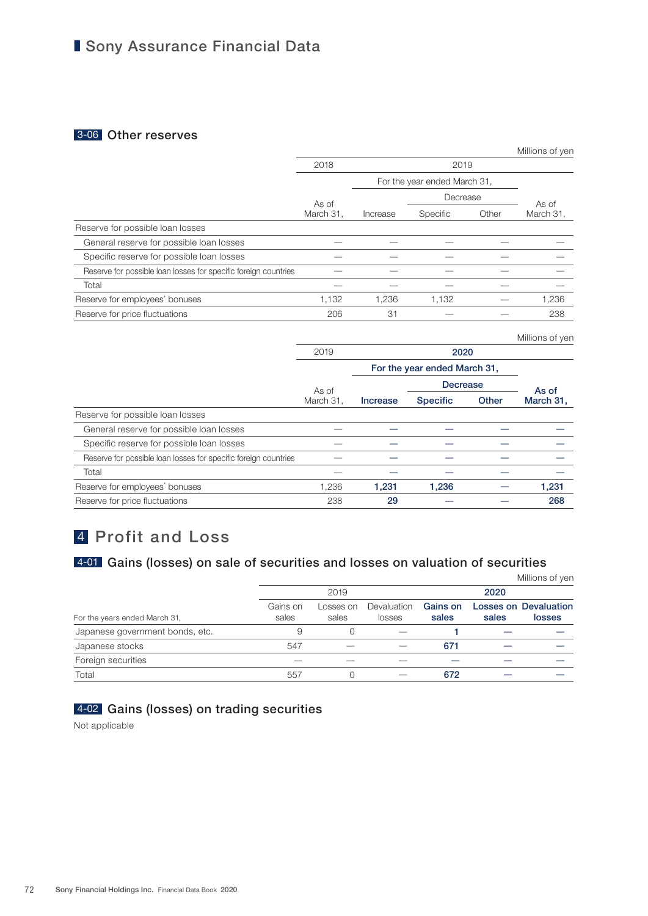# Sony Assurance Financial Data

## 3-06 Other reserves

Millions of yen

| | 2018 | 2019 | | | |
|---|---|---|---|---|---|
| | | For the year ended March 31, | | | |
| | | | Decrease | | |
| | As of March 31, | Increase | Specific | Other | As of March 31, |
| Reserve for possible loan losses | | | | | |
| General reserve for possible loan losses | — | — | — | — | — |
| Specific reserve for possible loan losses | — | — | — | — | — |
| Reserve for possible loan losses for specific foreign countries | — | — | — | — | — |
| Total | — | — | — | — | — |
| Reserve for employees' bonuses | 1,132 | 1,236 | 1,132 | — | 1,236 |
| Reserve for price fluctuations | 206 | 31 | — | — | 238 |

Millions of yen

| | 2019 | **2020** | | | |
|---|---|---|---|---|---|
| | | **For the year ended March 31,** | | | |
| | | | **Decrease** | | |
| | As of March 31, | **Increase** | **Specific** | **Other** | **As of March 31,** |
| Reserve for possible loan losses | | | | | |
| General reserve for possible loan losses | — | **—** | **—** | **—** | **—** |
| Specific reserve for possible loan losses | — | **—** | **—** | **—** | **—** |
| Reserve for possible loan losses for specific foreign countries | — | **—** | **—** | **—** | **—** |
| Total | — | **—** | **—** | **—** | **—** |
| Reserve for employees' bonuses | 1,236 | **1,231** | **1,236** | **—** | **1,231** |
| Reserve for price fluctuations | 238 | **29** | **—** | **—** | **268** |

# 4 Profit and Loss

## 4-01 Gains (losses) on sale of securities and losses on valuation of securities

Millions of yen

| | 2019 | | | **2020** | | |
|---|---|---|---|---|---|---|
| For the years ended March 31, | Gains on sales | Losses on sales | Devaluation losses | **Gains on sales** | **Losses on sales** | **Devaluation losses** |
| Japanese government bonds, etc. | 9 | 0 | — | **1** | **—** | **—** |
| Japanese stocks | 547 | — | — | **671** | **—** | **—** |
| Foreign securities | — | — | — | **—** | **—** | **—** |
| Total | 557 | 0 | — | **672** | **—** | **—** |

## 4-02 Gains (losses) on trading securities

Not applicable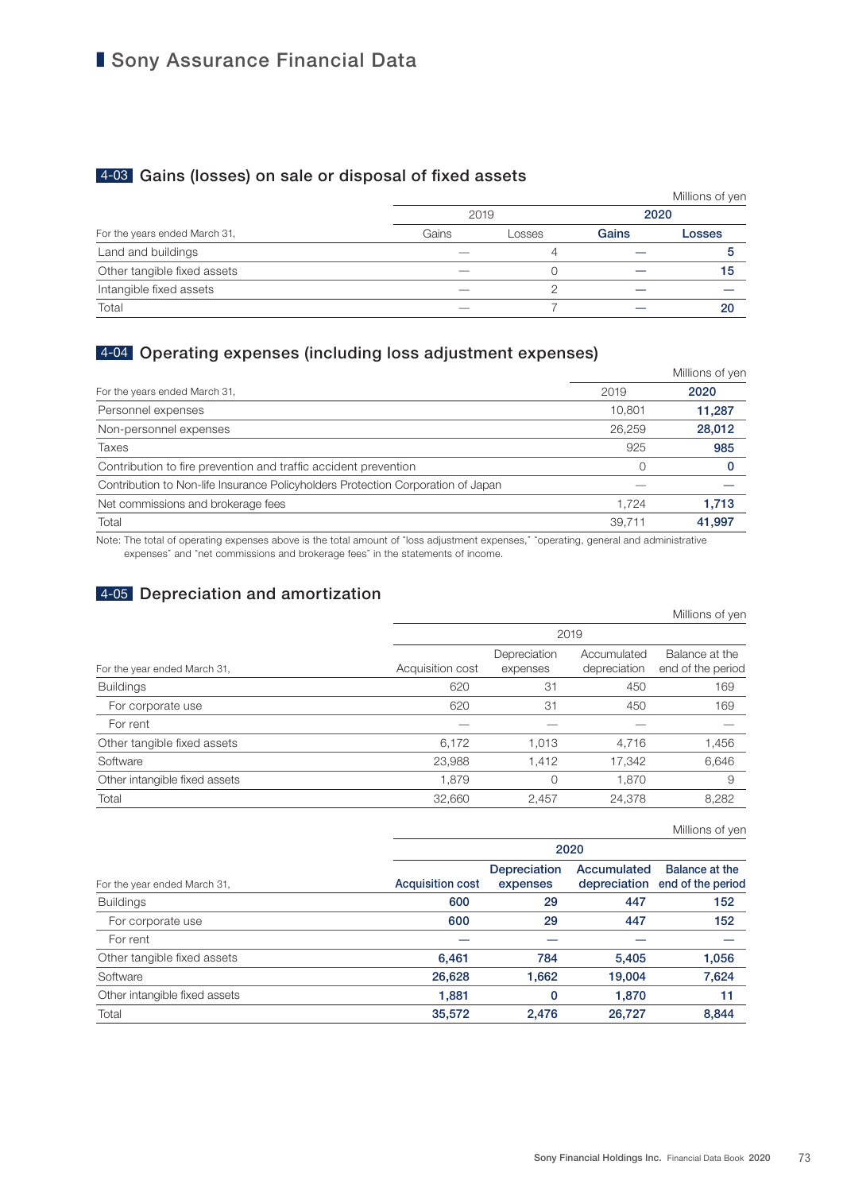# Sony Assurance Financial Data

## 4-03 Gains (losses) on sale or disposal of fixed assets

Millions of yen

| For the years ended March 31, | 2019 | | **2020** | |
|---|---|---|---|---|
| | Gains | Losses | **Gains** | **Losses** |
| Land and buildings | — | 4 | **—** | **5** |
| Other tangible fixed assets | — | 0 | **—** | **15** |
| Intangible fixed assets | — | 2 | **—** | **—** |
| Total | — | 7 | **—** | **20** |

## 4-04 Operating expenses (including loss adjustment expenses)

Millions of yen

| For the years ended March 31, | 2019 | **2020** |
|---|---|---|
| Personnel expenses | 10,801 | **11,287** |
| Non-personnel expenses | 26,259 | **28,012** |
| Taxes | 925 | **985** |
| Contribution to fire prevention and traffic accident prevention | 0 | **0** |
| Contribution to Non-life Insurance Policyholders Protection Corporation of Japan | — | **—** |
| Net commissions and brokerage fees | 1,724 | **1,713** |
| Total | 39,711 | **41,997** |

Note: The total of operating expenses above is the total amount of "loss adjustment expenses," "operating, general and administrative expenses" and "net commissions and brokerage fees" in the statements of income.

## 4-05 Depreciation and amortization

Millions of yen

| For the year ended March 31, | 2019 | | | |
|---|---|---|---|---|
| | Acquisition cost | Depreciation expenses | Accumulated depreciation | Balance at the end of the period |
| Buildings | 620 | 31 | 450 | 169 |
| For corporate use | 620 | 31 | 450 | 169 |
| For rent | — | — | — | — |
| Other tangible fixed assets | 6,172 | 1,013 | 4,716 | 1,456 |
| Software | 23,988 | 1,412 | 17,342 | 6,646 |
| Other intangible fixed assets | 1,879 | 0 | 1,870 | 9 |
| Total | 32,660 | 2,457 | 24,378 | 8,282 |

Millions of yen

| For the year ended March 31, | **2020** | | | |
|---|---|---|---|---|
| | **Acquisition cost** | **Depreciation expenses** | **Accumulated depreciation** | **Balance at the end of the period** |
| Buildings | **600** | **29** | **447** | **152** |
| For corporate use | **600** | **29** | **447** | **152** |
| For rent | **—** | **—** | **—** | **—** |
| Other tangible fixed assets | **6,461** | **784** | **5,405** | **1,056** |
| Software | **26,628** | **1,662** | **19,004** | **7,624** |
| Other intangible fixed assets | **1,881** | **0** | **1,870** | **11** |
| Total | **35,572** | **2,476** | **26,727** | **8,844** |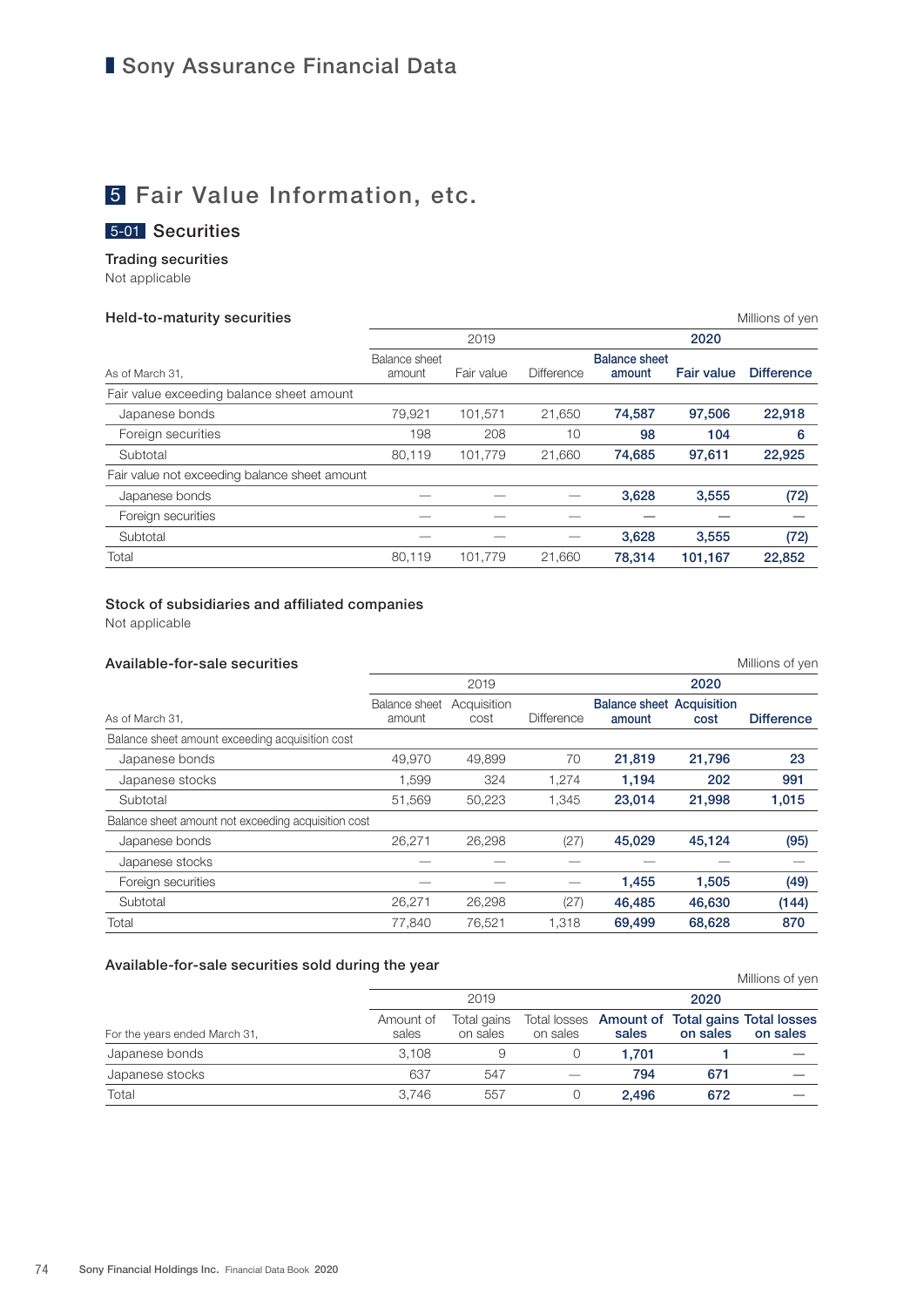# Sony Assurance Financial Data

## 5 Fair Value Information, etc.

### 5-01 Securities

**Trading securities**

Not applicable

**Held-to-maturity securities**

Millions of yen

| As of March 31, | 2019 | | | 2020 | | |
|---|---|---|---|---|---|---|
| | Balance sheet amount | Fair value | Difference | Balance sheet amount | Fair value | Difference |
| Fair value exceeding balance sheet amount | | | | | | |
| Japanese bonds | 79,921 | 101,571 | 21,650 | 74,587 | 97,506 | 22,918 |
| Foreign securities | 198 | 208 | 10 | 98 | 104 | 6 |
| Subtotal | 80,119 | 101,779 | 21,660 | 74,685 | 97,611 | 22,925 |
| Fair value not exceeding balance sheet amount | | | | | | |
| Japanese bonds | — | — | — | 3,628 | 3,555 | (72) |
| Foreign securities | — | — | — | — | — | — |
| Subtotal | — | — | — | 3,628 | 3,555 | (72) |
| Total | 80,119 | 101,779 | 21,660 | 78,314 | 101,167 | 22,852 |

**Stock of subsidiaries and affiliated companies**

Not applicable

**Available-for-sale securities**

Millions of yen

| As of March 31, | 2019 | | | 2020 | | |
|---|---|---|---|---|---|---|
| | Balance sheet amount | Acquisition cost | Difference | Balance sheet amount | Acquisition cost | Difference |
| Balance sheet amount exceeding acquisition cost | | | | | | |
| Japanese bonds | 49,970 | 49,899 | 70 | 21,819 | 21,796 | 23 |
| Japanese stocks | 1,599 | 324 | 1,274 | 1,194 | 202 | 991 |
| Subtotal | 51,569 | 50,223 | 1,345 | 23,014 | 21,998 | 1,015 |
| Balance sheet amount not exceeding acquisition cost | | | | | | |
| Japanese bonds | 26,271 | 26,298 | (27) | 45,029 | 45,124 | (95) |
| Japanese stocks | — | — | — | — | — | — |
| Foreign securities | — | — | — | 1,455 | 1,505 | (49) |
| Subtotal | 26,271 | 26,298 | (27) | 46,485 | 46,630 | (144) |
| Total | 77,840 | 76,521 | 1,318 | 69,499 | 68,628 | 870 |

**Available-for-sale securities sold during the year**

Millions of yen

| For the years ended March 31, | 2019 | | | 2020 | | |
|---|---|---|---|---|---|---|
| | Amount of sales | Total gains on sales | Total losses on sales | Amount of sales | Total gains on sales | Total losses on sales |
| Japanese bonds | 3,108 | 9 | 0 | 1,701 | 1 | — |
| Japanese stocks | 637 | 547 | — | 794 | 671 | — |
| Total | 3,746 | 557 | 0 | 2,496 | 672 | — |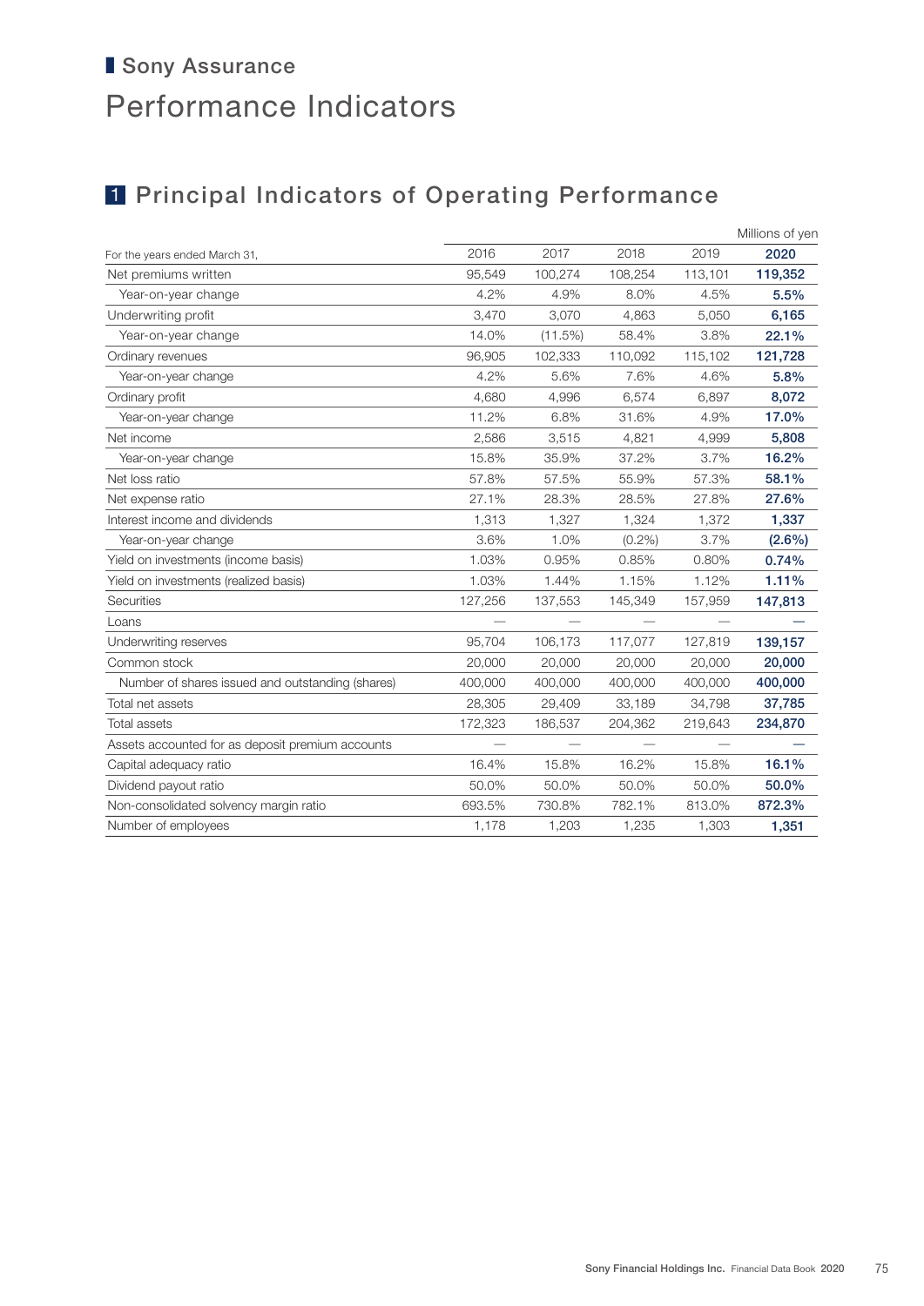## Sony Assurance

# Performance Indicators

## 1 Principal Indicators of Operating Performance

Millions of yen

| For the years ended March 31, | 2016 | 2017 | 2018 | 2019 | **2020** |
|---|---|---|---|---|---|
| Net premiums written | 95,549 | 100,274 | 108,254 | 113,101 | **119,352** |
| Year-on-year change | 4.2% | 4.9% | 8.0% | 4.5% | **5.5%** |
| Underwriting profit | 3,470 | 3,070 | 4,863 | 5,050 | **6,165** |
| Year-on-year change | 14.0% | (11.5%) | 58.4% | 3.8% | **22.1%** |
| Ordinary revenues | 96,905 | 102,333 | 110,092 | 115,102 | **121,728** |
| Year-on-year change | 4.2% | 5.6% | 7.6% | 4.6% | **5.8%** |
| Ordinary profit | 4,680 | 4,996 | 6,574 | 6,897 | **8,072** |
| Year-on-year change | 11.2% | 6.8% | 31.6% | 4.9% | **17.0%** |
| Net income | 2,586 | 3,515 | 4,821 | 4,999 | **5,808** |
| Year-on-year change | 15.8% | 35.9% | 37.2% | 3.7% | **16.2%** |
| Net loss ratio | 57.8% | 57.5% | 55.9% | 57.3% | **58.1%** |
| Net expense ratio | 27.1% | 28.3% | 28.5% | 27.8% | **27.6%** |
| Interest income and dividends | 1,313 | 1,327 | 1,324 | 1,372 | **1,337** |
| Year-on-year change | 3.6% | 1.0% | (0.2%) | 3.7% | **(2.6%)** |
| Yield on investments (income basis) | 1.03% | 0.95% | 0.85% | 0.80% | **0.74%** |
| Yield on investments (realized basis) | 1.03% | 1.44% | 1.15% | 1.12% | **1.11%** |
| Securities | 127,256 | 137,553 | 145,349 | 157,959 | **147,813** |
| Loans | — | — | — | — | **—** |
| Underwriting reserves | 95,704 | 106,173 | 117,077 | 127,819 | **139,157** |
| Common stock | 20,000 | 20,000 | 20,000 | 20,000 | **20,000** |
| Number of shares issued and outstanding (shares) | 400,000 | 400,000 | 400,000 | 400,000 | **400,000** |
| Total net assets | 28,305 | 29,409 | 33,189 | 34,798 | **37,785** |
| Total assets | 172,323 | 186,537 | 204,362 | 219,643 | **234,870** |
| Assets accounted for as deposit premium accounts | — | — | — | — | **—** |
| Capital adequacy ratio | 16.4% | 15.8% | 16.2% | 15.8% | **16.1%** |
| Dividend payout ratio | 50.0% | 50.0% | 50.0% | 50.0% | **50.0%** |
| Non-consolidated solvency margin ratio | 693.5% | 730.8% | 782.1% | 813.0% | **872.3%** |
| Number of employees | 1,178 | 1,203 | 1,235 | 1,303 | **1,351** |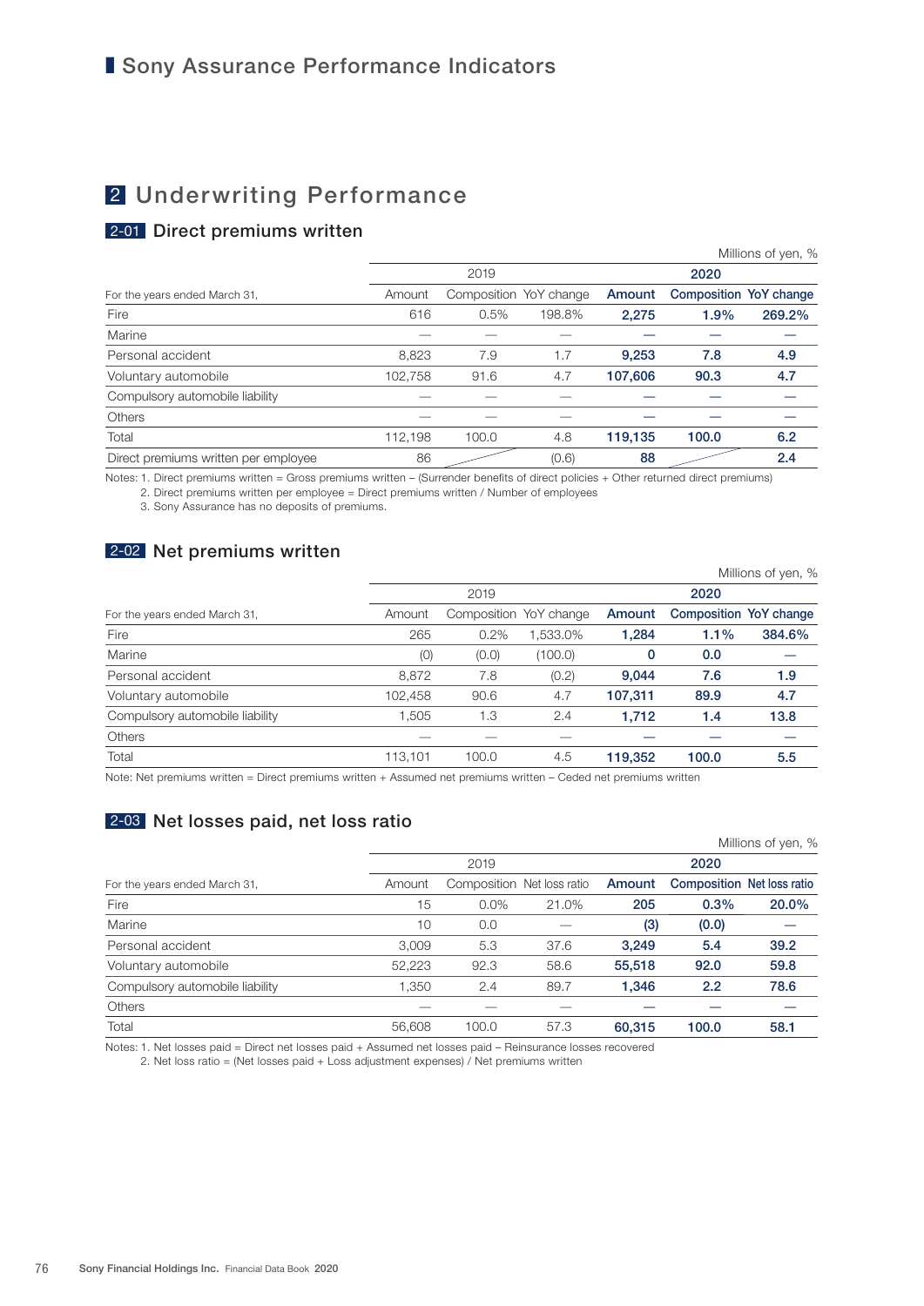# Sony Assurance Performance Indicators

## 2 Underwriting Performance

### 2-01 Direct premiums written

Millions of yen, %

| For the years ended March 31, | 2019 | | | 2020 | | |
|---|---|---|---|---|---|---|
| | Amount | Composition | YoY change | **Amount** | **Composition** | **YoY change** |
| Fire | 616 | 0.5% | 198.8% | **2,275** | **1.9%** | **269.2%** |
| Marine | — | — | — | **—** | **—** | **—** |
| Personal accident | 8,823 | 7.9 | 1.7 | **9,253** | **7.8** | **4.9** |
| Voluntary automobile | 102,758 | 91.6 | 4.7 | **107,606** | **90.3** | **4.7** |
| Compulsory automobile liability | — | — | — | **—** | **—** | **—** |
| Others | — | — | — | **—** | **—** | **—** |
| Total | 112,198 | 100.0 | 4.8 | **119,135** | **100.0** | **6.2** |
| Direct premiums written per employee | 86 | | (0.6) | **88** | | **2.4** |

Notes: 1. Direct premiums written = Gross premiums written – (Surrender benefits of direct policies + Other returned direct premiums)
2. Direct premiums written per employee = Direct premiums written / Number of employees
3. Sony Assurance has no deposits of premiums.

### 2-02 Net premiums written

Millions of yen, %

| For the years ended March 31, | 2019 | | | 2020 | | |
|---|---|---|---|---|---|---|
| | Amount | Composition | YoY change | **Amount** | **Composition** | **YoY change** |
| Fire | 265 | 0.2% | 1,533.0% | **1,284** | **1.1%** | **384.6%** |
| Marine | (0) | (0.0) | (100.0) | **0** | **0.0** | **—** |
| Personal accident | 8,872 | 7.8 | (0.2) | **9,044** | **7.6** | **1.9** |
| Voluntary automobile | 102,458 | 90.6 | 4.7 | **107,311** | **89.9** | **4.7** |
| Compulsory automobile liability | 1,505 | 1.3 | 2.4 | **1,712** | **1.4** | **13.8** |
| Others | — | — | — | **—** | **—** | **—** |
| Total | 113,101 | 100.0 | 4.5 | **119,352** | **100.0** | **5.5** |

Note: Net premiums written = Direct premiums written + Assumed net premiums written – Ceded net premiums written

### 2-03 Net losses paid, net loss ratio

Millions of yen, %

| For the years ended March 31, | 2019 | | | 2020 | | |
|---|---|---|---|---|---|---|
| | Amount | Composition | Net loss ratio | **Amount** | **Composition** | **Net loss ratio** |
| Fire | 15 | 0.0% | 21.0% | **205** | **0.3%** | **20.0%** |
| Marine | 10 | 0.0 | — | **(3)** | **(0.0)** | **—** |
| Personal accident | 3,009 | 5.3 | 37.6 | **3,249** | **5.4** | **39.2** |
| Voluntary automobile | 52,223 | 92.3 | 58.6 | **55,518** | **92.0** | **59.8** |
| Compulsory automobile liability | 1,350 | 2.4 | 89.7 | **1,346** | **2.2** | **78.6** |
| Others | — | — | — | **—** | **—** | **—** |
| Total | 56,608 | 100.0 | 57.3 | **60,315** | **100.0** | **58.1** |

Notes: 1. Net losses paid = Direct net losses paid + Assumed net losses paid – Reinsurance losses recovered
2. Net loss ratio = (Net losses paid + Loss adjustment expenses) / Net premiums written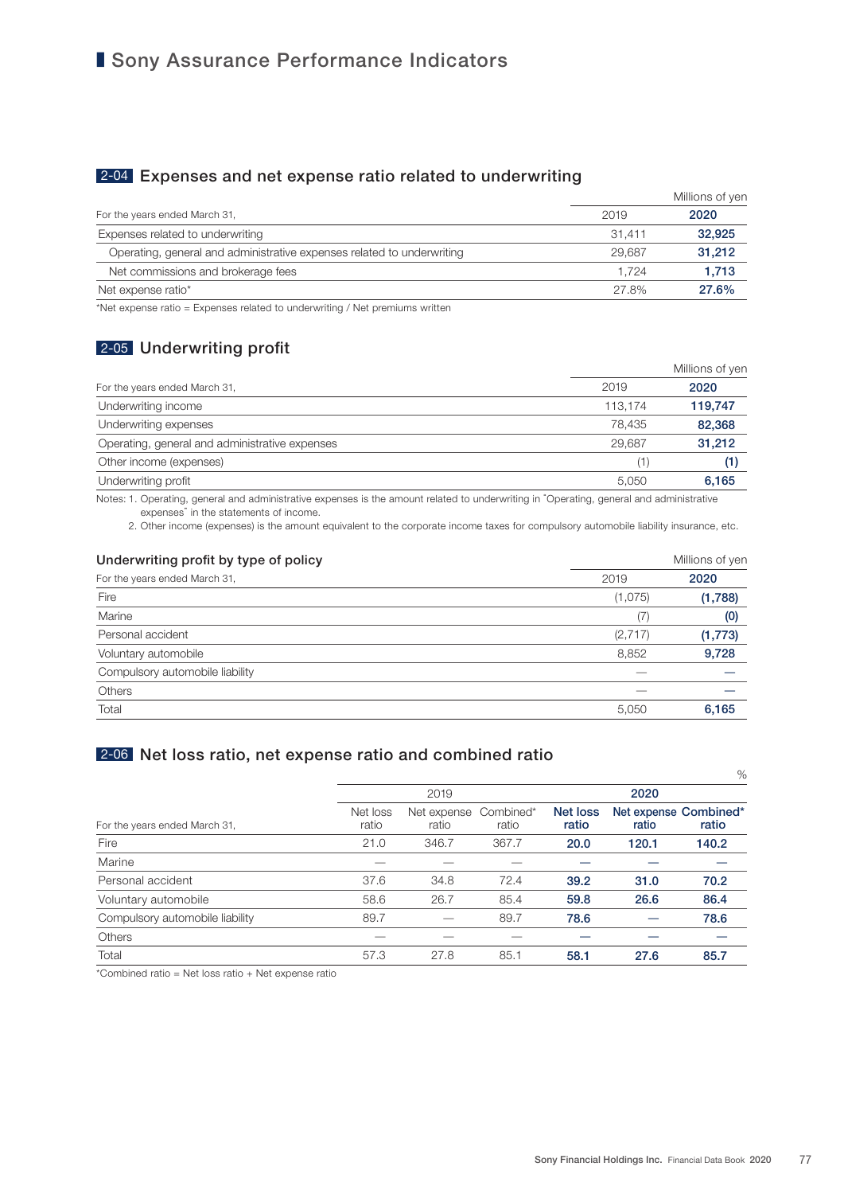# Sony Assurance Performance Indicators

## 2-04 Expenses and net expense ratio related to underwriting

Millions of yen

| For the years ended March 31, | 2019 | **2020** |
|---|---|---|
| Expenses related to underwriting | 31,411 | **32,925** |
| Operating, general and administrative expenses related to underwriting | 29,687 | **31,212** |
| Net commissions and brokerage fees | 1,724 | **1,713** |
| Net expense ratio* | 27.8% | **27.6%** |

*Net expense ratio = Expenses related to underwriting / Net premiums written

## 2-05 Underwriting profit

Millions of yen

| For the years ended March 31, | 2019 | **2020** |
|---|---|---|
| Underwriting income | 113,174 | **119,747** |
| Underwriting expenses | 78,435 | **82,368** |
| Operating, general and administrative expenses | 29,687 | **31,212** |
| Other income (expenses) | (1) | **(1)** |
| Underwriting profit | 5,050 | **6,165** |

Notes: 1. Operating, general and administrative expenses is the amount related to underwriting in "Operating, general and administrative expenses" in the statements of income.
2. Other income (expenses) is the amount equivalent to the corporate income taxes for compulsory automobile liability insurance, etc.

### Underwriting profit by type of policy

Millions of yen

| For the years ended March 31, | 2019 | **2020** |
|---|---|---|
| Fire | (1,075) | **(1,788)** |
| Marine | (7) | **(0)** |
| Personal accident | (2,717) | **(1,773)** |
| Voluntary automobile | 8,852 | **9,728** |
| Compulsory automobile liability | — | **—** |
| Others | — | **—** |
| Total | 5,050 | **6,165** |

## 2-06 Net loss ratio, net expense ratio and combined ratio

%

| | 2019 | | | **2020** | | |
|---|---|---|---|---|---|---|
| For the years ended March 31, | Net loss ratio | Net expense ratio | Combined* ratio | **Net loss ratio** | **Net expense ratio** | **Combined* ratio** |
| Fire | 21.0 | 346.7 | 367.7 | **20.0** | **120.1** | **140.2** |
| Marine | — | — | — | **—** | **—** | **—** |
| Personal accident | 37.6 | 34.8 | 72.4 | **39.2** | **31.0** | **70.2** |
| Voluntary automobile | 58.6 | 26.7 | 85.4 | **59.8** | **26.6** | **86.4** |
| Compulsory automobile liability | 89.7 | — | 89.7 | **78.6** | **—** | **78.6** |
| Others | — | — | — | **—** | **—** | **—** |
| Total | 57.3 | 27.8 | 85.1 | **58.1** | **27.6** | **85.7** |

*Combined ratio = Net loss ratio + Net expense ratio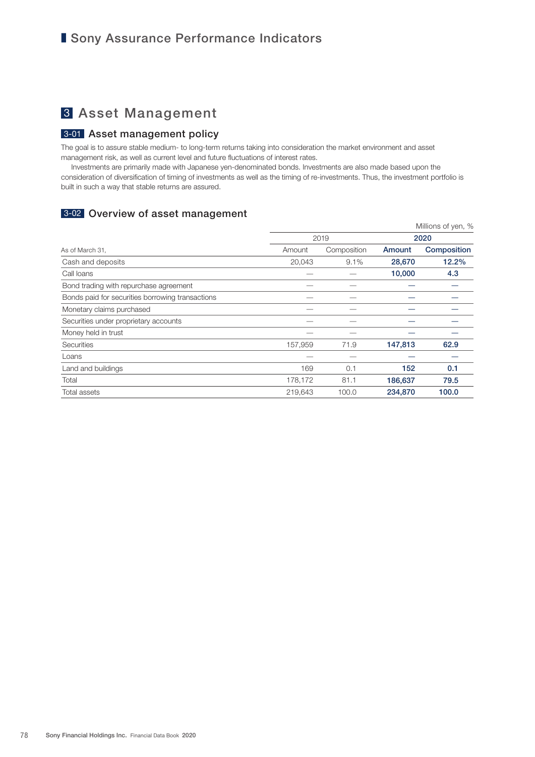# Sony Assurance Performance Indicators

## 3 Asset Management

### 3-01 Asset management policy

The goal is to assure stable medium- to long-term returns taking into consideration the market environment and asset management risk, as well as current level and future fluctuations of interest rates.

Investments are primarily made with Japanese yen-denominated bonds. Investments are also made based upon the consideration of diversification of timing of investments as well as the timing of re-investments. Thus, the investment portfolio is built in such a way that stable returns are assured.

### 3-02 Overview of asset management

Millions of yen, %

| | 2019 | | **2020** | |
|---|---|---|---|---|
| As of March 31, | Amount | Composition | **Amount** | **Composition** |
| Cash and deposits | 20,043 | 9.1% | **28,670** | **12.2%** |
| Call loans | — | — | **10,000** | **4.3** |
| Bond trading with repurchase agreement | — | — | — | — |
| Bonds paid for securities borrowing transactions | — | — | — | — |
| Monetary claims purchased | — | — | — | — |
| Securities under proprietary accounts | — | — | — | — |
| Money held in trust | — | — | — | — |
| Securities | 157,959 | 71.9 | **147,813** | **62.9** |
| Loans | — | — | — | — |
| Land and buildings | 169 | 0.1 | **152** | **0.1** |
| Total | 178,172 | 81.1 | **186,637** | **79.5** |
| Total assets | 219,643 | 100.0 | **234,870** | **100.0** |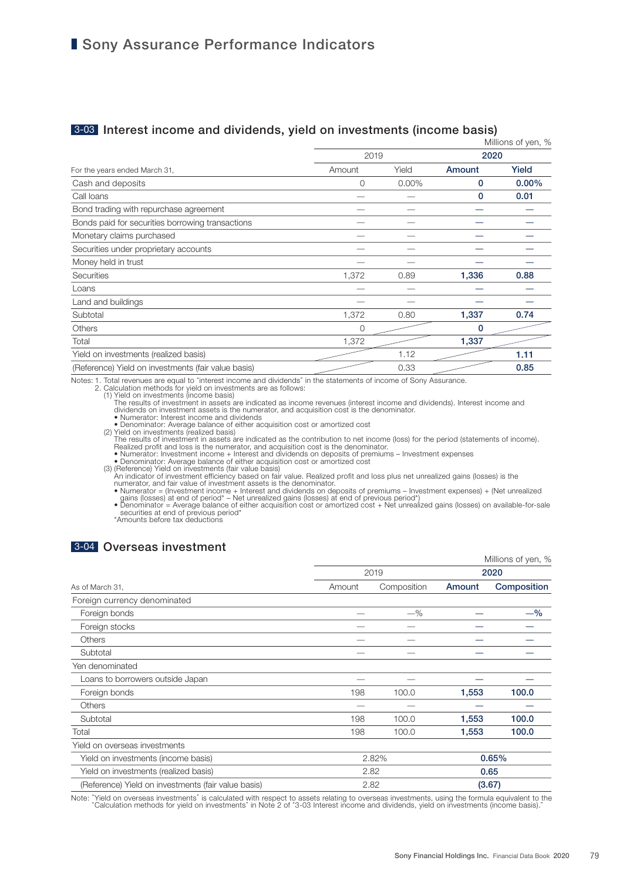# Sony Assurance Performance Indicators

## 3-03 Interest income and dividends, yield on investments (income basis)

Millions of yen, %

| For the years ended March 31, | 2019 | | 2020 | |
|---|---|---|---|---|
| | Amount | Yield | **Amount** | **Yield** |
| Cash and deposits | 0 | 0.00% | **0** | **0.00%** |
| Call loans | — | — | **0** | **0.01** |
| Bond trading with repurchase agreement | — | — | **—** | **—** |
| Bonds paid for securities borrowing transactions | — | — | **—** | **—** |
| Monetary claims purchased | — | — | **—** | **—** |
| Securities under proprietary accounts | — | — | **—** | **—** |
| Money held in trust | — | — | **—** | **—** |
| Securities | 1,372 | 0.89 | **1,336** | **0.88** |
| Loans | — | — | **—** | **—** |
| Land and buildings | — | — | **—** | **—** |
| Subtotal | 1,372 | 0.80 | **1,337** | **0.74** |
| Others | 0 | | **0** | |
| Total | 1,372 | | **1,337** | |
| Yield on investments (realized basis) | | 1.12 | | **1.11** |
| (Reference) Yield on investments (fair value basis) | | 0.33 | | **0.85** |

Notes: 1. Total revenues are equal to "interest income and dividends" in the statements of income of Sony Assurance.
2. Calculation methods for yield on investments are as follows:
(1) Yield on investments (income basis)
The results of investment in assets are indicated as income revenues (interest income and dividends). Interest income and dividends on investment assets is the numerator, and acquisition cost is the denominator.
• Numerator: Interest income and dividends
• Denominator: Average balance of either acquisition cost or amortized cost
(2) Yield on investments (realized basis)
The results of investment in assets are indicated as the contribution to net income (loss) for the period (statements of income). Realized profit and loss is the numerator, and acquisition cost is the denominator.
• Numerator: Investment income + Interest and dividends on deposits of premiums – Investment expenses
• Denominator: Average balance of either acquisition cost or amortized cost
(3) (Reference) Yield on investments (fair value basis)
An indicator of investment efficiency based on fair value. Realized profit and loss plus net unrealized gains (losses) is the numerator, and fair value of investment assets is the denominator.
• Numerator = (Investment income + Interest and dividends on deposits of premiums – Investment expenses) + (Net unrealized gains (losses) at end of period* – Net unrealized gains (losses) at end of previous period*)
• Denominator = Average balance of either acquisition cost or amortized cost + Net unrealized gains (losses) on available-for-sale securities at end of previous period*
*Amounts before tax deductions

## 3-04 Overseas investment

Millions of yen, %

| As of March 31, | 2019 | | 2020 | |
|---|---|---|---|---|
| | Amount | Composition | **Amount** | **Composition** |
| Foreign currency denominated | | | | |
| Foreign bonds | — | —% | **—** | **—%** |
| Foreign stocks | — | — | **—** | **—** |
| Others | — | — | **—** | **—** |
| Subtotal | — | — | **—** | **—** |
| Yen denominated | | | | |
| Loans to borrowers outside Japan | — | — | **—** | **—** |
| Foreign bonds | 198 | 100.0 | **1,553** | **100.0** |
| Others | — | — | **—** | **—** |
| Subtotal | 198 | 100.0 | **1,553** | **100.0** |
| Total | 198 | 100.0 | **1,553** | **100.0** |
| Yield on overseas investments | | | | |
| Yield on investments (income basis) | 2.82% | | **0.65%** | |
| Yield on investments (realized basis) | 2.82 | | **0.65** | |
| (Reference) Yield on investments (fair value basis) | 2.82 | | **(3.67)** | |

Note: "Yield on overseas investments" is calculated with respect to assets relating to overseas investments, using the formula equivalent to the "Calculation methods for yield on investments" in Note 2 of "3-03 Interest income and dividends, yield on investments (income basis)."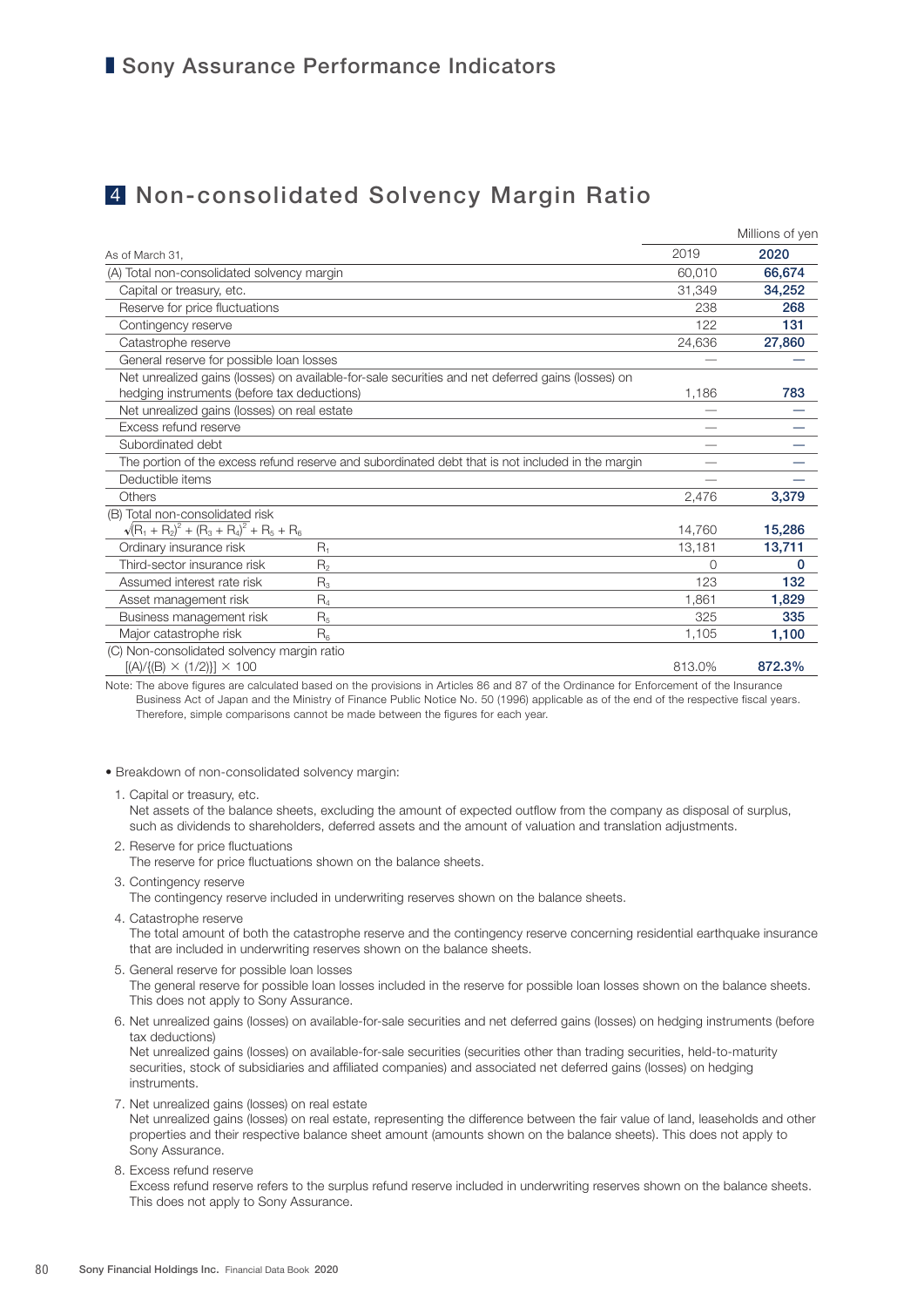# Sony Assurance Performance Indicators

## 4 Non-consolidated Solvency Margin Ratio

Millions of yen

| As of March 31, | | 2019 | 2020 |
|---|---|---|---|
| (A) Total non-consolidated solvency margin | | 60,010 | **66,674** |
| Capital or treasury, etc. | | 31,349 | **34,252** |
| Reserve for price fluctuations | | 238 | **268** |
| Contingency reserve | | 122 | **131** |
| Catastrophe reserve | | 24,636 | **27,860** |
| General reserve for possible loan losses | | — | **—** |
| Net unrealized gains (losses) on available-for-sale securities and net deferred gains (losses) on hedging instruments (before tax deductions) | | 1,186 | **783** |
| Net unrealized gains (losses) on real estate | | — | **—** |
| Excess refund reserve | | — | **—** |
| Subordinated debt | | — | **—** |
| The portion of the excess refund reserve and subordinated debt that is not included in the margin | | — | **—** |
| Deductible items | | — | **—** |
| Others | | 2,476 | **3,379** |
| (B) Total non-consolidated risk $\sqrt{(R_1 + R_2)^2 + (R_3 + R_4)^2} + R_5 + R_6$ | | 14,760 | **15,286** |
| Ordinary insurance risk | $R_1$ | 13,181 | **13,711** |
| Third-sector insurance risk | $R_2$ | 0 | **0** |
| Assumed interest rate risk | $R_3$ | 123 | **132** |
| Asset management risk | $R_4$ | 1,861 | **1,829** |
| Business management risk | $R_5$ | 325 | **335** |
| Major catastrophe risk | $R_6$ | 1,105 | **1,100** |
| (C) Non-consolidated solvency margin ratio $[(A)/\{(B) \times (1/2)\}] \times 100$ | | 813.0% | **872.3%** |

Note: The above figures are calculated based on the provisions in Articles 86 and 87 of the Ordinance for Enforcement of the Insurance Business Act of Japan and the Ministry of Finance Public Notice No. 50 (1996) applicable as of the end of the respective fiscal years. Therefore, simple comparisons cannot be made between the figures for each year.

- Breakdown of non-consolidated solvency margin:

1. Capital or treasury, etc.
   Net assets of the balance sheets, excluding the amount of expected outflow from the company as disposal of surplus, such as dividends to shareholders, deferred assets and the amount of valuation and translation adjustments.
2. Reserve for price fluctuations
   The reserve for price fluctuations shown on the balance sheets.
3. Contingency reserve
   The contingency reserve included in underwriting reserves shown on the balance sheets.
4. Catastrophe reserve
   The total amount of both the catastrophe reserve and the contingency reserve concerning residential earthquake insurance that are included in underwriting reserves shown on the balance sheets.
5. General reserve for possible loan losses
   The general reserve for possible loan losses included in the reserve for possible loan losses shown on the balance sheets. This does not apply to Sony Assurance.
6. Net unrealized gains (losses) on available-for-sale securities and net deferred gains (losses) on hedging instruments (before tax deductions)
   Net unrealized gains (losses) on available-for-sale securities (securities other than trading securities, held-to-maturity securities, stock of subsidiaries and affiliated companies) and associated net deferred gains (losses) on hedging instruments.
7. Net unrealized gains (losses) on real estate
   Net unrealized gains (losses) on real estate, representing the difference between the fair value of land, leaseholds and other properties and their respective balance sheet amount (amounts shown on the balance sheets). This does not apply to Sony Assurance.
8. Excess refund reserve
   Excess refund reserve refers to the surplus refund reserve included in underwriting reserves shown on the balance sheets. This does not apply to Sony Assurance.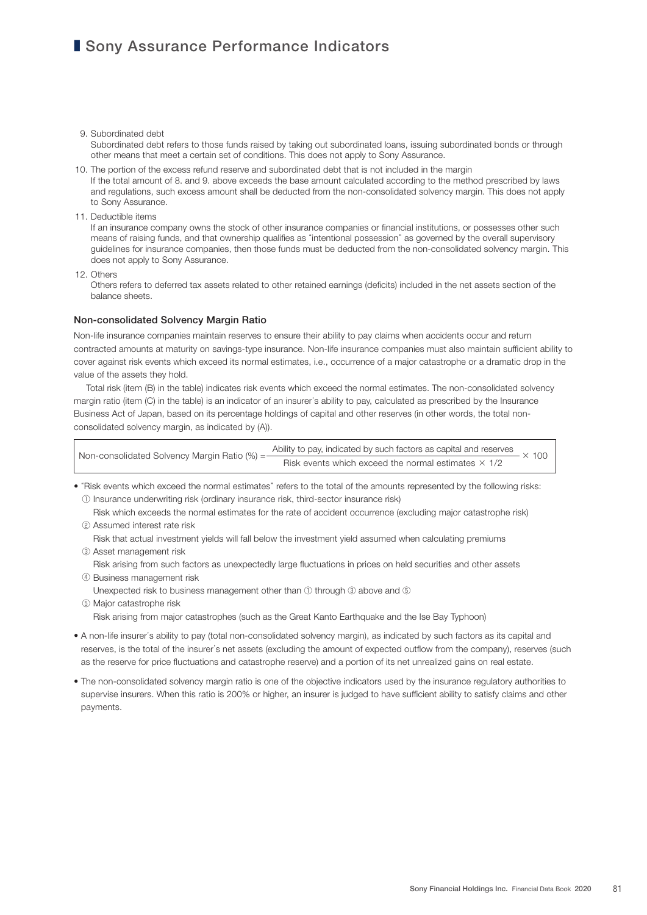# Sony Assurance Performance Indicators

9. Subordinated debt
   Subordinated debt refers to those funds raised by taking out subordinated loans, issuing subordinated bonds or through other means that meet a certain set of conditions. This does not apply to Sony Assurance.
10. The portion of the excess refund reserve and subordinated debt that is not included in the margin
    If the total amount of 8. and 9. above exceeds the base amount calculated according to the method prescribed by laws and regulations, such excess amount shall be deducted from the non-consolidated solvency margin. This does not apply to Sony Assurance.
11. Deductible items
    If an insurance company owns the stock of other insurance companies or financial institutions, or possesses other such means of raising funds, and that ownership qualifies as "intentional possession" as governed by the overall supervisory guidelines for insurance companies, then those funds must be deducted from the non-consolidated solvency margin. This does not apply to Sony Assurance.
12. Others
    Others refers to deferred tax assets related to other retained earnings (deficits) included in the net assets section of the balance sheets.

### Non-consolidated Solvency Margin Ratio

Non-life insurance companies maintain reserves to ensure their ability to pay claims when accidents occur and return contracted amounts at maturity on savings-type insurance. Non-life insurance companies must also maintain sufficient ability to cover against risk events which exceed its normal estimates, i.e., occurrence of a major catastrophe or a dramatic drop in the value of the assets they hold.

Total risk (item (B) in the table) indicates risk events which exceed the normal estimates. The non-consolidated solvency margin ratio (item (C) in the table) is an indicator of an insurer's ability to pay, calculated as prescribed by the Insurance Business Act of Japan, based on its percentage holdings of capital and other reserves (in other words, the total non-consolidated solvency margin, as indicated by (A)).

$$\text{Non-consolidated Solvency Margin Ratio (\%)} = \frac{\text{Ability to pay, indicated by such factors as capital and reserves}}{\text{Risk events which exceed the normal estimates} \times 1/2} \times 100$$

- "Risk events which exceed the normal estimates" refers to the total of the amounts represented by the following risks:
  ① Insurance underwriting risk (ordinary insurance risk, third-sector insurance risk)
  Risk which exceeds the normal estimates for the rate of accident occurrence (excluding major catastrophe risk)
  ② Assumed interest rate risk
  Risk that actual investment yields will fall below the investment yield assumed when calculating premiums
  ③ Asset management risk
  Risk arising from such factors as unexpectedly large fluctuations in prices on held securities and other assets
  ④ Business management risk
  Unexpected risk to business management other than ① through ③ above and ⑤
  ⑤ Major catastrophe risk
  Risk arising from major catastrophes (such as the Great Kanto Earthquake and the Ise Bay Typhoon)
- A non-life insurer's ability to pay (total non-consolidated solvency margin), as indicated by such factors as its capital and reserves, is the total of the insurer's net assets (excluding the amount of expected outflow from the company), reserves (such as the reserve for price fluctuations and catastrophe reserve) and a portion of its net unrealized gains on real estate.
- The non-consolidated solvency margin ratio is one of the objective indicators used by the insurance regulatory authorities to supervise insurers. When this ratio is 200% or higher, an insurer is judged to have sufficient ability to satisfy claims and other payments.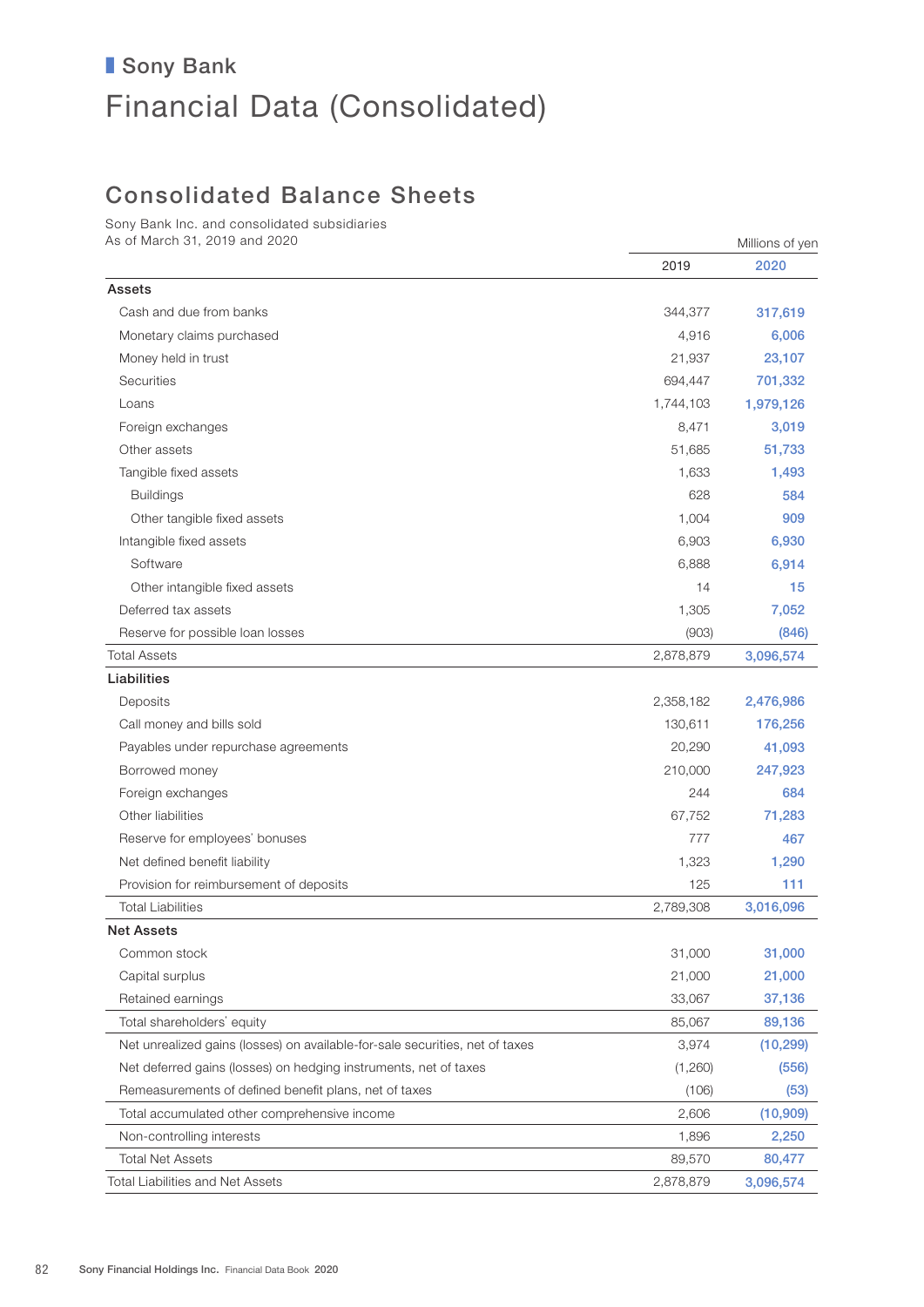## Sony Bank

# Financial Data (Consolidated)

## Consolidated Balance Sheets

Sony Bank Inc. and consolidated subsidiaries
As of March 31, 2019 and 2020

Millions of yen

| | 2019 | 2020 |
|---|---|---|
| **Assets** | | |
| Cash and due from banks | 344,377 | 317,619 |
| Monetary claims purchased | 4,916 | 6,006 |
| Money held in trust | 21,937 | 23,107 |
| Securities | 694,447 | 701,332 |
| Loans | 1,744,103 | 1,979,126 |
| Foreign exchanges | 8,471 | 3,019 |
| Other assets | 51,685 | 51,733 |
| Tangible fixed assets | 1,633 | 1,493 |
| Buildings | 628 | 584 |
| Other tangible fixed assets | 1,004 | 909 |
| Intangible fixed assets | 6,903 | 6,930 |
| Software | 6,888 | 6,914 |
| Other intangible fixed assets | 14 | 15 |
| Deferred tax assets | 1,305 | 7,052 |
| Reserve for possible loan losses | (903) | (846) |
| Total Assets | 2,878,879 | 3,096,574 |
| **Liabilities** | | |
| Deposits | 2,358,182 | 2,476,986 |
| Call money and bills sold | 130,611 | 176,256 |
| Payables under repurchase agreements | 20,290 | 41,093 |
| Borrowed money | 210,000 | 247,923 |
| Foreign exchanges | 244 | 684 |
| Other liabilities | 67,752 | 71,283 |
| Reserve for employees' bonuses | 777 | 467 |
| Net defined benefit liability | 1,323 | 1,290 |
| Provision for reimbursement of deposits | 125 | 111 |
| Total Liabilities | 2,789,308 | 3,016,096 |
| **Net Assets** | | |
| Common stock | 31,000 | 31,000 |
| Capital surplus | 21,000 | 21,000 |
| Retained earnings | 33,067 | 37,136 |
| Total shareholders' equity | 85,067 | 89,136 |
| Net unrealized gains (losses) on available-for-sale securities, net of taxes | 3,974 | (10,299) |
| Net deferred gains (losses) on hedging instruments, net of taxes | (1,260) | (556) |
| Remeasurements of defined benefit plans, net of taxes | (106) | (53) |
| Total accumulated other comprehensive income | 2,606 | (10,909) |
| Non-controlling interests | 1,896 | 2,250 |
| Total Net Assets | 89,570 | 80,477 |
| Total Liabilities and Net Assets | 2,878,879 | 3,096,574 |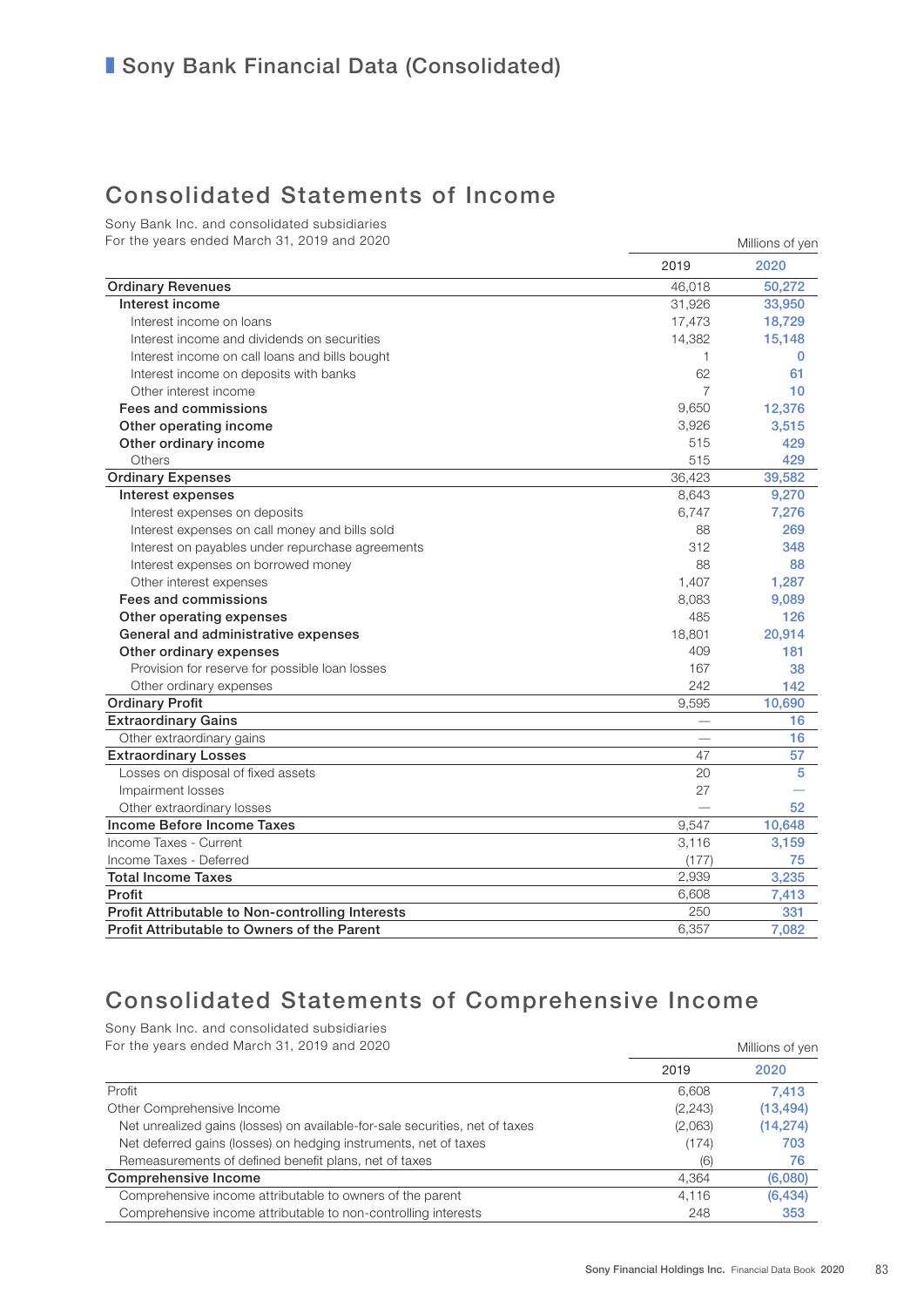# Sony Bank Financial Data (Consolidated)

## Consolidated Statements of Income

Sony Bank Inc. and consolidated subsidiaries
For the years ended March 31, 2019 and 2020

Millions of yen

| | 2019 | 2020 |
|---|---|---|
| **Ordinary Revenues** | 46,018 | 50,272 |
| **Interest income** | 31,926 | 33,950 |
| Interest income on loans | 17,473 | 18,729 |
| Interest income and dividends on securities | 14,382 | 15,148 |
| Interest income on call loans and bills bought | 1 | 0 |
| Interest income on deposits with banks | 62 | 61 |
| Other interest income | 7 | 10 |
| **Fees and commissions** | 9,650 | 12,376 |
| **Other operating income** | 3,926 | 3,515 |
| **Other ordinary income** | 515 | 429 |
| Others | 515 | 429 |
| **Ordinary Expenses** | 36,423 | 39,582 |
| **Interest expenses** | 8,643 | 9,270 |
| Interest expenses on deposits | 6,747 | 7,276 |
| Interest expenses on call money and bills sold | 88 | 269 |
| Interest on payables under repurchase agreements | 312 | 348 |
| Interest expenses on borrowed money | 88 | 88 |
| Other interest expenses | 1,407 | 1,287 |
| **Fees and commissions** | 8,083 | 9,089 |
| **Other operating expenses** | 485 | 126 |
| **General and administrative expenses** | 18,801 | 20,914 |
| **Other ordinary expenses** | 409 | 181 |
| Provision for reserve for possible loan losses | 167 | 38 |
| Other ordinary expenses | 242 | 142 |
| **Ordinary Profit** | 9,595 | 10,690 |
| **Extraordinary Gains** | — | 16 |
| Other extraordinary gains | — | 16 |
| **Extraordinary Losses** | 47 | 57 |
| Losses on disposal of fixed assets | 20 | 5 |
| Impairment losses | 27 | — |
| Other extraordinary losses | — | 52 |
| **Income Before Income Taxes** | 9,547 | 10,648 |
| Income Taxes - Current | 3,116 | 3,159 |
| Income Taxes - Deferred | (177) | 75 |
| **Total Income Taxes** | 2,939 | 3,235 |
| **Profit** | 6,608 | 7,413 |
| **Profit Attributable to Non-controlling Interests** | 250 | 331 |
| **Profit Attributable to Owners of the Parent** | 6,357 | 7,082 |

## Consolidated Statements of Comprehensive Income

Sony Bank Inc. and consolidated subsidiaries
For the years ended March 31, 2019 and 2020

Millions of yen

| | 2019 | 2020 |
|---|---|---|
| Profit | 6,608 | 7,413 |
| Other Comprehensive Income | (2,243) | (13,494) |
| Net unrealized gains (losses) on available-for-sale securities, net of taxes | (2,063) | (14,274) |
| Net deferred gains (losses) on hedging instruments, net of taxes | (174) | 703 |
| Remeasurements of defined benefit plans, net of taxes | (6) | 76 |
| **Comprehensive Income** | 4,364 | (6,080) |
| Comprehensive income attributable to owners of the parent | 4,116 | (6,434) |
| Comprehensive income attributable to non-controlling interests | 248 | 353 |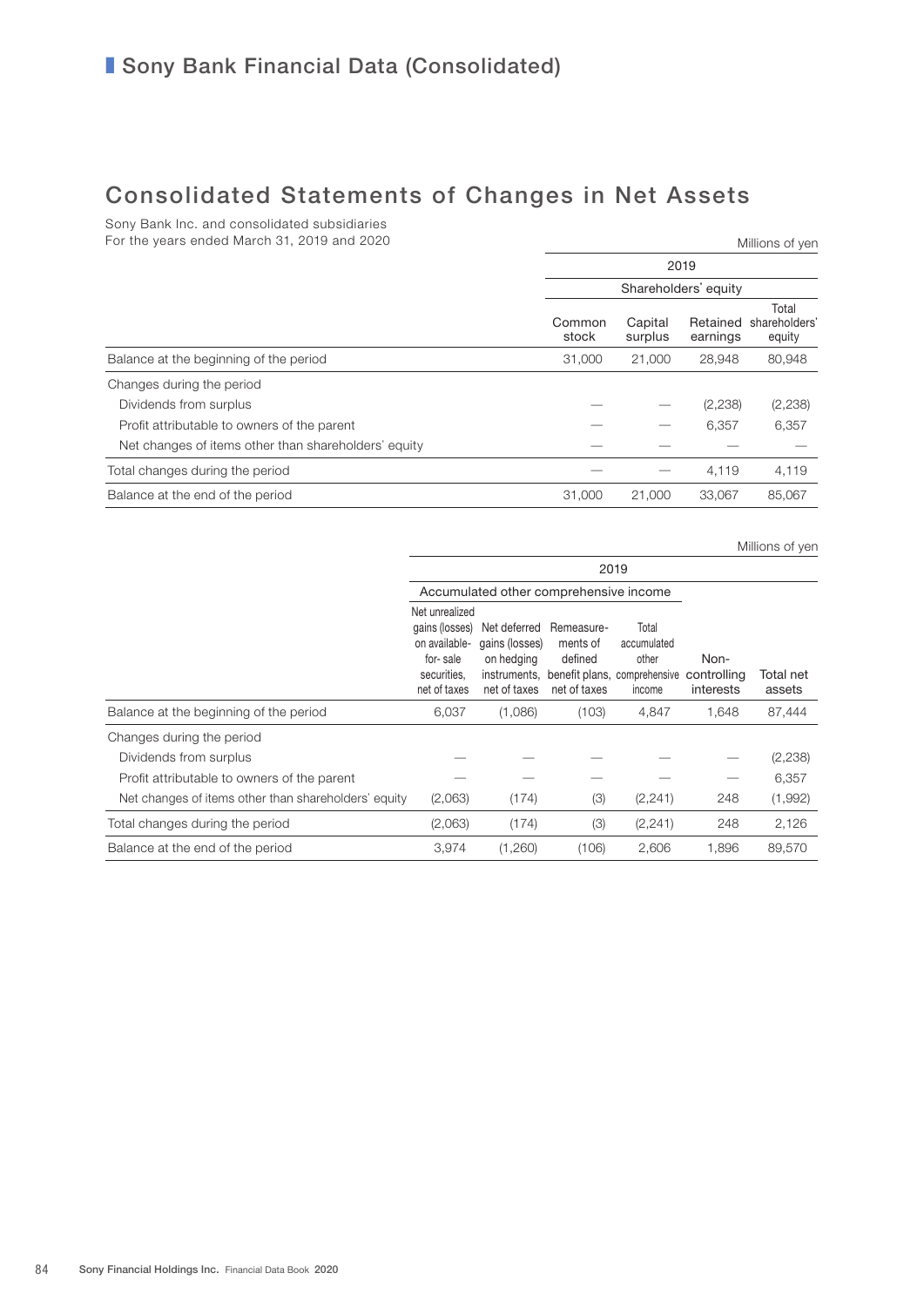# Sony Bank Financial Data (Consolidated)

## Consolidated Statements of Changes in Net Assets

Sony Bank Inc. and consolidated subsidiaries
For the years ended March 31, 2019 and 2020

Millions of yen

| | 2019 | | | |
|---|---|---|---|---|
| | Shareholders' equity | | | |
| | Common stock | Capital surplus | Retained earnings | Total shareholders' equity |
| Balance at the beginning of the period | 31,000 | 21,000 | 28,948 | 80,948 |
| Changes during the period | | | | |
| Dividends from surplus | — | — | (2,238) | (2,238) |
| Profit attributable to owners of the parent | — | — | 6,357 | 6,357 |
| Net changes of items other than shareholders' equity | — | — | — | — |
| Total changes during the period | — | — | 4,119 | 4,119 |
| Balance at the end of the period | 31,000 | 21,000 | 33,067 | 85,067 |

Millions of yen

| | 2019 | | | | | |
|---|---|---|---|---|---|---|
| | Accumulated other comprehensive income | | | | | |
| | Net unrealized gains (losses) on available-for-sale securities, net of taxes | Net deferred gains (losses) on hedging instruments, net of taxes | Remeasurements of defined benefit plans, net of taxes | Total accumulated other comprehensive income | Non-controlling interests | Total net assets |
| Balance at the beginning of the period | 6,037 | (1,086) | (103) | 4,847 | 1,648 | 87,444 |
| Changes during the period | | | | | | |
| Dividends from surplus | — | — | — | — | — | (2,238) |
| Profit attributable to owners of the parent | — | — | — | — | — | 6,357 |
| Net changes of items other than shareholders' equity | (2,063) | (174) | (3) | (2,241) | 248 | (1,992) |
| Total changes during the period | (2,063) | (174) | (3) | (2,241) | 248 | 2,126 |
| Balance at the end of the period | 3,974 | (1,260) | (106) | 2,606 | 1,896 | 89,570 |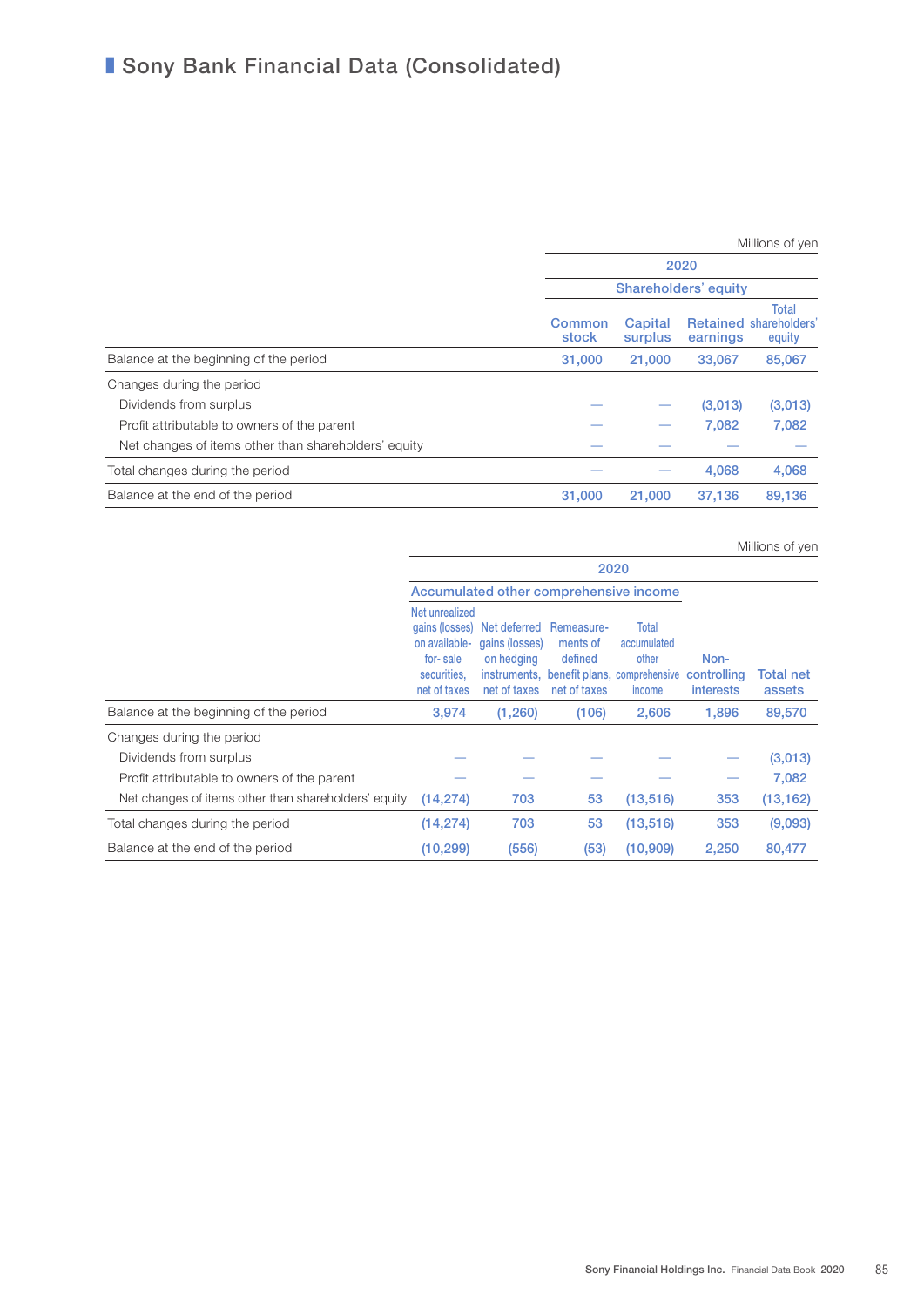# Sony Bank Financial Data (Consolidated)

Millions of yen

| | 2020 | | | |
|---|---|---|---|---|
| | Shareholders' equity | | | |
| | Common stock | Capital surplus | Retained earnings | Total shareholders' equity |
| Balance at the beginning of the period | 31,000 | 21,000 | 33,067 | 85,067 |
| Changes during the period | | | | |
| Dividends from surplus | — | — | (3,013) | (3,013) |
| Profit attributable to owners of the parent | — | — | 7,082 | 7,082 |
| Net changes of items other than shareholders' equity | — | — | — | — |
| Total changes during the period | — | — | 4,068 | 4,068 |
| Balance at the end of the period | 31,000 | 21,000 | 37,136 | 89,136 |

Millions of yen

| | 2020 | | | | | |
|---|---|---|---|---|---|---|
| | Accumulated other comprehensive income | | | | | |
| | Net unrealized gains (losses) on available-for-sale securities, net of taxes | Net deferred gains (losses) on hedging instruments, net of taxes | Remeasurements of defined benefit plans, net of taxes | Total accumulated other comprehensive income | Non-controlling interests | Total net assets |
| Balance at the beginning of the period | 3,974 | (1,260) | (106) | 2,606 | 1,896 | 89,570 |
| Changes during the period | | | | | | |
| Dividends from surplus | — | — | — | — | — | (3,013) |
| Profit attributable to owners of the parent | — | — | — | — | — | 7,082 |
| Net changes of items other than shareholders' equity | (14,274) | 703 | 53 | (13,516) | 353 | (13,162) |
| Total changes during the period | (14,274) | 703 | 53 | (13,516) | 353 | (9,093) |
| Balance at the end of the period | (10,299) | (556) | (53) | (10,909) | 2,250 | 80,477 |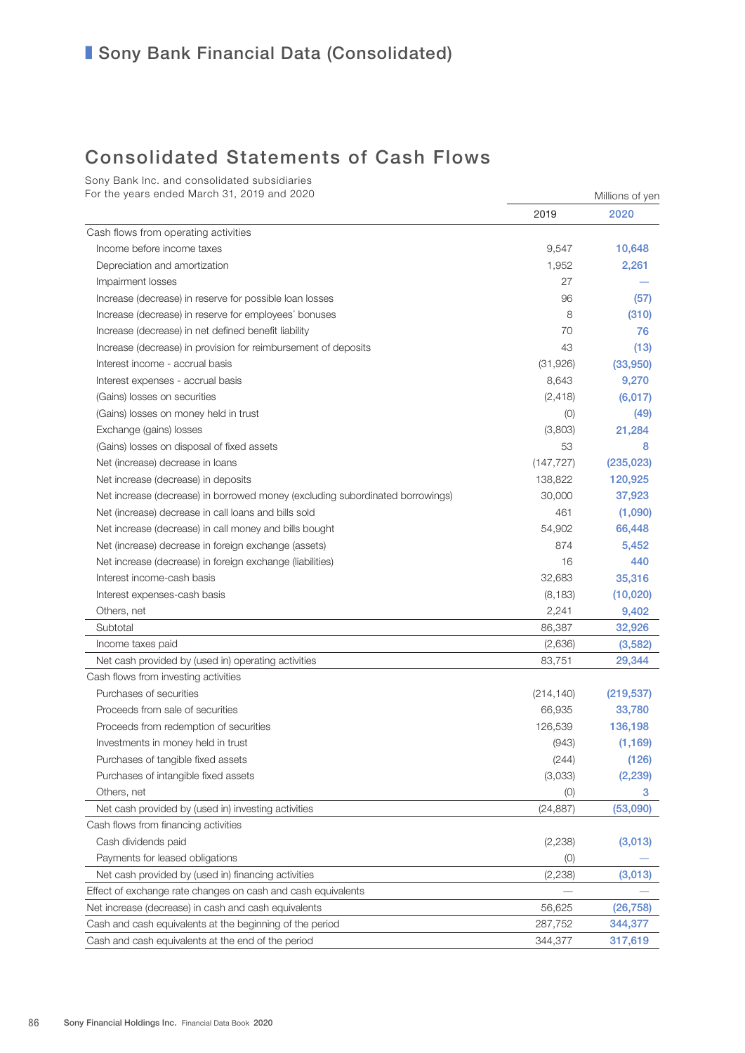# Sony Bank Financial Data (Consolidated)

## Consolidated Statements of Cash Flows

Sony Bank Inc. and consolidated subsidiaries
For the years ended March 31, 2019 and 2020

Millions of yen

| | 2019 | 2020 |
|---|---|---|
| Cash flows from operating activities | | |
| Income before income taxes | 9,547 | 10,648 |
| Depreciation and amortization | 1,952 | 2,261 |
| Impairment losses | 27 | — |
| Increase (decrease) in reserve for possible loan losses | 96 | (57) |
| Increase (decrease) in reserve for employees' bonuses | 8 | (310) |
| Increase (decrease) in net defined benefit liability | 70 | 76 |
| Increase (decrease) in provision for reimbursement of deposits | 43 | (13) |
| Interest income - accrual basis | (31,926) | (33,950) |
| Interest expenses - accrual basis | 8,643 | 9,270 |
| (Gains) losses on securities | (2,418) | (6,017) |
| (Gains) losses on money held in trust | (0) | (49) |
| Exchange (gains) losses | (3,803) | 21,284 |
| (Gains) losses on disposal of fixed assets | 53 | 8 |
| Net (increase) decrease in loans | (147,727) | (235,023) |
| Net increase (decrease) in deposits | 138,822 | 120,925 |
| Net increase (decrease) in borrowed money (excluding subordinated borrowings) | 30,000 | 37,923 |
| Net (increase) decrease in call loans and bills sold | 461 | (1,090) |
| Net increase (decrease) in call money and bills bought | 54,902 | 66,448 |
| Net (increase) decrease in foreign exchange (assets) | 874 | 5,452 |
| Net increase (decrease) in foreign exchange (liabilities) | 16 | 440 |
| Interest income-cash basis | 32,683 | 35,316 |
| Interest expenses-cash basis | (8,183) | (10,020) |
| Others, net | 2,241 | 9,402 |
| Subtotal | 86,387 | 32,926 |
| Income taxes paid | (2,636) | (3,582) |
| Net cash provided by (used in) operating activities | 83,751 | 29,344 |
| Cash flows from investing activities | | |
| Purchases of securities | (214,140) | (219,537) |
| Proceeds from sale of securities | 66,935 | 33,780 |
| Proceeds from redemption of securities | 126,539 | 136,198 |
| Investments in money held in trust | (943) | (1,169) |
| Purchases of tangible fixed assets | (244) | (126) |
| Purchases of intangible fixed assets | (3,033) | (2,239) |
| Others, net | (0) | 3 |
| Net cash provided by (used in) investing activities | (24,887) | (53,090) |
| Cash flows from financing activities | | |
| Cash dividends paid | (2,238) | (3,013) |
| Payments for leased obligations | (0) | — |
| Net cash provided by (used in) financing activities | (2,238) | (3,013) |
| Effect of exchange rate changes on cash and cash equivalents | — | — |
| Net increase (decrease) in cash and cash equivalents | 56,625 | (26,758) |
| Cash and cash equivalents at the beginning of the period | 287,752 | 344,377 |
| Cash and cash equivalents at the end of the period | 344,377 | 317,619 |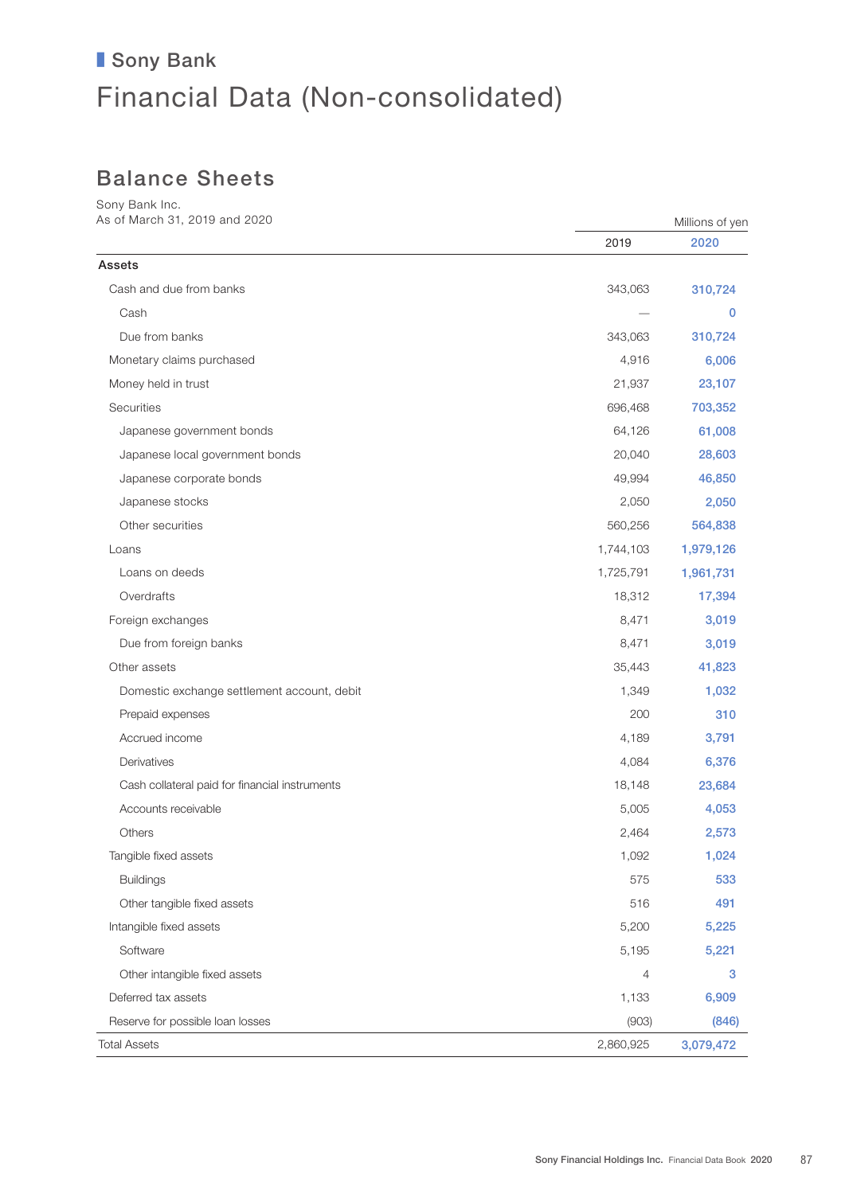## Sony Bank

# Financial Data (Non-consolidated)

## Balance Sheets

Sony Bank Inc.
As of March 31, 2019 and 2020

| | Millions of yen | |
|---|---|---|
| | 2019 | 2020 |
| **Assets** | | |
| Cash and due from banks | 343,063 | 310,724 |
| Cash | — | 0 |
| Due from banks | 343,063 | 310,724 |
| Monetary claims purchased | 4,916 | 6,006 |
| Money held in trust | 21,937 | 23,107 |
| Securities | 696,468 | 703,352 |
| Japanese government bonds | 64,126 | 61,008 |
| Japanese local government bonds | 20,040 | 28,603 |
| Japanese corporate bonds | 49,994 | 46,850 |
| Japanese stocks | 2,050 | 2,050 |
| Other securities | 560,256 | 564,838 |
| Loans | 1,744,103 | 1,979,126 |
| Loans on deeds | 1,725,791 | 1,961,731 |
| Overdrafts | 18,312 | 17,394 |
| Foreign exchanges | 8,471 | 3,019 |
| Due from foreign banks | 8,471 | 3,019 |
| Other assets | 35,443 | 41,823 |
| Domestic exchange settlement account, debit | 1,349 | 1,032 |
| Prepaid expenses | 200 | 310 |
| Accrued income | 4,189 | 3,791 |
| Derivatives | 4,084 | 6,376 |
| Cash collateral paid for financial instruments | 18,148 | 23,684 |
| Accounts receivable | 5,005 | 4,053 |
| Others | 2,464 | 2,573 |
| Tangible fixed assets | 1,092 | 1,024 |
| Buildings | 575 | 533 |
| Other tangible fixed assets | 516 | 491 |
| Intangible fixed assets | 5,200 | 5,225 |
| Software | 5,195 | 5,221 |
| Other intangible fixed assets | 4 | 3 |
| Deferred tax assets | 1,133 | 6,909 |
| Reserve for possible loan losses | (903) | (846) |
| Total Assets | 2,860,925 | 3,079,472 |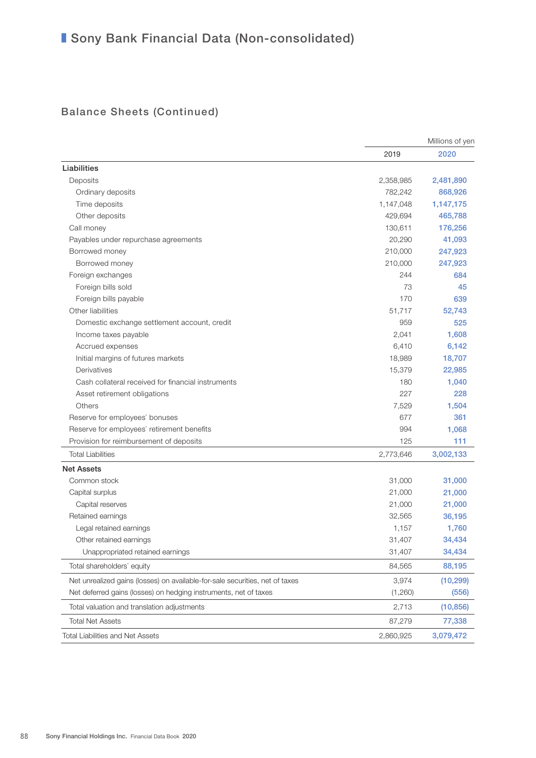# Sony Bank Financial Data (Non-consolidated)

## Balance Sheets (Continued)

| | Millions of yen | |
|---|---|---|
| | 2019 | 2020 |
| **Liabilities** | | |
| Deposits | 2,358,985 | 2,481,890 |
| Ordinary deposits | 782,242 | 868,926 |
| Time deposits | 1,147,048 | 1,147,175 |
| Other deposits | 429,694 | 465,788 |
| Call money | 130,611 | 176,256 |
| Payables under repurchase agreements | 20,290 | 41,093 |
| Borrowed money | 210,000 | 247,923 |
| Borrowed money | 210,000 | 247,923 |
| Foreign exchanges | 244 | 684 |
| Foreign bills sold | 73 | 45 |
| Foreign bills payable | 170 | 639 |
| Other liabilities | 51,717 | 52,743 |
| Domestic exchange settlement account, credit | 959 | 525 |
| Income taxes payable | 2,041 | 1,608 |
| Accrued expenses | 6,410 | 6,142 |
| Initial margins of futures markets | 18,989 | 18,707 |
| Derivatives | 15,379 | 22,985 |
| Cash collateral received for financial instruments | 180 | 1,040 |
| Asset retirement obligations | 227 | 228 |
| Others | 7,529 | 1,504 |
| Reserve for employees' bonuses | 677 | 361 |
| Reserve for employees' retirement benefits | 994 | 1,068 |
| Provision for reimbursement of deposits | 125 | 111 |
| Total Liabilities | 2,773,646 | 3,002,133 |
| **Net Assets** | | |
| Common stock | 31,000 | 31,000 |
| Capital surplus | 21,000 | 21,000 |
| Capital reserves | 21,000 | 21,000 |
| Retained earnings | 32,565 | 36,195 |
| Legal retained earnings | 1,157 | 1,760 |
| Other retained earnings | 31,407 | 34,434 |
| Unappropriated retained earnings | 31,407 | 34,434 |
| Total shareholders' equity | 84,565 | 88,195 |
| Net unrealized gains (losses) on available-for-sale securities, net of taxes | 3,974 | (10,299) |
| Net deferred gains (losses) on hedging instruments, net of taxes | (1,260) | (556) |
| Total valuation and translation adjustments | 2,713 | (10,856) |
| Total Net Assets | 87,279 | 77,338 |
| Total Liabilities and Net Assets | 2,860,925 | 3,079,472 |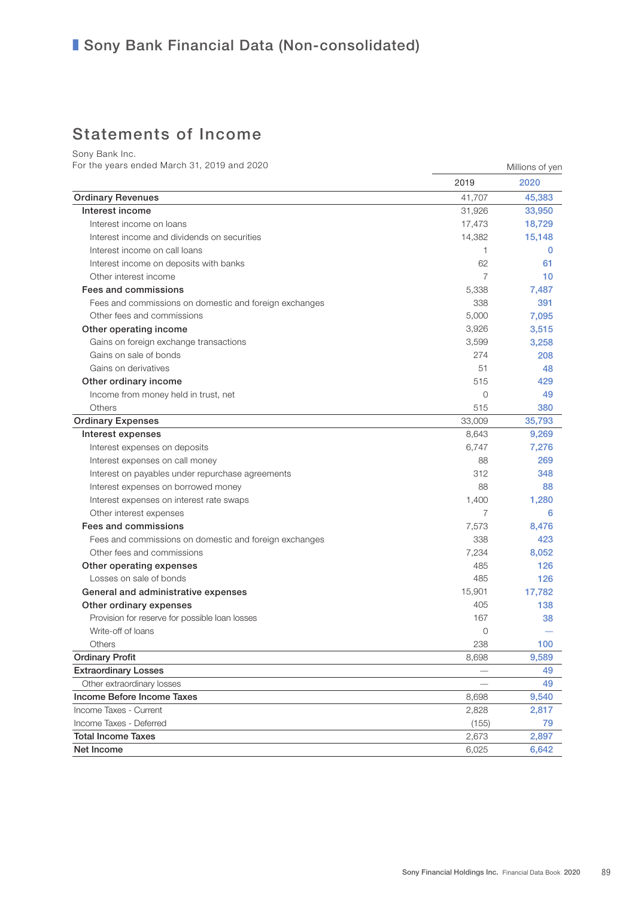# Sony Bank Financial Data (Non-consolidated)

## Statements of Income

Sony Bank Inc.
For the years ended March 31, 2019 and 2020

Millions of yen

| | 2019 | 2020 |
|---|---|---|
| **Ordinary Revenues** | 41,707 | 45,383 |
| **Interest income** | 31,926 | 33,950 |
| Interest income on loans | 17,473 | 18,729 |
| Interest income and dividends on securities | 14,382 | 15,148 |
| Interest income on call loans | 1 | 0 |
| Interest income on deposits with banks | 62 | 61 |
| Other interest income | 7 | 10 |
| **Fees and commissions** | 5,338 | 7,487 |
| Fees and commissions on domestic and foreign exchanges | 338 | 391 |
| Other fees and commissions | 5,000 | 7,095 |
| **Other operating income** | 3,926 | 3,515 |
| Gains on foreign exchange transactions | 3,599 | 3,258 |
| Gains on sale of bonds | 274 | 208 |
| Gains on derivatives | 51 | 48 |
| **Other ordinary income** | 515 | 429 |
| Income from money held in trust, net | 0 | 49 |
| Others | 515 | 380 |
| **Ordinary Expenses** | 33,009 | 35,793 |
| **Interest expenses** | 8,643 | 9,269 |
| Interest expenses on deposits | 6,747 | 7,276 |
| Interest expenses on call money | 88 | 269 |
| Interest on payables under repurchase agreements | 312 | 348 |
| Interest expenses on borrowed money | 88 | 88 |
| Interest expenses on interest rate swaps | 1,400 | 1,280 |
| Other interest expenses | 7 | 6 |
| **Fees and commissions** | 7,573 | 8,476 |
| Fees and commissions on domestic and foreign exchanges | 338 | 423 |
| Other fees and commissions | 7,234 | 8,052 |
| **Other operating expenses** | 485 | 126 |
| Losses on sale of bonds | 485 | 126 |
| **General and administrative expenses** | 15,901 | 17,782 |
| **Other ordinary expenses** | 405 | 138 |
| Provision for reserve for possible loan losses | 167 | 38 |
| Write-off of loans | 0 | — |
| Others | 238 | 100 |
| **Ordinary Profit** | 8,698 | 9,589 |
| **Extraordinary Losses** | — | 49 |
| Other extraordinary losses | — | 49 |
| **Income Before Income Taxes** | 8,698 | 9,540 |
| Income Taxes - Current | 2,828 | 2,817 |
| Income Taxes - Deferred | (155) | 79 |
| **Total Income Taxes** | 2,673 | 2,897 |
| **Net Income** | 6,025 | 6,642 |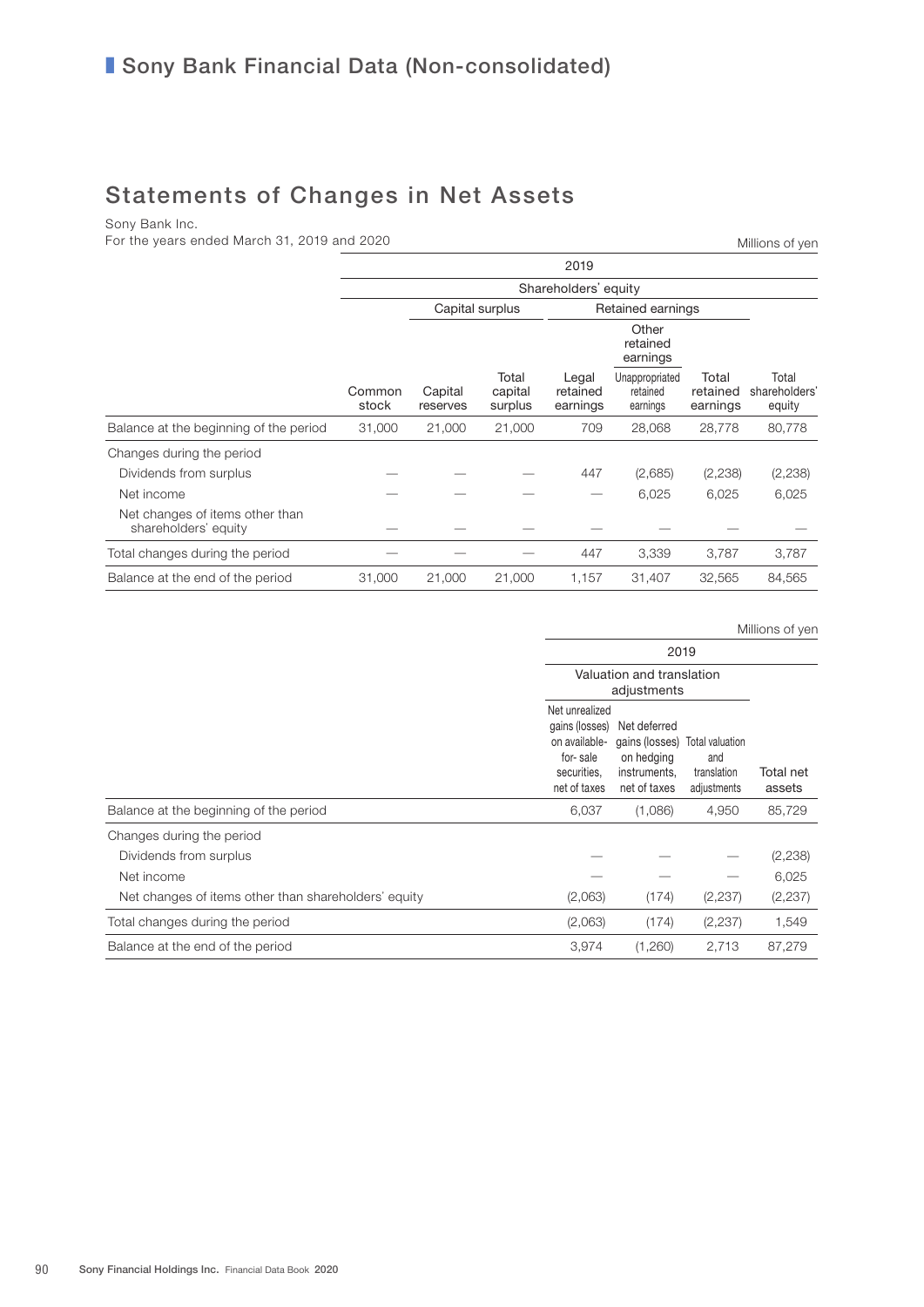# Sony Bank Financial Data (Non-consolidated)

## Statements of Changes in Net Assets

Sony Bank Inc.
For the years ended March 31, 2019 and 2020

Millions of yen

| | 2019 | | | | | | |
|---|---|---|---|---|---|---|---|
| | Shareholders' equity | | | | | | |
| | | Capital surplus | | Retained earnings | | | |
| | | | | | Other retained earnings | | |
| | Common stock | Capital reserves | Total capital surplus | Legal retained earnings | Unappropriated retained earnings | Total retained earnings | Total shareholders' equity |
| Balance at the beginning of the period | 31,000 | 21,000 | 21,000 | 709 | 28,068 | 28,778 | 80,778 |
| Changes during the period | | | | | | | |
| Dividends from surplus | — | — | — | 447 | (2,685) | (2,238) | (2,238) |
| Net income | — | — | — | — | 6,025 | 6,025 | 6,025 |
| Net changes of items other than shareholders' equity | — | — | — | — | — | — | — |
| Total changes during the period | — | — | — | 447 | 3,339 | 3,787 | 3,787 |
| Balance at the end of the period | 31,000 | 21,000 | 21,000 | 1,157 | 31,407 | 32,565 | 84,565 |

Millions of yen

| | 2019 | | | |
|---|---|---|---|---|
| | Valuation and translation adjustments | | | |
| | Net unrealized gains (losses) on available-for-sale securities, net of taxes | Net deferred gains (losses) on hedging instruments, net of taxes | Total valuation and translation adjustments | Total net assets |
| Balance at the beginning of the period | 6,037 | (1,086) | 4,950 | 85,729 |
| Changes during the period | | | | |
| Dividends from surplus | — | — | — | (2,238) |
| Net income | — | — | — | 6,025 |
| Net changes of items other than shareholders' equity | (2,063) | (174) | (2,237) | (2,237) |
| Total changes during the period | (2,063) | (174) | (2,237) | 1,549 |
| Balance at the end of the period | 3,974 | (1,260) | 2,713 | 87,279 |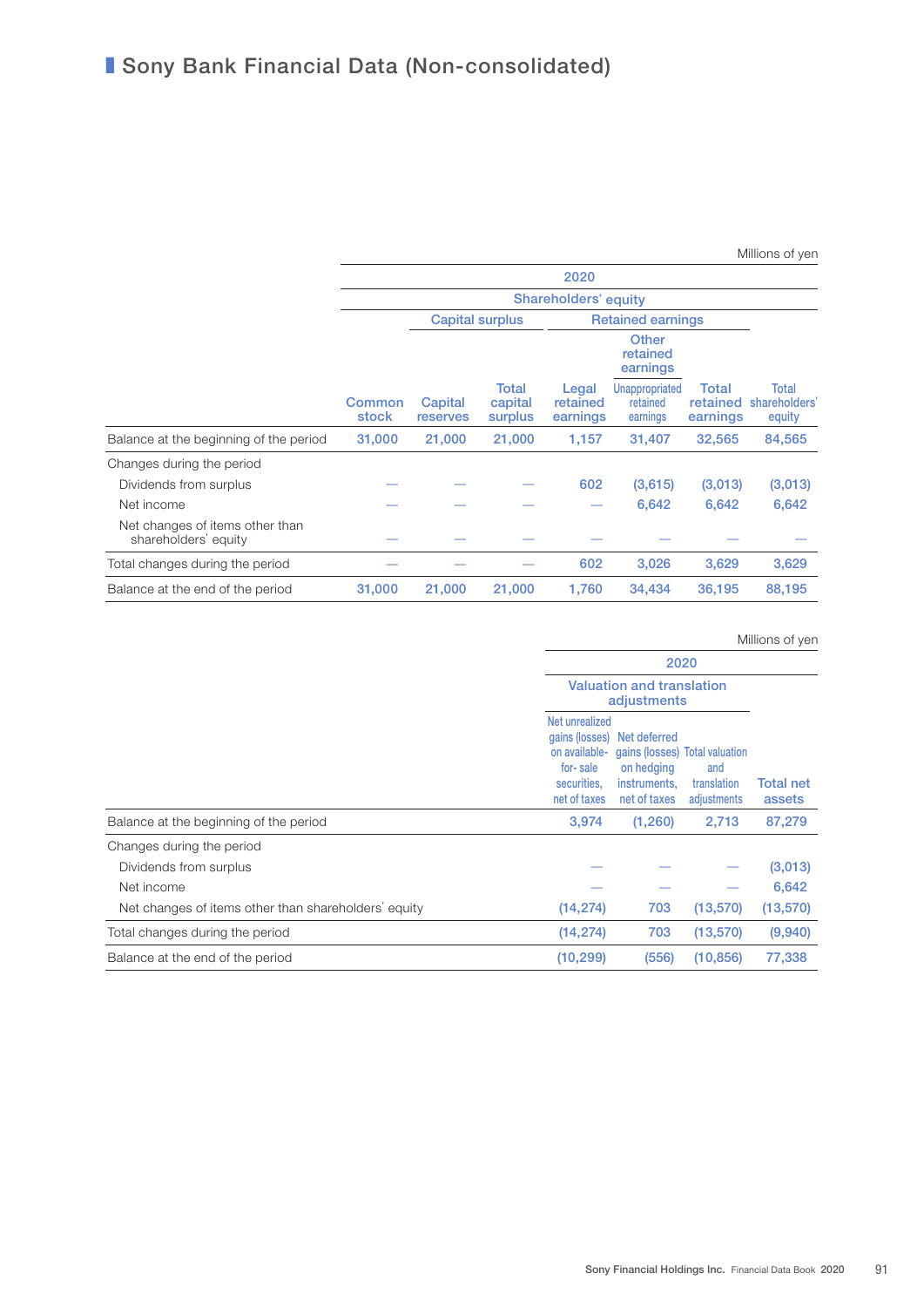# Sony Bank Financial Data (Non-consolidated)

Millions of yen

| | 2020 | | | | | | |
|---|---|---|---|---|---|---|---|
| | Shareholders' equity | | | | | | |
| | | Capital surplus | | Retained earnings | | | |
| | | | | | Other retained earnings | | |
| | Common stock | Capital reserves | Total capital surplus | Legal retained earnings | Unappropriated retained earnings | Total retained earnings | Total shareholders' equity |
| Balance at the beginning of the period | 31,000 | 21,000 | 21,000 | 1,157 | 31,407 | 32,565 | 84,565 |
| Changes during the period | | | | | | | |
| Dividends from surplus | — | — | — | 602 | (3,615) | (3,013) | (3,013) |
| Net income | — | — | — | — | 6,642 | 6,642 | 6,642 |
| Net changes of items other than shareholders' equity | — | — | — | — | — | — | — |
| Total changes during the period | — | — | — | 602 | 3,026 | 3,629 | 3,629 |
| Balance at the end of the period | 31,000 | 21,000 | 21,000 | 1,760 | 34,434 | 36,195 | 88,195 |

Millions of yen

| | 2020 | | | |
|---|---|---|---|---|
| | Valuation and translation adjustments | | | |
| | Net unrealized gains (losses) on available-for- sale securities, net of taxes | Net deferred gains (losses) on hedging instruments, net of taxes | Total valuation and translation adjustments | Total net assets |
| Balance at the beginning of the period | 3,974 | (1,260) | 2,713 | 87,279 |
| Changes during the period | | | | |
| Dividends from surplus | — | — | — | (3,013) |
| Net income | — | — | — | 6,642 |
| Net changes of items other than shareholders' equity | (14,274) | 703 | (13,570) | (13,570) |
| Total changes during the period | (14,274) | 703 | (13,570) | (9,940) |
| Balance at the end of the period | (10,299) | (556) | (10,856) | 77,338 |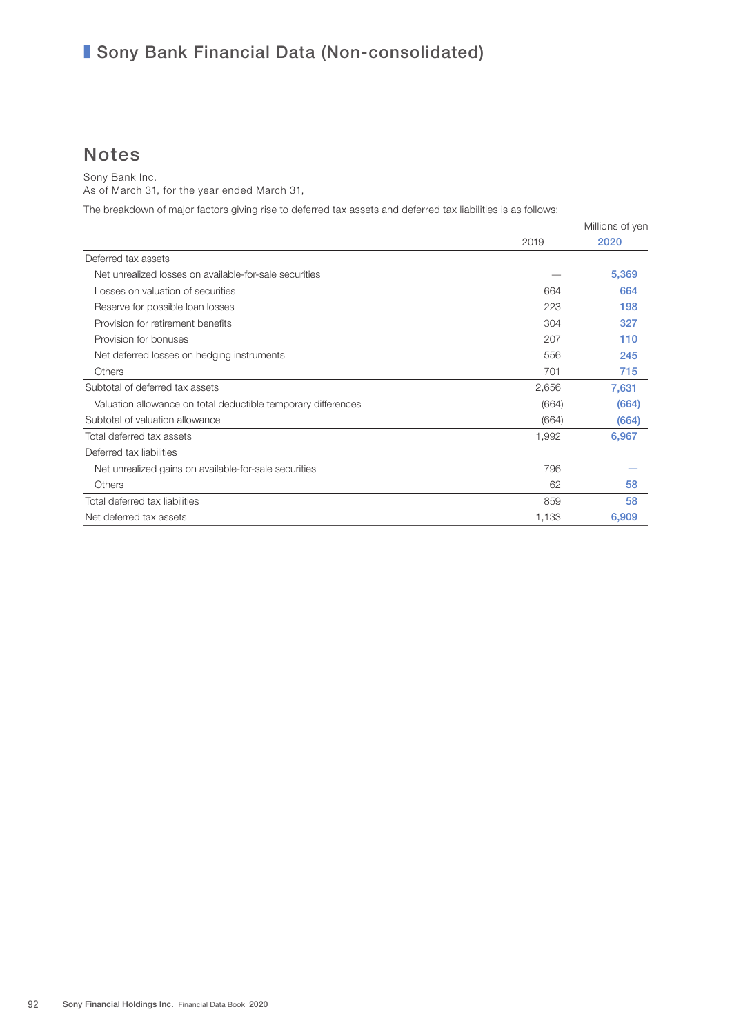# Sony Bank Financial Data (Non-consolidated)

## Notes

Sony Bank Inc.
As of March 31, for the year ended March 31,

The breakdown of major factors giving rise to deferred tax assets and deferred tax liabilities is as follows:

| | Millions of yen | |
|---|---|---|
| | 2019 | 2020 |
| Deferred tax assets | | |
| Net unrealized losses on available-for-sale securities | — | 5,369 |
| Losses on valuation of securities | 664 | 664 |
| Reserve for possible loan losses | 223 | 198 |
| Provision for retirement benefits | 304 | 327 |
| Provision for bonuses | 207 | 110 |
| Net deferred losses on hedging instruments | 556 | 245 |
| Others | 701 | 715 |
| Subtotal of deferred tax assets | 2,656 | 7,631 |
| Valuation allowance on total deductible temporary differences | (664) | (664) |
| Subtotal of valuation allowance | (664) | (664) |
| Total deferred tax assets | 1,992 | 6,967 |
| Deferred tax liabilities | | |
| Net unrealized gains on available-for-sale securities | 796 | — |
| Others | 62 | 58 |
| Total deferred tax liabilities | 859 | 58 |
| Net deferred tax assets | 1,133 | 6,909 |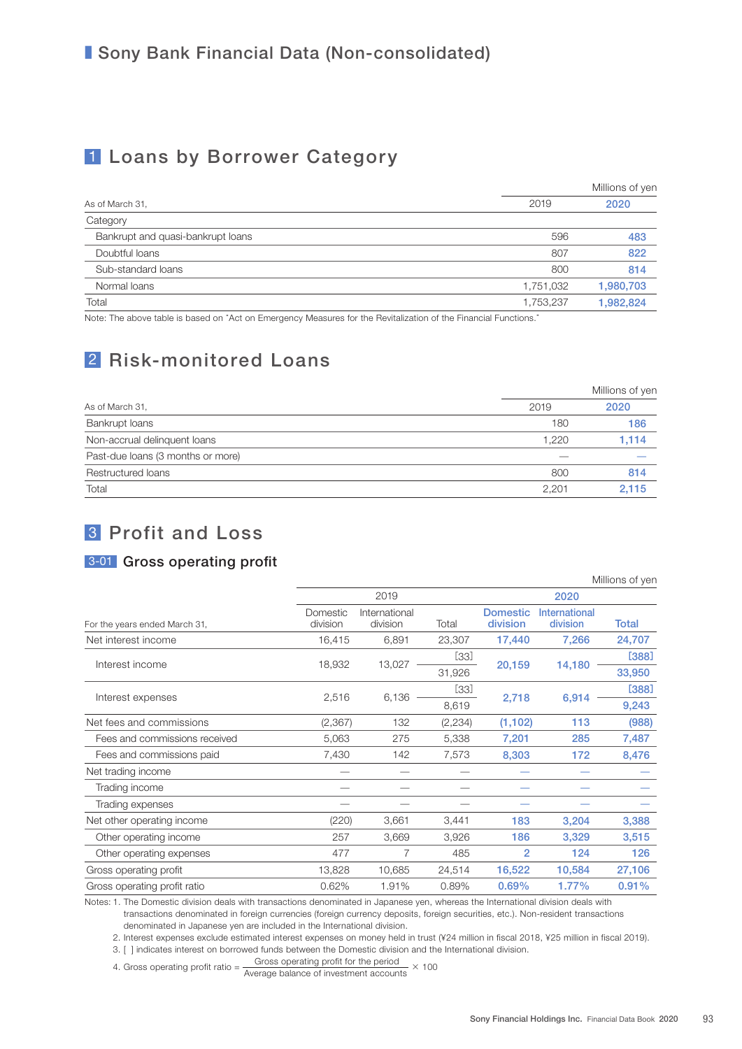# Sony Bank Financial Data (Non-consolidated)

## 1 Loans by Borrower Category

Millions of yen

| As of March 31, | 2019 | 2020 |
|---|---|---|
| Category | | |
| Bankrupt and quasi-bankrupt loans | 596 | 483 |
| Doubtful loans | 807 | 822 |
| Sub-standard loans | 800 | 814 |
| Normal loans | 1,751,032 | 1,980,703 |
| Total | 1,753,237 | 1,982,824 |

Note: The above table is based on "Act on Emergency Measures for the Revitalization of the Financial Functions."

## 2 Risk-monitored Loans

Millions of yen

| As of March 31, | 2019 | 2020 |
|---|---|---|
| Bankrupt loans | 180 | 186 |
| Non-accrual delinquent loans | 1,220 | 1,114 |
| Past-due loans (3 months or more) | — | — |
| Restructured loans | 800 | 814 |
| Total | 2,201 | 2,115 |

## 3 Profit and Loss

### 3-01 Gross operating profit

Millions of yen

| For the years ended March 31, | 2019 | | | 2020 | | |
|---|---|---|---|---|---|---|
| | Domestic division | International division | Total | Domestic division | International division | Total |
| Net interest income | 16,415 | 6,891 | 23,307 | 17,440 | 7,266 | 24,707 |
| Interest income | 18,932 | 13,027 | [33] 31,926 | 20,159 | 14,180 | [388] 33,950 |
| Interest expenses | 2,516 | 6,136 | [33] 8,619 | 2,718 | 6,914 | [388] 9,243 |
| Net fees and commissions | (2,367) | 132 | (2,234) | (1,102) | 113 | (988) |
| Fees and commissions received | 5,063 | 275 | 5,338 | 7,201 | 285 | 7,487 |
| Fees and commissions paid | 7,430 | 142 | 7,573 | 8,303 | 172 | 8,476 |
| Net trading income | — | — | — | — | — | — |
| Trading income | — | — | — | — | — | — |
| Trading expenses | — | — | — | — | — | — |
| Net other operating income | (220) | 3,661 | 3,441 | 183 | 3,204 | 3,388 |
| Other operating income | 257 | 3,669 | 3,926 | 186 | 3,329 | 3,515 |
| Other operating expenses | 477 | 7 | 485 | 2 | 124 | 126 |
| Gross operating profit | 13,828 | 10,685 | 24,514 | 16,522 | 10,584 | 27,106 |
| Gross operating profit ratio | 0.62% | 1.91% | 0.89% | 0.69% | 1.77% | 0.91% |

Notes: 1. The Domestic division deals with transactions denominated in Japanese yen, whereas the International division deals with transactions denominated in foreign currencies (foreign currency deposits, foreign securities, etc.). Non-resident transactions denominated in Japanese yen are included in the International division.

2. Interest expenses exclude estimated interest expenses on money held in trust (¥24 million in fiscal 2018, ¥25 million in fiscal 2019).

3. [ ] indicates interest on borrowed funds between the Domestic division and the International division.

4. Gross operating profit ratio = $\frac{\text{Gross operating profit for the period}}{\text{Average balance of investment accounts}} \times 100$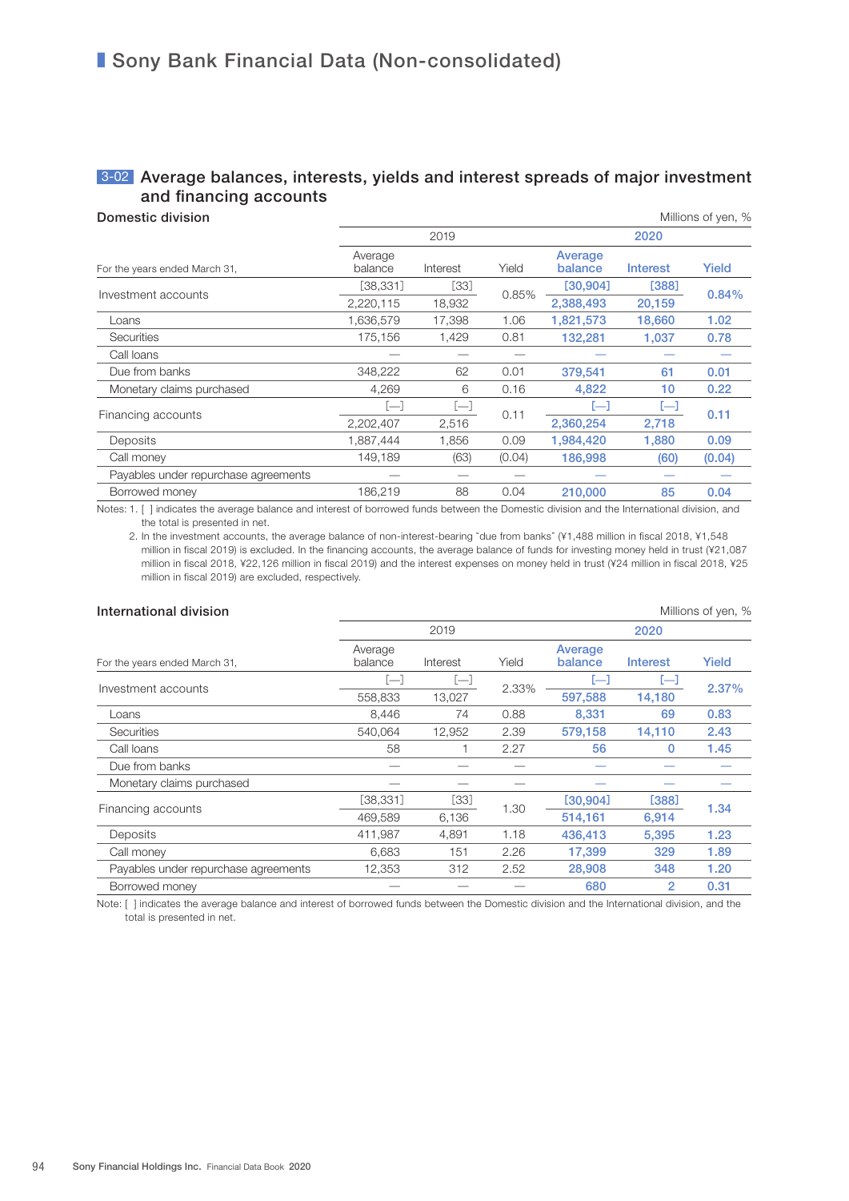# Sony Bank Financial Data (Non-consolidated)

## 3-02 Average balances, interests, yields and interest spreads of major investment and financing accounts

### Domestic division

Millions of yen, %

| For the years ended March 31, | 2019 | | | 2020 | | |
|---|---|---|---|---|---|---|
| | Average balance | Interest | Yield | Average balance | Interest | Yield |
| Investment accounts | [38,331] | [33] | 0.85% | [30,904] | [388] | 0.84% |
| | 2,220,115 | 18,932 | | 2,388,493 | 20,159 | |
| Loans | 1,636,579 | 17,398 | 1.06 | 1,821,573 | 18,660 | 1.02 |
| Securities | 175,156 | 1,429 | 0.81 | 132,281 | 1,037 | 0.78 |
| Call loans | — | — | — | — | — | — |
| Due from banks | 348,222 | 62 | 0.01 | 379,541 | 61 | 0.01 |
| Monetary claims purchased | 4,269 | 6 | 0.16 | 4,822 | 10 | 0.22 |
| Financing accounts | [—] | [—] | 0.11 | [—] | [—] | 0.11 |
| | 2,202,407 | 2,516 | | 2,360,254 | 2,718 | |
| Deposits | 1,887,444 | 1,856 | 0.09 | 1,984,420 | 1,880 | 0.09 |
| Call money | 149,189 | (63) | (0.04) | 186,998 | (60) | (0.04) |
| Payables under repurchase agreements | — | — | — | — | — | — |
| Borrowed money | 186,219 | 88 | 0.04 | 210,000 | 85 | 0.04 |

Notes: 1. [ ] indicates the average balance and interest of borrowed funds between the Domestic division and the International division, and the total is presented in net.

2. In the investment accounts, the average balance of non-interest-bearing "due from banks" (¥1,488 million in fiscal 2018, ¥1,548 million in fiscal 2019) is excluded. In the financing accounts, the average balance of funds for investing money held in trust (¥21,087 million in fiscal 2018, ¥22,126 million in fiscal 2019) and the interest expenses on money held in trust (¥24 million in fiscal 2018, ¥25 million in fiscal 2019) are excluded, respectively.

### International division

Millions of yen, %

| For the years ended March 31, | 2019 | | | 2020 | | |
|---|---|---|---|---|---|---|
| | Average balance | Interest | Yield | Average balance | Interest | Yield |
| Investment accounts | [—] | [—] | 2.33% | [—] | [—] | 2.37% |
| | 558,833 | 13,027 | | 597,588 | 14,180 | |
| Loans | 8,446 | 74 | 0.88 | 8,331 | 69 | 0.83 |
| Securities | 540,064 | 12,952 | 2.39 | 579,158 | 14,110 | 2.43 |
| Call loans | 58 | 1 | 2.27 | 56 | 0 | 1.45 |
| Due from banks | — | — | — | — | — | — |
| Monetary claims purchased | — | — | — | — | — | — |
| Financing accounts | [38,331] | [33] | 1.30 | [30,904] | [388] | 1.34 |
| | 469,589 | 6,136 | | 514,161 | 6,914 | |
| Deposits | 411,987 | 4,891 | 1.18 | 436,413 | 5,395 | 1.23 |
| Call money | 6,683 | 151 | 2.26 | 17,399 | 329 | 1.89 |
| Payables under repurchase agreements | 12,353 | 312 | 2.52 | 28,908 | 348 | 1.20 |
| Borrowed money | — | — | — | 680 | 2 | 0.31 |

Note: [ ] indicates the average balance and interest of borrowed funds between the Domestic division and the International division, and the total is presented in net.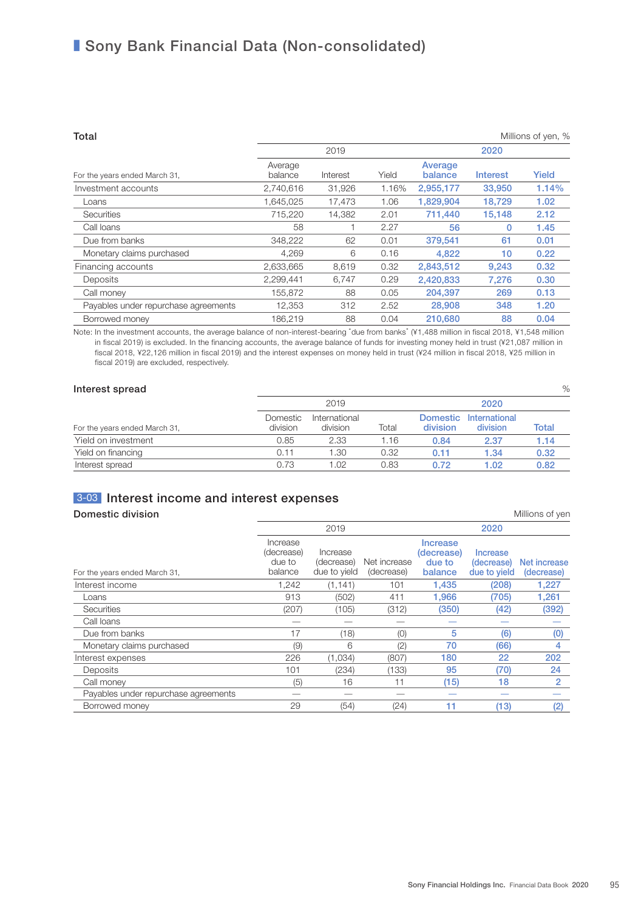# Sony Bank Financial Data (Non-consolidated)

### Total

Millions of yen, %

| For the years ended March 31, | 2019 | | | 2020 | | |
|---|---|---|---|---|---|---|
| | Average balance | Interest | Yield | Average balance | Interest | Yield |
| Investment accounts | 2,740,616 | 31,926 | 1.16% | 2,955,177 | 33,950 | 1.14% |
| Loans | 1,645,025 | 17,473 | 1.06 | 1,829,904 | 18,729 | 1.02 |
| Securities | 715,220 | 14,382 | 2.01 | 711,440 | 15,148 | 2.12 |
| Call loans | 58 | 1 | 2.27 | 56 | 0 | 1.45 |
| Due from banks | 348,222 | 62 | 0.01 | 379,541 | 61 | 0.01 |
| Monetary claims purchased | 4,269 | 6 | 0.16 | 4,822 | 10 | 0.22 |
| Financing accounts | 2,633,665 | 8,619 | 0.32 | 2,843,512 | 9,243 | 0.32 |
| Deposits | 2,299,441 | 6,747 | 0.29 | 2,420,833 | 7,276 | 0.30 |
| Call money | 155,872 | 88 | 0.05 | 204,397 | 269 | 0.13 |
| Payables under repurchase agreements | 12,353 | 312 | 2.52 | 28,908 | 348 | 1.20 |
| Borrowed money | 186,219 | 88 | 0.04 | 210,680 | 88 | 0.04 |

Note: In the investment accounts, the average balance of non-interest-bearing "due from banks" (¥1,488 million in fiscal 2018, ¥1,548 million in fiscal 2019) is excluded. In the financing accounts, the average balance of funds for investing money held in trust (¥21,087 million in fiscal 2018, ¥22,126 million in fiscal 2019) and the interest expenses on money held in trust (¥24 million in fiscal 2018, ¥25 million in fiscal 2019) are excluded, respectively.

### Interest spread

%

| For the years ended March 31, | 2019 | | | 2020 | | |
|---|---|---|---|---|---|---|
| | Domestic division | International division | Total | Domestic division | International division | Total |
| Yield on investment | 0.85 | 2.33 | 1.16 | 0.84 | 2.37 | 1.14 |
| Yield on financing | 0.11 | 1.30 | 0.32 | 0.11 | 1.34 | 0.32 |
| Interest spread | 0.73 | 1.02 | 0.83 | 0.72 | 1.02 | 0.82 |

## 3-03 Interest income and interest expenses

### Domestic division

Millions of yen

| For the years ended March 31, | 2019 | | | 2020 | | |
|---|---|---|---|---|---|---|
| | Increase (decrease) due to balance | Increase (decrease) due to yield | Net increase (decrease) | Increase (decrease) due to balance | Increase (decrease) due to yield | Net increase (decrease) |
| Interest income | 1,242 | (1,141) | 101 | 1,435 | (208) | 1,227 |
| Loans | 913 | (502) | 411 | 1,966 | (705) | 1,261 |
| Securities | (207) | (105) | (312) | (350) | (42) | (392) |
| Call loans | — | — | — | — | — | — |
| Due from banks | 17 | (18) | (0) | 5 | (6) | (0) |
| Monetary claims purchased | (9) | 6 | (2) | 70 | (66) | 4 |
| Interest expenses | 226 | (1,034) | (807) | 180 | 22 | 202 |
| Deposits | 101 | (234) | (133) | 95 | (70) | 24 |
| Call money | (5) | 16 | 11 | (15) | 18 | 2 |
| Payables under repurchase agreements | — | — | — | — | — | — |
| Borrowed money | 29 | (54) | (24) | 11 | (13) | (2) |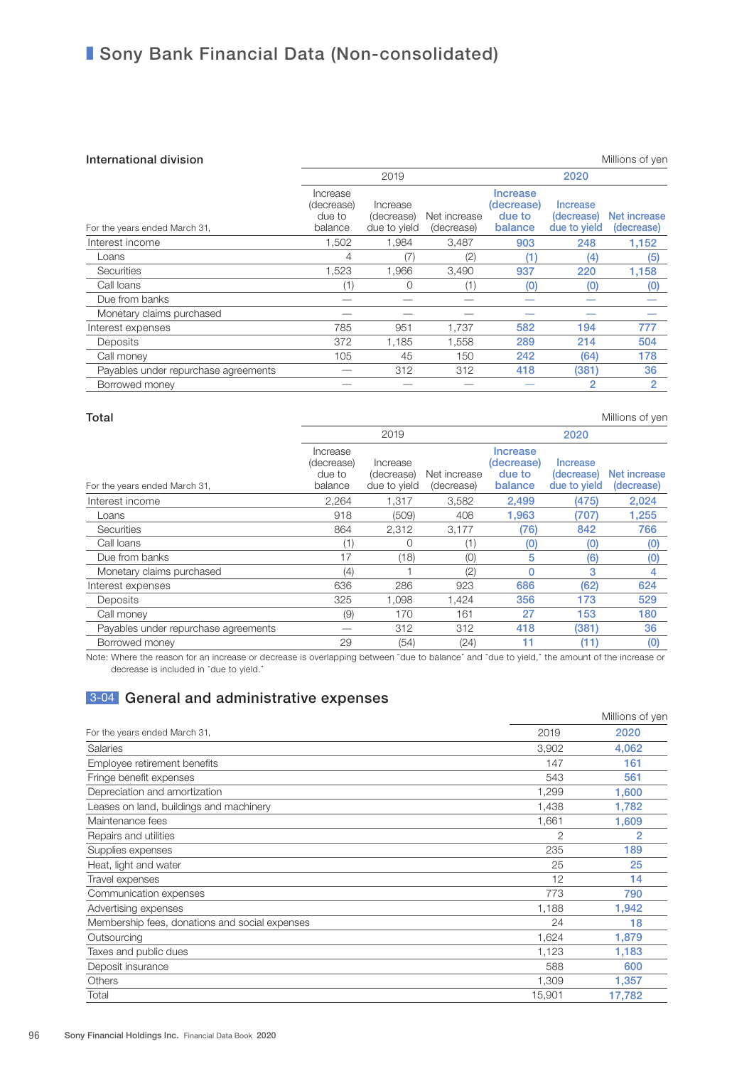# Sony Bank Financial Data (Non-consolidated)

### International division

Millions of yen

| For the years ended March 31, | 2019 | | | 2020 | | |
|---|---|---|---|---|---|---|
| | Increase (decrease) due to balance | Increase (decrease) due to yield | Net increase (decrease) | Increase (decrease) due to balance | Increase (decrease) due to yield | Net increase (decrease) |
| Interest income | 1,502 | 1,984 | 3,487 | 903 | 248 | 1,152 |
| Loans | 4 | (7) | (2) | (1) | (4) | (5) |
| Securities | 1,523 | 1,966 | 3,490 | 937 | 220 | 1,158 |
| Call loans | (1) | 0 | (1) | (0) | (0) | (0) |
| Due from banks | — | — | — | — | — | — |
| Monetary claims purchased | — | — | — | — | — | — |
| Interest expenses | 785 | 951 | 1,737 | 582 | 194 | 777 |
| Deposits | 372 | 1,185 | 1,558 | 289 | 214 | 504 |
| Call money | 105 | 45 | 150 | 242 | (64) | 178 |
| Payables under repurchase agreements | — | 312 | 312 | 418 | (381) | 36 |
| Borrowed money | — | — | — | — | 2 | 2 |

### Total

Millions of yen

| For the years ended March 31, | 2019 | | | 2020 | | |
|---|---|---|---|---|---|---|
| | Increase (decrease) due to balance | Increase (decrease) due to yield | Net increase (decrease) | Increase (decrease) due to balance | Increase (decrease) due to yield | Net increase (decrease) |
| Interest income | 2,264 | 1,317 | 3,582 | 2,499 | (475) | 2,024 |
| Loans | 918 | (509) | 408 | 1,963 | (707) | 1,255 |
| Securities | 864 | 2,312 | 3,177 | (76) | 842 | 766 |
| Call loans | (1) | 0 | (1) | (0) | (0) | (0) |
| Due from banks | 17 | (18) | (0) | 5 | (6) | (0) |
| Monetary claims purchased | (4) | 1 | (2) | 0 | 3 | 4 |
| Interest expenses | 636 | 286 | 923 | 686 | (62) | 624 |
| Deposits | 325 | 1,098 | 1,424 | 356 | 173 | 529 |
| Call money | (9) | 170 | 161 | 27 | 153 | 180 |
| Payables under repurchase agreements | — | 312 | 312 | 418 | (381) | 36 |
| Borrowed money | 29 | (54) | (24) | 11 | (11) | (0) |

Note: Where the reason for an increase or decrease is overlapping between "due to balance" and "due to yield," the amount of the increase or decrease is included in "due to yield."

## 3-04 General and administrative expenses

Millions of yen

| For the years ended March 31, | 2019 | 2020 |
|---|---|---|
| Salaries | 3,902 | 4,062 |
| Employee retirement benefits | 147 | 161 |
| Fringe benefit expenses | 543 | 561 |
| Depreciation and amortization | 1,299 | 1,600 |
| Leases on land, buildings and machinery | 1,438 | 1,782 |
| Maintenance fees | 1,661 | 1,609 |
| Repairs and utilities | 2 | 2 |
| Supplies expenses | 235 | 189 |
| Heat, light and water | 25 | 25 |
| Travel expenses | 12 | 14 |
| Communication expenses | 773 | 790 |
| Advertising expenses | 1,188 | 1,942 |
| Membership fees, donations and social expenses | 24 | 18 |
| Outsourcing | 1,624 | 1,879 |
| Taxes and public dues | 1,123 | 1,183 |
| Deposit insurance | 588 | 600 |
| Others | 1,309 | 1,357 |
| Total | 15,901 | 17,782 |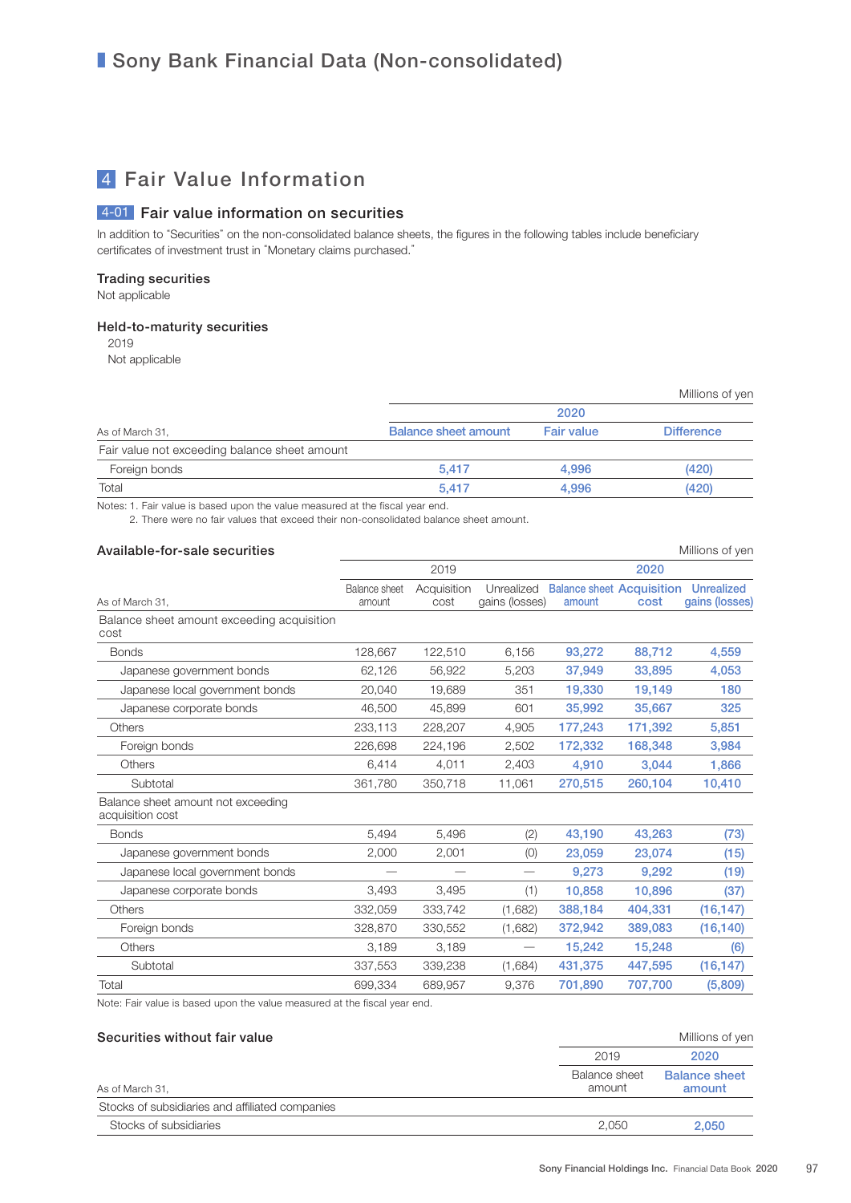# Sony Bank Financial Data (Non-consolidated)

## 4 Fair Value Information

### 4-01 Fair value information on securities

In addition to "Securities" on the non-consolidated balance sheets, the figures in the following tables include beneficiary certificates of investment trust in "Monetary claims purchased."

#### Trading securities

Not applicable

#### Held-to-maturity securities

2019

Not applicable

Millions of yen

| As of March 31, | 2020 | | |
|---|---|---|---|
| | Balance sheet amount | Fair value | Difference |
| Fair value not exceeding balance sheet amount | | | |
| Foreign bonds | 5,417 | 4,996 | (420) |
| Total | 5,417 | 4,996 | (420) |

Notes: 1. Fair value is based upon the value measured at the fiscal year end.
2. There were no fair values that exceed their non-consolidated balance sheet amount.

#### Available-for-sale securities

Millions of yen

| As of March 31, | 2019 | | | 2020 | | |
|---|---|---|---|---|---|---|
| | Balance sheet amount | Acquisition cost | Unrealized gains (losses) | Balance sheet amount | Acquisition cost | Unrealized gains (losses) |
| Balance sheet amount exceeding acquisition cost | | | | | | |
| Bonds | 128,667 | 122,510 | 6,156 | 93,272 | 88,712 | 4,559 |
| Japanese government bonds | 62,126 | 56,922 | 5,203 | 37,949 | 33,895 | 4,053 |
| Japanese local government bonds | 20,040 | 19,689 | 351 | 19,330 | 19,149 | 180 |
| Japanese corporate bonds | 46,500 | 45,899 | 601 | 35,992 | 35,667 | 325 |
| Others | 233,113 | 228,207 | 4,905 | 177,243 | 171,392 | 5,851 |
| Foreign bonds | 226,698 | 224,196 | 2,502 | 172,332 | 168,348 | 3,984 |
| Others | 6,414 | 4,011 | 2,403 | 4,910 | 3,044 | 1,866 |
| Subtotal | 361,780 | 350,718 | 11,061 | 270,515 | 260,104 | 10,410 |
| Balance sheet amount not exceeding acquisition cost | | | | | | |
| Bonds | 5,494 | 5,496 | (2) | 43,190 | 43,263 | (73) |
| Japanese government bonds | 2,000 | 2,001 | (0) | 23,059 | 23,074 | (15) |
| Japanese local government bonds | — | — | — | 9,273 | 9,292 | (19) |
| Japanese corporate bonds | 3,493 | 3,495 | (1) | 10,858 | 10,896 | (37) |
| Others | 332,059 | 333,742 | (1,682) | 388,184 | 404,331 | (16,147) |
| Foreign bonds | 328,870 | 330,552 | (1,682) | 372,942 | 389,083 | (16,140) |
| Others | 3,189 | 3,189 | — | 15,242 | 15,248 | (6) |
| Subtotal | 337,553 | 339,238 | (1,684) | 431,375 | 447,595 | (16,147) |
| Total | 699,334 | 689,957 | 9,376 | 701,890 | 707,700 | (5,809) |

Note: Fair value is based upon the value measured at the fiscal year end.

#### Securities without fair value

Millions of yen

| As of March 31, | 2019 | 2020 |
|---|---|---|
| | Balance sheet amount | Balance sheet amount |
| Stocks of subsidiaries and affiliated companies | | |
| Stocks of subsidiaries | 2,050 | 2,050 |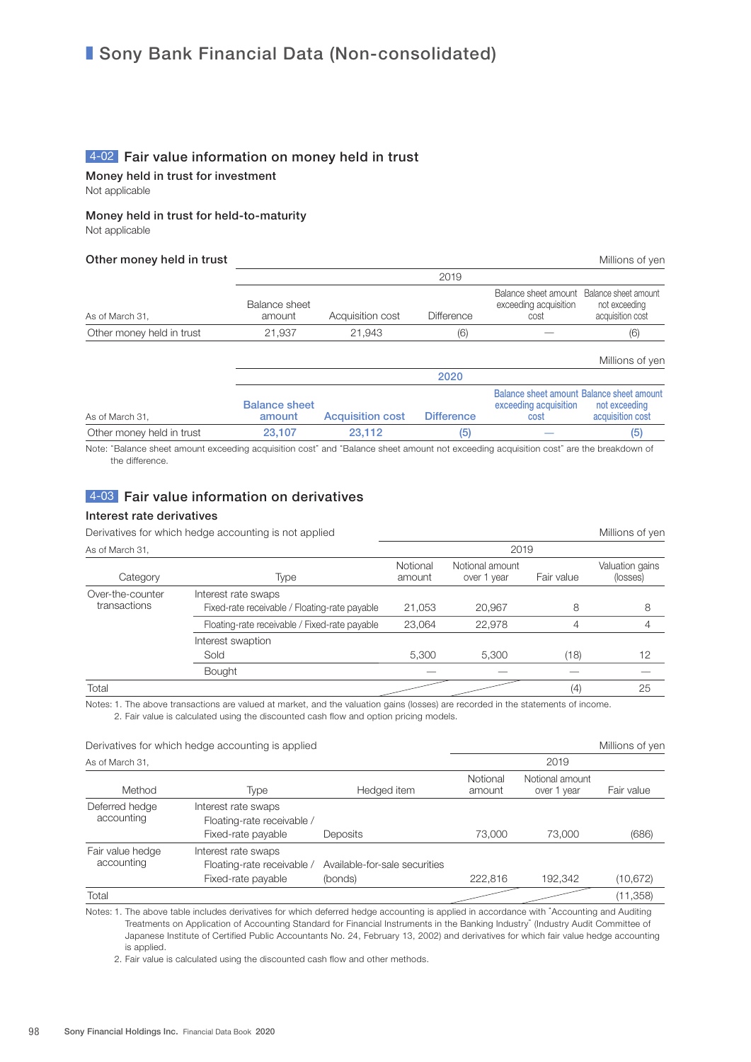# Sony Bank Financial Data (Non-consolidated)

## 4-02 Fair value information on money held in trust

### Money held in trust for investment

Not applicable

### Money held in trust for held-to-maturity

Not applicable

### Other money held in trust

Millions of yen

| As of March 31, | 2019 | | | | |
|---|---|---|---|---|---|
| | Balance sheet amount | Acquisition cost | Difference | Balance sheet amount exceeding acquisition cost | Balance sheet amount not exceeding acquisition cost |
| Other money held in trust | 21,937 | 21,943 | (6) | — | (6) |

Millions of yen

| As of March 31, | 2020 | | | | |
|---|---|---|---|---|---|
| | Balance sheet amount | Acquisition cost | Difference | Balance sheet amount exceeding acquisition cost | Balance sheet amount not exceeding acquisition cost |
| Other money held in trust | 23,107 | 23,112 | (5) | — | (5) |

Note: "Balance sheet amount exceeding acquisition cost" and "Balance sheet amount not exceeding acquisition cost" are the breakdown of the difference.

## 4-03 Fair value information on derivatives

### Interest rate derivatives

Derivatives for which hedge accounting is not applied

Millions of yen

| As of March 31, | | 2019 | | | |
|---|---|---|---|---|---|
| Category | Type | Notional amount | Notional amount over 1 year | Fair value | Valuation gains (losses) |
| Over-the-counter transactions | Interest rate swaps | | | | |
| | Fixed-rate receivable / Floating-rate payable | 21,053 | 20,967 | 8 | 8 |
| | Floating-rate receivable / Fixed-rate payable | 23,064 | 22,978 | 4 | 4 |
| | Interest swaption | | | | |
| | Sold | 5,300 | 5,300 | (18) | 12 |
| | Bought | — | — | — | — |
| Total | | | | (4) | 25 |

Notes: 1. The above transactions are valued at market, and the valuation gains (losses) are recorded in the statements of income.
2. Fair value is calculated using the discounted cash flow and option pricing models.

Derivatives for which hedge accounting is applied

Millions of yen

| As of March 31, | | | 2019 | | |
|---|---|---|---|---|---|
| Method | Type | Hedged item | Notional amount | Notional amount over 1 year | Fair value |
| Deferred hedge accounting | Interest rate swaps<br>Floating-rate receivable / Fixed-rate payable | Deposits | 73,000 | 73,000 | (686) |
| Fair value hedge accounting | Interest rate swaps<br>Floating-rate receivable / Fixed-rate payable | Available-for-sale securities (bonds) | 222,816 | 192,342 | (10,672) |
| Total | | | | | (11,358) |

Notes: 1. The above table includes derivatives for which deferred hedge accounting is applied in accordance with "Accounting and Auditing Treatments on Application of Accounting Standard for Financial Instruments in the Banking Industry" (Industry Audit Committee of Japanese Institute of Certified Public Accountants No. 24, February 13, 2002) and derivatives for which fair value hedge accounting is applied.
2. Fair value is calculated using the discounted cash flow and other methods.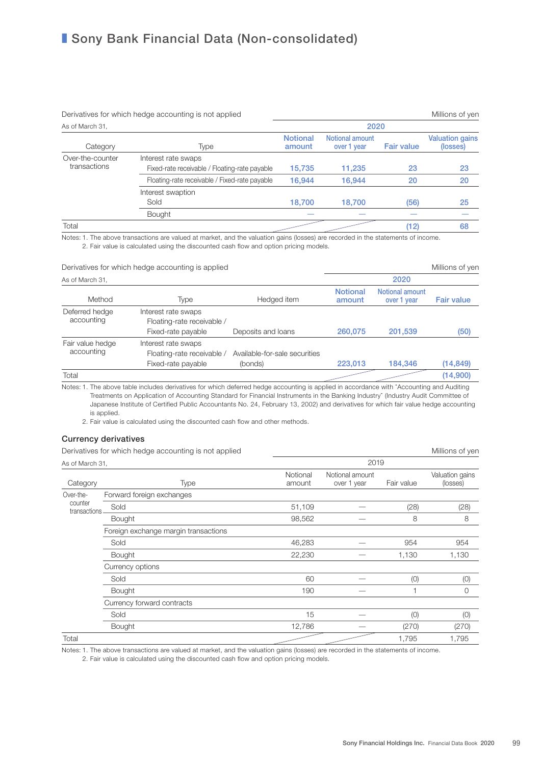# Sony Bank Financial Data (Non-consolidated)

Derivatives for which hedge accounting is not applied

Millions of yen

| As of March 31, | | 2020 | | | |
|---|---|---|---|---|---|
| Category | Type | Notional amount | Notional amount over 1 year | Fair value | Valuation gains (losses) |
| Over-the-counter transactions | Interest rate swaps | | | | |
| | Fixed-rate receivable / Floating-rate payable | 15,735 | 11,235 | 23 | 23 |
| | Floating-rate receivable / Fixed-rate payable | 16,944 | 16,944 | 20 | 20 |
| | Interest swaption | | | | |
| | Sold | 18,700 | 18,700 | (56) | 25 |
| | Bought | — | — | — | — |
| Total | | | | (12) | 68 |

Notes: 1. The above transactions are valued at market, and the valuation gains (losses) are recorded in the statements of income.
2. Fair value is calculated using the discounted cash flow and option pricing models.

Derivatives for which hedge accounting is applied

Millions of yen

| As of March 31, | | | 2020 | | |
|---|---|---|---|---|---|
| Method | Type | Hedged item | Notional amount | Notional amount over 1 year | Fair value |
| Deferred hedge accounting | Interest rate swaps Floating-rate receivable / Fixed-rate payable | Deposits and loans | 260,075 | 201,539 | (50) |
| Fair value hedge accounting | Interest rate swaps Floating-rate receivable / Fixed-rate payable | Available-for-sale securities (bonds) | 223,013 | 184,346 | (14,849) |
| Total | | | | | (14,900) |

Notes: 1. The above table includes derivatives for which deferred hedge accounting is applied in accordance with "Accounting and Auditing Treatments on Application of Accounting Standard for Financial Instruments in the Banking Industry" (Industry Audit Committee of Japanese Institute of Certified Public Accountants No. 24, February 13, 2002) and derivatives for which fair value hedge accounting is applied.
2. Fair value is calculated using the discounted cash flow and other methods.

### Currency derivatives

Derivatives for which hedge accounting is not applied

Millions of yen

| As of March 31, | | 2019 | | | |
|---|---|---|---|---|---|
| Category | Type | Notional amount | Notional amount over 1 year | Fair value | Valuation gains (losses) |
| Over-the-counter transactions | Forward foreign exchanges | | | | |
| | Sold | 51,109 | — | (28) | (28) |
| | Bought | 98,562 | — | 8 | 8 |
| | Foreign exchange margin transactions | | | | |
| | Sold | 46,283 | — | 954 | 954 |
| | Bought | 22,230 | — | 1,130 | 1,130 |
| | Currency options | | | | |
| | Sold | 60 | — | (0) | (0) |
| | Bought | 190 | — | 1 | 0 |
| | Currency forward contracts | | | | |
| | Sold | 15 | — | (0) | (0) |
| | Bought | 12,786 | — | (270) | (270) |
| Total | | | | 1,795 | 1,795 |

Notes: 1. The above transactions are valued at market, and the valuation gains (losses) are recorded in the statements of income.
2. Fair value is calculated using the discounted cash flow and option pricing models.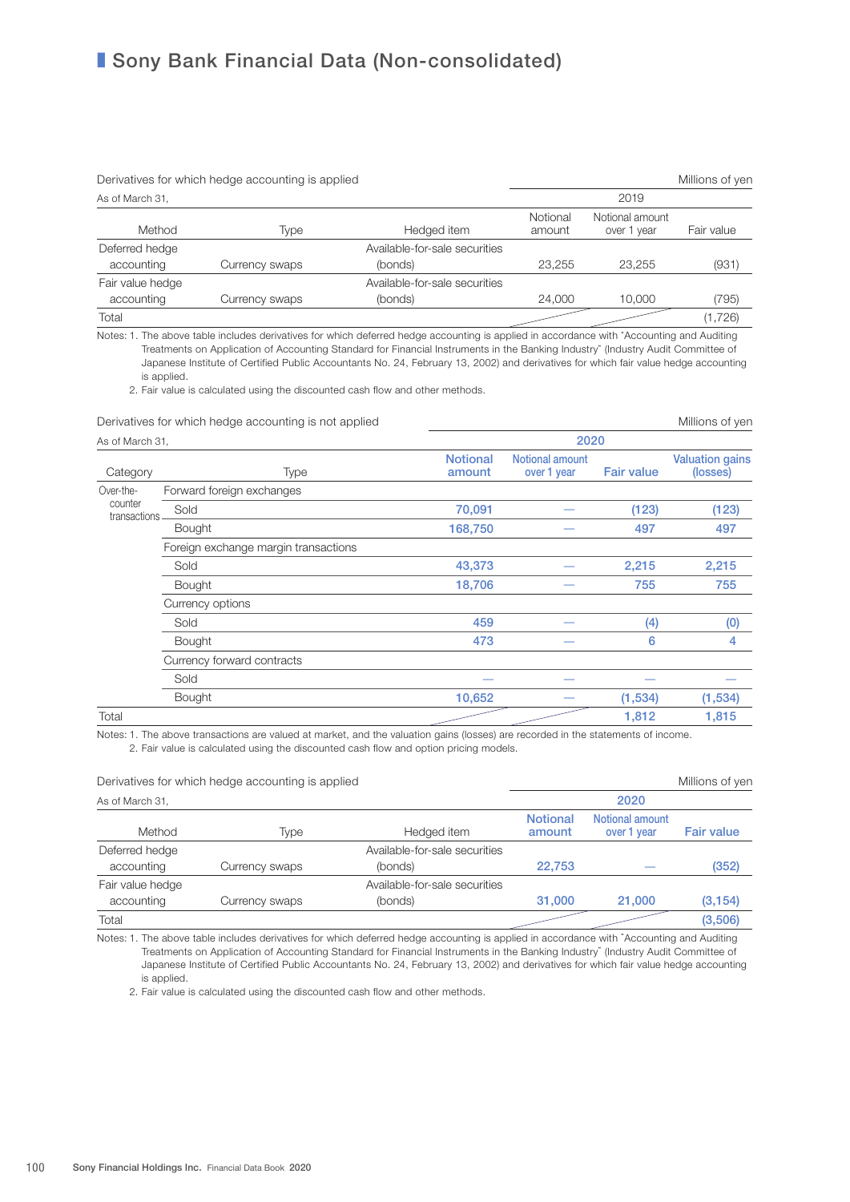# Sony Bank Financial Data (Non-consolidated)

Derivatives for which hedge accounting is applied

Millions of yen

| As of March 31, | | | 2019 | | |
|---|---|---|---|---|---|
| Method | Type | Hedged item | Notional amount | Notional amount over 1 year | Fair value |
| Deferred hedge accounting | Currency swaps | Available-for-sale securities (bonds) | 23,255 | 23,255 | (931) |
| Fair value hedge accounting | Currency swaps | Available-for-sale securities (bonds) | 24,000 | 10,000 | (795) |
| Total | | | | | (1,726) |

Notes: 1. The above table includes derivatives for which deferred hedge accounting is applied in accordance with "Accounting and Auditing Treatments on Application of Accounting Standard for Financial Instruments in the Banking Industry" (Industry Audit Committee of Japanese Institute of Certified Public Accountants No. 24, February 13, 2002) and derivatives for which fair value hedge accounting is applied.
2. Fair value is calculated using the discounted cash flow and other methods.

Derivatives for which hedge accounting is not applied

Millions of yen

| As of March 31, | | 2020 | | | |
|---|---|---|---|---|---|
| Category | Type | Notional amount | Notional amount over 1 year | Fair value | Valuation gains (losses) |
| Over-the-counter transactions | Forward foreign exchanges | | | | |
| | Sold | 70,091 | — | (123) | (123) |
| | Bought | 168,750 | — | 497 | 497 |
| | Foreign exchange margin transactions | | | | |
| | Sold | 43,373 | — | 2,215 | 2,215 |
| | Bought | 18,706 | — | 755 | 755 |
| | Currency options | | | | |
| | Sold | 459 | — | (4) | (0) |
| | Bought | 473 | — | 6 | 4 |
| | Currency forward contracts | | | | |
| | Sold | — | — | — | — |
| | Bought | 10,652 | — | (1,534) | (1,534) |
| Total | | | | 1,812 | 1,815 |

Notes: 1. The above transactions are valued at market, and the valuation gains (losses) are recorded in the statements of income.
2. Fair value is calculated using the discounted cash flow and option pricing models.

Derivatives for which hedge accounting is applied

Millions of yen

| As of March 31, | | | 2020 | | |
|---|---|---|---|---|---|
| Method | Type | Hedged item | Notional amount | Notional amount over 1 year | Fair value |
| Deferred hedge accounting | Currency swaps | Available-for-sale securities (bonds) | 22,753 | — | (352) |
| Fair value hedge accounting | Currency swaps | Available-for-sale securities (bonds) | 31,000 | 21,000 | (3,154) |
| Total | | | | | (3,506) |

Notes: 1. The above table includes derivatives for which deferred hedge accounting is applied in accordance with "Accounting and Auditing Treatments on Application of Accounting Standard for Financial Instruments in the Banking Industry" (Industry Audit Committee of Japanese Institute of Certified Public Accountants No. 24, February 13, 2002) and derivatives for which fair value hedge accounting is applied.
2. Fair value is calculated using the discounted cash flow and other methods.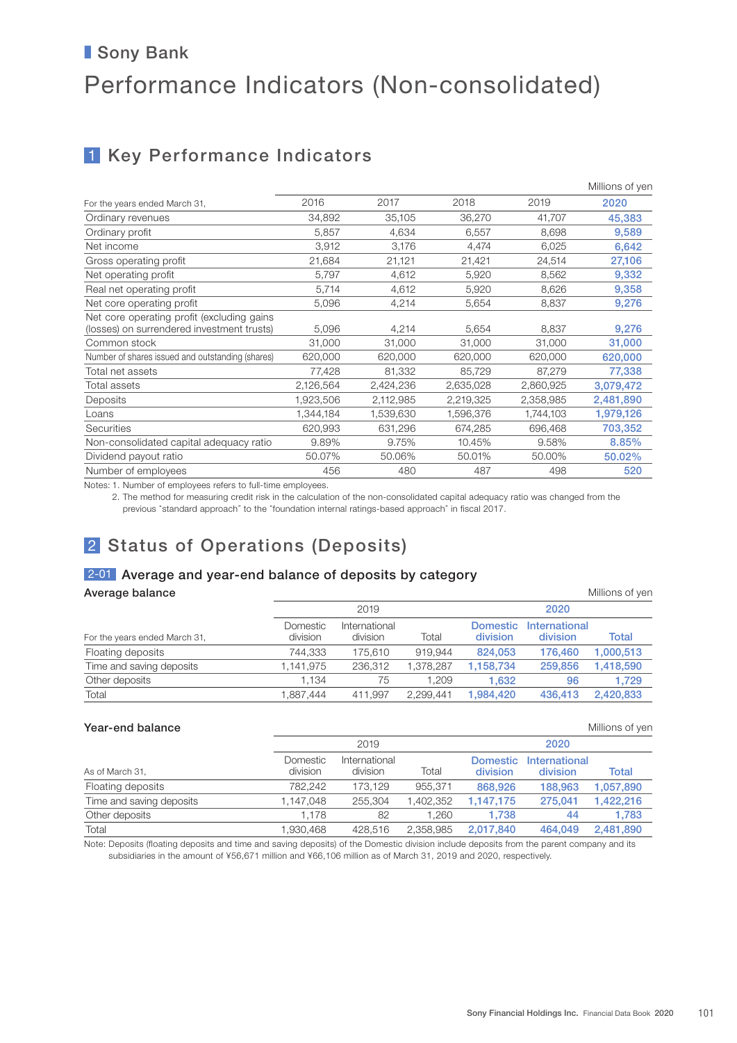## Sony Bank

# Performance Indicators (Non-consolidated)

## 1 Key Performance Indicators

Millions of yen

| For the years ended March 31, | 2016 | 2017 | 2018 | 2019 | 2020 |
|---|---|---|---|---|---|
| Ordinary revenues | 34,892 | 35,105 | 36,270 | 41,707 | 45,383 |
| Ordinary profit | 5,857 | 4,634 | 6,557 | 8,698 | 9,589 |
| Net income | 3,912 | 3,176 | 4,474 | 6,025 | 6,642 |
| Gross operating profit | 21,684 | 21,121 | 21,421 | 24,514 | 27,106 |
| Net operating profit | 5,797 | 4,612 | 5,920 | 8,562 | 9,332 |
| Real net operating profit | 5,714 | 4,612 | 5,920 | 8,626 | 9,358 |
| Net core operating profit | 5,096 | 4,214 | 5,654 | 8,837 | 9,276 |
| Net core operating profit (excluding gains (losses) on surrendered investment trusts) | 5,096 | 4,214 | 5,654 | 8,837 | 9,276 |
| Common stock | 31,000 | 31,000 | 31,000 | 31,000 | 31,000 |
| Number of shares issued and outstanding (shares) | 620,000 | 620,000 | 620,000 | 620,000 | 620,000 |
| Total net assets | 77,428 | 81,332 | 85,729 | 87,279 | 77,338 |
| Total assets | 2,126,564 | 2,424,236 | 2,635,028 | 2,860,925 | 3,079,472 |
| Deposits | 1,923,506 | 2,112,985 | 2,219,325 | 2,358,985 | 2,481,890 |
| Loans | 1,344,184 | 1,539,630 | 1,596,376 | 1,744,103 | 1,979,126 |
| Securities | 620,993 | 631,296 | 674,285 | 696,468 | 703,352 |
| Non-consolidated capital adequacy ratio | 9.89% | 9.75% | 10.45% | 9.58% | 8.85% |
| Dividend payout ratio | 50.07% | 50.06% | 50.01% | 50.00% | 50.02% |
| Number of employees | 456 | 480 | 487 | 498 | 520 |

Notes: 1. Number of employees refers to full-time employees.
2. The method for measuring credit risk in the calculation of the non-consolidated capital adequacy ratio was changed from the previous "standard approach" to the "foundation internal ratings-based approach" in fiscal 2017.

## 2 Status of Operations (Deposits)

### 2-01 Average and year-end balance of deposits by category

**Average balance**

Millions of yen

| For the years ended March 31, | 2019 | | | 2020 | | |
|---|---|---|---|---|---|---|
| | Domestic division | International division | Total | Domestic division | International division | Total |
| Floating deposits | 744,333 | 175,610 | 919,944 | 824,053 | 176,460 | 1,000,513 |
| Time and saving deposits | 1,141,975 | 236,312 | 1,378,287 | 1,158,734 | 259,856 | 1,418,590 |
| Other deposits | 1,134 | 75 | 1,209 | 1,632 | 96 | 1,729 |
| Total | 1,887,444 | 411,997 | 2,299,441 | 1,984,420 | 436,413 | 2,420,833 |

**Year-end balance**

Millions of yen

| As of March 31, | 2019 | | | 2020 | | |
|---|---|---|---|---|---|---|
| | Domestic division | International division | Total | Domestic division | International division | Total |
| Floating deposits | 782,242 | 173,129 | 955,371 | 868,926 | 188,963 | 1,057,890 |
| Time and saving deposits | 1,147,048 | 255,304 | 1,402,352 | 1,147,175 | 275,041 | 1,422,216 |
| Other deposits | 1,178 | 82 | 1,260 | 1,738 | 44 | 1,783 |
| Total | 1,930,468 | 428,516 | 2,358,985 | 2,017,840 | 464,049 | 2,481,890 |

Note: Deposits (floating deposits and time and saving deposits) of the Domestic division include deposits from the parent company and its subsidiaries in the amount of ¥56,671 million and ¥66,106 million as of March 31, 2019 and 2020, respectively.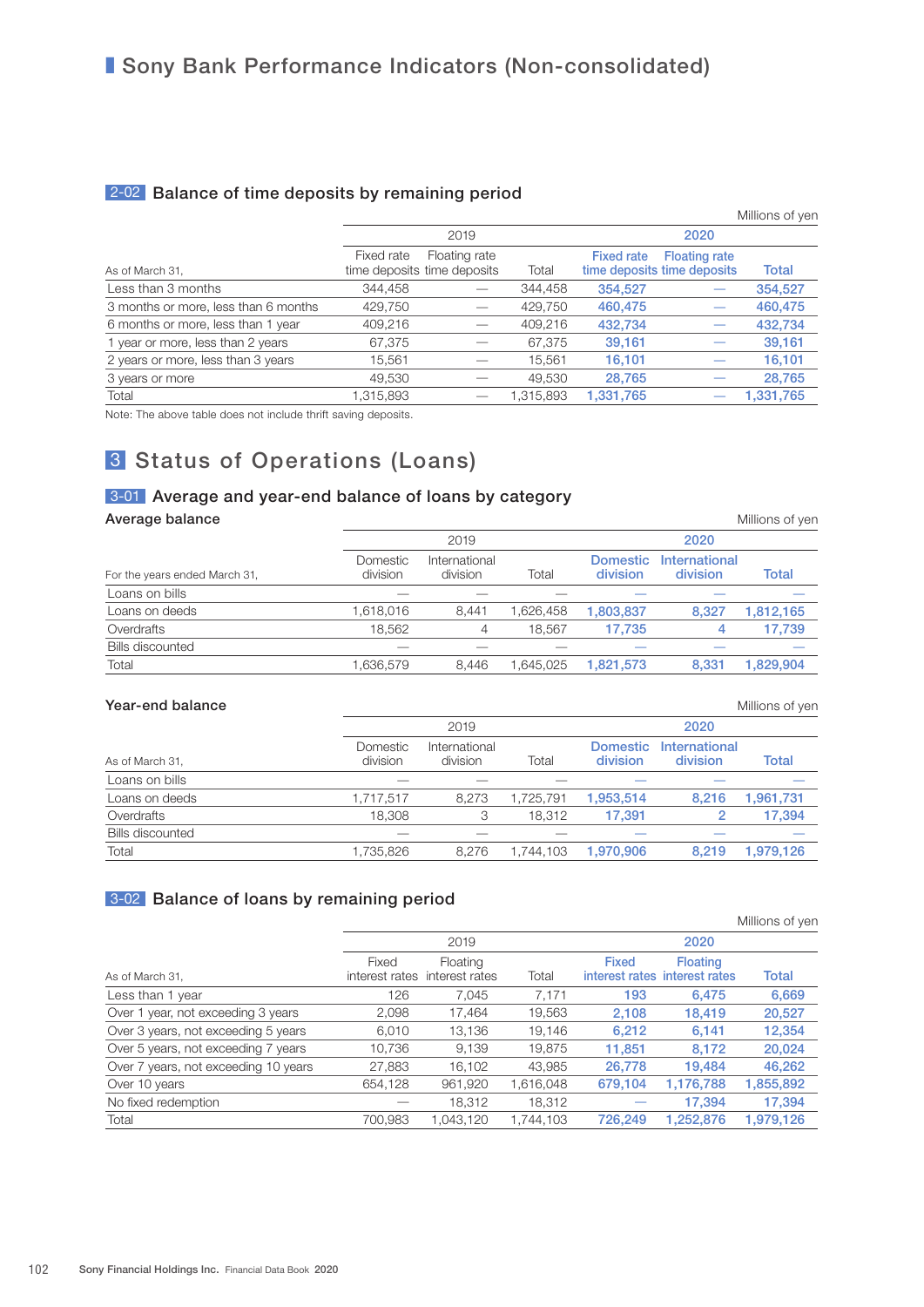# Sony Bank Performance Indicators (Non-consolidated)

## 2-02 Balance of time deposits by remaining period

Millions of yen

| As of March 31, | 2019 | | | 2020 | | |
|---|---|---|---|---|---|---|
| | Fixed rate time deposits | Floating rate time deposits | Total | Fixed rate time deposits | Floating rate time deposits | Total |
| Less than 3 months | 344,458 | — | 344,458 | 354,527 | — | 354,527 |
| 3 months or more, less than 6 months | 429,750 | — | 429,750 | 460,475 | — | 460,475 |
| 6 months or more, less than 1 year | 409,216 | — | 409,216 | 432,734 | — | 432,734 |
| 1 year or more, less than 2 years | 67,375 | — | 67,375 | 39,161 | — | 39,161 |
| 2 years or more, less than 3 years | 15,561 | — | 15,561 | 16,101 | — | 16,101 |
| 3 years or more | 49,530 | — | 49,530 | 28,765 | — | 28,765 |
| Total | 1,315,893 | — | 1,315,893 | 1,331,765 | — | 1,331,765 |

Note: The above table does not include thrift saving deposits.

# 3 Status of Operations (Loans)

## 3-01 Average and year-end balance of loans by category

### Average balance

Millions of yen

| For the years ended March 31, | 2019 | | | 2020 | | |
|---|---|---|---|---|---|---|
| | Domestic division | International division | Total | Domestic division | International division | Total |
| Loans on bills | — | — | — | — | — | — |
| Loans on deeds | 1,618,016 | 8,441 | 1,626,458 | 1,803,837 | 8,327 | 1,812,165 |
| Overdrafts | 18,562 | 4 | 18,567 | 17,735 | 4 | 17,739 |
| Bills discounted | — | — | — | — | — | — |
| Total | 1,636,579 | 8,446 | 1,645,025 | 1,821,573 | 8,331 | 1,829,904 |

### Year-end balance

Millions of yen

| As of March 31, | 2019 | | | 2020 | | |
|---|---|---|---|---|---|---|
| | Domestic division | International division | Total | Domestic division | International division | Total |
| Loans on bills | — | — | — | — | — | — |
| Loans on deeds | 1,717,517 | 8,273 | 1,725,791 | 1,953,514 | 8,216 | 1,961,731 |
| Overdrafts | 18,308 | 3 | 18,312 | 17,391 | 2 | 17,394 |
| Bills discounted | — | — | — | — | — | — |
| Total | 1,735,826 | 8,276 | 1,744,103 | 1,970,906 | 8,219 | 1,979,126 |

## 3-02 Balance of loans by remaining period

Millions of yen

| As of March 31, | 2019 | | | 2020 | | |
|---|---|---|---|---|---|---|
| | Fixed interest rates | Floating interest rates | Total | Fixed interest rates | Floating interest rates | Total |
| Less than 1 year | 126 | 7,045 | 7,171 | 193 | 6,475 | 6,669 |
| Over 1 year, not exceeding 3 years | 2,098 | 17,464 | 19,563 | 2,108 | 18,419 | 20,527 |
| Over 3 years, not exceeding 5 years | 6,010 | 13,136 | 19,146 | 6,212 | 6,141 | 12,354 |
| Over 5 years, not exceeding 7 years | 10,736 | 9,139 | 19,875 | 11,851 | 8,172 | 20,024 |
| Over 7 years, not exceeding 10 years | 27,883 | 16,102 | 43,985 | 26,778 | 19,484 | 46,262 |
| Over 10 years | 654,128 | 961,920 | 1,616,048 | 679,104 | 1,176,788 | 1,855,892 |
| No fixed redemption | — | 18,312 | 18,312 | — | 17,394 | 17,394 |
| Total | 700,983 | 1,043,120 | 1,744,103 | 726,249 | 1,252,876 | 1,979,126 |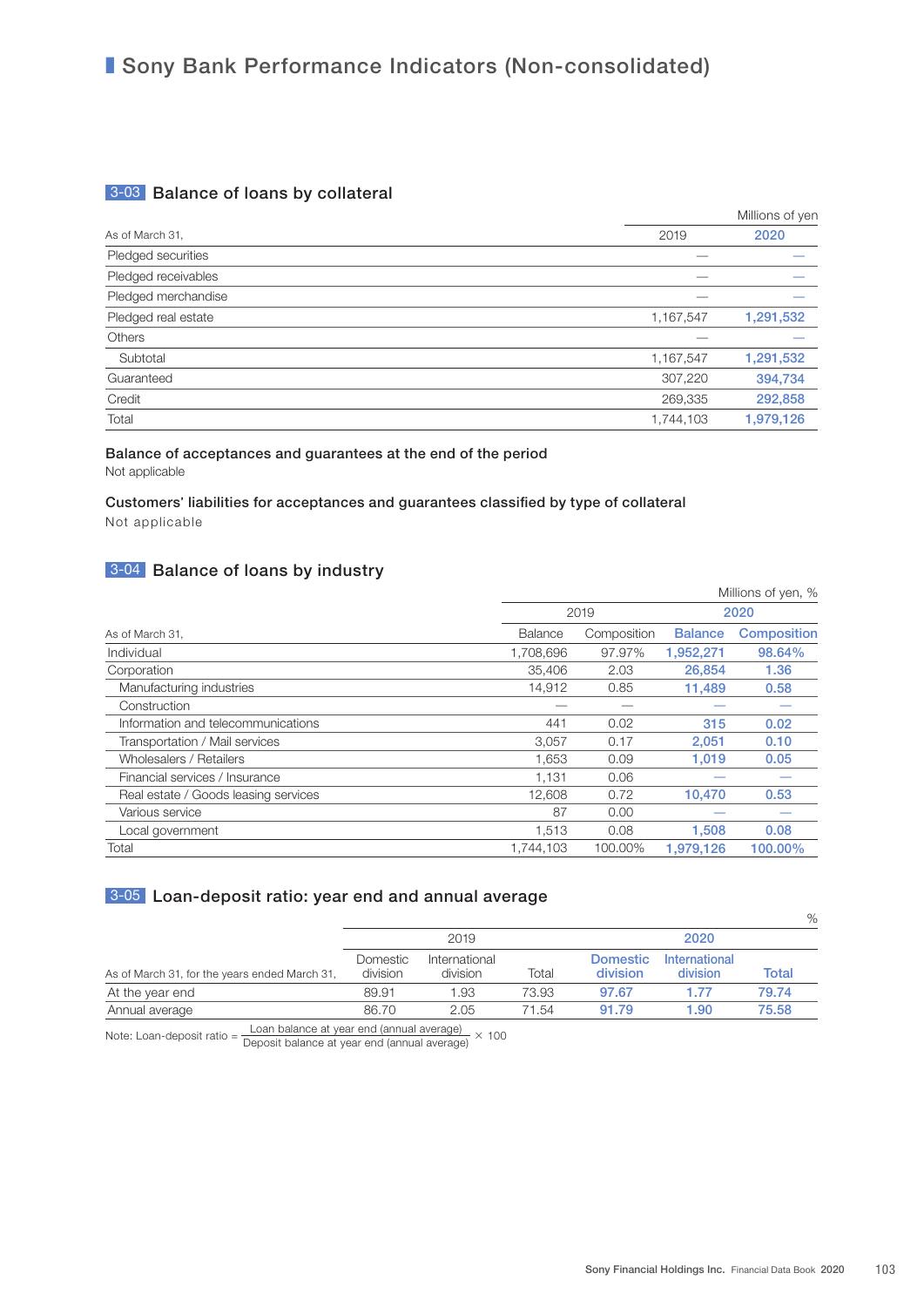# Sony Bank Performance Indicators (Non-consolidated)

## 3-03 Balance of loans by collateral

Millions of yen

| As of March 31, | 2019 | 2020 |
|---|---|---|
| Pledged securities | — | — |
| Pledged receivables | — | — |
| Pledged merchandise | — | — |
| Pledged real estate | 1,167,547 | 1,291,532 |
| Others | — | — |
| Subtotal | 1,167,547 | 1,291,532 |
| Guaranteed | 307,220 | 394,734 |
| Credit | 269,335 | 292,858 |
| Total | 1,744,103 | 1,979,126 |

**Balance of acceptances and guarantees at the end of the period**

Not applicable

**Customers' liabilities for acceptances and guarantees classified by type of collateral**

Not applicable

## 3-04 Balance of loans by industry

Millions of yen, %

| | 2019 | | 2020 | |
|---|---|---|---|---|
| As of March 31, | Balance | Composition | Balance | Composition |
| Individual | 1,708,696 | 97.97% | 1,952,271 | 98.64% |
| Corporation | 35,406 | 2.03 | 26,854 | 1.36 |
| Manufacturing industries | 14,912 | 0.85 | 11,489 | 0.58 |
| Construction | — | — | — | — |
| Information and telecommunications | 441 | 0.02 | 315 | 0.02 |
| Transportation / Mail services | 3,057 | 0.17 | 2,051 | 0.10 |
| Wholesalers / Retailers | 1,653 | 0.09 | 1,019 | 0.05 |
| Financial services / Insurance | 1,131 | 0.06 | — | — |
| Real estate / Goods leasing services | 12,608 | 0.72 | 10,470 | 0.53 |
| Various service | 87 | 0.00 | — | — |
| Local government | 1,513 | 0.08 | 1,508 | 0.08 |
| Total | 1,744,103 | 100.00% | 1,979,126 | 100.00% |

## 3-05 Loan-deposit ratio: year end and annual average

%

| | 2019 | | | 2020 | | |
|---|---|---|---|---|---|---|
| As of March 31, for the years ended March 31, | Domestic division | International division | Total | Domestic division | International division | Total |
| At the year end | 89.91 | 1.93 | 73.93 | 97.67 | 1.77 | 79.74 |
| Annual average | 86.70 | 2.05 | 71.54 | 91.79 | 1.90 | 75.58 |

Note: Loan-deposit ratio = $\frac{\text{Loan balance at year end (annual average)}}{\text{Deposit balance at year end (annual average)}} \times 100$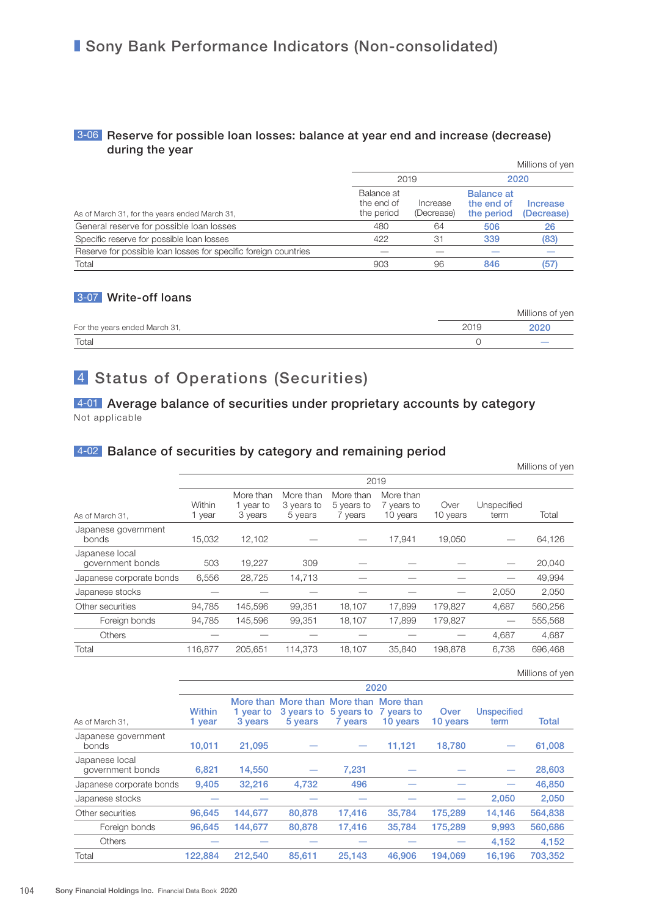# Sony Bank Performance Indicators (Non-consolidated)

### 3-06 Reserve for possible loan losses: balance at year end and increase (decrease) during the year

Millions of yen

| As of March 31, for the years ended March 31, | 2019 | | 2020 | |
|---|---|---|---|---|
| | Balance at the end of the period | Increase (Decrease) | Balance at the end of the period | Increase (Decrease) |
| General reserve for possible loan losses | 480 | 64 | 506 | 26 |
| Specific reserve for possible loan losses | 422 | 31 | 339 | (83) |
| Reserve for possible loan losses for specific foreign countries | — | — | — | — |
| Total | 903 | 96 | 846 | (57) |

### 3-07 Write-off loans

Millions of yen

| For the years ended March 31, | 2019 | 2020 |
|---|---|---|
| Total | 0 | — |

## 4 Status of Operations (Securities)

### 4-01 Average balance of securities under proprietary accounts by category

Not applicable

### 4-02 Balance of securities by category and remaining period

Millions of yen

| As of March 31, | 2019 | | | | | | | |
|---|---|---|---|---|---|---|---|---|
| | Within 1 year | More than 1 year to 3 years | More than 3 years to 5 years | More than 5 years to 7 years | More than 7 years to 10 years | Over 10 years | Unspecified term | Total |
| Japanese government bonds | 15,032 | 12,102 | — | — | 17,941 | 19,050 | — | 64,126 |
| Japanese local government bonds | 503 | 19,227 | 309 | — | — | — | — | 20,040 |
| Japanese corporate bonds | 6,556 | 28,725 | 14,713 | — | — | — | — | 49,994 |
| Japanese stocks | — | — | — | — | — | — | 2,050 | 2,050 |
| Other securities | 94,785 | 145,596 | 99,351 | 18,107 | 17,899 | 179,827 | 4,687 | 560,256 |
| Foreign bonds | 94,785 | 145,596 | 99,351 | 18,107 | 17,899 | 179,827 | — | 555,568 |
| Others | — | — | — | — | — | — | 4,687 | 4,687 |
| Total | 116,877 | 205,651 | 114,373 | 18,107 | 35,840 | 198,878 | 6,738 | 696,468 |

Millions of yen

| As of March 31, | 2020 | | | | | | | |
|---|---|---|---|---|---|---|---|---|
| | Within 1 year | More than 1 year to 3 years | More than 3 years to 5 years | More than 5 years to 7 years | More than 7 years to 10 years | Over 10 years | Unspecified term | Total |
| Japanese government bonds | 10,011 | 21,095 | — | — | 11,121 | 18,780 | — | 61,008 |
| Japanese local government bonds | 6,821 | 14,550 | — | 7,231 | — | — | — | 28,603 |
| Japanese corporate bonds | 9,405 | 32,216 | 4,732 | 496 | — | — | — | 46,850 |
| Japanese stocks | — | — | — | — | — | — | 2,050 | 2,050 |
| Other securities | 96,645 | 144,677 | 80,878 | 17,416 | 35,784 | 175,289 | 14,146 | 564,838 |
| Foreign bonds | 96,645 | 144,677 | 80,878 | 17,416 | 35,784 | 175,289 | 9,993 | 560,686 |
| Others | — | — | — | — | — | — | 4,152 | 4,152 |
| Total | 122,884 | 212,540 | 85,611 | 25,143 | 46,906 | 194,069 | 16,196 | 703,352 |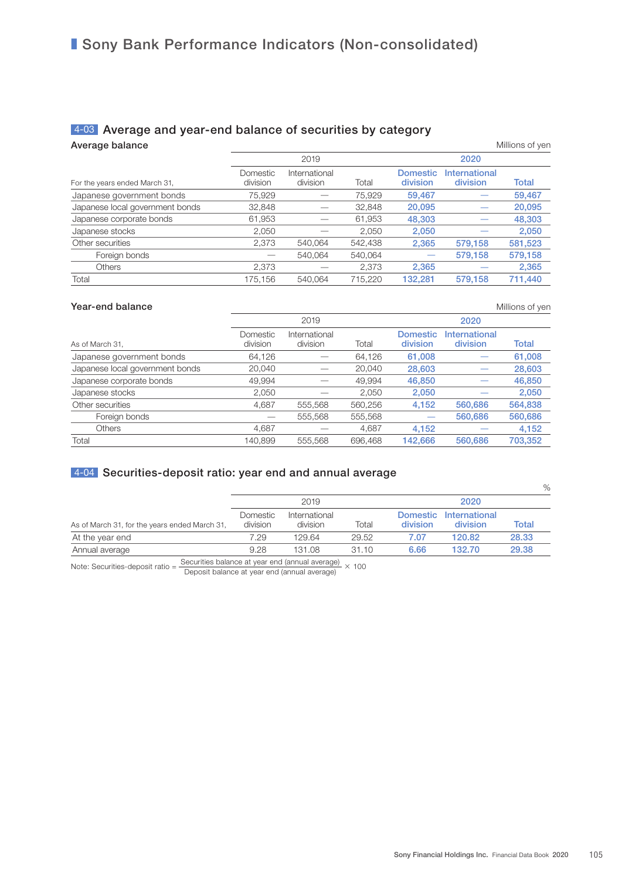# Sony Bank Performance Indicators (Non-consolidated)

## 4-03 Average and year-end balance of securities by category

### Average balance

Millions of yen

| For the years ended March 31, | 2019 Domestic division | 2019 International division | 2019 Total | 2020 Domestic division | 2020 International division | 2020 Total |
|---|---|---|---|---|---|---|
| Japanese government bonds | 75,929 | — | 75,929 | 59,467 | — | 59,467 |
| Japanese local government bonds | 32,848 | — | 32,848 | 20,095 | — | 20,095 |
| Japanese corporate bonds | 61,953 | — | 61,953 | 48,303 | — | 48,303 |
| Japanese stocks | 2,050 | — | 2,050 | 2,050 | — | 2,050 |
| Other securities | 2,373 | 540,064 | 542,438 | 2,365 | 579,158 | 581,523 |
| Foreign bonds | — | 540,064 | 540,064 | — | 579,158 | 579,158 |
| Others | 2,373 | — | 2,373 | 2,365 | — | 2,365 |
| Total | 175,156 | 540,064 | 715,220 | 132,281 | 579,158 | 711,440 |

### Year-end balance

Millions of yen

| As of March 31, | 2019 Domestic division | 2019 International division | 2019 Total | 2020 Domestic division | 2020 International division | 2020 Total |
|---|---|---|---|---|---|---|
| Japanese government bonds | 64,126 | — | 64,126 | 61,008 | — | 61,008 |
| Japanese local government bonds | 20,040 | — | 20,040 | 28,603 | — | 28,603 |
| Japanese corporate bonds | 49,994 | — | 49,994 | 46,850 | — | 46,850 |
| Japanese stocks | 2,050 | — | 2,050 | 2,050 | — | 2,050 |
| Other securities | 4,687 | 555,568 | 560,256 | 4,152 | 560,686 | 564,838 |
| Foreign bonds | — | 555,568 | 555,568 | — | 560,686 | 560,686 |
| Others | 4,687 | — | 4,687 | 4,152 | — | 4,152 |
| Total | 140,899 | 555,568 | 696,468 | 142,666 | 560,686 | 703,352 |

## 4-04 Securities-deposit ratio: year end and annual average

%

| As of March 31, for the years ended March 31, | 2019 Domestic division | 2019 International division | 2019 Total | 2020 Domestic division | 2020 International division | 2020 Total |
|---|---|---|---|---|---|---|
| At the year end | 7.29 | 129.64 | 29.52 | 7.07 | 120.82 | 28.33 |
| Annual average | 9.28 | 131.08 | 31.10 | 6.66 | 132.70 | 29.38 |

Note: Securities-deposit ratio = $\frac{\text{Securities balance at year end (annual average)}}{\text{Deposit balance at year end (annual average)}} \times 100$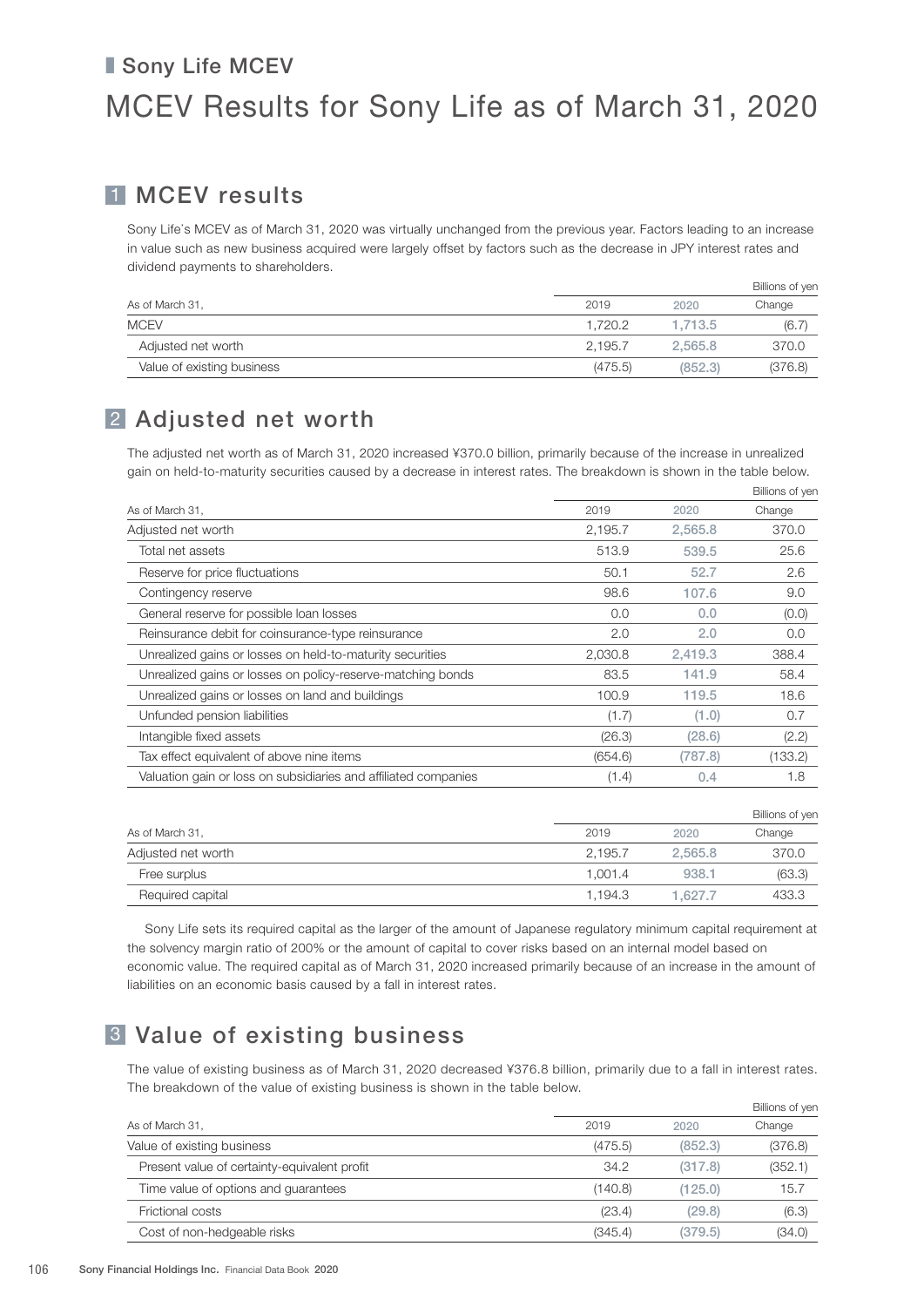## Sony Life MCEV

# MCEV Results for Sony Life as of March 31, 2020

## 1 MCEV results

Sony Life's MCEV as of March 31, 2020 was virtually unchanged from the previous year. Factors leading to an increase in value such as new business acquired were largely offset by factors such as the decrease in JPY interest rates and dividend payments to shareholders.

Billions of yen

| As of March 31, | 2019 | 2020 | Change |
|---|---|---|---|
| MCEV | 1,720.2 | 1,713.5 | (6.7) |
| Adjusted net worth | 2,195.7 | 2,565.8 | 370.0 |
| Value of existing business | (475.5) | (852.3) | (376.8) |

## 2 Adjusted net worth

The adjusted net worth as of March 31, 2020 increased ¥370.0 billion, primarily because of the increase in unrealized gain on held-to-maturity securities caused by a decrease in interest rates. The breakdown is shown in the table below.

Billions of yen

| As of March 31, | 2019 | 2020 | Change |
|---|---|---|---|
| Adjusted net worth | 2,195.7 | 2,565.8 | 370.0 |
| Total net assets | 513.9 | 539.5 | 25.6 |
| Reserve for price fluctuations | 50.1 | 52.7 | 2.6 |
| Contingency reserve | 98.6 | 107.6 | 9.0 |
| General reserve for possible loan losses | 0.0 | 0.0 | (0.0) |
| Reinsurance debit for coinsurance-type reinsurance | 2.0 | 2.0 | 0.0 |
| Unrealized gains or losses on held-to-maturity securities | 2,030.8 | 2,419.3 | 388.4 |
| Unrealized gains or losses on policy-reserve-matching bonds | 83.5 | 141.9 | 58.4 |
| Unrealized gains or losses on land and buildings | 100.9 | 119.5 | 18.6 |
| Unfunded pension liabilities | (1.7) | (1.0) | 0.7 |
| Intangible fixed assets | (26.3) | (28.6) | (2.2) |
| Tax effect equivalent of above nine items | (654.6) | (787.8) | (133.2) |
| Valuation gain or loss on subsidiaries and affiliated companies | (1.4) | 0.4 | 1.8 |

Billions of yen

| As of March 31, | 2019 | 2020 | Change |
|---|---|---|---|
| Adjusted net worth | 2,195.7 | 2,565.8 | 370.0 |
| Free surplus | 1,001.4 | 938.1 | (63.3) |
| Required capital | 1,194.3 | 1,627.7 | 433.3 |

Sony Life sets its required capital as the larger of the amount of Japanese regulatory minimum capital requirement at the solvency margin ratio of 200% or the amount of capital to cover risks based on an internal model based on economic value. The required capital as of March 31, 2020 increased primarily because of an increase in the amount of liabilities on an economic basis caused by a fall in interest rates.

## 3 Value of existing business

The value of existing business as of March 31, 2020 decreased ¥376.8 billion, primarily due to a fall in interest rates. The breakdown of the value of existing business is shown in the table below.

Billions of yen

| As of March 31, | 2019 | 2020 | Change |
|---|---|---|---|
| Value of existing business | (475.5) | (852.3) | (376.8) |
| Present value of certainty-equivalent profit | 34.2 | (317.8) | (352.1) |
| Time value of options and guarantees | (140.8) | (125.0) | 15.7 |
| Frictional costs | (23.4) | (29.8) | (6.3) |
| Cost of non-hedgeable risks | (345.4) | (379.5) | (34.0) |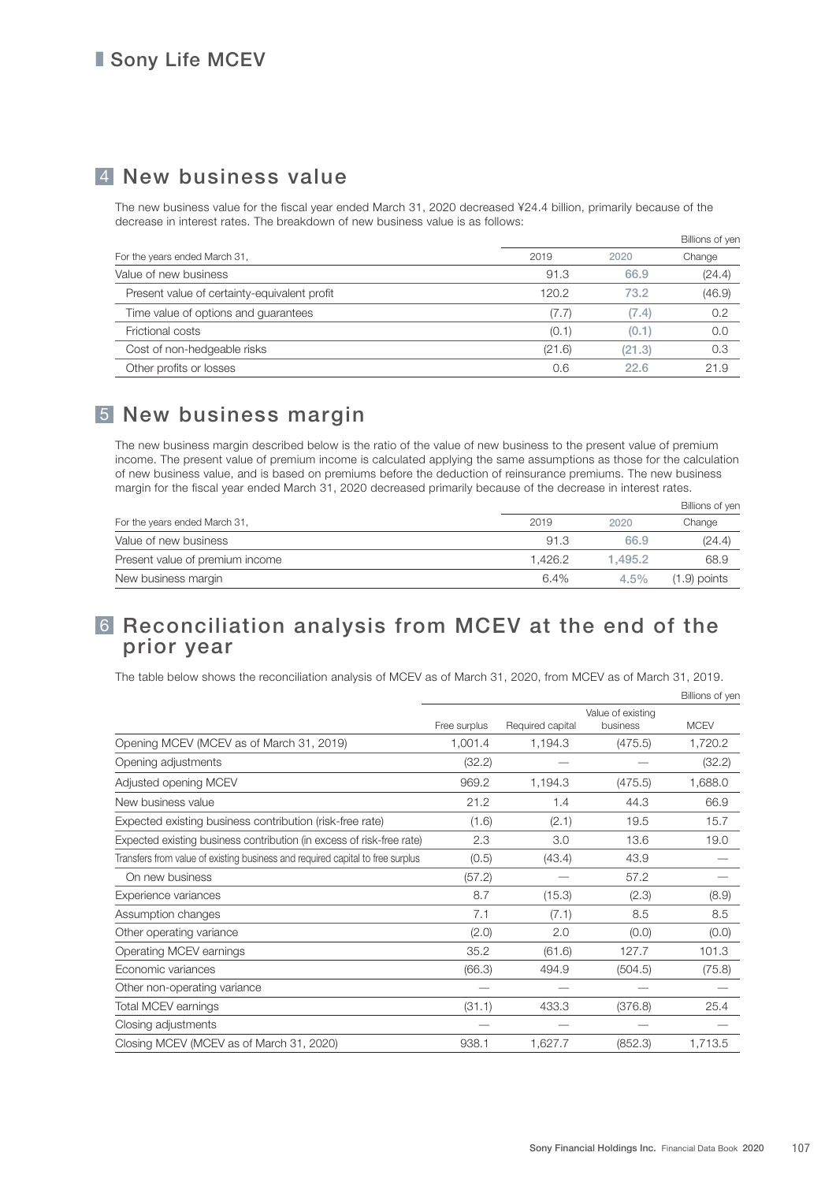## Sony Life MCEV

## 4 New business value

The new business value for the fiscal year ended March 31, 2020 decreased ¥24.4 billion, primarily because of the decrease in interest rates. The breakdown of new business value is as follows:

Billions of yen

| For the years ended March 31, | 2019 | 2020 | Change |
|---|---|---|---|
| Value of new business | 91.3 | 66.9 | (24.4) |
| Present value of certainty-equivalent profit | 120.2 | 73.2 | (46.9) |
| Time value of options and guarantees | (7.7) | (7.4) | 0.2 |
| Frictional costs | (0.1) | (0.1) | 0.0 |
| Cost of non-hedgeable risks | (21.6) | (21.3) | 0.3 |
| Other profits or losses | 0.6 | 22.6 | 21.9 |

## 5 New business margin

The new business margin described below is the ratio of the value of new business to the present value of premium income. The present value of premium income is calculated applying the same assumptions as those for the calculation of new business value, and is based on premiums before the deduction of reinsurance premiums. The new business margin for the fiscal year ended March 31, 2020 decreased primarily because of the decrease in interest rates.

Billions of yen

| For the years ended March 31, | 2019 | 2020 | Change |
|---|---|---|---|
| Value of new business | 91.3 | 66.9 | (24.4) |
| Present value of premium income | 1,426.2 | 1,495.2 | 68.9 |
| New business margin | 6.4% | 4.5% | (1.9) points |

## 6 Reconciliation analysis from MCEV at the end of the prior year

The table below shows the reconciliation analysis of MCEV as of March 31, 2020, from MCEV as of March 31, 2019.

Billions of yen

| | Free surplus | Required capital | Value of existing business | MCEV |
|---|---|---|---|---|
| Opening MCEV (MCEV as of March 31, 2019) | 1,001.4 | 1,194.3 | (475.5) | 1,720.2 |
| Opening adjustments | (32.2) | — | — | (32.2) |
| Adjusted opening MCEV | 969.2 | 1,194.3 | (475.5) | 1,688.0 |
| New business value | 21.2 | 1.4 | 44.3 | 66.9 |
| Expected existing business contribution (risk-free rate) | (1.6) | (2.1) | 19.5 | 15.7 |
| Expected existing business contribution (in excess of risk-free rate) | 2.3 | 3.0 | 13.6 | 19.0 |
| Transfers from value of existing business and required capital to free surplus | (0.5) | (43.4) | 43.9 | — |
| On new business | (57.2) | — | 57.2 | — |
| Experience variances | 8.7 | (15.3) | (2.3) | (8.9) |
| Assumption changes | 7.1 | (7.1) | 8.5 | 8.5 |
| Other operating variance | (2.0) | 2.0 | (0.0) | (0.0) |
| Operating MCEV earnings | 35.2 | (61.6) | 127.7 | 101.3 |
| Economic variances | (66.3) | 494.9 | (504.5) | (75.8) |
| Other non-operating variance | — | — | — | — |
| Total MCEV earnings | (31.1) | 433.3 | (376.8) | 25.4 |
| Closing adjustments | — | — | — | — |
| Closing MCEV (MCEV as of March 31, 2020) | 938.1 | 1,627.7 | (852.3) | 1,713.5 |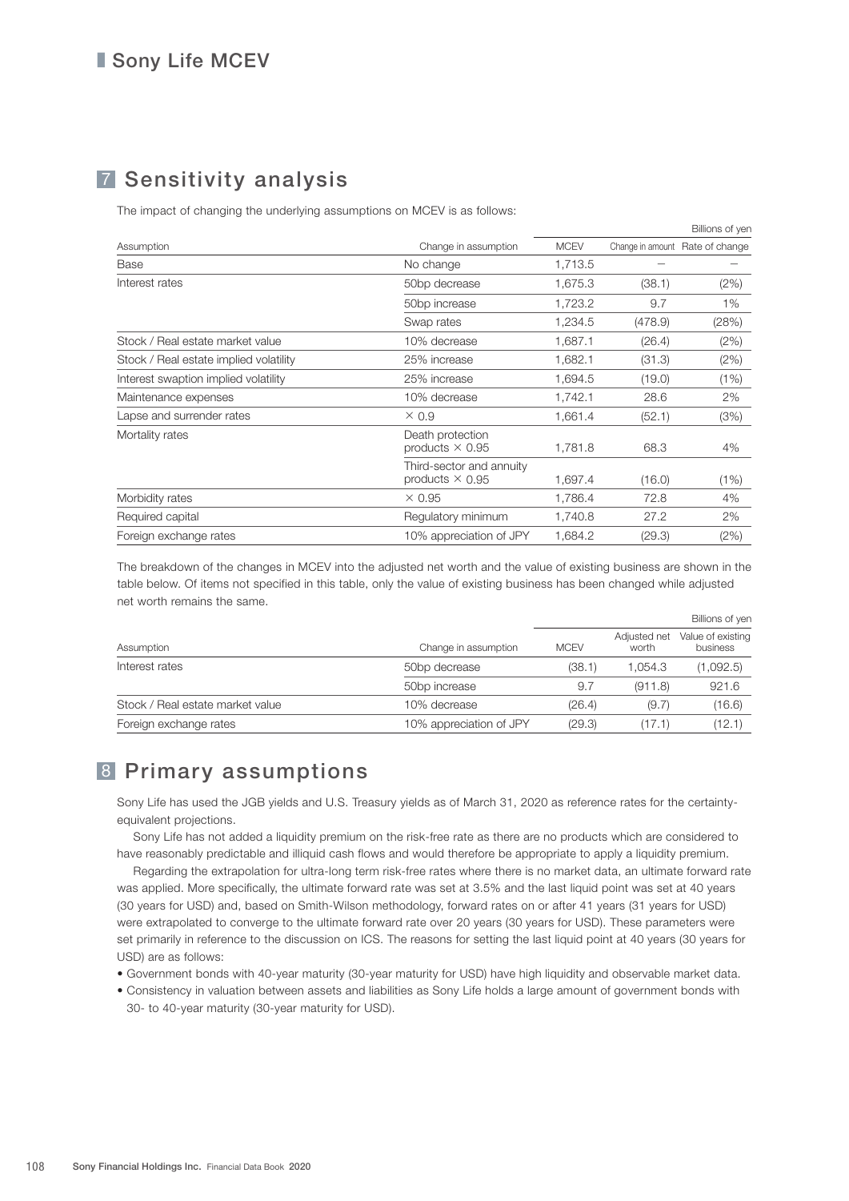# Sony Life MCEV

## 7 Sensitivity analysis

The impact of changing the underlying assumptions on MCEV is as follows:

Billions of yen

| Assumption | Change in assumption | MCEV | Change in amount | Rate of change |
|---|---|---|---|---|
| Base | No change | 1,713.5 | — | — |
| Interest rates | 50bp decrease | 1,675.3 | (38.1) | (2%) |
| | 50bp increase | 1,723.2 | 9.7 | 1% |
| | Swap rates | 1,234.5 | (478.9) | (28%) |
| Stock / Real estate market value | 10% decrease | 1,687.1 | (26.4) | (2%) |
| Stock / Real estate implied volatility | 25% increase | 1,682.1 | (31.3) | (2%) |
| Interest swaption implied volatility | 25% increase | 1,694.5 | (19.0) | (1%) |
| Maintenance expenses | 10% decrease | 1,742.1 | 28.6 | 2% |
| Lapse and surrender rates | × 0.9 | 1,661.4 | (52.1) | (3%) |
| Mortality rates | Death protection products × 0.95 | 1,781.8 | 68.3 | 4% |
| | Third-sector and annuity products × 0.95 | 1,697.4 | (16.0) | (1%) |
| Morbidity rates | × 0.95 | 1,786.4 | 72.8 | 4% |
| Required capital | Regulatory minimum | 1,740.8 | 27.2 | 2% |
| Foreign exchange rates | 10% appreciation of JPY | 1,684.2 | (29.3) | (2%) |

The breakdown of the changes in MCEV into the adjusted net worth and the value of existing business are shown in the table below. Of items not specified in this table, only the value of existing business has been changed while adjusted net worth remains the same.

Billions of yen

| Assumption | Change in assumption | MCEV | Adjusted net worth | Value of existing business |
|---|---|---|---|---|
| Interest rates | 50bp decrease | (38.1) | 1,054.3 | (1,092.5) |
| | 50bp increase | 9.7 | (911.8) | 921.6 |
| Stock / Real estate market value | 10% decrease | (26.4) | (9.7) | (16.6) |
| Foreign exchange rates | 10% appreciation of JPY | (29.3) | (17.1) | (12.1) |

## 8 Primary assumptions

Sony Life has used the JGB yields and U.S. Treasury yields as of March 31, 2020 as reference rates for the certainty-equivalent projections.

Sony Life has not added a liquidity premium on the risk-free rate as there are no products which are considered to have reasonably predictable and illiquid cash flows and would therefore be appropriate to apply a liquidity premium.

Regarding the extrapolation for ultra-long term risk-free rates where there is no market data, an ultimate forward rate was applied. More specifically, the ultimate forward rate was set at 3.5% and the last liquid point was set at 40 years (30 years for USD) and, based on Smith-Wilson methodology, forward rates on or after 41 years (31 years for USD) were extrapolated to converge to the ultimate forward rate over 20 years (30 years for USD). These parameters were set primarily in reference to the discussion on ICS. The reasons for setting the last liquid point at 40 years (30 years for USD) are as follows:

- Government bonds with 40-year maturity (30-year maturity for USD) have high liquidity and observable market data.
- Consistency in valuation between assets and liabilities as Sony Life holds a large amount of government bonds with 30- to 40-year maturity (30-year maturity for USD).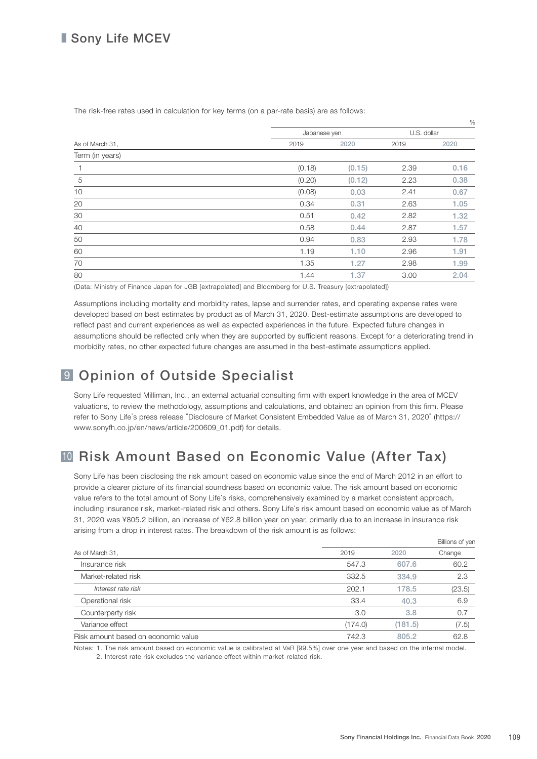# Sony Life MCEV

The risk-free rates used in calculation for key terms (on a par-rate basis) are as follows:

| | Japanese yen | | U.S. dollar | |
|---|---|---|---|---|
| As of March 31, | 2019 | 2020 | 2019 | 2020 |
| Term (in years) | | | | |
| 1 | (0.18) | (0.15) | 2.39 | 0.16 |
| 5 | (0.20) | (0.12) | 2.23 | 0.38 |
| 10 | (0.08) | 0.03 | 2.41 | 0.67 |
| 20 | 0.34 | 0.31 | 2.63 | 1.05 |
| 30 | 0.51 | 0.42 | 2.82 | 1.32 |
| 40 | 0.58 | 0.44 | 2.87 | 1.57 |
| 50 | 0.94 | 0.83 | 2.93 | 1.78 |
| 60 | 1.19 | 1.10 | 2.96 | 1.91 |
| 70 | 1.35 | 1.27 | 2.98 | 1.99 |
| 80 | 1.44 | 1.37 | 3.00 | 2.04 |

%

(Data: Ministry of Finance Japan for JGB [extrapolated] and Bloomberg for U.S. Treasury [extrapolated])

Assumptions including mortality and morbidity rates, lapse and surrender rates, and operating expense rates were developed based on best estimates by product as of March 31, 2020. Best-estimate assumptions are developed to reflect past and current experiences as well as expected experiences in the future. Expected future changes in assumptions should be reflected only when they are supported by sufficient reasons. Except for a deteriorating trend in morbidity rates, no other expected future changes are assumed in the best-estimate assumptions applied.

## 9 Opinion of Outside Specialist

Sony Life requested Milliman, Inc., an external actuarial consulting firm with expert knowledge in the area of MCEV valuations, to review the methodology, assumptions and calculations, and obtained an opinion from this firm. Please refer to Sony Life's press release "Disclosure of Market Consistent Embedded Value as of March 31, 2020" (https://www.sonyfh.co.jp/en/news/article/200609_01.pdf) for details.

## 10 Risk Amount Based on Economic Value (After Tax)

Sony Life has been disclosing the risk amount based on economic value since the end of March 2012 in an effort to provide a clearer picture of its financial soundness based on economic value. The risk amount based on economic value refers to the total amount of Sony Life's risks, comprehensively examined by a market consistent approach, including insurance risk, market-related risk and others. Sony Life's risk amount based on economic value as of March 31, 2020 was ¥805.2 billion, an increase of ¥62.8 billion year on year, primarily due to an increase in insurance risk arising from a drop in interest rates. The breakdown of the risk amount is as follows:

Billions of yen

| As of March 31, | 2019 | 2020 | Change |
|---|---|---|---|
| Insurance risk | 547.3 | 607.6 | 60.2 |
| Market-related risk | 332.5 | 334.9 | 2.3 |
| *Interest rate risk* | 202.1 | 178.5 | (23.5) |
| Operational risk | 33.4 | 40.3 | 6.9 |
| Counterparty risk | 3.0 | 3.8 | 0.7 |
| Variance effect | (174.0) | (181.5) | (7.5) |
| Risk amount based on economic value | 742.3 | 805.2 | 62.8 |

Notes: 1. The risk amount based on economic value is calibrated at VaR [99.5%] over one year and based on the internal model.
2. Interest rate risk excludes the variance effect within market-related risk.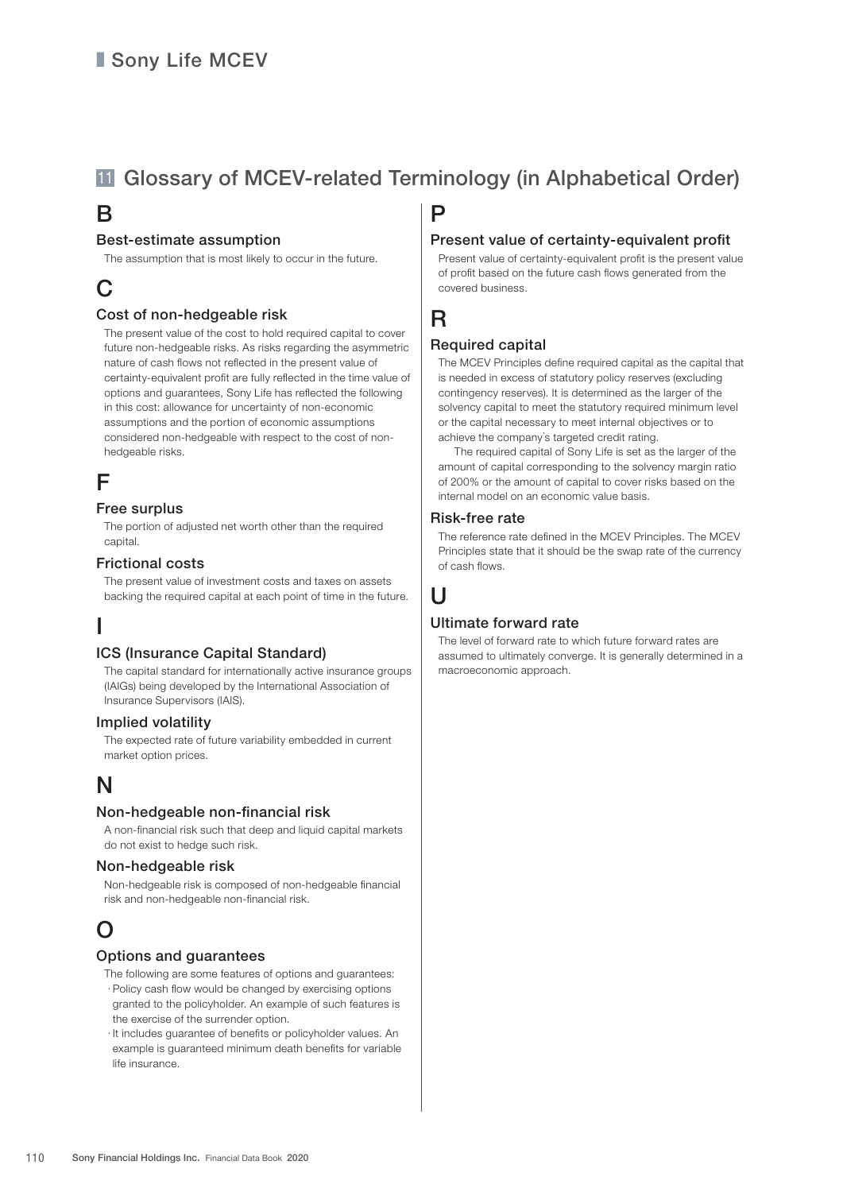# 11 Glossary of MCEV-related Terminology (in Alphabetical Order)

## B

### Best-estimate assumption

The assumption that is most likely to occur in the future.

## C

### Cost of non-hedgeable risk

The present value of the cost to hold required capital to cover future non-hedgeable risks. As risks regarding the asymmetric nature of cash flows not reflected in the present value of certainty-equivalent profit are fully reflected in the time value of options and guarantees, Sony Life has reflected the following in this cost: allowance for uncertainty of non-economic assumptions and the portion of economic assumptions considered non-hedgeable with respect to the cost of non-hedgeable risks.

## F

### Free surplus

The portion of adjusted net worth other than the required capital.

### Frictional costs

The present value of investment costs and taxes on assets backing the required capital at each point of time in the future.

## I

### ICS (Insurance Capital Standard)

The capital standard for internationally active insurance groups (IAIGs) being developed by the International Association of Insurance Supervisors (IAIS).

### Implied volatility

The expected rate of future variability embedded in current market option prices.

## N

### Non-hedgeable non-financial risk

A non-financial risk such that deep and liquid capital markets do not exist to hedge such risk.

### Non-hedgeable risk

Non-hedgeable risk is composed of non-hedgeable financial risk and non-hedgeable non-financial risk.

## O

### Options and guarantees

The following are some features of options and guarantees:

- Policy cash flow would be changed by exercising options granted to the policyholder. An example of such features is the exercise of the surrender option.
- It includes guarantee of benefits or policyholder values. An example is guaranteed minimum death benefits for variable life insurance.

## P

### Present value of certainty-equivalent profit

Present value of certainty-equivalent profit is the present value of profit based on the future cash flows generated from the covered business.

## R

### Required capital

The MCEV Principles define required capital as the capital that is needed in excess of statutory policy reserves (excluding contingency reserves). It is determined as the larger of the solvency capital to meet the statutory required minimum level or the capital necessary to meet internal objectives or to achieve the company's targeted credit rating.

The required capital of Sony Life is set as the larger of the amount of capital corresponding to the solvency margin ratio of 200% or the amount of capital to cover risks based on the internal model on an economic value basis.

### Risk-free rate

The reference rate defined in the MCEV Principles. The MCEV Principles state that it should be the swap rate of the currency of cash flows.

## U

### Ultimate forward rate

The level of forward rate to which future forward rates are assumed to ultimately converge. It is generally determined in a macroeconomic approach.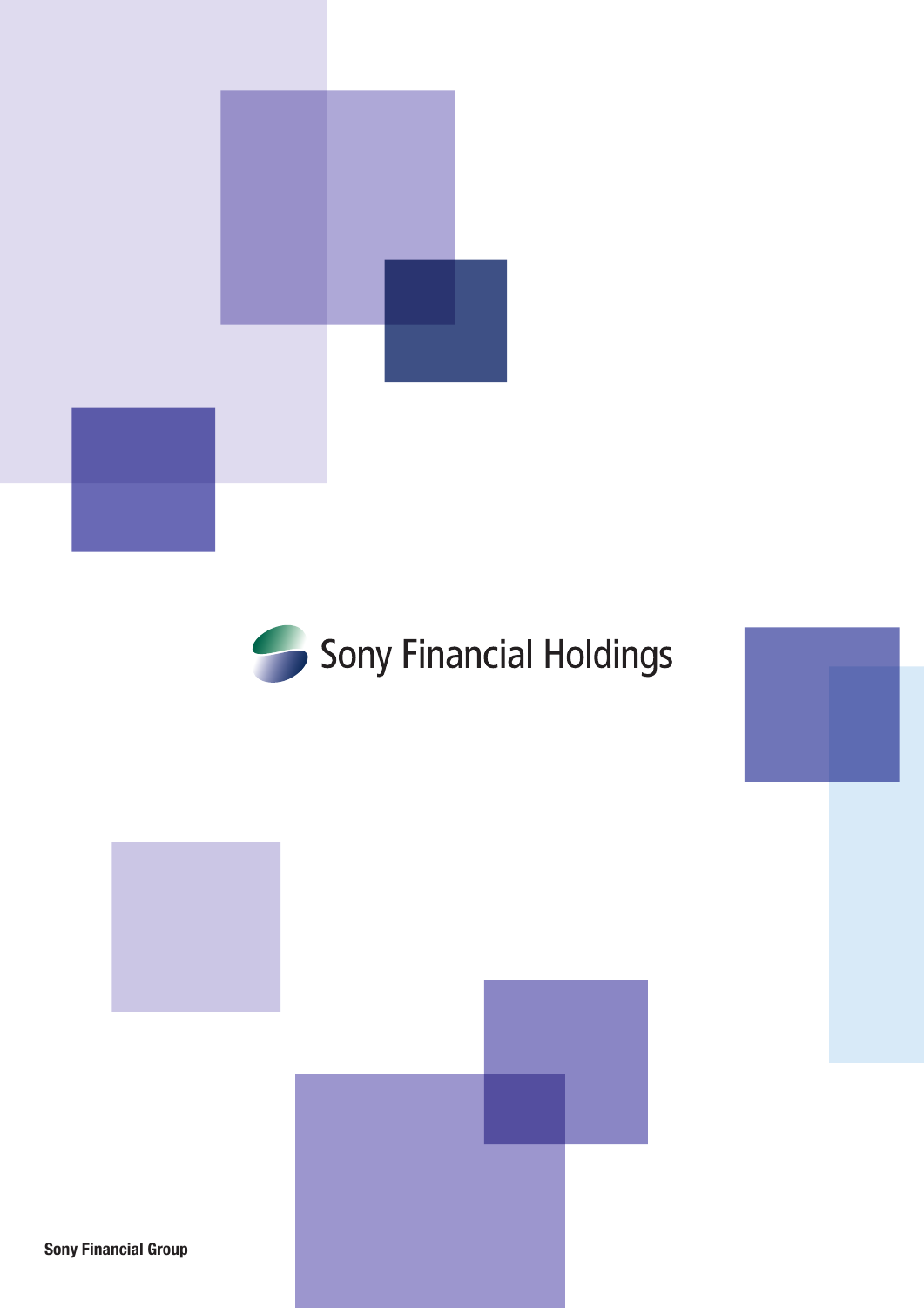Sony Financial Holdings

Sony Financial Group